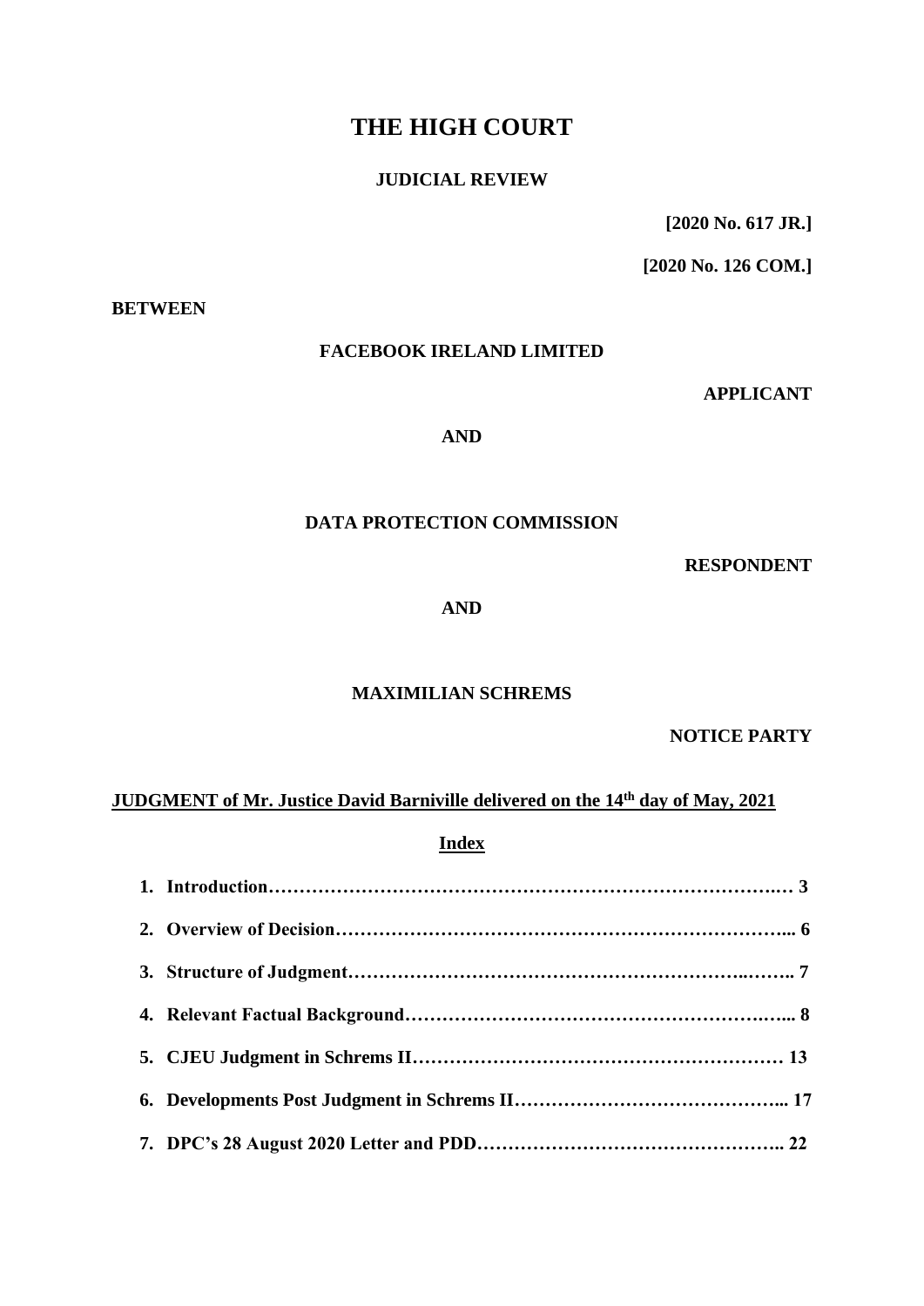# THE HIGH COURT

**JUDICIAL REVIEW**

**[2020 No. 617 JR.]**

**[2020 No. 126 COM.]**

**BETWEEN**

**FACEBOOK IRELAND LIMITED**

**APPLICANT**

**AND**

**DATA PROTECTION COMMISSION**

**RESPONDENT**

**AND**

**MAXIMILIAN SCHREMS**

**NOTICE PARTY**

**JUDGMENT of Mr. Justice David Barniville delivered on the 14th day of May, 2021**

**Index**

1. **Introduction………………………………………………………………………… 3**
2. **Overview of Decision……………………………………………………………….. 6**
3. **Structure of Judgment…………………………………………………………….. 7**
4. **Relevant Factual Background………………………………………………………. 8**
5. **CJEU Judgment in Schrems II……………………………………………………… 13**
6. **Developments Post Judgment in Schrems II……………………………………….. 17**
7. **DPC's 28 August 2020 Letter and PDD………………………………………….. 22**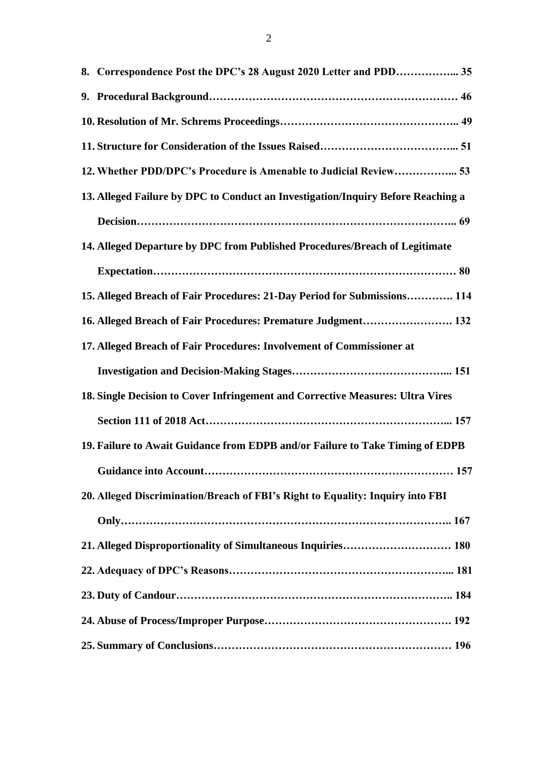**8. Correspondence Post the DPC's 28 August 2020 Letter and PDD…………….. 35**

**9. Procedural Background…………………………………………………………… 46**

**10. Resolution of Mr. Schrems Proceedings……………………………………….. 49**

**11. Structure for Consideration of the Issues Raised……………………………... 51**

**12. Whether PDD/DPC's Procedure is Amenable to Judicial Review……………... 53**

**13. Alleged Failure by DPC to Conduct an Investigation/Inquiry Before Reaching a Decision……………………………………………………………………….. 69**

**14. Alleged Departure by DPC from Published Procedures/Breach of Legitimate Expectation…………………………………………………………………… 80**

**15. Alleged Breach of Fair Procedures: 21-Day Period for Submissions…………. 114**

**16. Alleged Breach of Fair Procedures: Premature Judgment……………………. 132**

**17. Alleged Breach of Fair Procedures: Involvement of Commissioner at Investigation and Decision-Making Stages…………………………………... 151**

**18. Single Decision to Cover Infringement and Corrective Measures: Ultra Vires Section 111 of 2018 Act……………………………………………………... 157**

**19. Failure to Await Guidance from EDPB and/or Failure to Take Timing of EDPB Guidance into Account…………………………………………………… 157**

**20. Alleged Discrimination/Breach of FBI's Right to Equality: Inquiry into FBI Only…………………………………………………………………………….. 167**

**21. Alleged Disproportionality of Simultaneous Inquiries………………………… 180**

**22. Adequacy of DPC's Reasons……………………………………………………... 181**

**23. Duty of Candour………………………………………………………………….. 184**

**24. Abuse of Process/Improper Purpose……………………………………………. 192**

**25. Summary of Conclusions………………………………………………………… 196**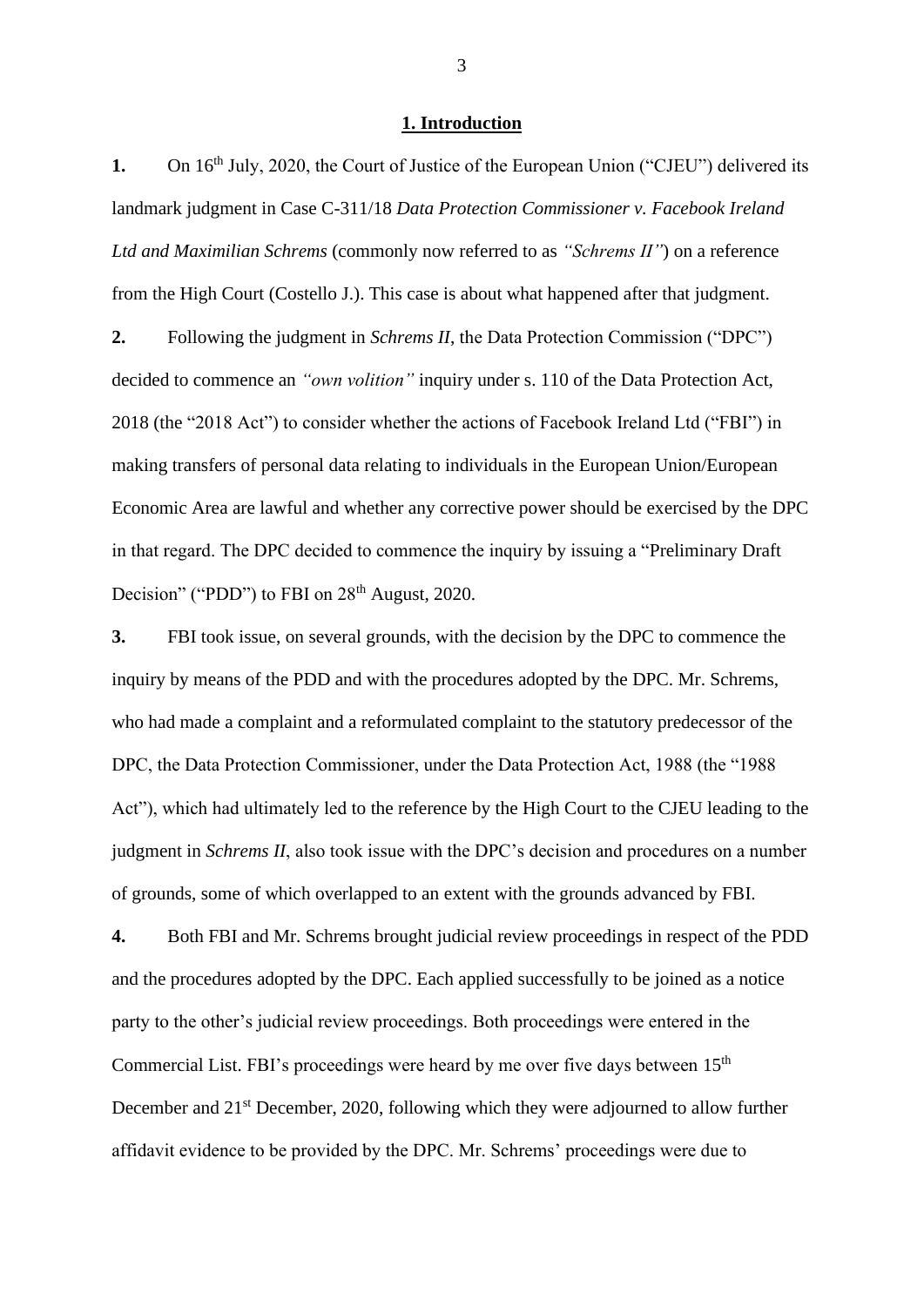## 1. Introduction

**1.** On 16th July, 2020, the Court of Justice of the European Union ("CJEU") delivered its landmark judgment in Case C-311/18 *Data Protection Commissioner v. Facebook Ireland Ltd and Maximilian Schrems* (commonly now referred to as *"Schrems II"*) on a reference from the High Court (Costello J.). This case is about what happened after that judgment.

**2.** Following the judgment in *Schrems II*, the Data Protection Commission ("DPC") decided to commence an *"own volition"* inquiry under s. 110 of the Data Protection Act, 2018 (the "2018 Act") to consider whether the actions of Facebook Ireland Ltd ("FBI") in making transfers of personal data relating to individuals in the European Union/European Economic Area are lawful and whether any corrective power should be exercised by the DPC in that regard. The DPC decided to commence the inquiry by issuing a "Preliminary Draft Decision" ("PDD") to FBI on 28th August, 2020.

**3.** FBI took issue, on several grounds, with the decision by the DPC to commence the inquiry by means of the PDD and with the procedures adopted by the DPC. Mr. Schrems, who had made a complaint and a reformulated complaint to the statutory predecessor of the DPC, the Data Protection Commissioner, under the Data Protection Act, 1988 (the "1988 Act"), which had ultimately led to the reference by the High Court to the CJEU leading to the judgment in *Schrems II*, also took issue with the DPC's decision and procedures on a number of grounds, some of which overlapped to an extent with the grounds advanced by FBI.

**4.** Both FBI and Mr. Schrems brought judicial review proceedings in respect of the PDD and the procedures adopted by the DPC. Each applied successfully to be joined as a notice party to the other's judicial review proceedings. Both proceedings were entered in the Commercial List. FBI's proceedings were heard by me over five days between 15th December and 21st December, 2020, following which they were adjourned to allow further affidavit evidence to be provided by the DPC. Mr. Schrems' proceedings were due to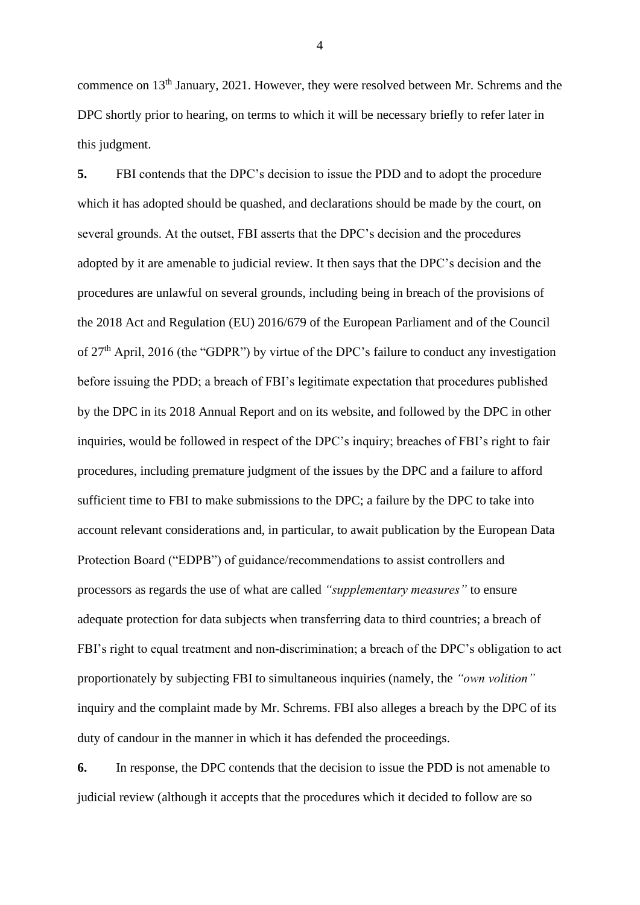commence on 13th January, 2021. However, they were resolved between Mr. Schrems and the DPC shortly prior to hearing, on terms to which it will be necessary briefly to refer later in this judgment.

**5.** FBI contends that the DPC's decision to issue the PDD and to adopt the procedure which it has adopted should be quashed, and declarations should be made by the court, on several grounds. At the outset, FBI asserts that the DPC's decision and the procedures adopted by it are amenable to judicial review. It then says that the DPC's decision and the procedures are unlawful on several grounds, including being in breach of the provisions of the 2018 Act and Regulation (EU) 2016/679 of the European Parliament and of the Council of 27th April, 2016 (the "GDPR") by virtue of the DPC's failure to conduct any investigation before issuing the PDD; a breach of FBI's legitimate expectation that procedures published by the DPC in its 2018 Annual Report and on its website, and followed by the DPC in other inquiries, would be followed in respect of the DPC's inquiry; breaches of FBI's right to fair procedures, including premature judgment of the issues by the DPC and a failure to afford sufficient time to FBI to make submissions to the DPC; a failure by the DPC to take into account relevant considerations and, in particular, to await publication by the European Data Protection Board ("EDPB") of guidance/recommendations to assist controllers and processors as regards the use of what are called *"supplementary measures"* to ensure adequate protection for data subjects when transferring data to third countries; a breach of FBI's right to equal treatment and non-discrimination; a breach of the DPC's obligation to act proportionately by subjecting FBI to simultaneous inquiries (namely, the *"own volition"* inquiry and the complaint made by Mr. Schrems. FBI also alleges a breach by the DPC of its duty of candour in the manner in which it has defended the proceedings.

**6.** In response, the DPC contends that the decision to issue the PDD is not amenable to judicial review (although it accepts that the procedures which it decided to follow are so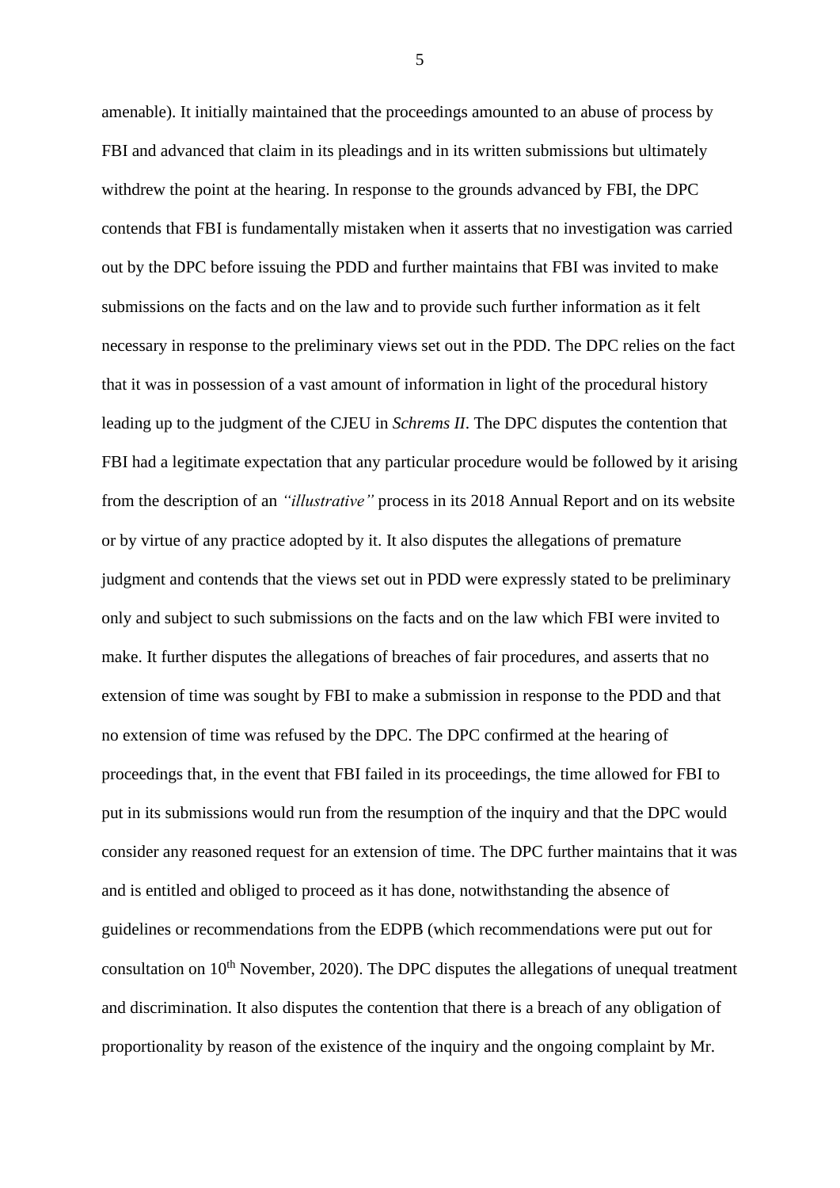amenable). It initially maintained that the proceedings amounted to an abuse of process by FBI and advanced that claim in its pleadings and in its written submissions but ultimately withdrew the point at the hearing. In response to the grounds advanced by FBI, the DPC contends that FBI is fundamentally mistaken when it asserts that no investigation was carried out by the DPC before issuing the PDD and further maintains that FBI was invited to make submissions on the facts and on the law and to provide such further information as it felt necessary in response to the preliminary views set out in the PDD. The DPC relies on the fact that it was in possession of a vast amount of information in light of the procedural history leading up to the judgment of the CJEU in *Schrems II*. The DPC disputes the contention that FBI had a legitimate expectation that any particular procedure would be followed by it arising from the description of an *"illustrative"* process in its 2018 Annual Report and on its website or by virtue of any practice adopted by it. It also disputes the allegations of premature judgment and contends that the views set out in PDD were expressly stated to be preliminary only and subject to such submissions on the facts and on the law which FBI were invited to make. It further disputes the allegations of breaches of fair procedures, and asserts that no extension of time was sought by FBI to make a submission in response to the PDD and that no extension of time was refused by the DPC. The DPC confirmed at the hearing of proceedings that, in the event that FBI failed in its proceedings, the time allowed for FBI to put in its submissions would run from the resumption of the inquiry and that the DPC would consider any reasoned request for an extension of time. The DPC further maintains that it was and is entitled and obliged to proceed as it has done, notwithstanding the absence of guidelines or recommendations from the EDPB (which recommendations were put out for consultation on 10th November, 2020). The DPC disputes the allegations of unequal treatment and discrimination. It also disputes the contention that there is a breach of any obligation of proportionality by reason of the existence of the inquiry and the ongoing complaint by Mr.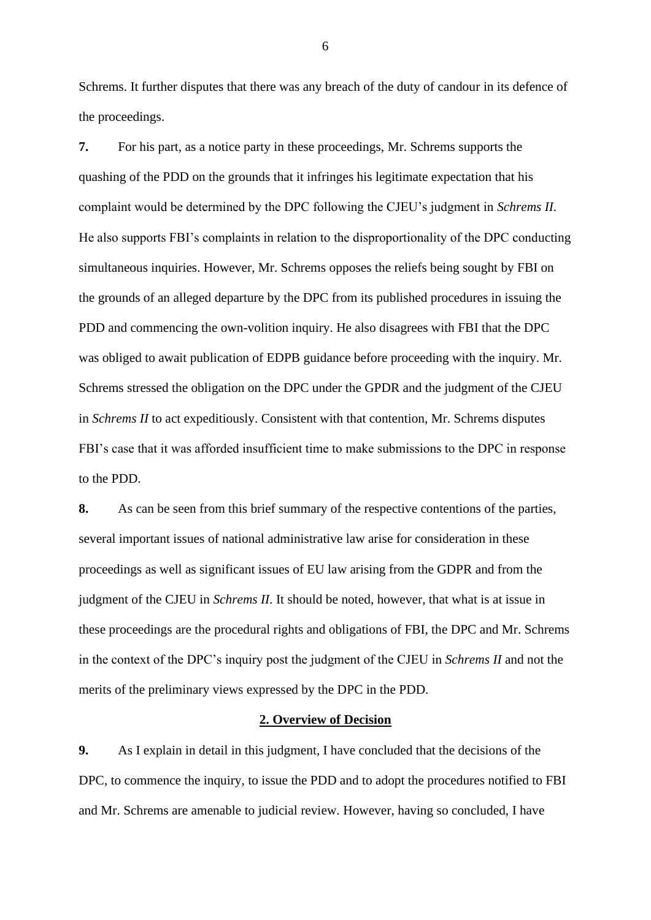Schrems. It further disputes that there was any breach of the duty of candour in its defence of the proceedings.

**7.** For his part, as a notice party in these proceedings, Mr. Schrems supports the quashing of the PDD on the grounds that it infringes his legitimate expectation that his complaint would be determined by the DPC following the CJEU's judgment in *Schrems II*. He also supports FBI's complaints in relation to the disproportionality of the DPC conducting simultaneous inquiries. However, Mr. Schrems opposes the reliefs being sought by FBI on the grounds of an alleged departure by the DPC from its published procedures in issuing the PDD and commencing the own-volition inquiry. He also disagrees with FBI that the DPC was obliged to await publication of EDPB guidance before proceeding with the inquiry. Mr. Schrems stressed the obligation on the DPC under the GPDR and the judgment of the CJEU in *Schrems II* to act expeditiously. Consistent with that contention, Mr. Schrems disputes FBI's case that it was afforded insufficient time to make submissions to the DPC in response to the PDD.

**8.** As can be seen from this brief summary of the respective contentions of the parties, several important issues of national administrative law arise for consideration in these proceedings as well as significant issues of EU law arising from the GDPR and from the judgment of the CJEU in *Schrems II*. It should be noted, however, that what is at issue in these proceedings are the procedural rights and obligations of FBI, the DPC and Mr. Schrems in the context of the DPC's inquiry post the judgment of the CJEU in *Schrems II* and not the merits of the preliminary views expressed by the DPC in the PDD.

## 2. Overview of Decision

**9.** As I explain in detail in this judgment, I have concluded that the decisions of the DPC, to commence the inquiry, to issue the PDD and to adopt the procedures notified to FBI and Mr. Schrems are amenable to judicial review. However, having so concluded, I have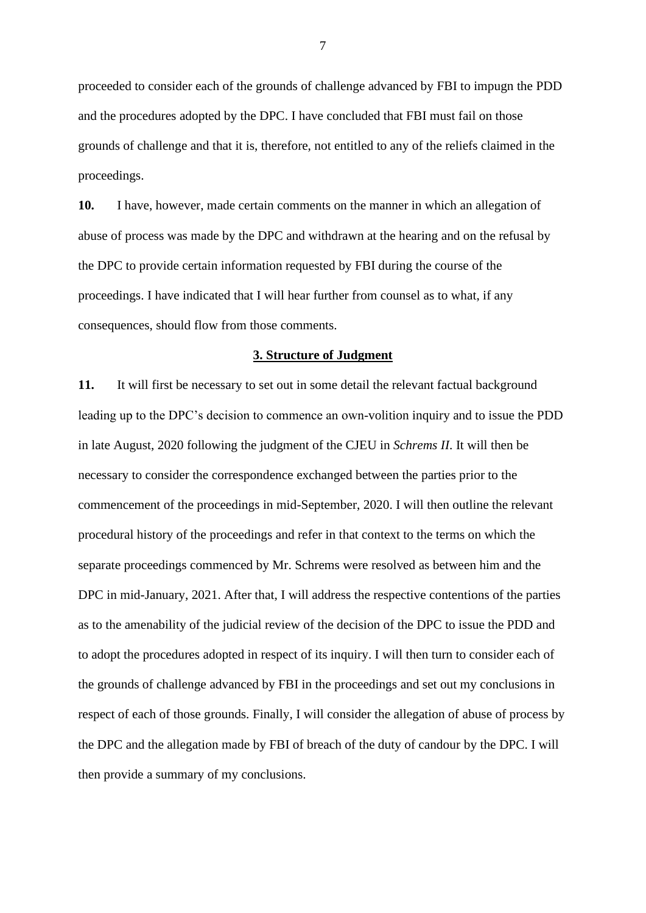proceeded to consider each of the grounds of challenge advanced by FBI to impugn the PDD and the procedures adopted by the DPC. I have concluded that FBI must fail on those grounds of challenge and that it is, therefore, not entitled to any of the reliefs claimed in the proceedings.

**10.** I have, however, made certain comments on the manner in which an allegation of abuse of process was made by the DPC and withdrawn at the hearing and on the refusal by the DPC to provide certain information requested by FBI during the course of the proceedings. I have indicated that I will hear further from counsel as to what, if any consequences, should flow from those comments.

## 3. Structure of Judgment

**11.** It will first be necessary to set out in some detail the relevant factual background leading up to the DPC's decision to commence an own-volition inquiry and to issue the PDD in late August, 2020 following the judgment of the CJEU in *Schrems II*. It will then be necessary to consider the correspondence exchanged between the parties prior to the commencement of the proceedings in mid-September, 2020. I will then outline the relevant procedural history of the proceedings and refer in that context to the terms on which the separate proceedings commenced by Mr. Schrems were resolved as between him and the DPC in mid-January, 2021. After that, I will address the respective contentions of the parties as to the amenability of the judicial review of the decision of the DPC to issue the PDD and to adopt the procedures adopted in respect of its inquiry. I will then turn to consider each of the grounds of challenge advanced by FBI in the proceedings and set out my conclusions in respect of each of those grounds. Finally, I will consider the allegation of abuse of process by the DPC and the allegation made by FBI of breach of the duty of candour by the DPC. I will then provide a summary of my conclusions.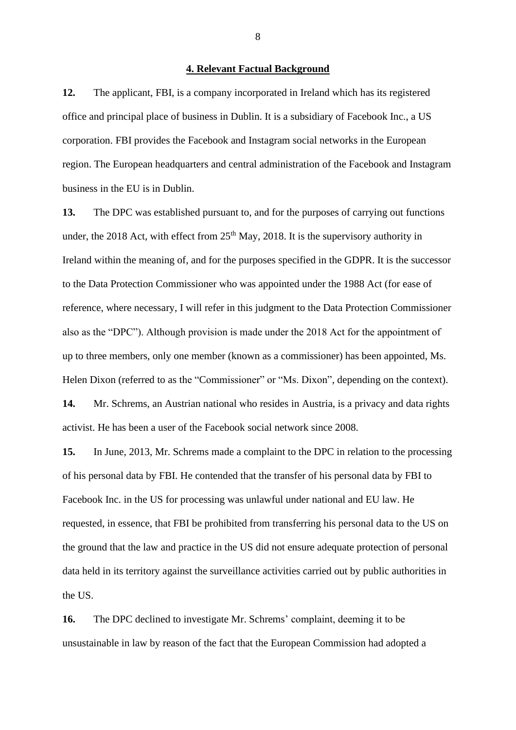## 4. Relevant Factual Background

**12.** The applicant, FBI, is a company incorporated in Ireland which has its registered office and principal place of business in Dublin. It is a subsidiary of Facebook Inc., a US corporation. FBI provides the Facebook and Instagram social networks in the European region. The European headquarters and central administration of the Facebook and Instagram business in the EU is in Dublin.

**13.** The DPC was established pursuant to, and for the purposes of carrying out functions under, the 2018 Act, with effect from 25th May, 2018. It is the supervisory authority in Ireland within the meaning of, and for the purposes specified in the GDPR. It is the successor to the Data Protection Commissioner who was appointed under the 1988 Act (for ease of reference, where necessary, I will refer in this judgment to the Data Protection Commissioner also as the "DPC"). Although provision is made under the 2018 Act for the appointment of up to three members, only one member (known as a commissioner) has been appointed, Ms. Helen Dixon (referred to as the "Commissioner" or "Ms. Dixon", depending on the context).

**14.** Mr. Schrems, an Austrian national who resides in Austria, is a privacy and data rights activist. He has been a user of the Facebook social network since 2008.

**15.** In June, 2013, Mr. Schrems made a complaint to the DPC in relation to the processing of his personal data by FBI. He contended that the transfer of his personal data by FBI to Facebook Inc. in the US for processing was unlawful under national and EU law. He requested, in essence, that FBI be prohibited from transferring his personal data to the US on the ground that the law and practice in the US did not ensure adequate protection of personal data held in its territory against the surveillance activities carried out by public authorities in the US.

**16.** The DPC declined to investigate Mr. Schrems' complaint, deeming it to be unsustainable in law by reason of the fact that the European Commission had adopted a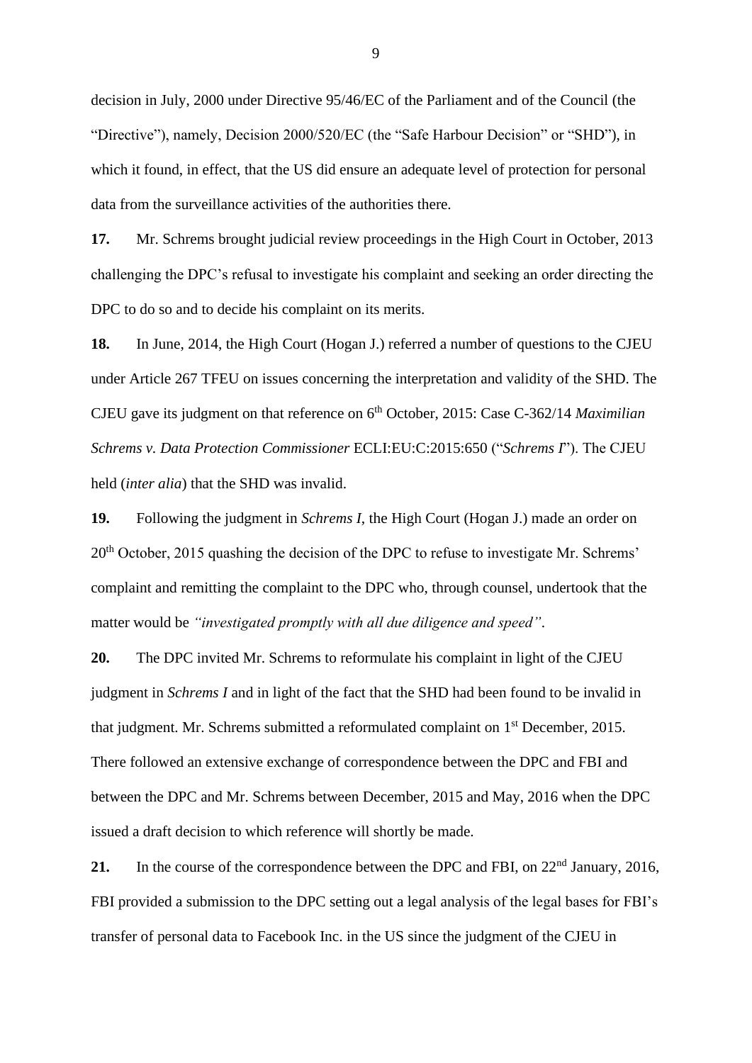decision in July, 2000 under Directive 95/46/EC of the Parliament and of the Council (the "Directive"), namely, Decision 2000/520/EC (the "Safe Harbour Decision" or "SHD"), in which it found, in effect, that the US did ensure an adequate level of protection for personal data from the surveillance activities of the authorities there.

**17.** Mr. Schrems brought judicial review proceedings in the High Court in October, 2013 challenging the DPC's refusal to investigate his complaint and seeking an order directing the DPC to do so and to decide his complaint on its merits.

**18.** In June, 2014, the High Court (Hogan J.) referred a number of questions to the CJEU under Article 267 TFEU on issues concerning the interpretation and validity of the SHD. The CJEU gave its judgment on that reference on 6th October, 2015: Case C-362/14 *Maximilian Schrems v. Data Protection Commissioner* ECLI:EU:C:2015:650 ("*Schrems I*"). The CJEU held (*inter alia*) that the SHD was invalid.

**19.** Following the judgment in *Schrems I*, the High Court (Hogan J.) made an order on 20th October, 2015 quashing the decision of the DPC to refuse to investigate Mr. Schrems' complaint and remitting the complaint to the DPC who, through counsel, undertook that the matter would be *"investigated promptly with all due diligence and speed"*.

**20.** The DPC invited Mr. Schrems to reformulate his complaint in light of the CJEU judgment in *Schrems I* and in light of the fact that the SHD had been found to be invalid in that judgment. Mr. Schrems submitted a reformulated complaint on 1st December, 2015. There followed an extensive exchange of correspondence between the DPC and FBI and between the DPC and Mr. Schrems between December, 2015 and May, 2016 when the DPC issued a draft decision to which reference will shortly be made.

**21.** In the course of the correspondence between the DPC and FBI, on 22nd January, 2016, FBI provided a submission to the DPC setting out a legal analysis of the legal bases for FBI's transfer of personal data to Facebook Inc. in the US since the judgment of the CJEU in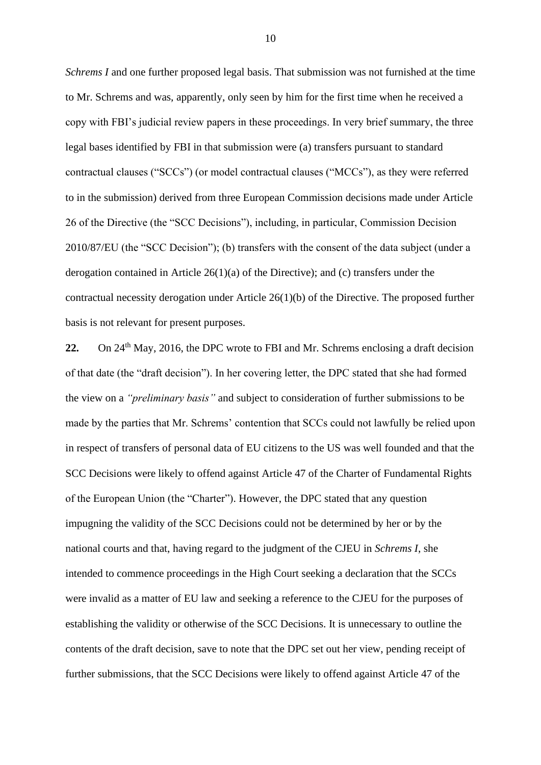*Schrems I* and one further proposed legal basis. That submission was not furnished at the time to Mr. Schrems and was, apparently, only seen by him for the first time when he received a copy with FBI's judicial review papers in these proceedings. In very brief summary, the three legal bases identified by FBI in that submission were (a) transfers pursuant to standard contractual clauses ("SCCs") (or model contractual clauses ("MCCs"), as they were referred to in the submission) derived from three European Commission decisions made under Article 26 of the Directive (the "SCC Decisions"), including, in particular, Commission Decision 2010/87/EU (the "SCC Decision"); (b) transfers with the consent of the data subject (under a derogation contained in Article 26(1)(a) of the Directive); and (c) transfers under the contractual necessity derogation under Article 26(1)(b) of the Directive. The proposed further basis is not relevant for present purposes.

**22.** On 24th May, 2016, the DPC wrote to FBI and Mr. Schrems enclosing a draft decision of that date (the "draft decision"). In her covering letter, the DPC stated that she had formed the view on a *"preliminary basis"* and subject to consideration of further submissions to be made by the parties that Mr. Schrems' contention that SCCs could not lawfully be relied upon in respect of transfers of personal data of EU citizens to the US was well founded and that the SCC Decisions were likely to offend against Article 47 of the Charter of Fundamental Rights of the European Union (the "Charter"). However, the DPC stated that any question impugning the validity of the SCC Decisions could not be determined by her or by the national courts and that, having regard to the judgment of the CJEU in *Schrems I*, she intended to commence proceedings in the High Court seeking a declaration that the SCCs were invalid as a matter of EU law and seeking a reference to the CJEU for the purposes of establishing the validity or otherwise of the SCC Decisions. It is unnecessary to outline the contents of the draft decision, save to note that the DPC set out her view, pending receipt of further submissions, that the SCC Decisions were likely to offend against Article 47 of the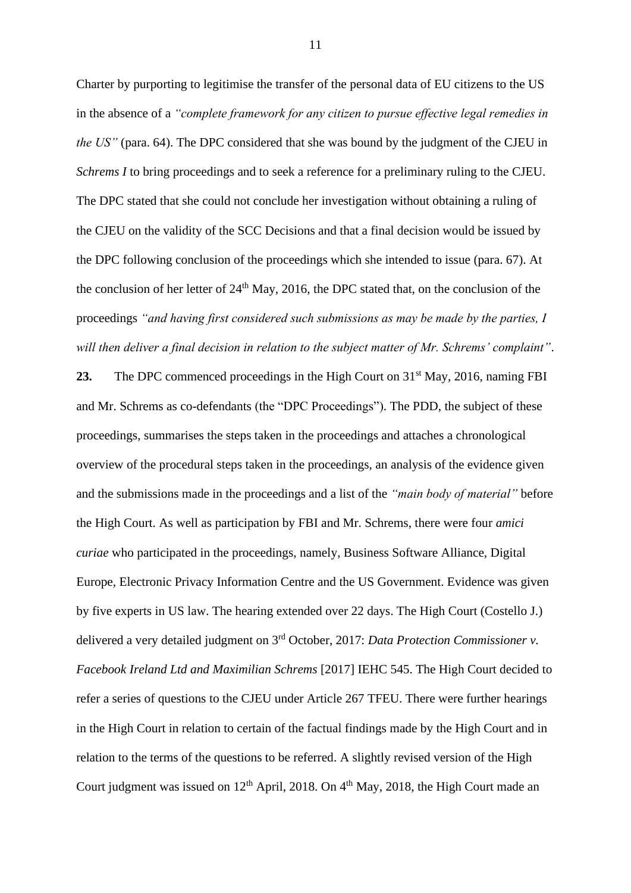Charter by purporting to legitimise the transfer of the personal data of EU citizens to the US in the absence of a *"complete framework for any citizen to pursue effective legal remedies in the US"* (para. 64). The DPC considered that she was bound by the judgment of the CJEU in *Schrems I* to bring proceedings and to seek a reference for a preliminary ruling to the CJEU. The DPC stated that she could not conclude her investigation without obtaining a ruling of the CJEU on the validity of the SCC Decisions and that a final decision would be issued by the DPC following conclusion of the proceedings which she intended to issue (para. 67). At the conclusion of her letter of 24th May, 2016, the DPC stated that, on the conclusion of the proceedings *"and having first considered such submissions as may be made by the parties, I will then deliver a final decision in relation to the subject matter of Mr. Schrems' complaint"*.

**23.** The DPC commenced proceedings in the High Court on 31st May, 2016, naming FBI and Mr. Schrems as co-defendants (the "DPC Proceedings"). The PDD, the subject of these proceedings, summarises the steps taken in the proceedings and attaches a chronological overview of the procedural steps taken in the proceedings, an analysis of the evidence given and the submissions made in the proceedings and a list of the *"main body of material"* before the High Court. As well as participation by FBI and Mr. Schrems, there were four *amici curiae* who participated in the proceedings, namely, Business Software Alliance, Digital Europe, Electronic Privacy Information Centre and the US Government. Evidence was given by five experts in US law. The hearing extended over 22 days. The High Court (Costello J.) delivered a very detailed judgment on 3rd October, 2017: *Data Protection Commissioner v. Facebook Ireland Ltd and Maximilian Schrems* [2017] IEHC 545. The High Court decided to refer a series of questions to the CJEU under Article 267 TFEU. There were further hearings in the High Court in relation to certain of the factual findings made by the High Court and in relation to the terms of the questions to be referred. A slightly revised version of the High Court judgment was issued on 12th April, 2018. On 4th May, 2018, the High Court made an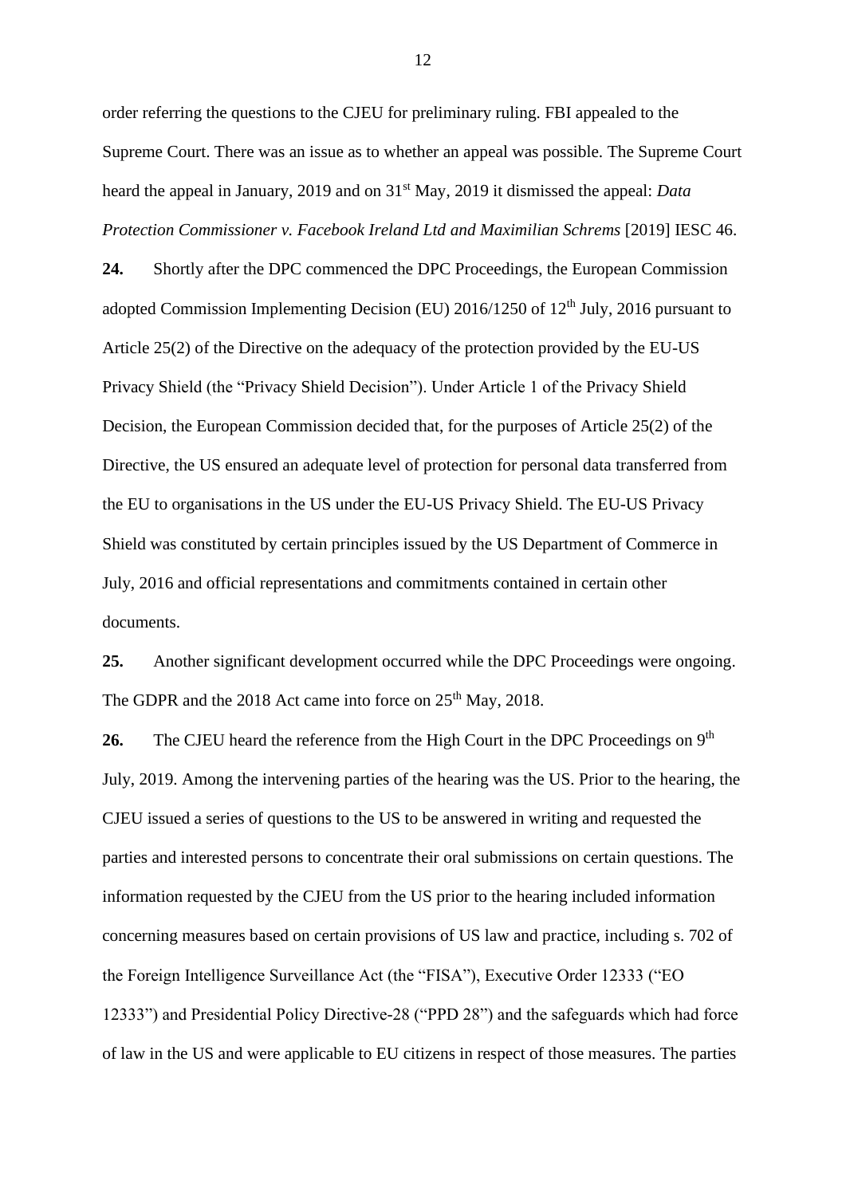order referring the questions to the CJEU for preliminary ruling. FBI appealed to the Supreme Court. There was an issue as to whether an appeal was possible. The Supreme Court heard the appeal in January, 2019 and on 31st May, 2019 it dismissed the appeal: *Data Protection Commissioner v. Facebook Ireland Ltd and Maximilian Schrems* [2019] IESC 46.

**24.** Shortly after the DPC commenced the DPC Proceedings, the European Commission adopted Commission Implementing Decision (EU) 2016/1250 of 12th July, 2016 pursuant to Article 25(2) of the Directive on the adequacy of the protection provided by the EU-US Privacy Shield (the "Privacy Shield Decision"). Under Article 1 of the Privacy Shield Decision, the European Commission decided that, for the purposes of Article 25(2) of the Directive, the US ensured an adequate level of protection for personal data transferred from the EU to organisations in the US under the EU-US Privacy Shield. The EU-US Privacy Shield was constituted by certain principles issued by the US Department of Commerce in July, 2016 and official representations and commitments contained in certain other documents.

**25.** Another significant development occurred while the DPC Proceedings were ongoing. The GDPR and the 2018 Act came into force on 25th May, 2018.

**26.** The CJEU heard the reference from the High Court in the DPC Proceedings on 9th July, 2019. Among the intervening parties of the hearing was the US. Prior to the hearing, the CJEU issued a series of questions to the US to be answered in writing and requested the parties and interested persons to concentrate their oral submissions on certain questions. The information requested by the CJEU from the US prior to the hearing included information concerning measures based on certain provisions of US law and practice, including s. 702 of the Foreign Intelligence Surveillance Act (the "FISA"), Executive Order 12333 ("EO 12333") and Presidential Policy Directive-28 ("PPD 28") and the safeguards which had force of law in the US and were applicable to EU citizens in respect of those measures. The parties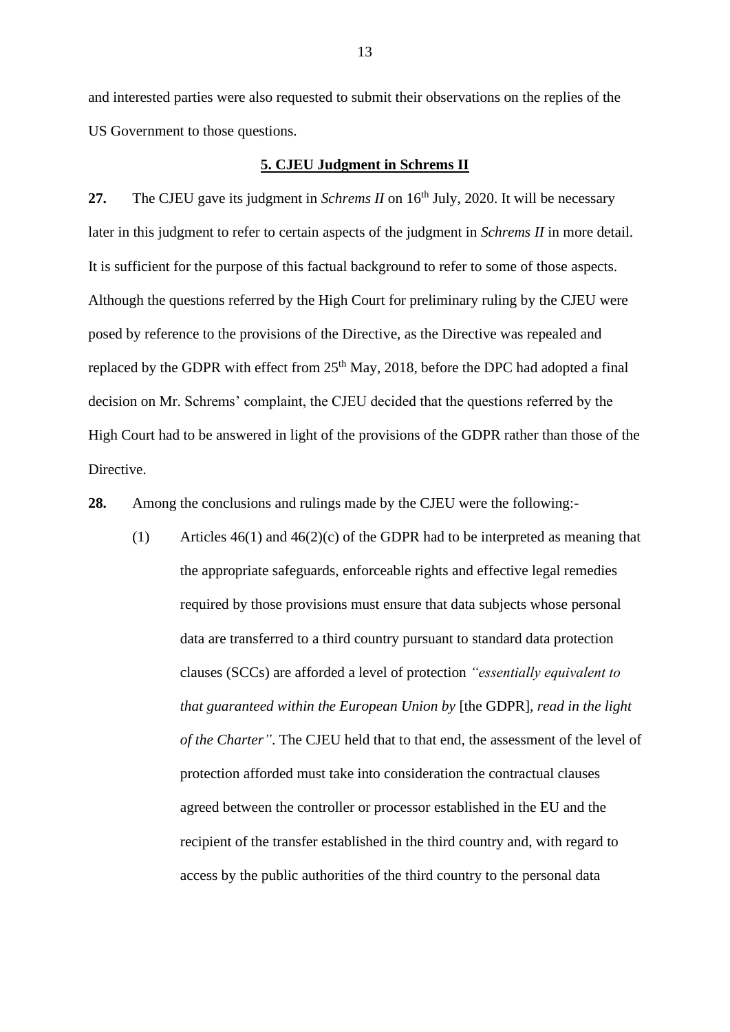and interested parties were also requested to submit their observations on the replies of the US Government to those questions.

## 5. CJEU Judgment in Schrems II

**27.** The CJEU gave its judgment in *Schrems II* on 16th July, 2020. It will be necessary later in this judgment to refer to certain aspects of the judgment in *Schrems II* in more detail. It is sufficient for the purpose of this factual background to refer to some of those aspects. Although the questions referred by the High Court for preliminary ruling by the CJEU were posed by reference to the provisions of the Directive, as the Directive was repealed and replaced by the GDPR with effect from 25th May, 2018, before the DPC had adopted a final decision on Mr. Schrems' complaint, the CJEU decided that the questions referred by the High Court had to be answered in light of the provisions of the GDPR rather than those of the Directive.

**28.** Among the conclusions and rulings made by the CJEU were the following:-

(1) Articles 46(1) and 46(2)(c) of the GDPR had to be interpreted as meaning that the appropriate safeguards, enforceable rights and effective legal remedies required by those provisions must ensure that data subjects whose personal data are transferred to a third country pursuant to standard data protection clauses (SCCs) are afforded a level of protection *"essentially equivalent to that guaranteed within the European Union by* [the GDPR], *read in the light of the Charter"*. The CJEU held that to that end, the assessment of the level of protection afforded must take into consideration the contractual clauses agreed between the controller or processor established in the EU and the recipient of the transfer established in the third country and, with regard to access by the public authorities of the third country to the personal data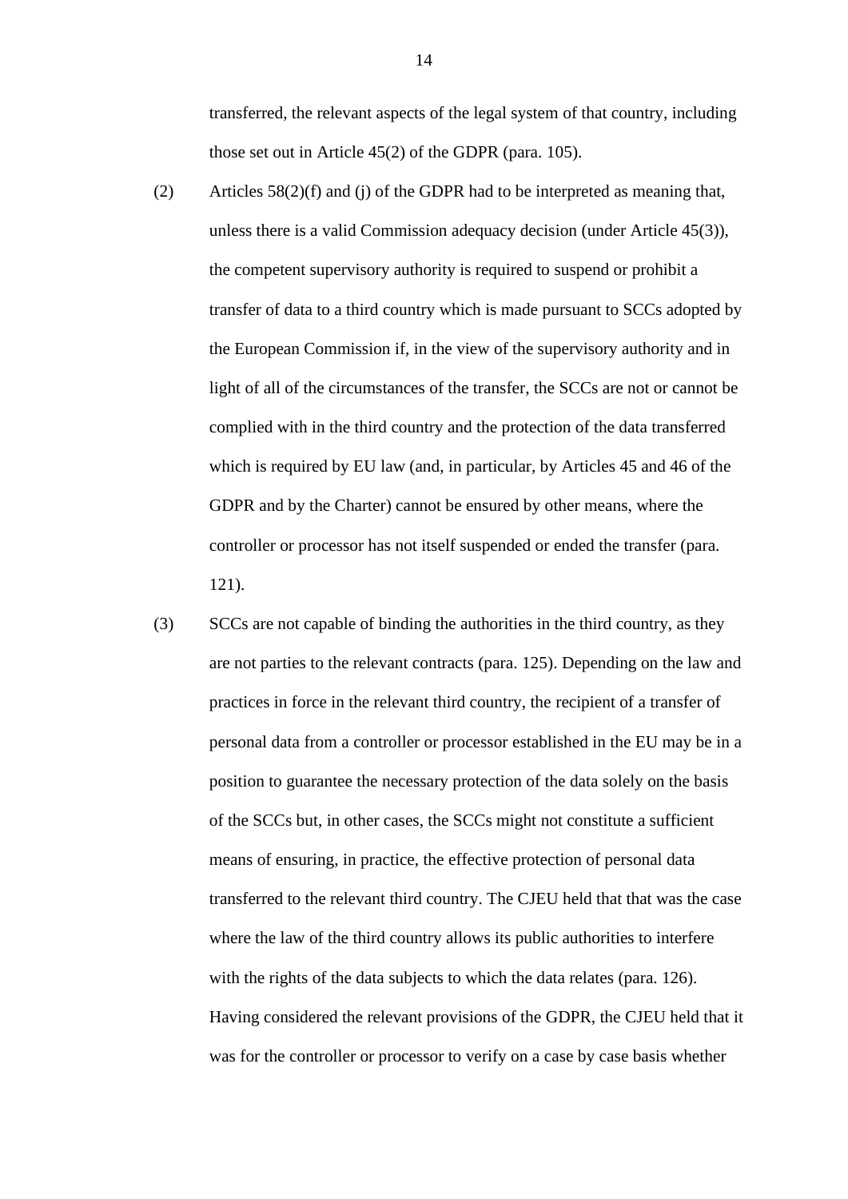transferred, the relevant aspects of the legal system of that country, including those set out in Article 45(2) of the GDPR (para. 105).

(2) Articles 58(2)(f) and (j) of the GDPR had to be interpreted as meaning that, unless there is a valid Commission adequacy decision (under Article 45(3)), the competent supervisory authority is required to suspend or prohibit a transfer of data to a third country which is made pursuant to SCCs adopted by the European Commission if, in the view of the supervisory authority and in light of all of the circumstances of the transfer, the SCCs are not or cannot be complied with in the third country and the protection of the data transferred which is required by EU law (and, in particular, by Articles 45 and 46 of the GDPR and by the Charter) cannot be ensured by other means, where the controller or processor has not itself suspended or ended the transfer (para. 121).

(3) SCCs are not capable of binding the authorities in the third country, as they are not parties to the relevant contracts (para. 125). Depending on the law and practices in force in the relevant third country, the recipient of a transfer of personal data from a controller or processor established in the EU may be in a position to guarantee the necessary protection of the data solely on the basis of the SCCs but, in other cases, the SCCs might not constitute a sufficient means of ensuring, in practice, the effective protection of personal data transferred to the relevant third country. The CJEU held that that was the case where the law of the third country allows its public authorities to interfere with the rights of the data subjects to which the data relates (para. 126). Having considered the relevant provisions of the GDPR, the CJEU held that it was for the controller or processor to verify on a case by case basis whether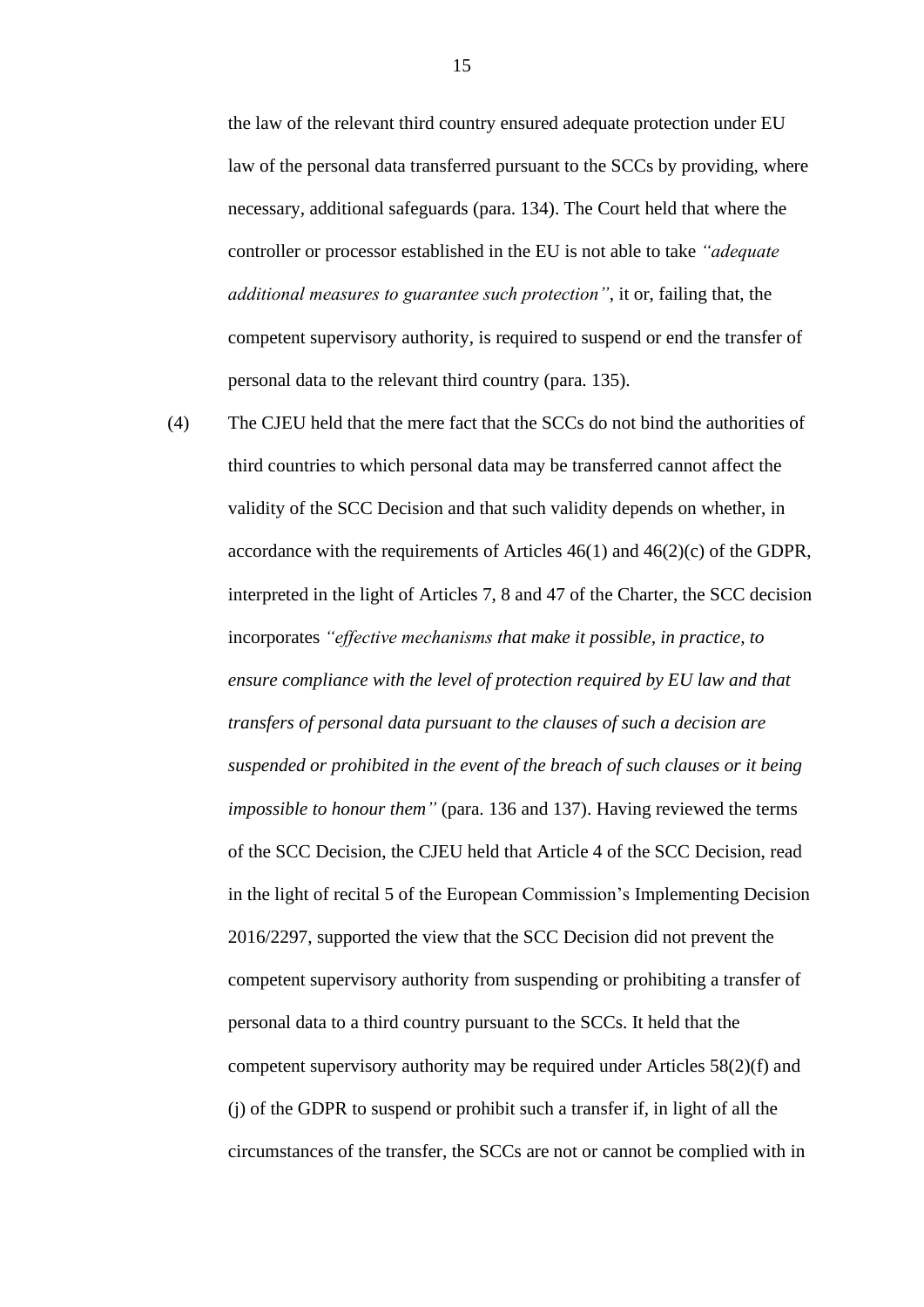the law of the relevant third country ensured adequate protection under EU law of the personal data transferred pursuant to the SCCs by providing, where necessary, additional safeguards (para. 134). The Court held that where the controller or processor established in the EU is not able to take *"adequate additional measures to guarantee such protection"*, it or, failing that, the competent supervisory authority, is required to suspend or end the transfer of personal data to the relevant third country (para. 135).

(4) The CJEU held that the mere fact that the SCCs do not bind the authorities of third countries to which personal data may be transferred cannot affect the validity of the SCC Decision and that such validity depends on whether, in accordance with the requirements of Articles 46(1) and 46(2)(c) of the GDPR, interpreted in the light of Articles 7, 8 and 47 of the Charter, the SCC decision incorporates *"effective mechanisms that make it possible, in practice, to ensure compliance with the level of protection required by EU law and that transfers of personal data pursuant to the clauses of such a decision are suspended or prohibited in the event of the breach of such clauses or it being impossible to honour them"* (para. 136 and 137). Having reviewed the terms of the SCC Decision, the CJEU held that Article 4 of the SCC Decision, read in the light of recital 5 of the European Commission's Implementing Decision 2016/2297, supported the view that the SCC Decision did not prevent the competent supervisory authority from suspending or prohibiting a transfer of personal data to a third country pursuant to the SCCs. It held that the competent supervisory authority may be required under Articles 58(2)(f) and (j) of the GDPR to suspend or prohibit such a transfer if, in light of all the circumstances of the transfer, the SCCs are not or cannot be complied with in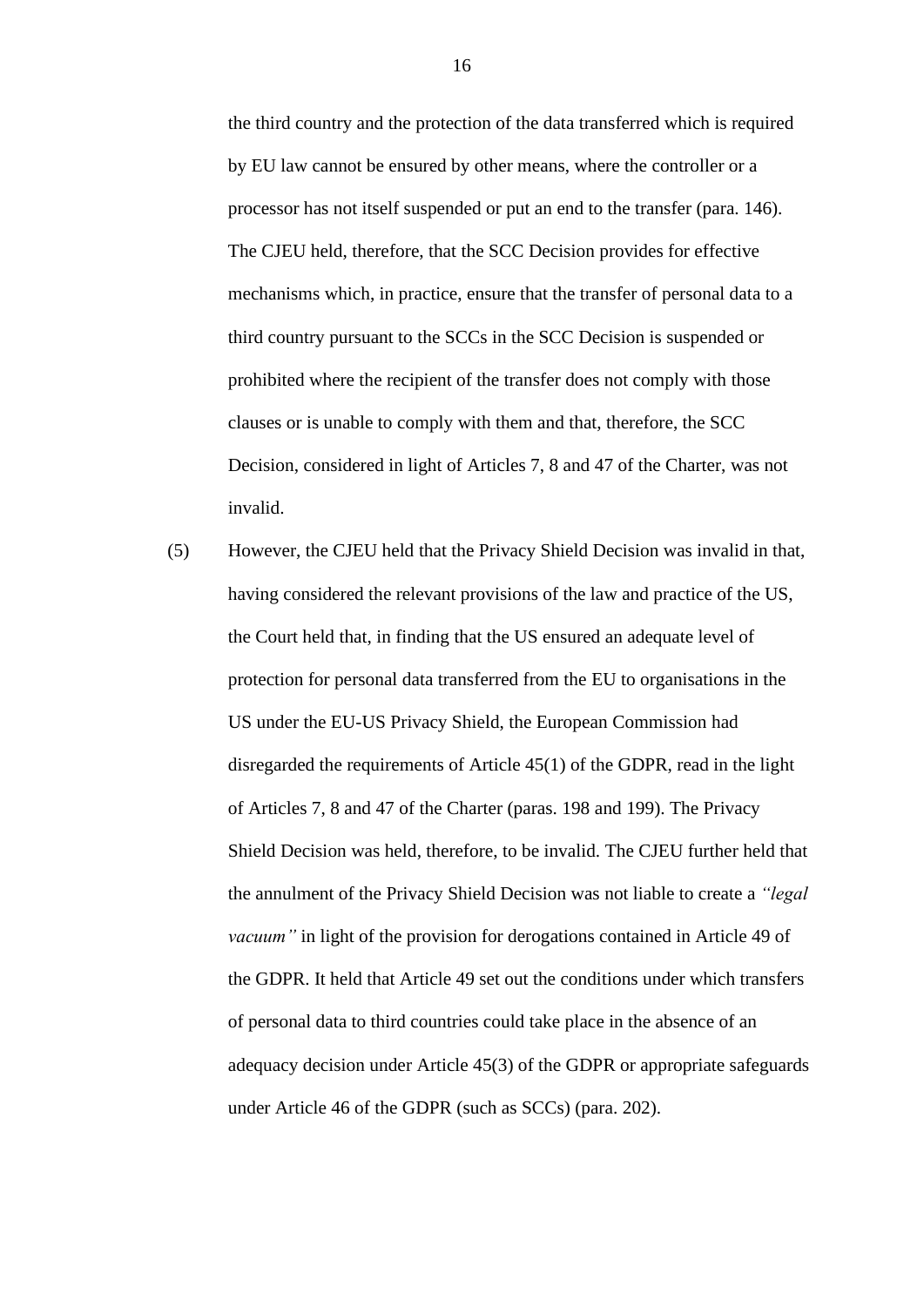the third country and the protection of the data transferred which is required by EU law cannot be ensured by other means, where the controller or a processor has not itself suspended or put an end to the transfer (para. 146). The CJEU held, therefore, that the SCC Decision provides for effective mechanisms which, in practice, ensure that the transfer of personal data to a third country pursuant to the SCCs in the SCC Decision is suspended or prohibited where the recipient of the transfer does not comply with those clauses or is unable to comply with them and that, therefore, the SCC Decision, considered in light of Articles 7, 8 and 47 of the Charter, was not invalid.

(5) However, the CJEU held that the Privacy Shield Decision was invalid in that, having considered the relevant provisions of the law and practice of the US, the Court held that, in finding that the US ensured an adequate level of protection for personal data transferred from the EU to organisations in the US under the EU-US Privacy Shield, the European Commission had disregarded the requirements of Article 45(1) of the GDPR, read in the light of Articles 7, 8 and 47 of the Charter (paras. 198 and 199). The Privacy Shield Decision was held, therefore, to be invalid. The CJEU further held that the annulment of the Privacy Shield Decision was not liable to create a *"legal vacuum"* in light of the provision for derogations contained in Article 49 of the GDPR. It held that Article 49 set out the conditions under which transfers of personal data to third countries could take place in the absence of an adequacy decision under Article 45(3) of the GDPR or appropriate safeguards under Article 46 of the GDPR (such as SCCs) (para. 202).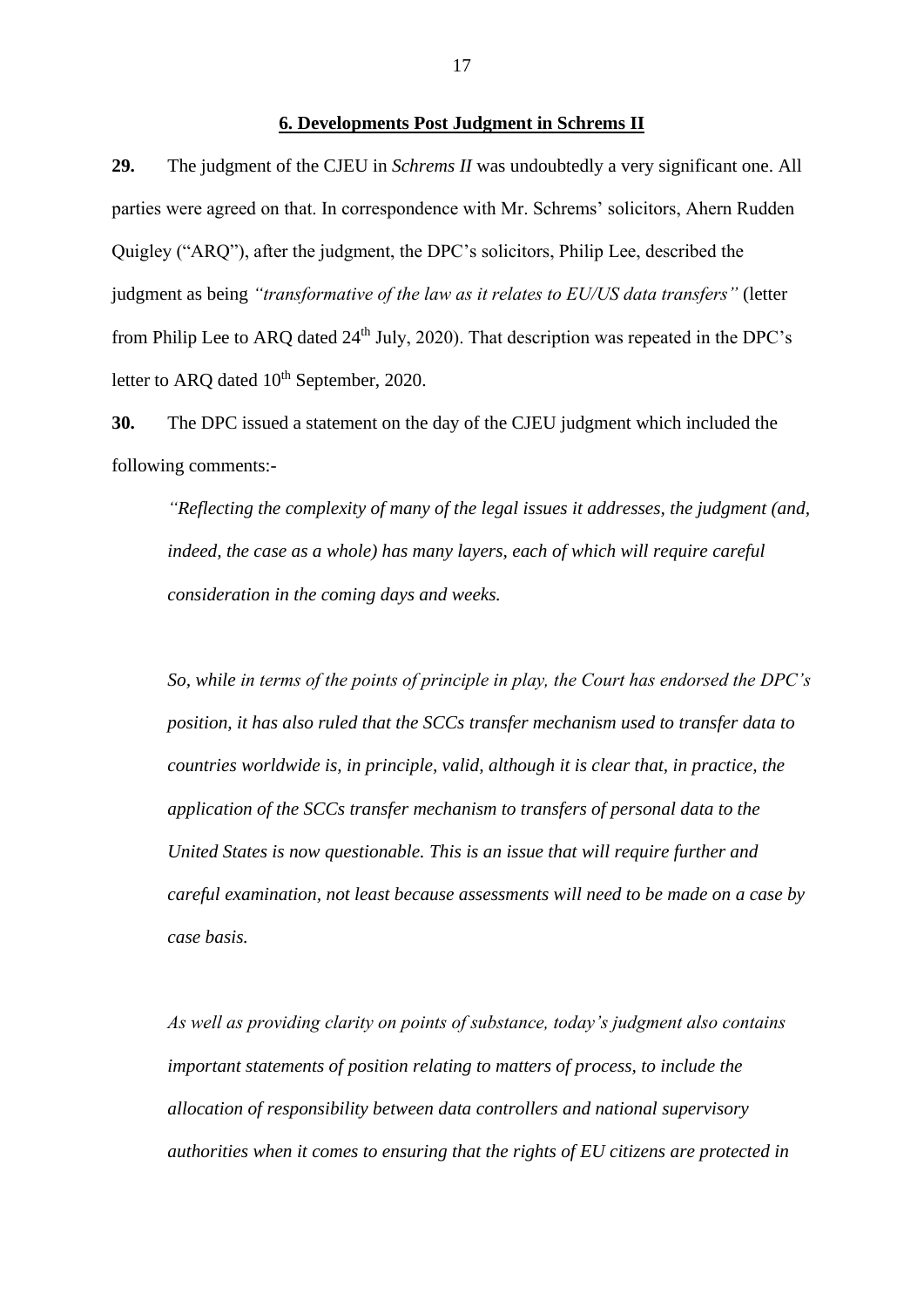## 6. Developments Post Judgment in Schrems II

**29.** The judgment of the CJEU in *Schrems II* was undoubtedly a very significant one. All parties were agreed on that. In correspondence with Mr. Schrems' solicitors, Ahern Rudden Quigley ("ARQ"), after the judgment, the DPC's solicitors, Philip Lee, described the judgment as being *"transformative of the law as it relates to EU/US data transfers"* (letter from Philip Lee to ARQ dated 24th July, 2020). That description was repeated in the DPC's letter to ARQ dated 10th September, 2020.

**30.** The DPC issued a statement on the day of the CJEU judgment which included the following comments:-

> *"Reflecting the complexity of many of the legal issues it addresses, the judgment (and, indeed, the case as a whole) has many layers, each of which will require careful consideration in the coming days and weeks.*
>
> *So, while in terms of the points of principle in play, the Court has endorsed the DPC's position, it has also ruled that the SCCs transfer mechanism used to transfer data to countries worldwide is, in principle, valid, although it is clear that, in practice, the application of the SCCs transfer mechanism to transfers of personal data to the United States is now questionable. This is an issue that will require further and careful examination, not least because assessments will need to be made on a case by case basis.*
>
> *As well as providing clarity on points of substance, today's judgment also contains important statements of position relating to matters of process, to include the allocation of responsibility between data controllers and national supervisory authorities when it comes to ensuring that the rights of EU citizens are protected in*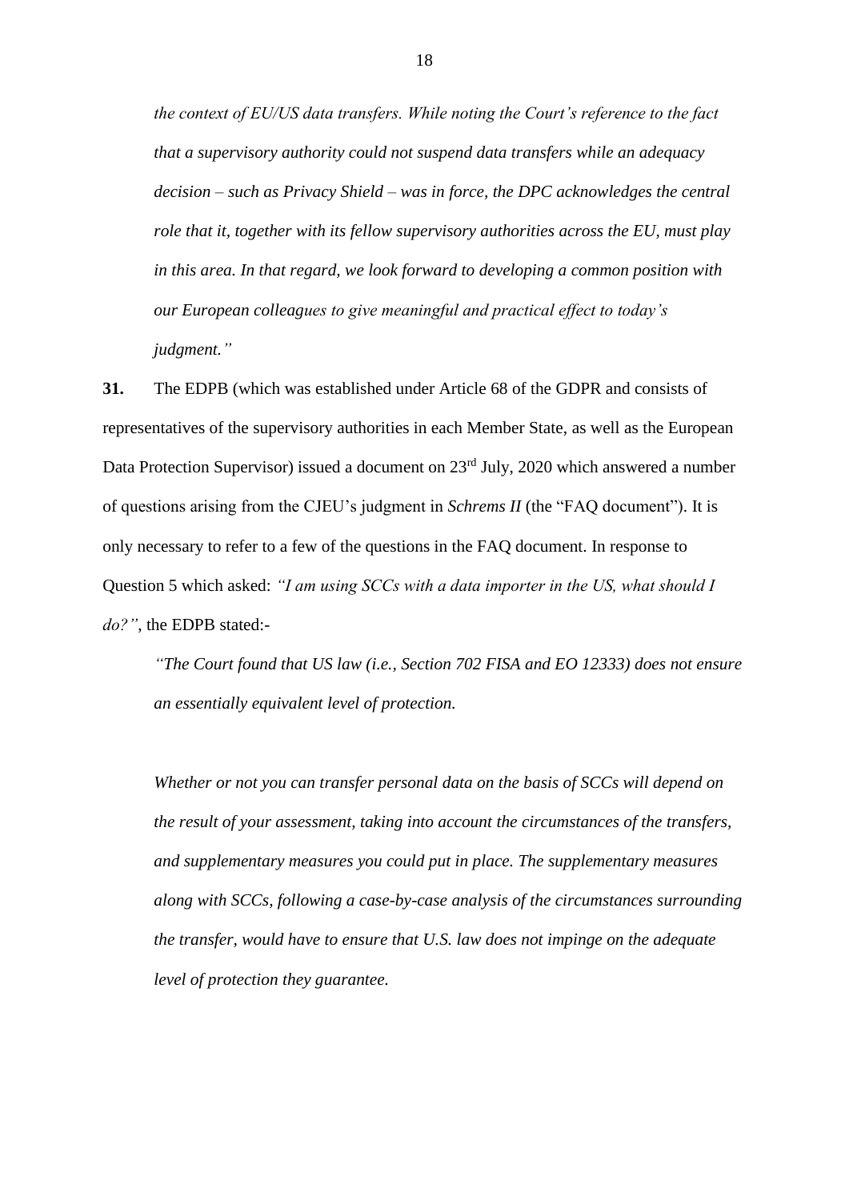*the context of EU/US data transfers. While noting the Court's reference to the fact that a supervisory authority could not suspend data transfers while an adequacy decision – such as Privacy Shield – was in force, the DPC acknowledges the central role that it, together with its fellow supervisory authorities across the EU, must play in this area. In that regard, we look forward to developing a common position with our European colleagues to give meaningful and practical effect to today's judgment."*

**31.** The EDPB (which was established under Article 68 of the GDPR and consists of representatives of the supervisory authorities in each Member State, as well as the European Data Protection Supervisor) issued a document on 23rd July, 2020 which answered a number of questions arising from the CJEU's judgment in *Schrems II* (the "FAQ document"). It is only necessary to refer to a few of the questions in the FAQ document. In response to Question 5 which asked: *"I am using SCCs with a data importer in the US, what should I do?"*, the EDPB stated:-

> *"The Court found that US law (i.e., Section 702 FISA and EO 12333) does not ensure an essentially equivalent level of protection.*
>
> *Whether or not you can transfer personal data on the basis of SCCs will depend on the result of your assessment, taking into account the circumstances of the transfers, and supplementary measures you could put in place. The supplementary measures along with SCCs, following a case-by-case analysis of the circumstances surrounding the transfer, would have to ensure that U.S. law does not impinge on the adequate level of protection they guarantee.*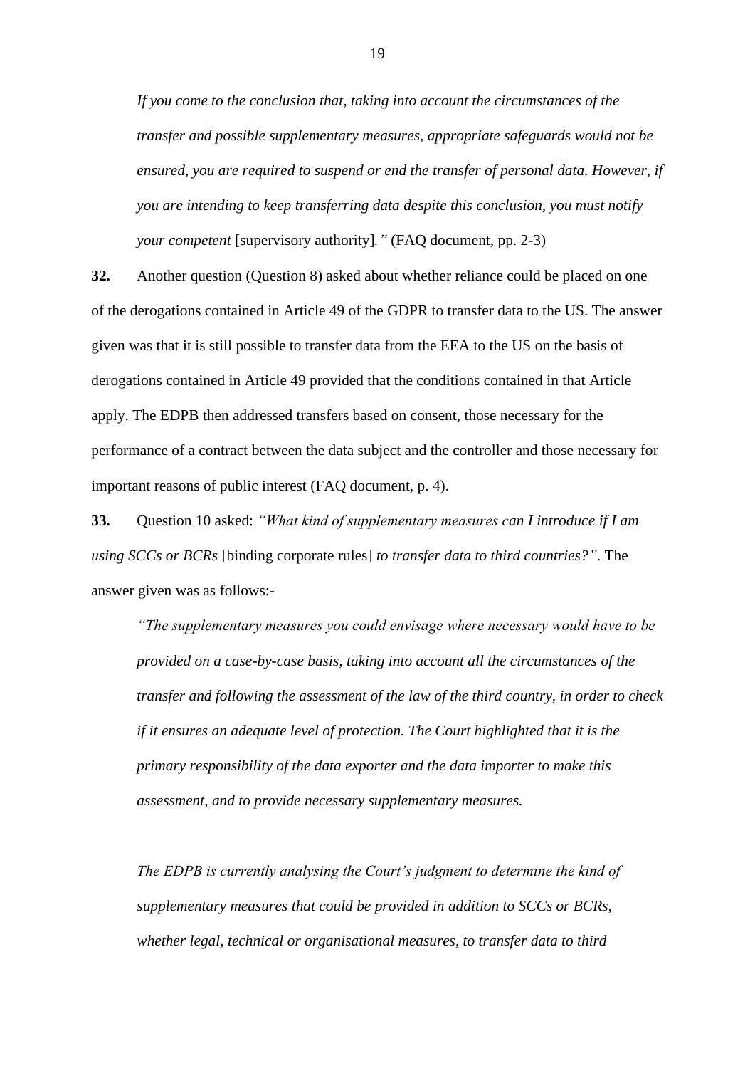*If you come to the conclusion that, taking into account the circumstances of the transfer and possible supplementary measures, appropriate safeguards would not be ensured, you are required to suspend or end the transfer of personal data. However, if you are intending to keep transferring data despite this conclusion, you must notify your competent* [supervisory authority]*."* (FAQ document, pp. 2-3)

**32.** Another question (Question 8) asked about whether reliance could be placed on one of the derogations contained in Article 49 of the GDPR to transfer data to the US. The answer given was that it is still possible to transfer data from the EEA to the US on the basis of derogations contained in Article 49 provided that the conditions contained in that Article apply. The EDPB then addressed transfers based on consent, those necessary for the performance of a contract between the data subject and the controller and those necessary for important reasons of public interest (FAQ document, p. 4).

**33.** Question 10 asked: *"What kind of supplementary measures can I introduce if I am using SCCs or BCRs* [binding corporate rules] *to transfer data to third countries?"*. The answer given was as follows:-

*"The supplementary measures you could envisage where necessary would have to be provided on a case-by-case basis, taking into account all the circumstances of the transfer and following the assessment of the law of the third country, in order to check if it ensures an adequate level of protection. The Court highlighted that it is the primary responsibility of the data exporter and the data importer to make this assessment, and to provide necessary supplementary measures.*

*The EDPB is currently analysing the Court's judgment to determine the kind of supplementary measures that could be provided in addition to SCCs or BCRs, whether legal, technical or organisational measures, to transfer data to third*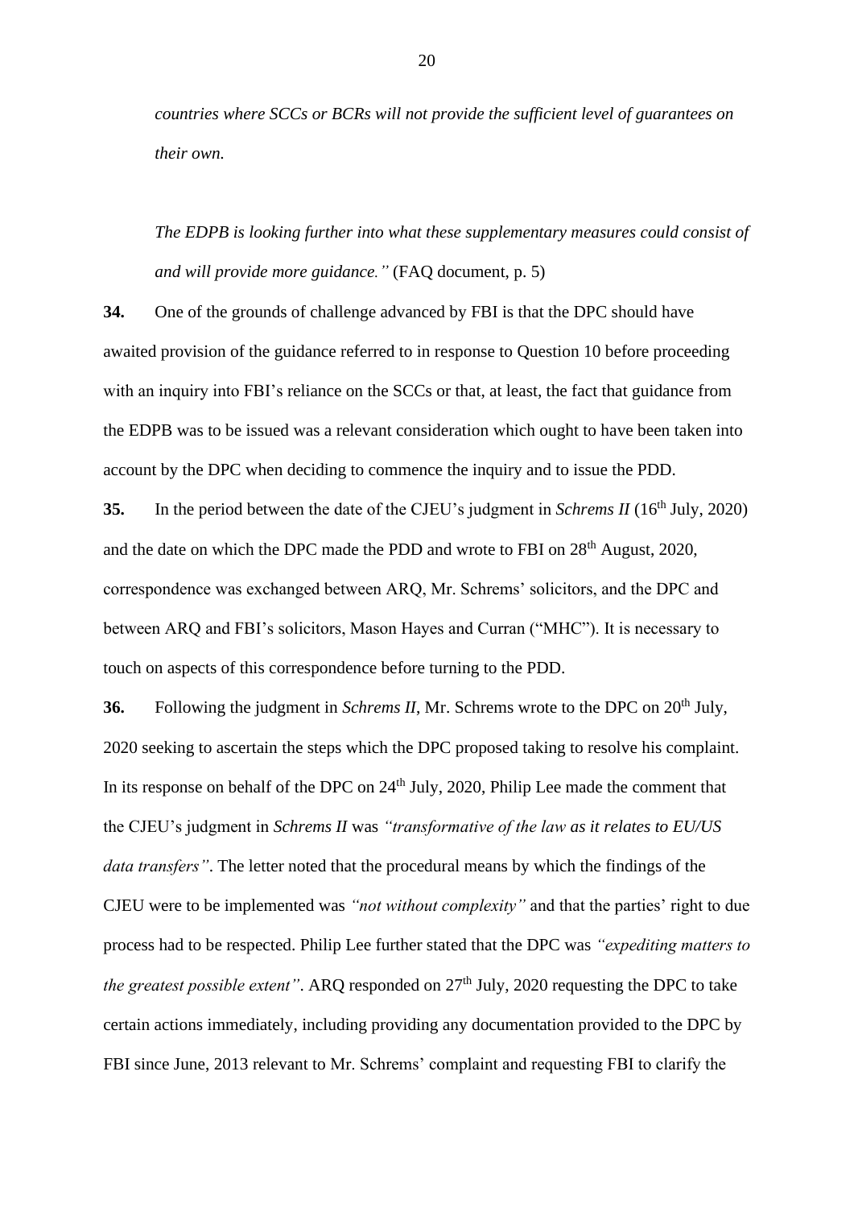*countries where SCCs or BCRs will not provide the sufficient level of guarantees on their own.*

*The EDPB is looking further into what these supplementary measures could consist of and will provide more guidance."* (FAQ document, p. 5)

**34.** One of the grounds of challenge advanced by FBI is that the DPC should have awaited provision of the guidance referred to in response to Question 10 before proceeding with an inquiry into FBI's reliance on the SCCs or that, at least, the fact that guidance from the EDPB was to be issued was a relevant consideration which ought to have been taken into account by the DPC when deciding to commence the inquiry and to issue the PDD.

**35.** In the period between the date of the CJEU's judgment in *Schrems II* (16th July, 2020) and the date on which the DPC made the PDD and wrote to FBI on 28th August, 2020, correspondence was exchanged between ARQ, Mr. Schrems' solicitors, and the DPC and between ARQ and FBI's solicitors, Mason Hayes and Curran ("MHC"). It is necessary to touch on aspects of this correspondence before turning to the PDD.

**36.** Following the judgment in *Schrems II*, Mr. Schrems wrote to the DPC on 20th July, 2020 seeking to ascertain the steps which the DPC proposed taking to resolve his complaint. In its response on behalf of the DPC on 24th July, 2020, Philip Lee made the comment that the CJEU's judgment in *Schrems II* was *"transformative of the law as it relates to EU/US data transfers"*. The letter noted that the procedural means by which the findings of the CJEU were to be implemented was *"not without complexity"* and that the parties' right to due process had to be respected. Philip Lee further stated that the DPC was *"expediting matters to the greatest possible extent"*. ARQ responded on 27th July, 2020 requesting the DPC to take certain actions immediately, including providing any documentation provided to the DPC by FBI since June, 2013 relevant to Mr. Schrems' complaint and requesting FBI to clarify the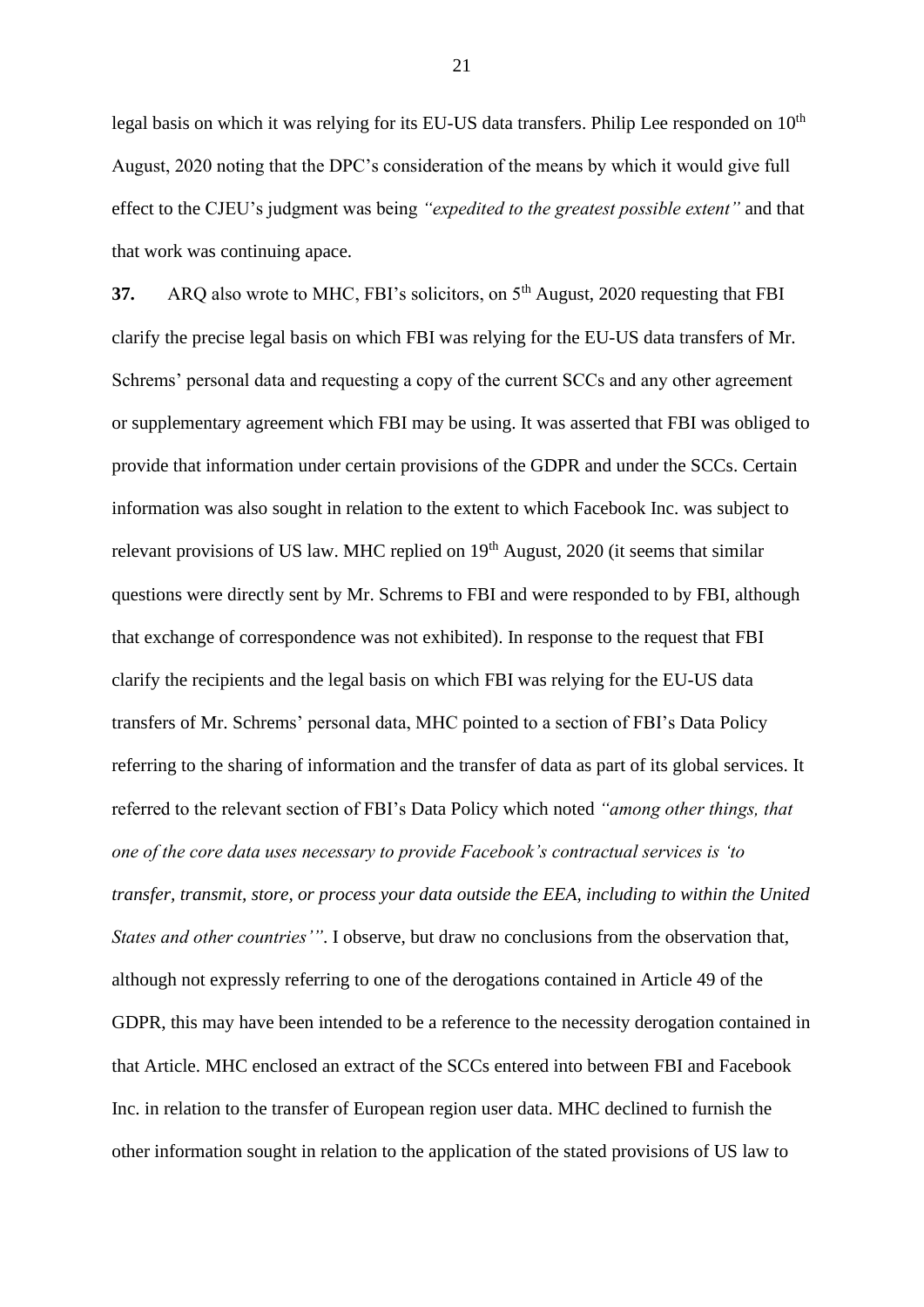legal basis on which it was relying for its EU-US data transfers. Philip Lee responded on 10th August, 2020 noting that the DPC's consideration of the means by which it would give full effect to the CJEU's judgment was being *"expedited to the greatest possible extent"* and that that work was continuing apace.

**37.** ARQ also wrote to MHC, FBI's solicitors, on 5th August, 2020 requesting that FBI clarify the precise legal basis on which FBI was relying for the EU-US data transfers of Mr. Schrems' personal data and requesting a copy of the current SCCs and any other agreement or supplementary agreement which FBI may be using. It was asserted that FBI was obliged to provide that information under certain provisions of the GDPR and under the SCCs. Certain information was also sought in relation to the extent to which Facebook Inc. was subject to relevant provisions of US law. MHC replied on 19th August, 2020 (it seems that similar questions were directly sent by Mr. Schrems to FBI and were responded to by FBI, although that exchange of correspondence was not exhibited). In response to the request that FBI clarify the recipients and the legal basis on which FBI was relying for the EU-US data transfers of Mr. Schrems' personal data, MHC pointed to a section of FBI's Data Policy referring to the sharing of information and the transfer of data as part of its global services. It referred to the relevant section of FBI's Data Policy which noted *"among other things, that one of the core data uses necessary to provide Facebook's contractual services is 'to transfer, transmit, store, or process your data outside the EEA, including to within the United States and other countries'"*. I observe, but draw no conclusions from the observation that, although not expressly referring to one of the derogations contained in Article 49 of the GDPR, this may have been intended to be a reference to the necessity derogation contained in that Article. MHC enclosed an extract of the SCCs entered into between FBI and Facebook Inc. in relation to the transfer of European region user data. MHC declined to furnish the other information sought in relation to the application of the stated provisions of US law to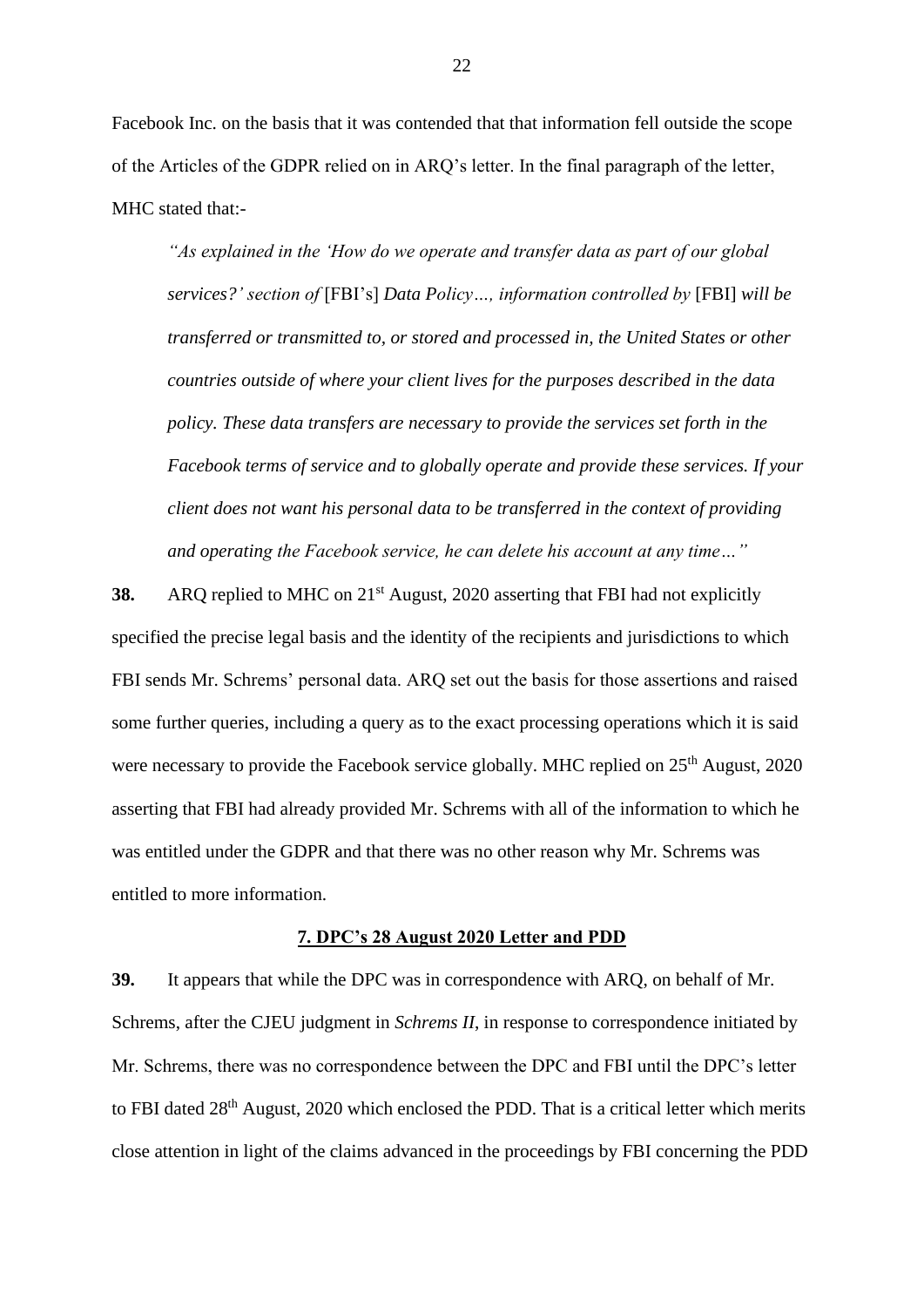Facebook Inc. on the basis that it was contended that that information fell outside the scope of the Articles of the GDPR relied on in ARQ's letter. In the final paragraph of the letter, MHC stated that:-

> *"As explained in the 'How do we operate and transfer data as part of our global services?' section of* [FBI's] *Data Policy…, information controlled by* [FBI] *will be transferred or transmitted to, or stored and processed in, the United States or other countries outside of where your client lives for the purposes described in the data policy. These data transfers are necessary to provide the services set forth in the Facebook terms of service and to globally operate and provide these services. If your client does not want his personal data to be transferred in the context of providing and operating the Facebook service, he can delete his account at any time…"*

**38.** ARQ replied to MHC on 21st August, 2020 asserting that FBI had not explicitly specified the precise legal basis and the identity of the recipients and jurisdictions to which FBI sends Mr. Schrems' personal data. ARQ set out the basis for those assertions and raised some further queries, including a query as to the exact processing operations which it is said were necessary to provide the Facebook service globally. MHC replied on 25th August, 2020 asserting that FBI had already provided Mr. Schrems with all of the information to which he was entitled under the GDPR and that there was no other reason why Mr. Schrems was entitled to more information.

### 7. DPC's 28 August 2020 Letter and PDD

**39.** It appears that while the DPC was in correspondence with ARQ, on behalf of Mr. Schrems, after the CJEU judgment in *Schrems II*, in response to correspondence initiated by Mr. Schrems, there was no correspondence between the DPC and FBI until the DPC's letter to FBI dated 28th August, 2020 which enclosed the PDD. That is a critical letter which merits close attention in light of the claims advanced in the proceedings by FBI concerning the PDD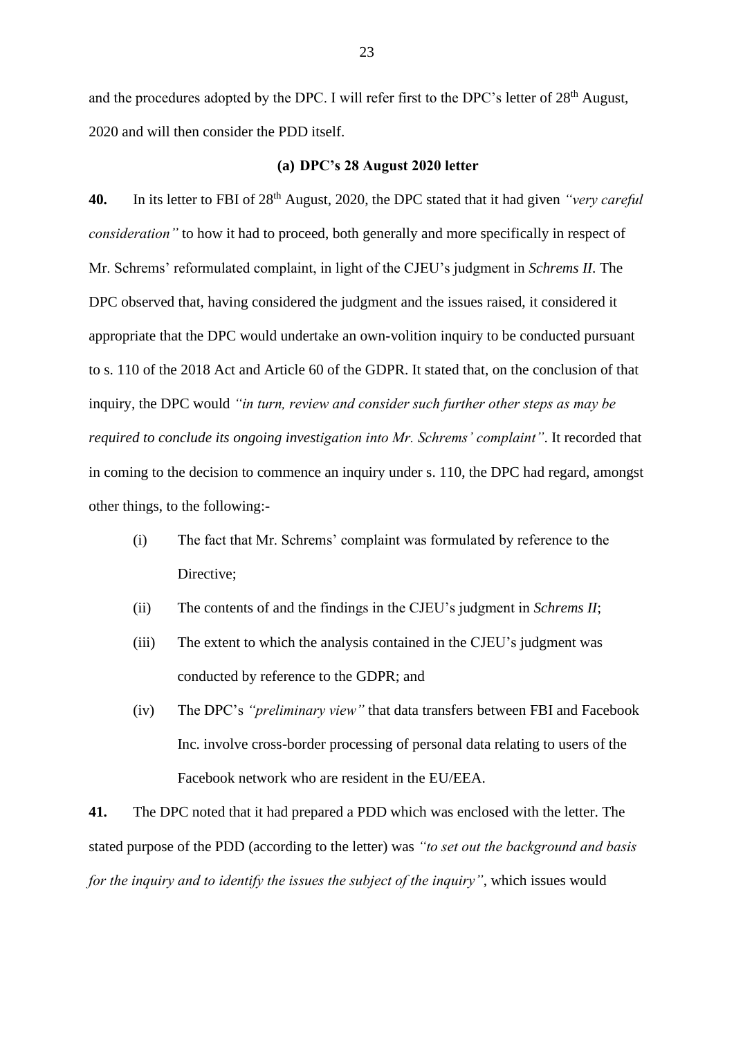and the procedures adopted by the DPC. I will refer first to the DPC's letter of 28th August, 2020 and will then consider the PDD itself.

### (a) DPC's 28 August 2020 letter

**40.** In its letter to FBI of 28th August, 2020, the DPC stated that it had given *"very careful consideration"* to how it had to proceed, both generally and more specifically in respect of Mr. Schrems' reformulated complaint, in light of the CJEU's judgment in *Schrems II*. The DPC observed that, having considered the judgment and the issues raised, it considered it appropriate that the DPC would undertake an own-volition inquiry to be conducted pursuant to s. 110 of the 2018 Act and Article 60 of the GDPR. It stated that, on the conclusion of that inquiry, the DPC would *"in turn, review and consider such further other steps as may be required to conclude its ongoing investigation into Mr. Schrems' complaint"*. It recorded that in coming to the decision to commence an inquiry under s. 110, the DPC had regard, amongst other things, to the following:-

(i) The fact that Mr. Schrems' complaint was formulated by reference to the Directive;

(ii) The contents of and the findings in the CJEU's judgment in *Schrems II*;

(iii) The extent to which the analysis contained in the CJEU's judgment was conducted by reference to the GDPR; and

(iv) The DPC's *"preliminary view"* that data transfers between FBI and Facebook Inc. involve cross-border processing of personal data relating to users of the Facebook network who are resident in the EU/EEA.

**41.** The DPC noted that it had prepared a PDD which was enclosed with the letter. The stated purpose of the PDD (according to the letter) was *"to set out the background and basis for the inquiry and to identify the issues the subject of the inquiry"*, which issues would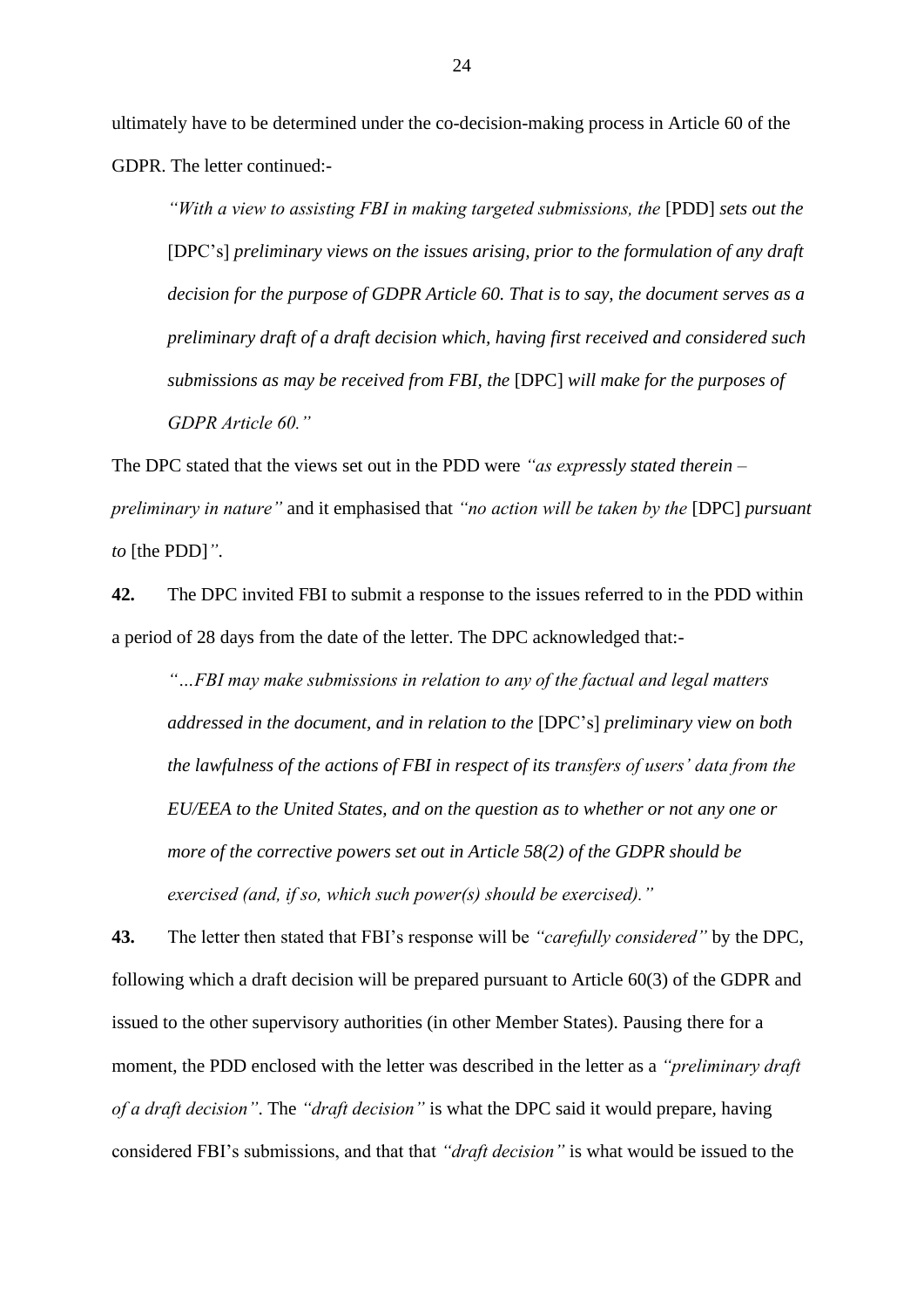ultimately have to be determined under the co-decision-making process in Article 60 of the GDPR. The letter continued:-

> *"With a view to assisting FBI in making targeted submissions, the* [PDD] *sets out the* [DPC's] *preliminary views on the issues arising, prior to the formulation of any draft decision for the purpose of GDPR Article 60. That is to say, the document serves as a preliminary draft of a draft decision which, having first received and considered such submissions as may be received from FBI, the* [DPC] *will make for the purposes of GDPR Article 60."*

The DPC stated that the views set out in the PDD were *"as expressly stated therein – preliminary in nature"* and it emphasised that *"no action will be taken by the* [DPC] *pursuant to* [the PDD]*"*.

**42.** The DPC invited FBI to submit a response to the issues referred to in the PDD within a period of 28 days from the date of the letter. The DPC acknowledged that:-

> *"…FBI may make submissions in relation to any of the factual and legal matters addressed in the document, and in relation to the* [DPC's] *preliminary view on both the lawfulness of the actions of FBI in respect of its transfers of users' data from the EU/EEA to the United States, and on the question as to whether or not any one or more of the corrective powers set out in Article 58(2) of the GDPR should be exercised (and, if so, which such power(s) should be exercised)."*

**43.** The letter then stated that FBI's response will be *"carefully considered"* by the DPC, following which a draft decision will be prepared pursuant to Article 60(3) of the GDPR and issued to the other supervisory authorities (in other Member States). Pausing there for a moment, the PDD enclosed with the letter was described in the letter as a *"preliminary draft of a draft decision"*. The *"draft decision"* is what the DPC said it would prepare, having considered FBI's submissions, and that that *"draft decision"* is what would be issued to the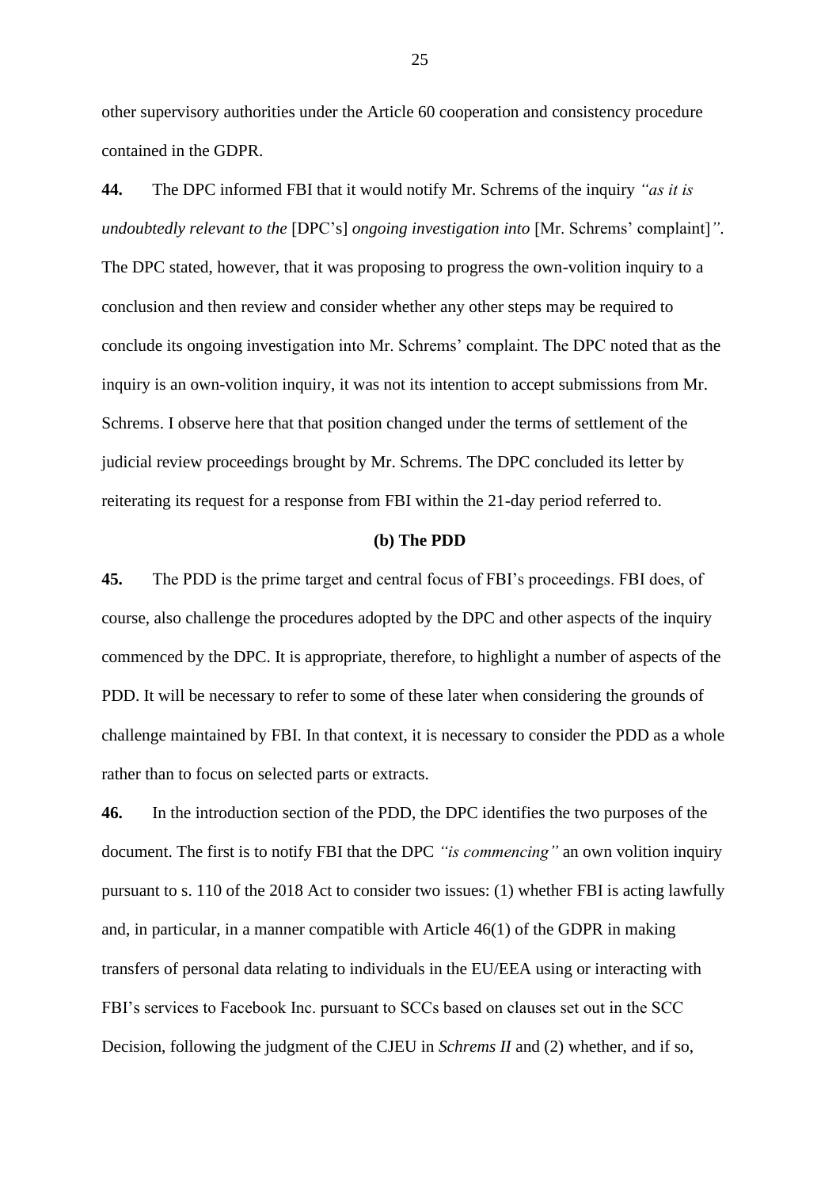other supervisory authorities under the Article 60 cooperation and consistency procedure contained in the GDPR.

**44.** The DPC informed FBI that it would notify Mr. Schrems of the inquiry *"as it is undoubtedly relevant to the* [DPC's] *ongoing investigation into* [Mr. Schrems' complaint]*"*. The DPC stated, however, that it was proposing to progress the own-volition inquiry to a conclusion and then review and consider whether any other steps may be required to conclude its ongoing investigation into Mr. Schrems' complaint. The DPC noted that as the inquiry is an own-volition inquiry, it was not its intention to accept submissions from Mr. Schrems. I observe here that that position changed under the terms of settlement of the judicial review proceedings brought by Mr. Schrems. The DPC concluded its letter by reiterating its request for a response from FBI within the 21-day period referred to.

**(b) The PDD**

**45.** The PDD is the prime target and central focus of FBI's proceedings. FBI does, of course, also challenge the procedures adopted by the DPC and other aspects of the inquiry commenced by the DPC. It is appropriate, therefore, to highlight a number of aspects of the PDD. It will be necessary to refer to some of these later when considering the grounds of challenge maintained by FBI. In that context, it is necessary to consider the PDD as a whole rather than to focus on selected parts or extracts.

**46.** In the introduction section of the PDD, the DPC identifies the two purposes of the document. The first is to notify FBI that the DPC *"is commencing"* an own volition inquiry pursuant to s. 110 of the 2018 Act to consider two issues: (1) whether FBI is acting lawfully and, in particular, in a manner compatible with Article 46(1) of the GDPR in making transfers of personal data relating to individuals in the EU/EEA using or interacting with FBI's services to Facebook Inc. pursuant to SCCs based on clauses set out in the SCC Decision, following the judgment of the CJEU in *Schrems II* and (2) whether, and if so,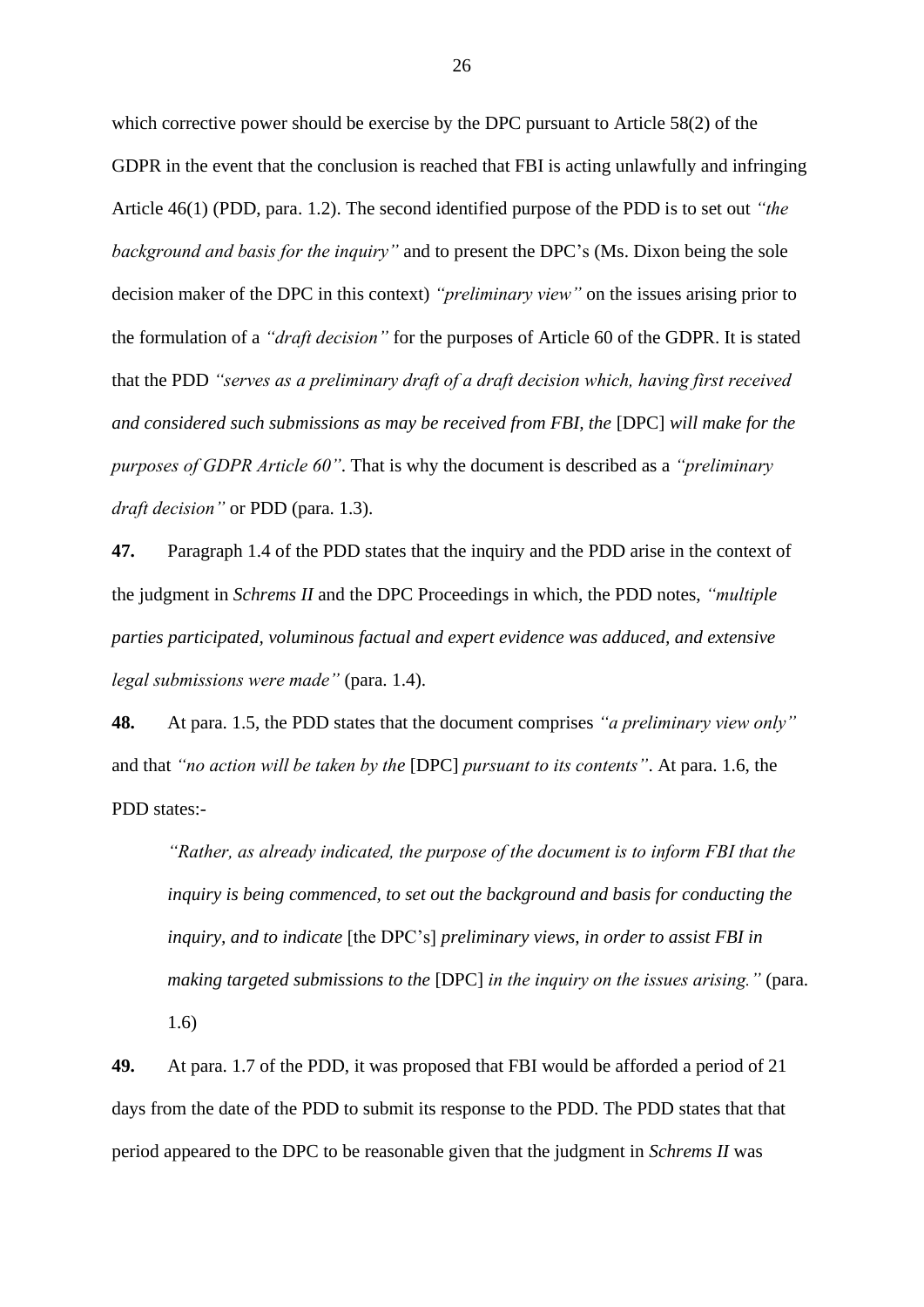which corrective power should be exercise by the DPC pursuant to Article 58(2) of the GDPR in the event that the conclusion is reached that FBI is acting unlawfully and infringing Article 46(1) (PDD, para. 1.2). The second identified purpose of the PDD is to set out *"the background and basis for the inquiry"* and to present the DPC's (Ms. Dixon being the sole decision maker of the DPC in this context) *"preliminary view"* on the issues arising prior to the formulation of a *"draft decision"* for the purposes of Article 60 of the GDPR. It is stated that the PDD *"serves as a preliminary draft of a draft decision which, having first received and considered such submissions as may be received from FBI, the* [DPC] *will make for the purposes of GDPR Article 60"*. That is why the document is described as a *"preliminary draft decision"* or PDD (para. 1.3).

**47.** Paragraph 1.4 of the PDD states that the inquiry and the PDD arise in the context of the judgment in *Schrems II* and the DPC Proceedings in which, the PDD notes, *"multiple parties participated, voluminous factual and expert evidence was adduced, and extensive legal submissions were made"* (para. 1.4).

**48.** At para. 1.5, the PDD states that the document comprises *"a preliminary view only"* and that *"no action will be taken by the* [DPC] *pursuant to its contents"*. At para. 1.6, the PDD states:-

> *"Rather, as already indicated, the purpose of the document is to inform FBI that the inquiry is being commenced, to set out the background and basis for conducting the inquiry, and to indicate* [the DPC's] *preliminary views, in order to assist FBI in making targeted submissions to the* [DPC] *in the inquiry on the issues arising."* (para. 1.6)

**49.** At para. 1.7 of the PDD, it was proposed that FBI would be afforded a period of 21 days from the date of the PDD to submit its response to the PDD. The PDD states that that period appeared to the DPC to be reasonable given that the judgment in *Schrems II* was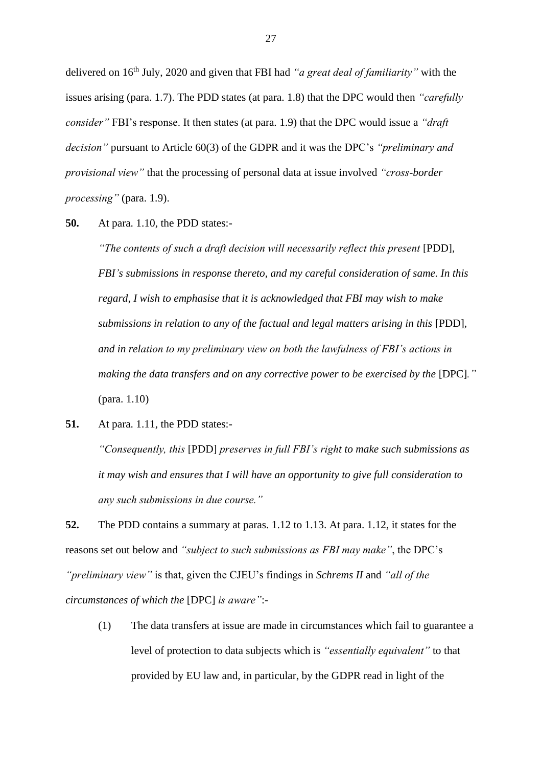delivered on 16th July, 2020 and given that FBI had *"a great deal of familiarity"* with the issues arising (para. 1.7). The PDD states (at para. 1.8) that the DPC would then *"carefully consider"* FBI's response. It then states (at para. 1.9) that the DPC would issue a *"draft decision"* pursuant to Article 60(3) of the GDPR and it was the DPC's *"preliminary and provisional view"* that the processing of personal data at issue involved *"cross-border processing"* (para. 1.9).

**50.** At para. 1.10, the PDD states:-

> *"The contents of such a draft decision will necessarily reflect this present* [PDD]*, FBI's submissions in response thereto, and my careful consideration of same. In this regard, I wish to emphasise that it is acknowledged that FBI may wish to make submissions in relation to any of the factual and legal matters arising in this* [PDD]*, and in relation to my preliminary view on both the lawfulness of FBI's actions in making the data transfers and on any corrective power to be exercised by the* [DPC]*."* (para. 1.10)

**51.** At para. 1.11, the PDD states:-

> *"Consequently, this* [PDD] *preserves in full FBI's right to make such submissions as it may wish and ensures that I will have an opportunity to give full consideration to any such submissions in due course."*

**52.** The PDD contains a summary at paras. 1.12 to 1.13. At para. 1.12, it states for the reasons set out below and *"subject to such submissions as FBI may make"*, the DPC's *"preliminary view"* is that, given the CJEU's findings in *Schrems II* and *"all of the circumstances of which the* [DPC] *is aware"*:-

(1) The data transfers at issue are made in circumstances which fail to guarantee a level of protection to data subjects which is *"essentially equivalent"* to that provided by EU law and, in particular, by the GDPR read in light of the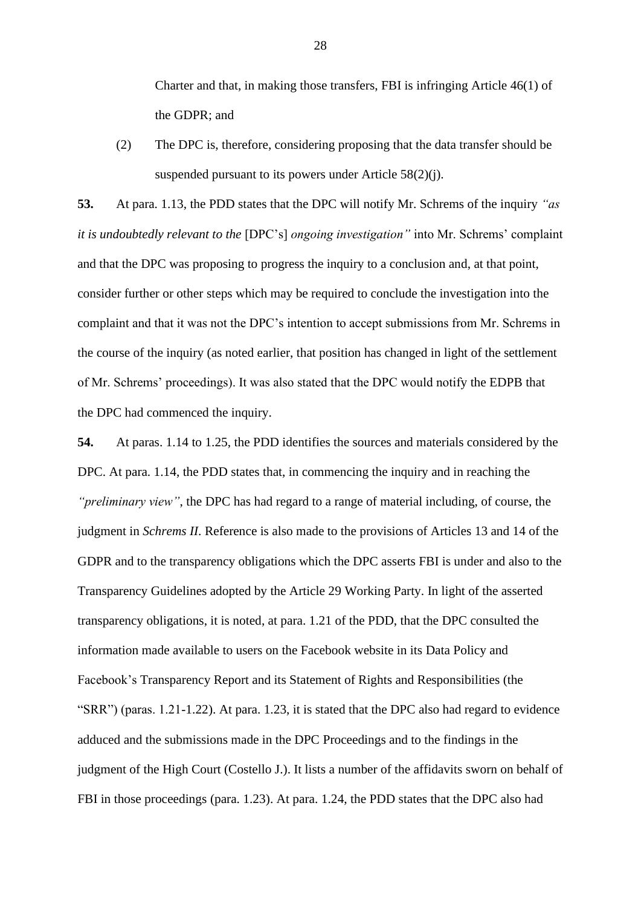Charter and that, in making those transfers, FBI is infringing Article 46(1) of the GDPR; and

(2) The DPC is, therefore, considering proposing that the data transfer should be suspended pursuant to its powers under Article 58(2)(j).

**53.** At para. 1.13, the PDD states that the DPC will notify Mr. Schrems of the inquiry *"as it is undoubtedly relevant to the* [DPC's] *ongoing investigation"* into Mr. Schrems' complaint and that the DPC was proposing to progress the inquiry to a conclusion and, at that point, consider further or other steps which may be required to conclude the investigation into the complaint and that it was not the DPC's intention to accept submissions from Mr. Schrems in the course of the inquiry (as noted earlier, that position has changed in light of the settlement of Mr. Schrems' proceedings). It was also stated that the DPC would notify the EDPB that the DPC had commenced the inquiry.

**54.** At paras. 1.14 to 1.25, the PDD identifies the sources and materials considered by the DPC. At para. 1.14, the PDD states that, in commencing the inquiry and in reaching the *"preliminary view"*, the DPC has had regard to a range of material including, of course, the judgment in *Schrems II*. Reference is also made to the provisions of Articles 13 and 14 of the GDPR and to the transparency obligations which the DPC asserts FBI is under and also to the Transparency Guidelines adopted by the Article 29 Working Party. In light of the asserted transparency obligations, it is noted, at para. 1.21 of the PDD, that the DPC consulted the information made available to users on the Facebook website in its Data Policy and Facebook's Transparency Report and its Statement of Rights and Responsibilities (the "SRR") (paras. 1.21-1.22). At para. 1.23, it is stated that the DPC also had regard to evidence adduced and the submissions made in the DPC Proceedings and to the findings in the judgment of the High Court (Costello J.). It lists a number of the affidavits sworn on behalf of FBI in those proceedings (para. 1.23). At para. 1.24, the PDD states that the DPC also had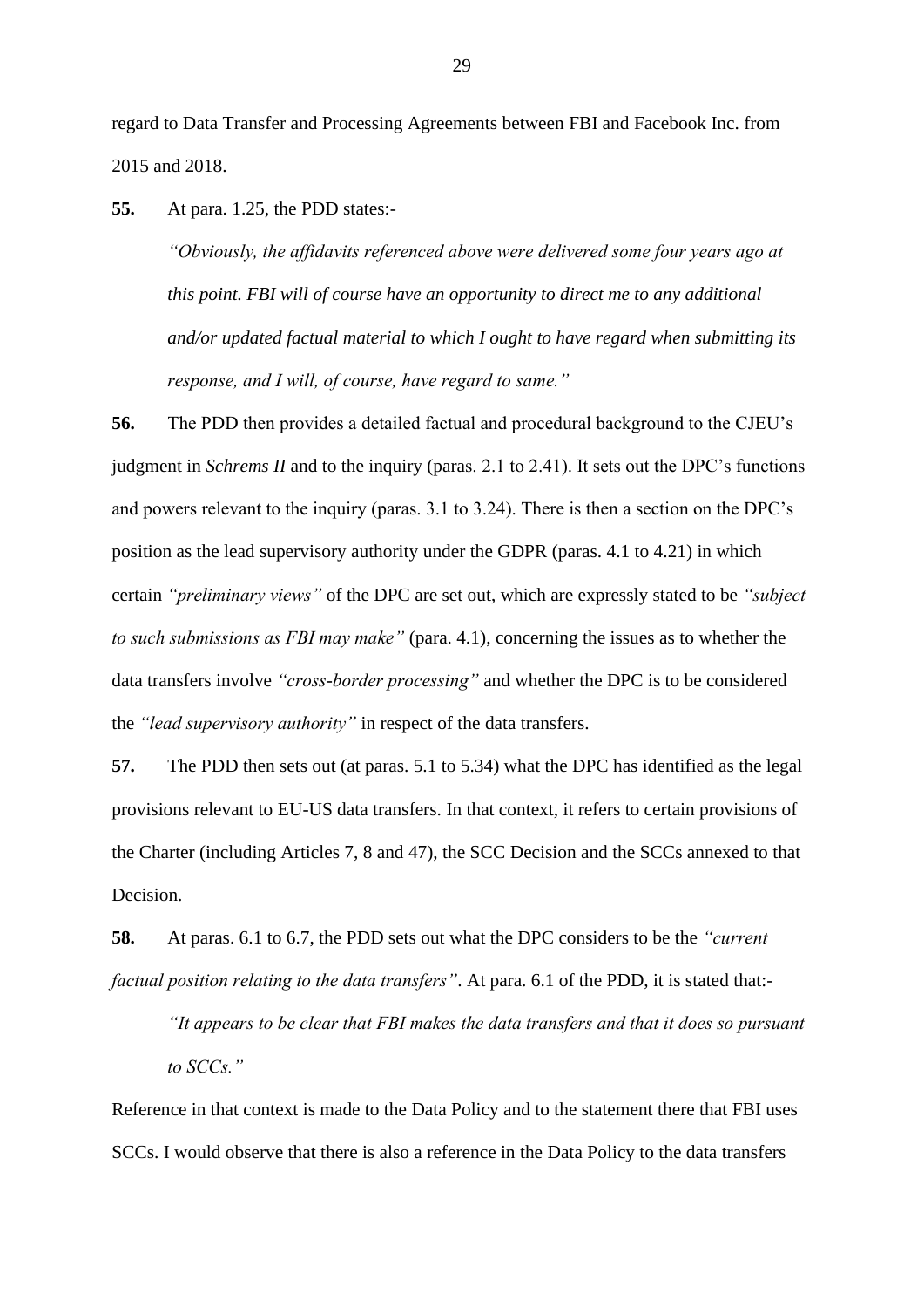regard to Data Transfer and Processing Agreements between FBI and Facebook Inc. from 2015 and 2018.

**55.** At para. 1.25, the PDD states:-

> *"Obviously, the affidavits referenced above were delivered some four years ago at this point. FBI will of course have an opportunity to direct me to any additional and/or updated factual material to which I ought to have regard when submitting its response, and I will, of course, have regard to same."*

**56.** The PDD then provides a detailed factual and procedural background to the CJEU's judgment in *Schrems II* and to the inquiry (paras. 2.1 to 2.41). It sets out the DPC's functions and powers relevant to the inquiry (paras. 3.1 to 3.24). There is then a section on the DPC's position as the lead supervisory authority under the GDPR (paras. 4.1 to 4.21) in which certain *"preliminary views"* of the DPC are set out, which are expressly stated to be *"subject to such submissions as FBI may make"* (para. 4.1), concerning the issues as to whether the data transfers involve *"cross-border processing"* and whether the DPC is to be considered the *"lead supervisory authority"* in respect of the data transfers.

**57.** The PDD then sets out (at paras. 5.1 to 5.34) what the DPC has identified as the legal provisions relevant to EU-US data transfers. In that context, it refers to certain provisions of the Charter (including Articles 7, 8 and 47), the SCC Decision and the SCCs annexed to that Decision.

**58.** At paras. 6.1 to 6.7, the PDD sets out what the DPC considers to be the *"current factual position relating to the data transfers"*. At para. 6.1 of the PDD, it is stated that:-

> *"It appears to be clear that FBI makes the data transfers and that it does so pursuant to SCCs."*

Reference in that context is made to the Data Policy and to the statement there that FBI uses SCCs. I would observe that there is also a reference in the Data Policy to the data transfers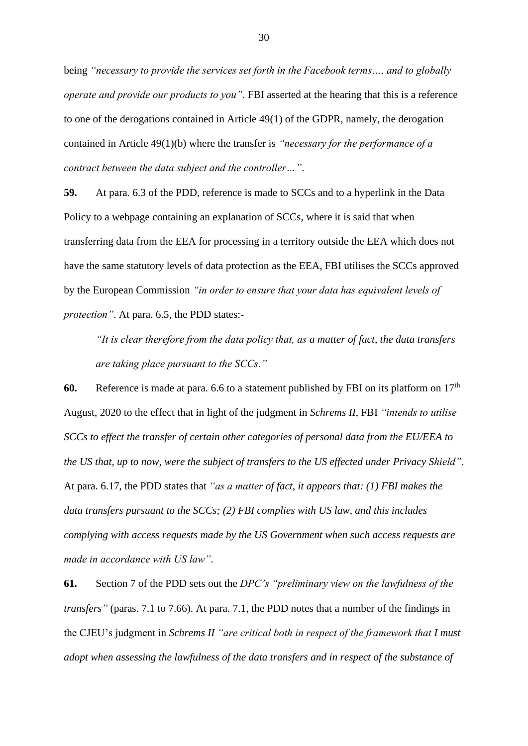being *"necessary to provide the services set forth in the Facebook terms…, and to globally operate and provide our products to you"*. FBI asserted at the hearing that this is a reference to one of the derogations contained in Article 49(1) of the GDPR, namely, the derogation contained in Article 49(1)(b) where the transfer is *"necessary for the performance of a contract between the data subject and the controller…"*.

**59.** At para. 6.3 of the PDD, reference is made to SCCs and to a hyperlink in the Data Policy to a webpage containing an explanation of SCCs, where it is said that when transferring data from the EEA for processing in a territory outside the EEA which does not have the same statutory levels of data protection as the EEA, FBI utilises the SCCs approved by the European Commission *"in order to ensure that your data has equivalent levels of protection"*. At para. 6.5, the PDD states:-

> *"It is clear therefore from the data policy that, as a matter of fact, the data transfers are taking place pursuant to the SCCs."*

**60.** Reference is made at para. 6.6 to a statement published by FBI on its platform on 17th August, 2020 to the effect that in light of the judgment in *Schrems II*, FBI *"intends to utilise SCCs to effect the transfer of certain other categories of personal data from the EU/EEA to the US that, up to now, were the subject of transfers to the US effected under Privacy Shield"*. At para. 6.17, the PDD states that *"as a matter of fact, it appears that: (1) FBI makes the data transfers pursuant to the SCCs; (2) FBI complies with US law, and this includes complying with access requests made by the US Government when such access requests are made in accordance with US law"*.

**61.** Section 7 of the PDD sets out the *DPC's "preliminary view on the lawfulness of the transfers"* (paras. 7.1 to 7.66). At para. 7.1, the PDD notes that a number of the findings in the CJEU's judgment in *Schrems II "are critical both in respect of the framework that I must adopt when assessing the lawfulness of the data transfers and in respect of the substance of*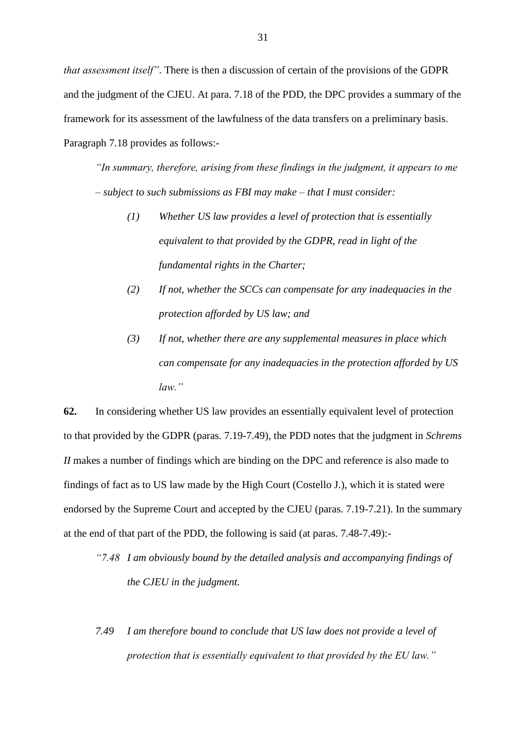*that assessment itself"*. There is then a discussion of certain of the provisions of the GDPR and the judgment of the CJEU. At para. 7.18 of the PDD, the DPC provides a summary of the framework for its assessment of the lawfulness of the data transfers on a preliminary basis. Paragraph 7.18 provides as follows:-

> *"In summary, therefore, arising from these findings in the judgment, it appears to me – subject to such submissions as FBI may make – that I must consider:*
>
> *(1) Whether US law provides a level of protection that is essentially equivalent to that provided by the GDPR, read in light of the fundamental rights in the Charter;*
>
> *(2) If not, whether the SCCs can compensate for any inadequacies in the protection afforded by US law; and*
>
> *(3) If not, whether there are any supplemental measures in place which can compensate for any inadequacies in the protection afforded by US law."*

**62.** In considering whether US law provides an essentially equivalent level of protection to that provided by the GDPR (paras. 7.19-7.49), the PDD notes that the judgment in *Schrems II* makes a number of findings which are binding on the DPC and reference is also made to findings of fact as to US law made by the High Court (Costello J.), which it is stated were endorsed by the Supreme Court and accepted by the CJEU (paras. 7.19-7.21). In the summary at the end of that part of the PDD, the following is said (at paras. 7.48-7.49):-

> *"7.48 I am obviously bound by the detailed analysis and accompanying findings of the CJEU in the judgment.*
>
> *7.49 I am therefore bound to conclude that US law does not provide a level of protection that is essentially equivalent to that provided by the EU law."*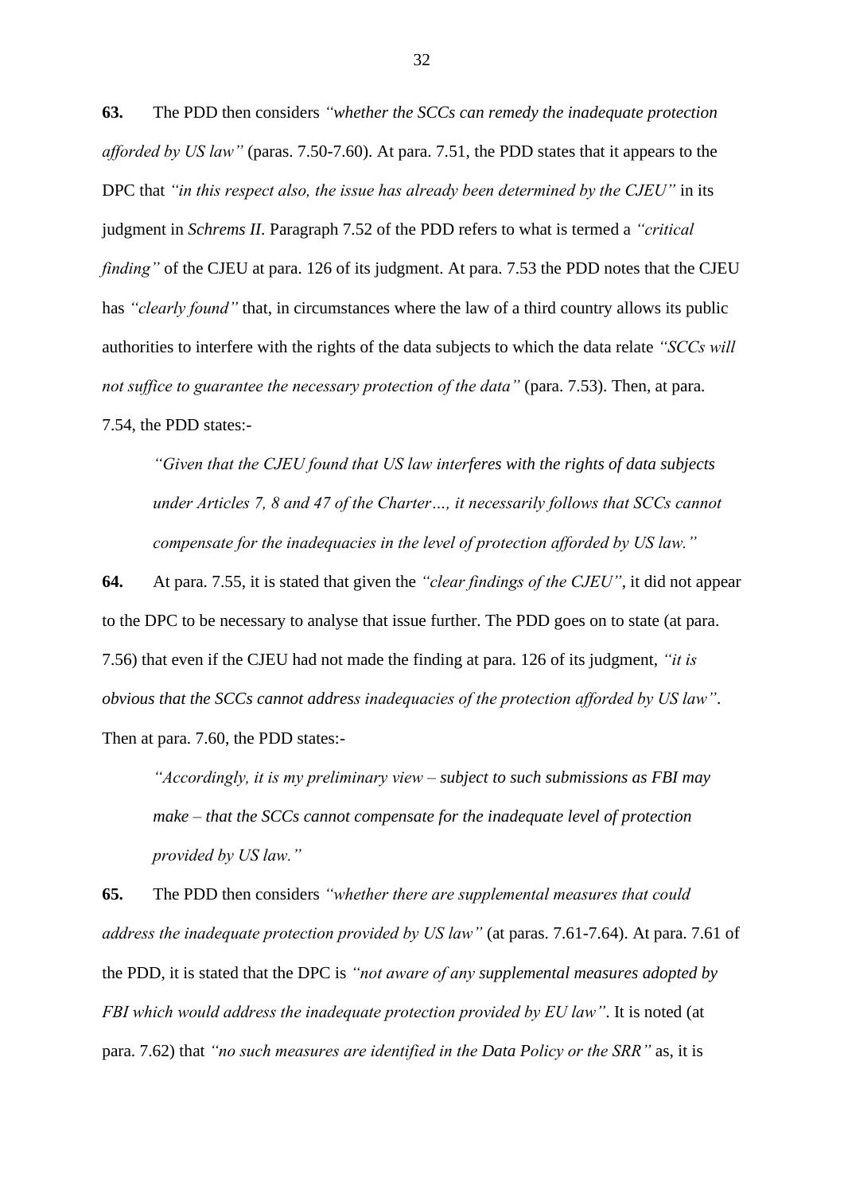**63.** The PDD then considers *"whether the SCCs can remedy the inadequate protection afforded by US law"* (paras. 7.50-7.60). At para. 7.51, the PDD states that it appears to the DPC that *"in this respect also, the issue has already been determined by the CJEU"* in its judgment in *Schrems II*. Paragraph 7.52 of the PDD refers to what is termed a *"critical finding"* of the CJEU at para. 126 of its judgment. At para. 7.53 the PDD notes that the CJEU has *"clearly found"* that, in circumstances where the law of a third country allows its public authorities to interfere with the rights of the data subjects to which the data relate *"SCCs will not suffice to guarantee the necessary protection of the data"* (para. 7.53). Then, at para. 7.54, the PDD states:-

> *"Given that the CJEU found that US law interferes with the rights of data subjects under Articles 7, 8 and 47 of the Charter…, it necessarily follows that SCCs cannot compensate for the inadequacies in the level of protection afforded by US law."*

**64.** At para. 7.55, it is stated that given the *"clear findings of the CJEU"*, it did not appear to the DPC to be necessary to analyse that issue further. The PDD goes on to state (at para. 7.56) that even if the CJEU had not made the finding at para. 126 of its judgment, *"it is obvious that the SCCs cannot address inadequacies of the protection afforded by US law"*. Then at para. 7.60, the PDD states:-

> *"Accordingly, it is my preliminary view – subject to such submissions as FBI may make – that the SCCs cannot compensate for the inadequate level of protection provided by US law."*

**65.** The PDD then considers *"whether there are supplemental measures that could address the inadequate protection provided by US law"* (at paras. 7.61-7.64). At para. 7.61 of the PDD, it is stated that the DPC is *"not aware of any supplemental measures adopted by FBI which would address the inadequate protection provided by EU law"*. It is noted (at para. 7.62) that *"no such measures are identified in the Data Policy or the SRR"* as, it is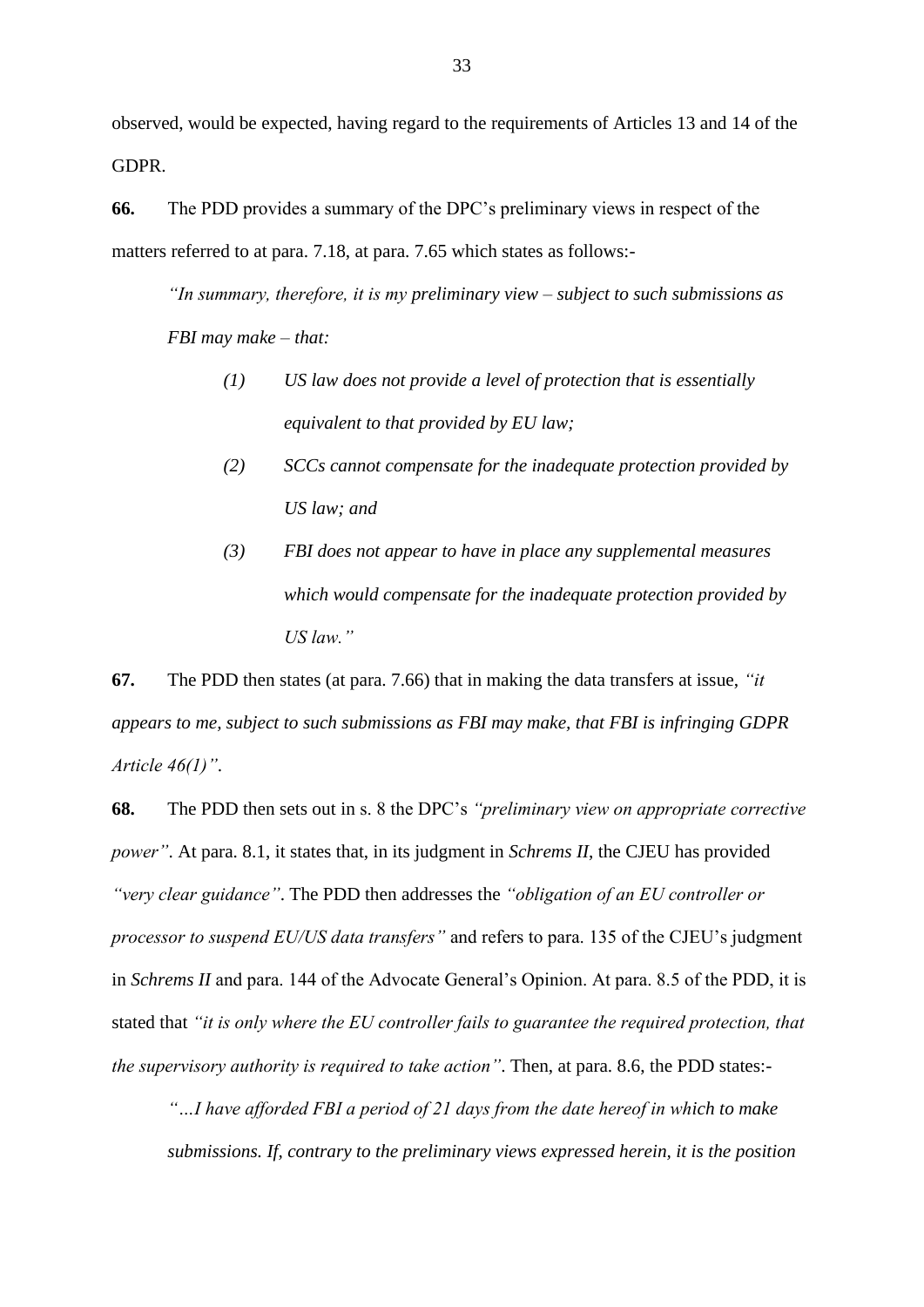observed, would be expected, having regard to the requirements of Articles 13 and 14 of the GDPR.

**66.** The PDD provides a summary of the DPC's preliminary views in respect of the matters referred to at para. 7.18, at para. 7.65 which states as follows:-

> *"In summary, therefore, it is my preliminary view – subject to such submissions as FBI may make – that:*
>
> *(1) US law does not provide a level of protection that is essentially equivalent to that provided by EU law;*
>
> *(2) SCCs cannot compensate for the inadequate protection provided by US law; and*
>
> *(3) FBI does not appear to have in place any supplemental measures which would compensate for the inadequate protection provided by US law."*

**67.** The PDD then states (at para. 7.66) that in making the data transfers at issue, *"it appears to me, subject to such submissions as FBI may make, that FBI is infringing GDPR Article 46(1)"*.

**68.** The PDD then sets out in s. 8 the DPC's *"preliminary view on appropriate corrective power"*. At para. 8.1, it states that, in its judgment in *Schrems II*, the CJEU has provided *"very clear guidance"*. The PDD then addresses the *"obligation of an EU controller or processor to suspend EU/US data transfers"* and refers to para. 135 of the CJEU's judgment in *Schrems II* and para. 144 of the Advocate General's Opinion. At para. 8.5 of the PDD, it is stated that *"it is only where the EU controller fails to guarantee the required protection, that the supervisory authority is required to take action"*. Then, at para. 8.6, the PDD states:-

> *"…I have afforded FBI a period of 21 days from the date hereof in which to make submissions. If, contrary to the preliminary views expressed herein, it is the position*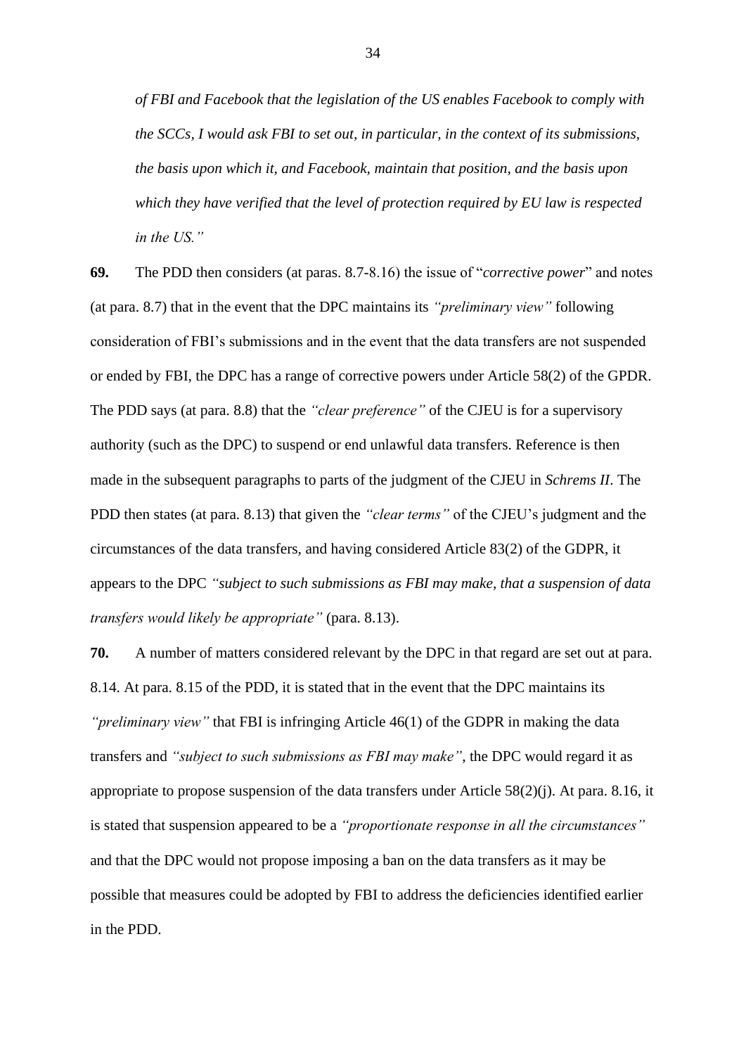*of FBI and Facebook that the legislation of the US enables Facebook to comply with the SCCs, I would ask FBI to set out, in particular, in the context of its submissions, the basis upon which it, and Facebook, maintain that position, and the basis upon which they have verified that the level of protection required by EU law is respected in the US."*

**69.** The PDD then considers (at paras. 8.7-8.16) the issue of "*corrective power*" and notes (at para. 8.7) that in the event that the DPC maintains its *"preliminary view"* following consideration of FBI's submissions and in the event that the data transfers are not suspended or ended by FBI, the DPC has a range of corrective powers under Article 58(2) of the GPDR. The PDD says (at para. 8.8) that the *"clear preference"* of the CJEU is for a supervisory authority (such as the DPC) to suspend or end unlawful data transfers. Reference is then made in the subsequent paragraphs to parts of the judgment of the CJEU in *Schrems II*. The PDD then states (at para. 8.13) that given the *"clear terms"* of the CJEU's judgment and the circumstances of the data transfers, and having considered Article 83(2) of the GDPR, it appears to the DPC *"subject to such submissions as FBI may make, that a suspension of data transfers would likely be appropriate"* (para. 8.13).

**70.** A number of matters considered relevant by the DPC in that regard are set out at para. 8.14. At para. 8.15 of the PDD, it is stated that in the event that the DPC maintains its *"preliminary view"* that FBI is infringing Article 46(1) of the GDPR in making the data transfers and *"subject to such submissions as FBI may make"*, the DPC would regard it as appropriate to propose suspension of the data transfers under Article 58(2)(j). At para. 8.16, it is stated that suspension appeared to be a *"proportionate response in all the circumstances"* and that the DPC would not propose imposing a ban on the data transfers as it may be possible that measures could be adopted by FBI to address the deficiencies identified earlier in the PDD.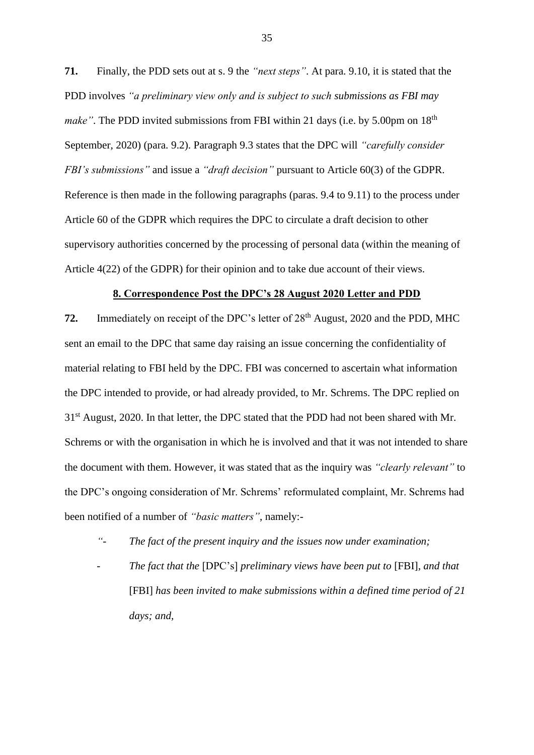**71.** Finally, the PDD sets out at s. 9 the *"next steps"*. At para. 9.10, it is stated that the PDD involves *"a preliminary view only and is subject to such submissions as FBI may make"*. The PDD invited submissions from FBI within 21 days (i.e. by 5.00pm on 18th September, 2020) (para. 9.2). Paragraph 9.3 states that the DPC will *"carefully consider FBI's submissions"* and issue a *"draft decision"* pursuant to Article 60(3) of the GDPR. Reference is then made in the following paragraphs (paras. 9.4 to 9.11) to the process under Article 60 of the GDPR which requires the DPC to circulate a draft decision to other supervisory authorities concerned by the processing of personal data (within the meaning of Article 4(22) of the GDPR) for their opinion and to take due account of their views.

## 8. Correspondence Post the DPC's 28 August 2020 Letter and PDD

**72.** Immediately on receipt of the DPC's letter of 28th August, 2020 and the PDD, MHC sent an email to the DPC that same day raising an issue concerning the confidentiality of material relating to FBI held by the DPC. FBI was concerned to ascertain what information the DPC intended to provide, or had already provided, to Mr. Schrems. The DPC replied on 31st August, 2020. In that letter, the DPC stated that the PDD had not been shared with Mr. Schrems or with the organisation in which he is involved and that it was not intended to share the document with them. However, it was stated that as the inquiry was *"clearly relevant"* to the DPC's ongoing consideration of Mr. Schrems' reformulated complaint, Mr. Schrems had been notified of a number of *"basic matters"*, namely:-

> "- *The fact of the present inquiry and the issues now under examination;*
>
> - *The fact that the* [DPC's] *preliminary views have been put to* [FBI]*, and that* [FBI] *has been invited to make submissions within a defined time period of 21 days; and,*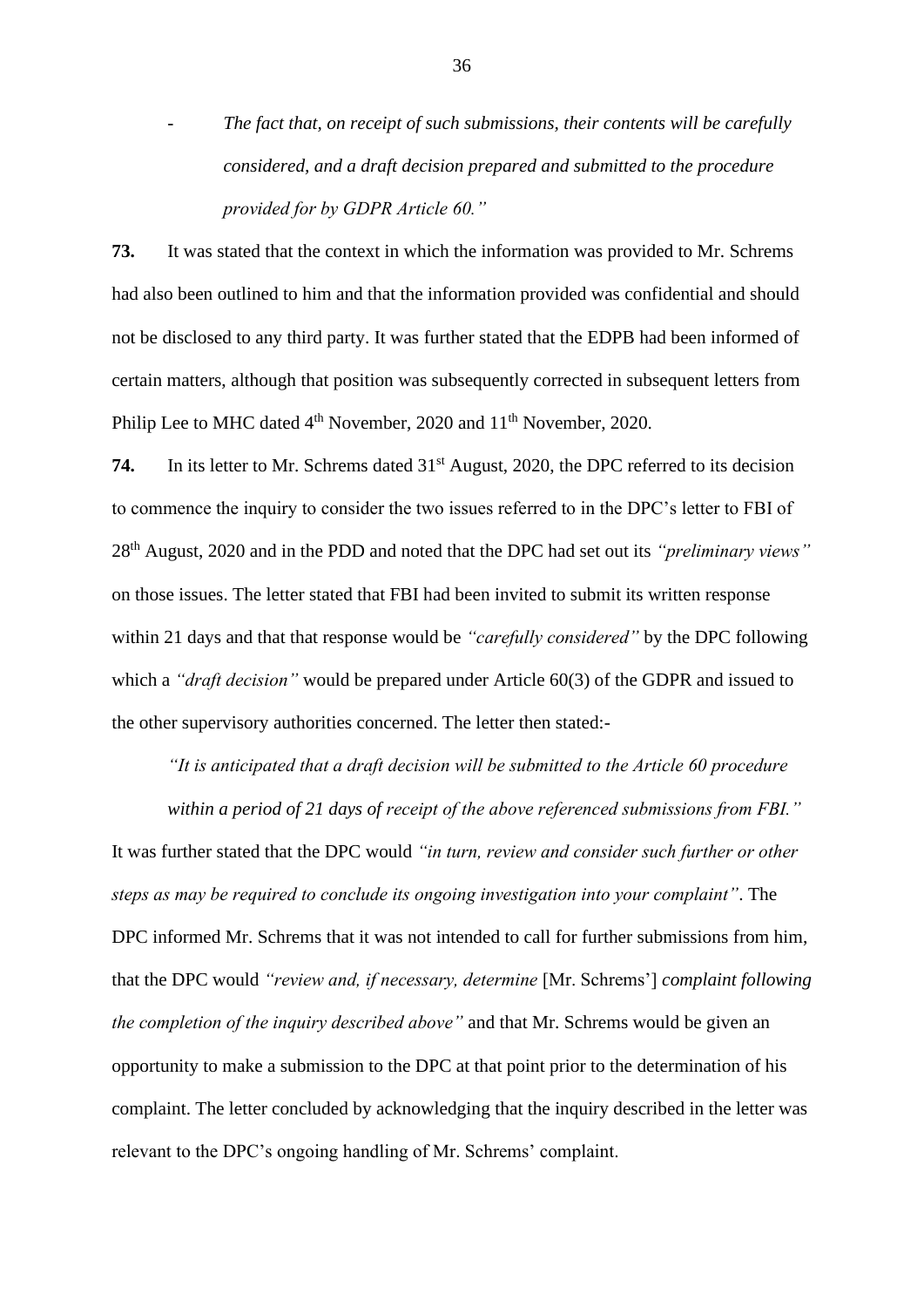- *The fact that, on receipt of such submissions, their contents will be carefully considered, and a draft decision prepared and submitted to the procedure provided for by GDPR Article 60."*

**73.** It was stated that the context in which the information was provided to Mr. Schrems had also been outlined to him and that the information provided was confidential and should not be disclosed to any third party. It was further stated that the EDPB had been informed of certain matters, although that position was subsequently corrected in subsequent letters from Philip Lee to MHC dated 4th November, 2020 and 11th November, 2020.

**74.** In its letter to Mr. Schrems dated 31st August, 2020, the DPC referred to its decision to commence the inquiry to consider the two issues referred to in the DPC's letter to FBI of 28th August, 2020 and in the PDD and noted that the DPC had set out its *"preliminary views"* on those issues. The letter stated that FBI had been invited to submit its written response within 21 days and that that response would be *"carefully considered"* by the DPC following which a *"draft decision"* would be prepared under Article 60(3) of the GDPR and issued to the other supervisory authorities concerned. The letter then stated:-

> *"It is anticipated that a draft decision will be submitted to the Article 60 procedure within a period of 21 days of receipt of the above referenced submissions from FBI."*

It was further stated that the DPC would *"in turn, review and consider such further or other steps as may be required to conclude its ongoing investigation into your complaint"*. The DPC informed Mr. Schrems that it was not intended to call for further submissions from him, that the DPC would *"review and, if necessary, determine* [Mr. Schrems'] *complaint following the completion of the inquiry described above"* and that Mr. Schrems would be given an opportunity to make a submission to the DPC at that point prior to the determination of his complaint. The letter concluded by acknowledging that the inquiry described in the letter was relevant to the DPC's ongoing handling of Mr. Schrems' complaint.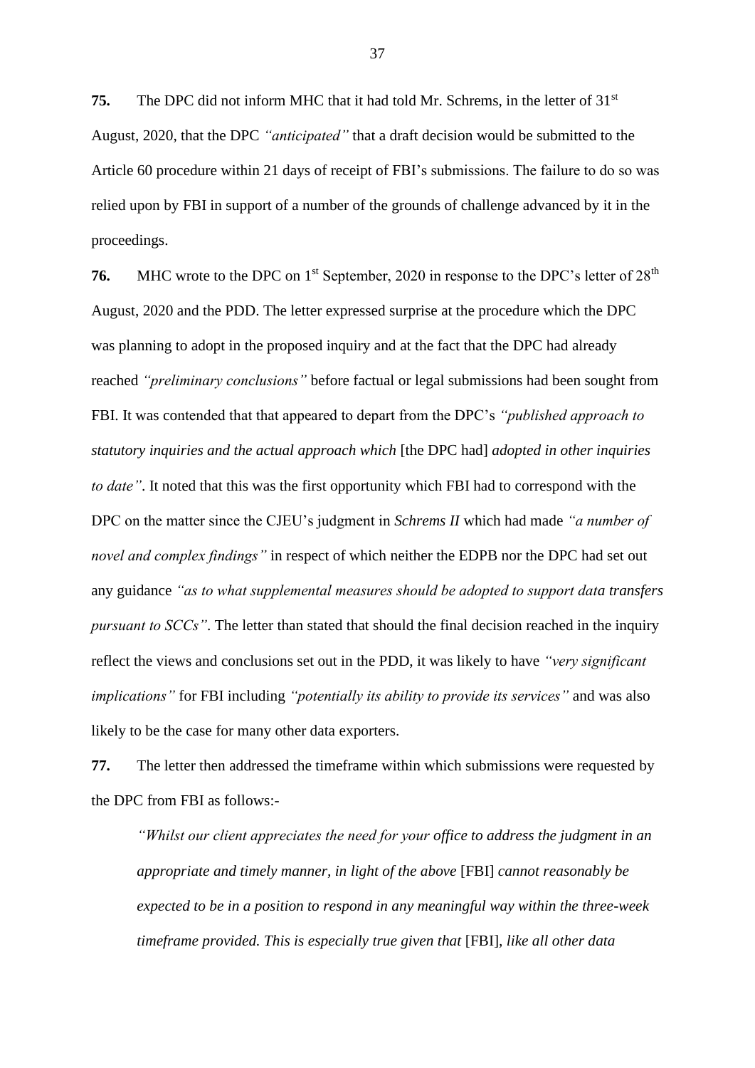**75.** The DPC did not inform MHC that it had told Mr. Schrems, in the letter of 31st August, 2020, that the DPC *"anticipated"* that a draft decision would be submitted to the Article 60 procedure within 21 days of receipt of FBI's submissions. The failure to do so was relied upon by FBI in support of a number of the grounds of challenge advanced by it in the proceedings.

**76.** MHC wrote to the DPC on 1st September, 2020 in response to the DPC's letter of 28th August, 2020 and the PDD. The letter expressed surprise at the procedure which the DPC was planning to adopt in the proposed inquiry and at the fact that the DPC had already reached *"preliminary conclusions"* before factual or legal submissions had been sought from FBI. It was contended that that appeared to depart from the DPC's *"published approach to statutory inquiries and the actual approach which* [the DPC had] *adopted in other inquiries to date"*. It noted that this was the first opportunity which FBI had to correspond with the DPC on the matter since the CJEU's judgment in *Schrems II* which had made *"a number of novel and complex findings"* in respect of which neither the EDPB nor the DPC had set out any guidance *"as to what supplemental measures should be adopted to support data transfers pursuant to SCCs"*. The letter than stated that should the final decision reached in the inquiry reflect the views and conclusions set out in the PDD, it was likely to have *"very significant implications"* for FBI including *"potentially its ability to provide its services"* and was also likely to be the case for many other data exporters.

**77.** The letter then addressed the timeframe within which submissions were requested by the DPC from FBI as follows:-

> *"Whilst our client appreciates the need for your office to address the judgment in an appropriate and timely manner, in light of the above* [FBI] *cannot reasonably be expected to be in a position to respond in any meaningful way within the three-week timeframe provided. This is especially true given that* [FBI]*, like all other data*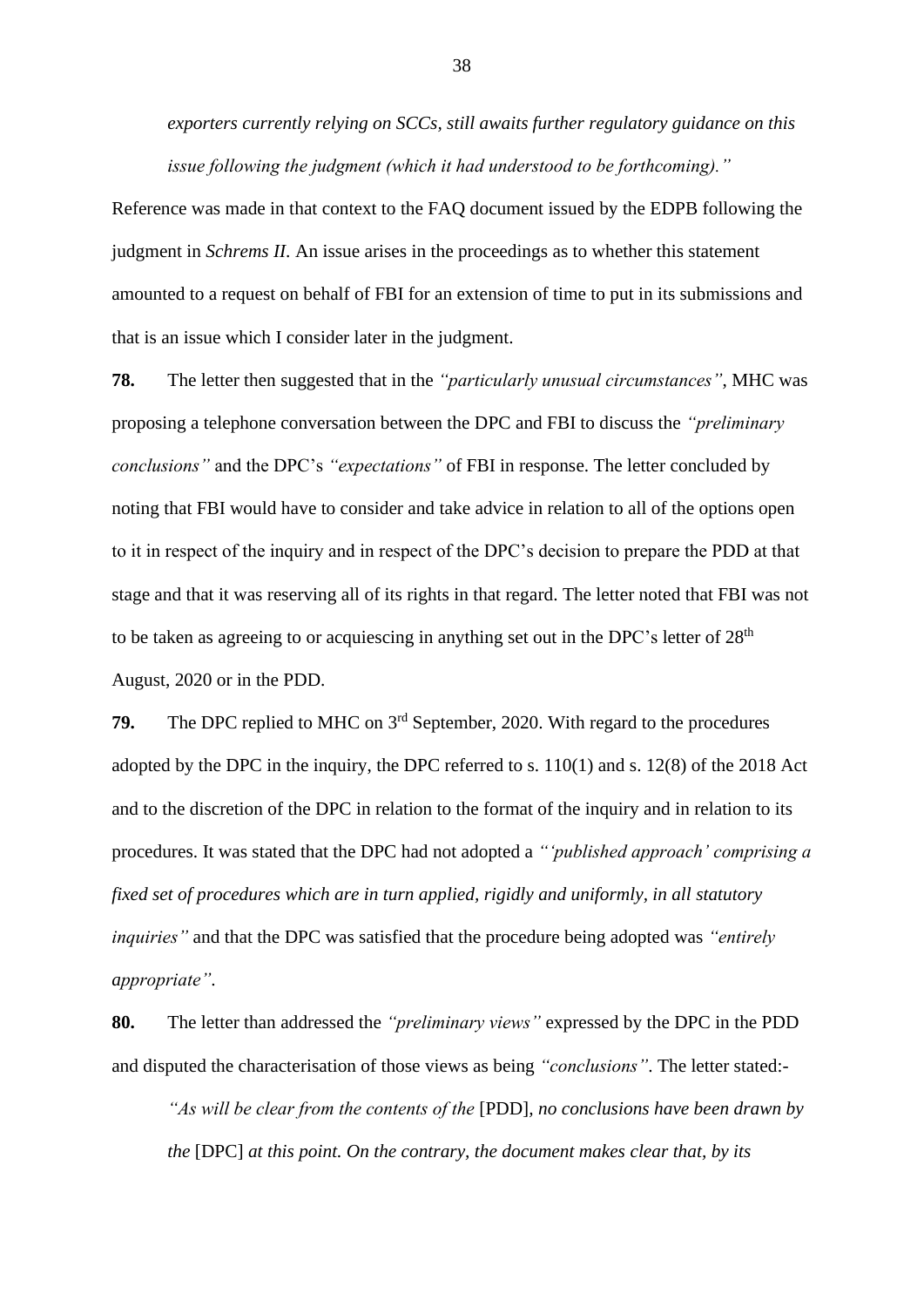*exporters currently relying on SCCs, still awaits further regulatory guidance on this issue following the judgment (which it had understood to be forthcoming)."*

Reference was made in that context to the FAQ document issued by the EDPB following the judgment in *Schrems II*. An issue arises in the proceedings as to whether this statement amounted to a request on behalf of FBI for an extension of time to put in its submissions and that is an issue which I consider later in the judgment.

**78.** The letter then suggested that in the *"particularly unusual circumstances"*, MHC was proposing a telephone conversation between the DPC and FBI to discuss the *"preliminary conclusions"* and the DPC's *"expectations"* of FBI in response. The letter concluded by noting that FBI would have to consider and take advice in relation to all of the options open to it in respect of the inquiry and in respect of the DPC's decision to prepare the PDD at that stage and that it was reserving all of its rights in that regard. The letter noted that FBI was not to be taken as agreeing to or acquiescing in anything set out in the DPC's letter of 28th August, 2020 or in the PDD.

**79.** The DPC replied to MHC on 3rd September, 2020. With regard to the procedures adopted by the DPC in the inquiry, the DPC referred to s. 110(1) and s. 12(8) of the 2018 Act and to the discretion of the DPC in relation to the format of the inquiry and in relation to its procedures. It was stated that the DPC had not adopted a *"'published approach' comprising a fixed set of procedures which are in turn applied, rigidly and uniformly, in all statutory inquiries"* and that the DPC was satisfied that the procedure being adopted was *"entirely appropriate"*.

**80.** The letter than addressed the *"preliminary views"* expressed by the DPC in the PDD and disputed the characterisation of those views as being *"conclusions"*. The letter stated:-

> *"As will be clear from the contents of the* [PDD]*, no conclusions have been drawn by the* [DPC] *at this point. On the contrary, the document makes clear that, by its*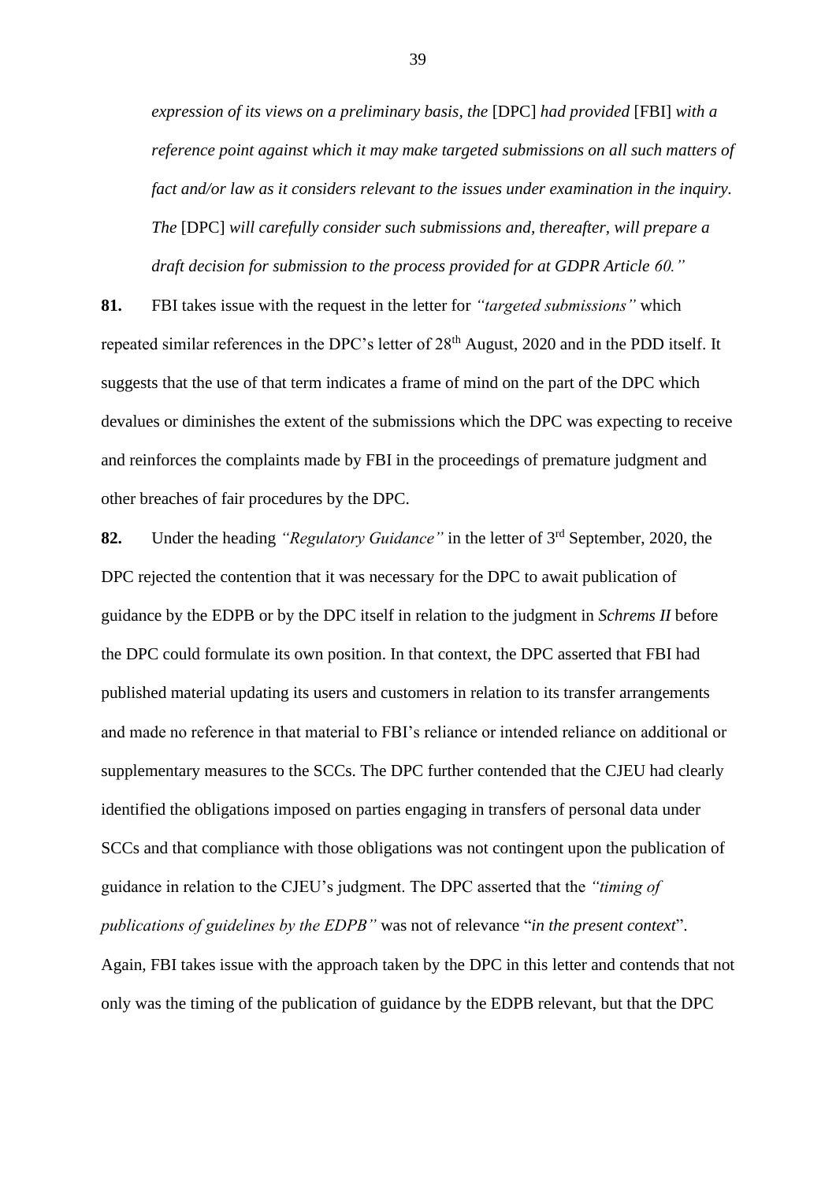*expression of its views on a preliminary basis, the* [DPC] *had provided* [FBI] *with a reference point against which it may make targeted submissions on all such matters of fact and/or law as it considers relevant to the issues under examination in the inquiry. The* [DPC] *will carefully consider such submissions and, thereafter, will prepare a draft decision for submission to the process provided for at GDPR Article 60."*

**81.** FBI takes issue with the request in the letter for *"targeted submissions"* which repeated similar references in the DPC's letter of 28th August, 2020 and in the PDD itself. It suggests that the use of that term indicates a frame of mind on the part of the DPC which devalues or diminishes the extent of the submissions which the DPC was expecting to receive and reinforces the complaints made by FBI in the proceedings of premature judgment and other breaches of fair procedures by the DPC.

**82.** Under the heading *"Regulatory Guidance"* in the letter of 3rd September, 2020, the DPC rejected the contention that it was necessary for the DPC to await publication of guidance by the EDPB or by the DPC itself in relation to the judgment in *Schrems II* before the DPC could formulate its own position. In that context, the DPC asserted that FBI had published material updating its users and customers in relation to its transfer arrangements and made no reference in that material to FBI's reliance or intended reliance on additional or supplementary measures to the SCCs. The DPC further contended that the CJEU had clearly identified the obligations imposed on parties engaging in transfers of personal data under SCCs and that compliance with those obligations was not contingent upon the publication of guidance in relation to the CJEU's judgment. The DPC asserted that the *"timing of publications of guidelines by the EDPB"* was not of relevance "*in the present context*". Again, FBI takes issue with the approach taken by the DPC in this letter and contends that not only was the timing of the publication of guidance by the EDPB relevant, but that the DPC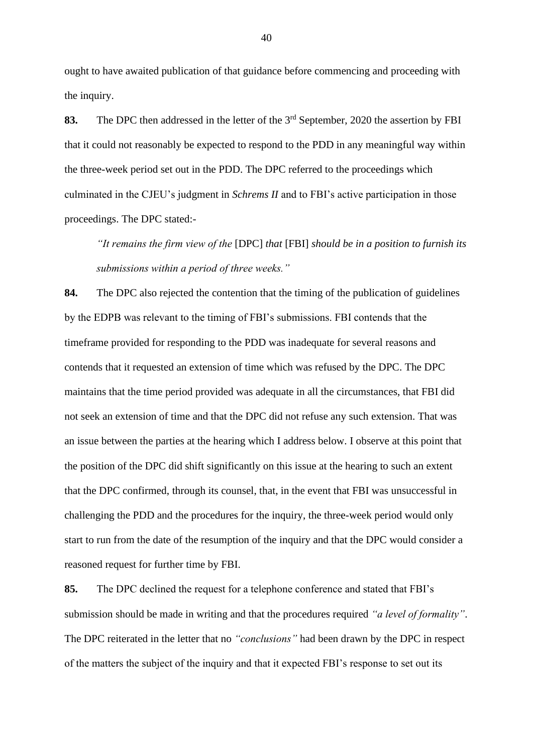ought to have awaited publication of that guidance before commencing and proceeding with the inquiry.

**83.** The DPC then addressed in the letter of the 3rd September, 2020 the assertion by FBI that it could not reasonably be expected to respond to the PDD in any meaningful way within the three-week period set out in the PDD. The DPC referred to the proceedings which culminated in the CJEU's judgment in *Schrems II* and to FBI's active participation in those proceedings. The DPC stated:-

> *"It remains the firm view of the* [DPC] *that* [FBI] *should be in a position to furnish its submissions within a period of three weeks."*

**84.** The DPC also rejected the contention that the timing of the publication of guidelines by the EDPB was relevant to the timing of FBI's submissions. FBI contends that the timeframe provided for responding to the PDD was inadequate for several reasons and contends that it requested an extension of time which was refused by the DPC. The DPC maintains that the time period provided was adequate in all the circumstances, that FBI did not seek an extension of time and that the DPC did not refuse any such extension. That was an issue between the parties at the hearing which I address below. I observe at this point that the position of the DPC did shift significantly on this issue at the hearing to such an extent that the DPC confirmed, through its counsel, that, in the event that FBI was unsuccessful in challenging the PDD and the procedures for the inquiry, the three-week period would only start to run from the date of the resumption of the inquiry and that the DPC would consider a reasoned request for further time by FBI.

**85.** The DPC declined the request for a telephone conference and stated that FBI's submission should be made in writing and that the procedures required *"a level of formality"*. The DPC reiterated in the letter that no *"conclusions"* had been drawn by the DPC in respect of the matters the subject of the inquiry and that it expected FBI's response to set out its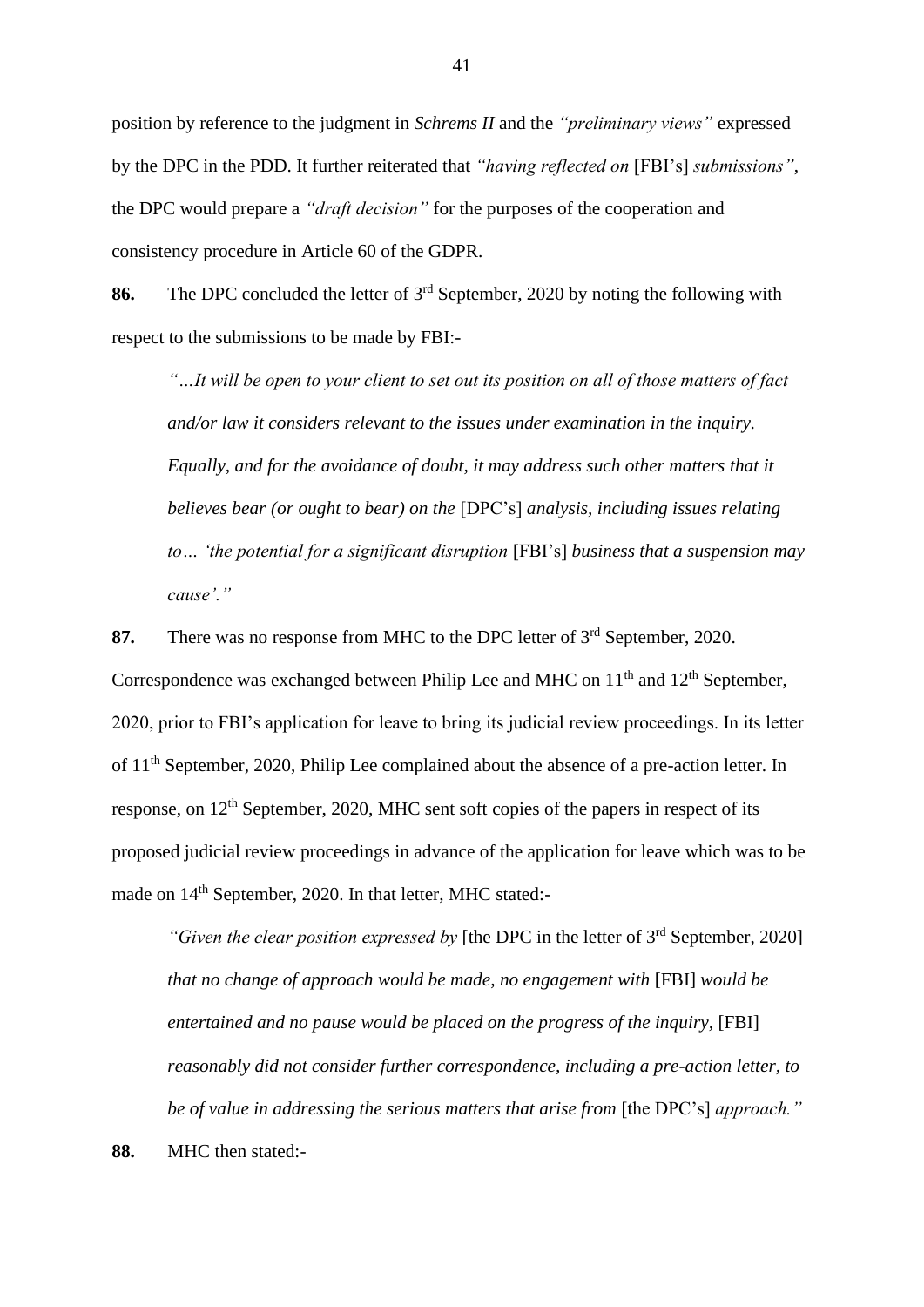position by reference to the judgment in *Schrems II* and the *"preliminary views"* expressed by the DPC in the PDD. It further reiterated that *"having reflected on* [FBI's] *submissions"*, the DPC would prepare a *"draft decision"* for the purposes of the cooperation and consistency procedure in Article 60 of the GDPR.

**86.** The DPC concluded the letter of 3rd September, 2020 by noting the following with respect to the submissions to be made by FBI:-

> *"…It will be open to your client to set out its position on all of those matters of fact and/or law it considers relevant to the issues under examination in the inquiry. Equally, and for the avoidance of doubt, it may address such other matters that it believes bear (or ought to bear) on the* [DPC's] *analysis, including issues relating to… 'the potential for a significant disruption* [FBI's] *business that a suspension may cause'."*

**87.** There was no response from MHC to the DPC letter of 3rd September, 2020. Correspondence was exchanged between Philip Lee and MHC on 11th and 12th September, 2020, prior to FBI's application for leave to bring its judicial review proceedings. In its letter of 11th September, 2020, Philip Lee complained about the absence of a pre-action letter. In response, on 12th September, 2020, MHC sent soft copies of the papers in respect of its proposed judicial review proceedings in advance of the application for leave which was to be made on 14th September, 2020. In that letter, MHC stated:-

> *"Given the clear position expressed by* [the DPC in the letter of 3rd September, 2020] *that no change of approach would be made, no engagement with* [FBI] *would be entertained and no pause would be placed on the progress of the inquiry,* [FBI] *reasonably did not consider further correspondence, including a pre-action letter, to be of value in addressing the serious matters that arise from* [the DPC's] *approach."*

**88.** MHC then stated:-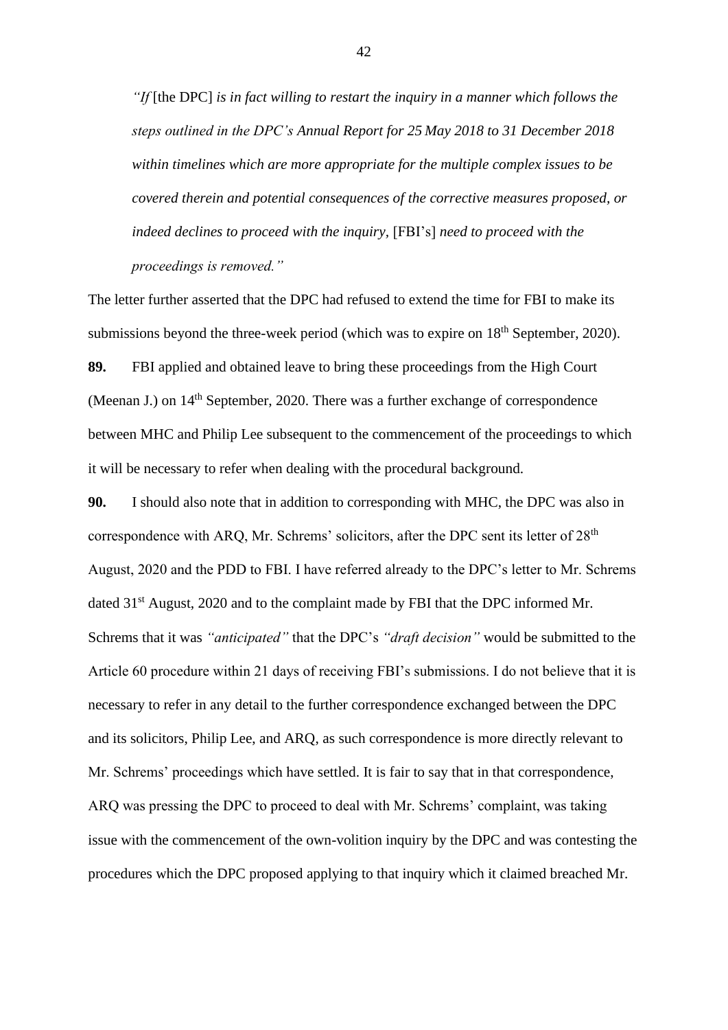*"If* [the DPC] *is in fact willing to restart the inquiry in a manner which follows the steps outlined in the DPC's Annual Report for 25 May 2018 to 31 December 2018 within timelines which are more appropriate for the multiple complex issues to be covered therein and potential consequences of the corrective measures proposed, or indeed declines to proceed with the inquiry,* [FBI's] *need to proceed with the proceedings is removed."*

The letter further asserted that the DPC had refused to extend the time for FBI to make its submissions beyond the three-week period (which was to expire on 18th September, 2020).

**89.** FBI applied and obtained leave to bring these proceedings from the High Court (Meenan J.) on 14th September, 2020. There was a further exchange of correspondence between MHC and Philip Lee subsequent to the commencement of the proceedings to which it will be necessary to refer when dealing with the procedural background.

**90.** I should also note that in addition to corresponding with MHC, the DPC was also in correspondence with ARQ, Mr. Schrems' solicitors, after the DPC sent its letter of 28th August, 2020 and the PDD to FBI. I have referred already to the DPC's letter to Mr. Schrems dated 31st August, 2020 and to the complaint made by FBI that the DPC informed Mr. Schrems that it was *"anticipated"* that the DPC's *"draft decision"* would be submitted to the Article 60 procedure within 21 days of receiving FBI's submissions. I do not believe that it is necessary to refer in any detail to the further correspondence exchanged between the DPC and its solicitors, Philip Lee, and ARQ, as such correspondence is more directly relevant to Mr. Schrems' proceedings which have settled. It is fair to say that in that correspondence, ARQ was pressing the DPC to proceed to deal with Mr. Schrems' complaint, was taking issue with the commencement of the own-volition inquiry by the DPC and was contesting the procedures which the DPC proposed applying to that inquiry which it claimed breached Mr.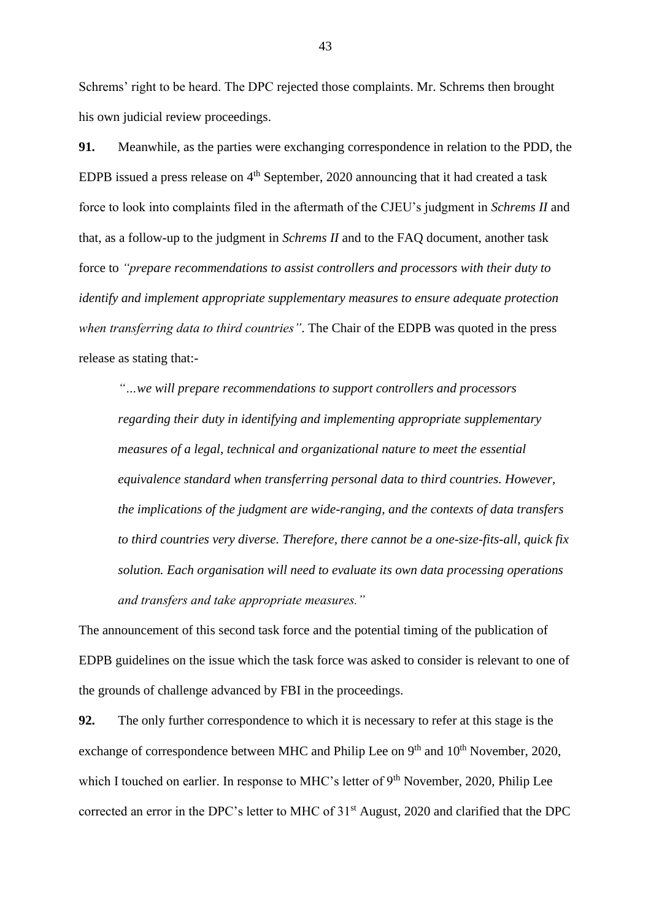Schrems' right to be heard. The DPC rejected those complaints. Mr. Schrems then brought his own judicial review proceedings.

**91.** Meanwhile, as the parties were exchanging correspondence in relation to the PDD, the EDPB issued a press release on 4th September, 2020 announcing that it had created a task force to look into complaints filed in the aftermath of the CJEU's judgment in *Schrems II* and that, as a follow-up to the judgment in *Schrems II* and to the FAQ document, another task force to *"prepare recommendations to assist controllers and processors with their duty to identify and implement appropriate supplementary measures to ensure adequate protection when transferring data to third countries"*. The Chair of the EDPB was quoted in the press release as stating that:-

> *"…we will prepare recommendations to support controllers and processors regarding their duty in identifying and implementing appropriate supplementary measures of a legal, technical and organizational nature to meet the essential equivalence standard when transferring personal data to third countries. However, the implications of the judgment are wide-ranging, and the contexts of data transfers to third countries very diverse. Therefore, there cannot be a one-size-fits-all, quick fix solution. Each organisation will need to evaluate its own data processing operations and transfers and take appropriate measures."*

The announcement of this second task force and the potential timing of the publication of EDPB guidelines on the issue which the task force was asked to consider is relevant to one of the grounds of challenge advanced by FBI in the proceedings.

**92.** The only further correspondence to which it is necessary to refer at this stage is the exchange of correspondence between MHC and Philip Lee on 9th and 10th November, 2020, which I touched on earlier. In response to MHC's letter of 9th November, 2020, Philip Lee corrected an error in the DPC's letter to MHC of 31st August, 2020 and clarified that the DPC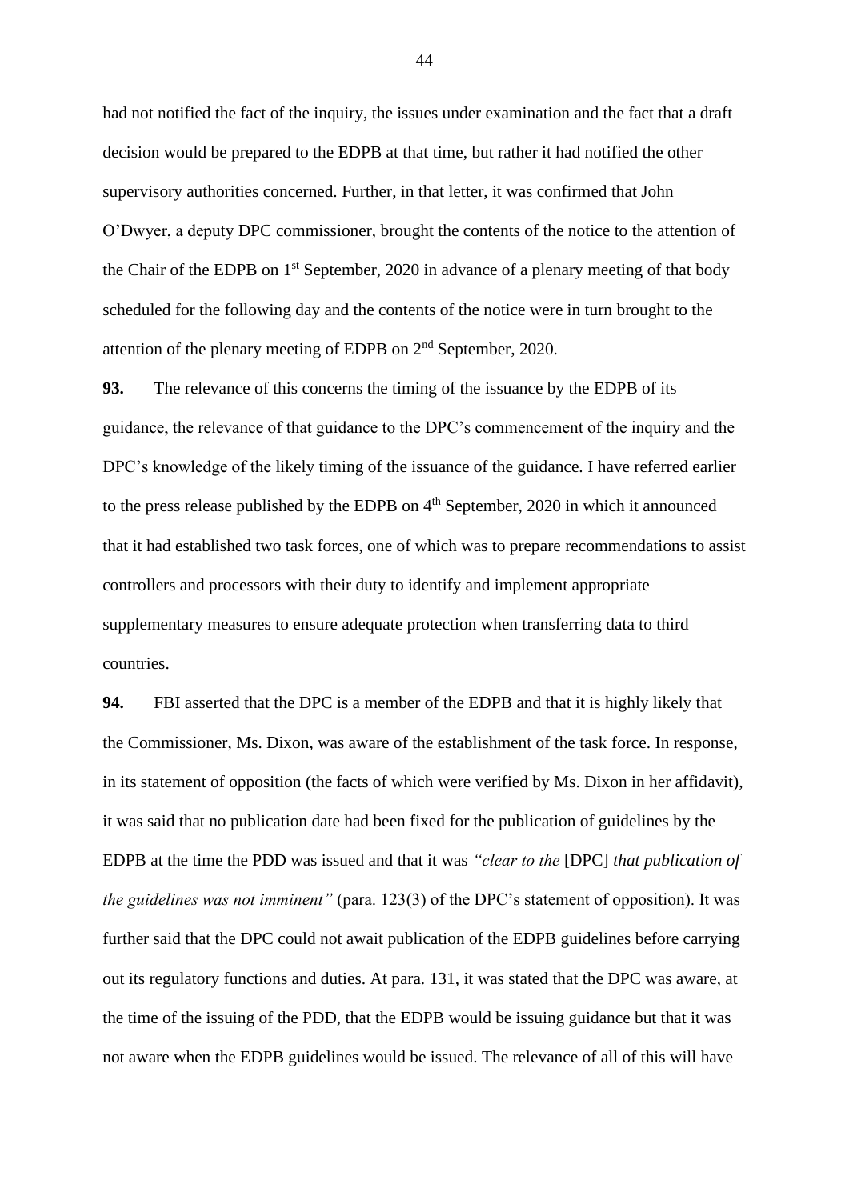had not notified the fact of the inquiry, the issues under examination and the fact that a draft decision would be prepared to the EDPB at that time, but rather it had notified the other supervisory authorities concerned. Further, in that letter, it was confirmed that John O'Dwyer, a deputy DPC commissioner, brought the contents of the notice to the attention of the Chair of the EDPB on 1st September, 2020 in advance of a plenary meeting of that body scheduled for the following day and the contents of the notice were in turn brought to the attention of the plenary meeting of EDPB on 2nd September, 2020.

**93.** The relevance of this concerns the timing of the issuance by the EDPB of its guidance, the relevance of that guidance to the DPC's commencement of the inquiry and the DPC's knowledge of the likely timing of the issuance of the guidance. I have referred earlier to the press release published by the EDPB on 4th September, 2020 in which it announced that it had established two task forces, one of which was to prepare recommendations to assist controllers and processors with their duty to identify and implement appropriate supplementary measures to ensure adequate protection when transferring data to third countries.

**94.** FBI asserted that the DPC is a member of the EDPB and that it is highly likely that the Commissioner, Ms. Dixon, was aware of the establishment of the task force. In response, in its statement of opposition (the facts of which were verified by Ms. Dixon in her affidavit), it was said that no publication date had been fixed for the publication of guidelines by the EDPB at the time the PDD was issued and that it was *"clear to the* [DPC] *that publication of the guidelines was not imminent"* (para. 123(3) of the DPC's statement of opposition). It was further said that the DPC could not await publication of the EDPB guidelines before carrying out its regulatory functions and duties. At para. 131, it was stated that the DPC was aware, at the time of the issuing of the PDD, that the EDPB would be issuing guidance but that it was not aware when the EDPB guidelines would be issued. The relevance of all of this will have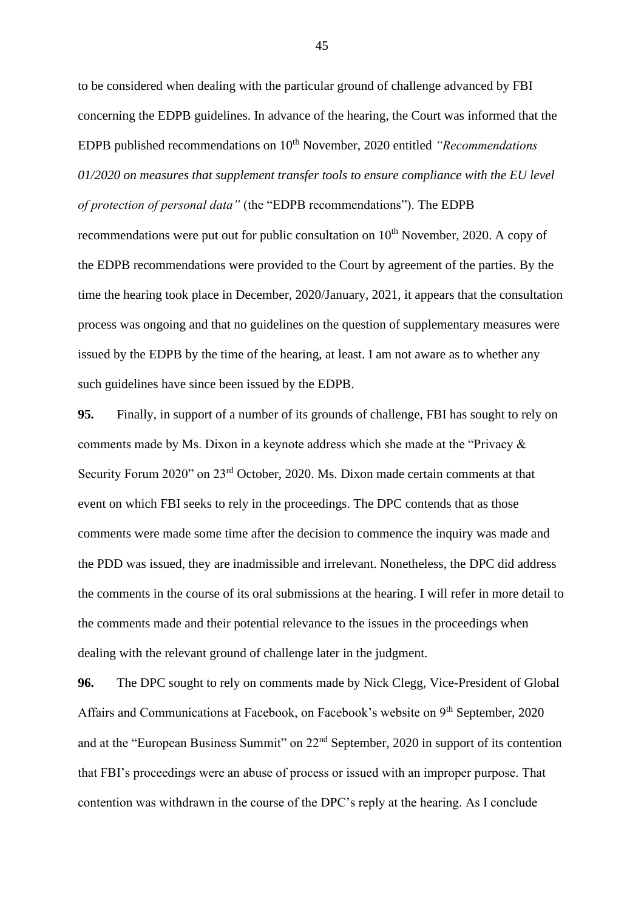to be considered when dealing with the particular ground of challenge advanced by FBI concerning the EDPB guidelines. In advance of the hearing, the Court was informed that the EDPB published recommendations on 10th November, 2020 entitled *"Recommendations 01/2020 on measures that supplement transfer tools to ensure compliance with the EU level of protection of personal data"* (the "EDPB recommendations"). The EDPB recommendations were put out for public consultation on 10th November, 2020. A copy of the EDPB recommendations were provided to the Court by agreement of the parties. By the time the hearing took place in December, 2020/January, 2021, it appears that the consultation process was ongoing and that no guidelines on the question of supplementary measures were issued by the EDPB by the time of the hearing, at least. I am not aware as to whether any such guidelines have since been issued by the EDPB.

**95.** Finally, in support of a number of its grounds of challenge, FBI has sought to rely on comments made by Ms. Dixon in a keynote address which she made at the "Privacy & Security Forum 2020" on 23rd October, 2020. Ms. Dixon made certain comments at that event on which FBI seeks to rely in the proceedings. The DPC contends that as those comments were made some time after the decision to commence the inquiry was made and the PDD was issued, they are inadmissible and irrelevant. Nonetheless, the DPC did address the comments in the course of its oral submissions at the hearing. I will refer in more detail to the comments made and their potential relevance to the issues in the proceedings when dealing with the relevant ground of challenge later in the judgment.

**96.** The DPC sought to rely on comments made by Nick Clegg, Vice-President of Global Affairs and Communications at Facebook, on Facebook's website on 9th September, 2020 and at the "European Business Summit" on 22nd September, 2020 in support of its contention that FBI's proceedings were an abuse of process or issued with an improper purpose. That contention was withdrawn in the course of the DPC's reply at the hearing. As I conclude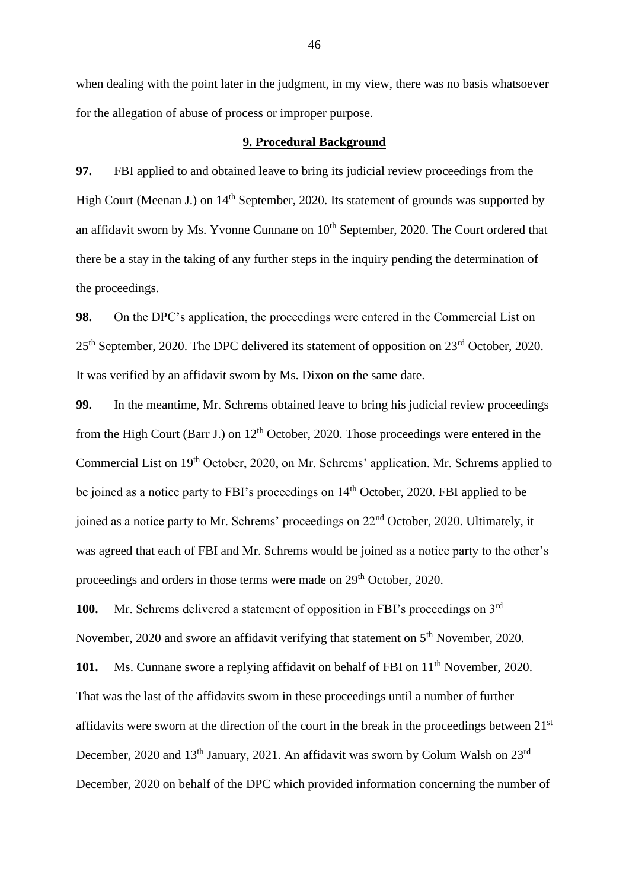when dealing with the point later in the judgment, in my view, there was no basis whatsoever for the allegation of abuse of process or improper purpose.

## 9. Procedural Background

**97.** FBI applied to and obtained leave to bring its judicial review proceedings from the High Court (Meenan J.) on 14th September, 2020. Its statement of grounds was supported by an affidavit sworn by Ms. Yvonne Cunnane on 10th September, 2020. The Court ordered that there be a stay in the taking of any further steps in the inquiry pending the determination of the proceedings.

**98.** On the DPC's application, the proceedings were entered in the Commercial List on 25th September, 2020. The DPC delivered its statement of opposition on 23rd October, 2020. It was verified by an affidavit sworn by Ms. Dixon on the same date.

**99.** In the meantime, Mr. Schrems obtained leave to bring his judicial review proceedings from the High Court (Barr J.) on 12th October, 2020. Those proceedings were entered in the Commercial List on 19th October, 2020, on Mr. Schrems' application. Mr. Schrems applied to be joined as a notice party to FBI's proceedings on 14th October, 2020. FBI applied to be joined as a notice party to Mr. Schrems' proceedings on 22nd October, 2020. Ultimately, it was agreed that each of FBI and Mr. Schrems would be joined as a notice party to the other's proceedings and orders in those terms were made on 29th October, 2020.

**100.** Mr. Schrems delivered a statement of opposition in FBI's proceedings on 3rd November, 2020 and swore an affidavit verifying that statement on 5th November, 2020.

**101.** Ms. Cunnane swore a replying affidavit on behalf of FBI on 11th November, 2020. That was the last of the affidavits sworn in these proceedings until a number of further affidavits were sworn at the direction of the court in the break in the proceedings between 21st December, 2020 and 13th January, 2021. An affidavit was sworn by Colum Walsh on 23rd December, 2020 on behalf of the DPC which provided information concerning the number of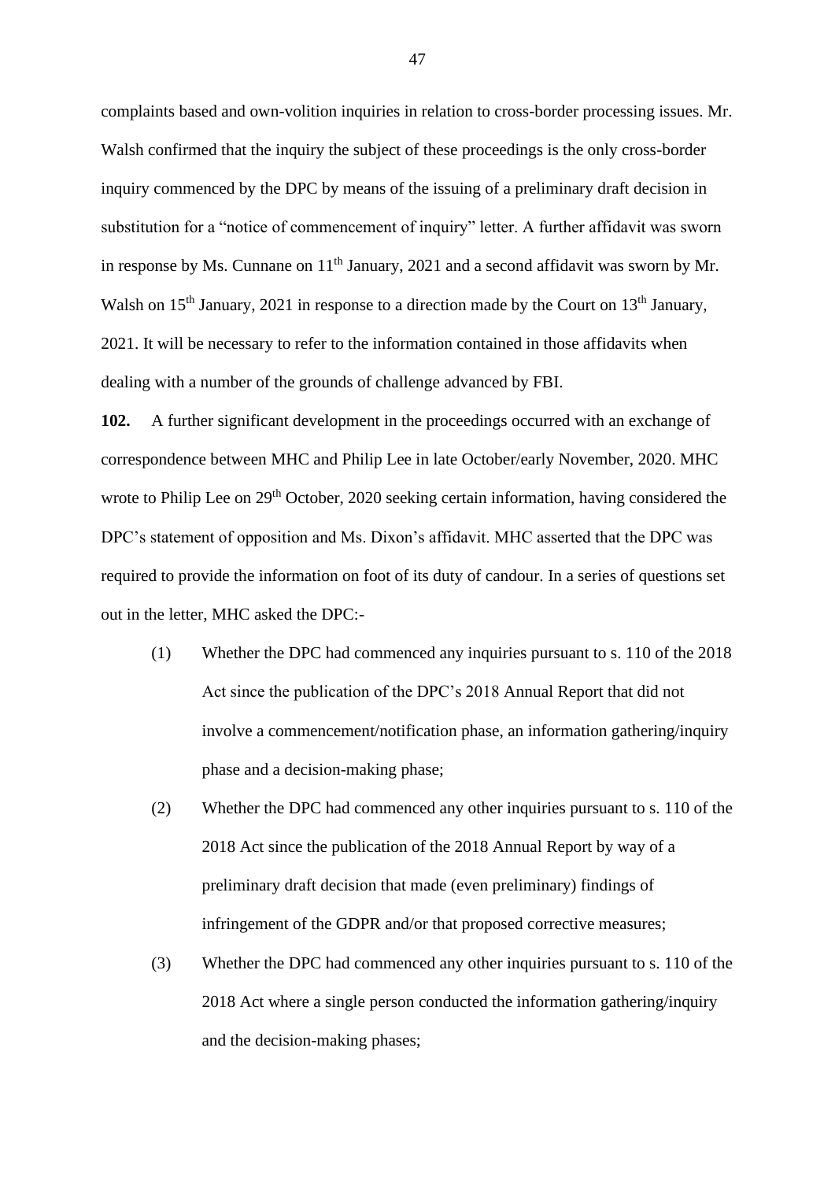complaints based and own-volition inquiries in relation to cross-border processing issues. Mr. Walsh confirmed that the inquiry the subject of these proceedings is the only cross-border inquiry commenced by the DPC by means of the issuing of a preliminary draft decision in substitution for a "notice of commencement of inquiry" letter. A further affidavit was sworn in response by Ms. Cunnane on 11th January, 2021 and a second affidavit was sworn by Mr. Walsh on 15th January, 2021 in response to a direction made by the Court on 13th January, 2021. It will be necessary to refer to the information contained in those affidavits when dealing with a number of the grounds of challenge advanced by FBI.

**102.** A further significant development in the proceedings occurred with an exchange of correspondence between MHC and Philip Lee in late October/early November, 2020. MHC wrote to Philip Lee on 29th October, 2020 seeking certain information, having considered the DPC's statement of opposition and Ms. Dixon's affidavit. MHC asserted that the DPC was required to provide the information on foot of its duty of candour. In a series of questions set out in the letter, MHC asked the DPC:-

(1) Whether the DPC had commenced any inquiries pursuant to s. 110 of the 2018 Act since the publication of the DPC's 2018 Annual Report that did not involve a commencement/notification phase, an information gathering/inquiry phase and a decision-making phase;

(2) Whether the DPC had commenced any other inquiries pursuant to s. 110 of the 2018 Act since the publication of the 2018 Annual Report by way of a preliminary draft decision that made (even preliminary) findings of infringement of the GDPR and/or that proposed corrective measures;

(3) Whether the DPC had commenced any other inquiries pursuant to s. 110 of the 2018 Act where a single person conducted the information gathering/inquiry and the decision-making phases;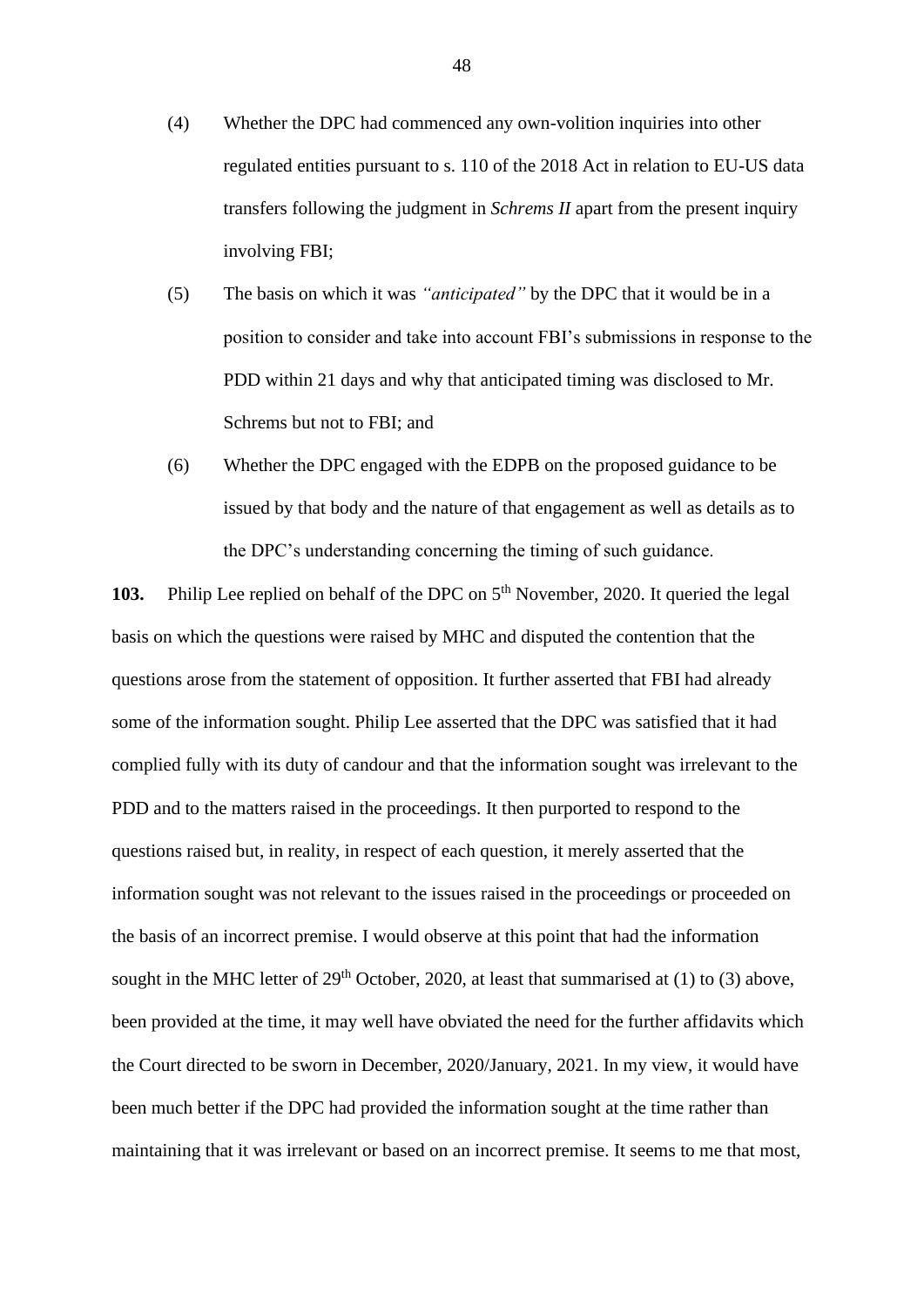(4) Whether the DPC had commenced any own-volition inquiries into other regulated entities pursuant to s. 110 of the 2018 Act in relation to EU-US data transfers following the judgment in *Schrems II* apart from the present inquiry involving FBI;

(5) The basis on which it was *"anticipated"* by the DPC that it would be in a position to consider and take into account FBI's submissions in response to the PDD within 21 days and why that anticipated timing was disclosed to Mr. Schrems but not to FBI; and

(6) Whether the DPC engaged with the EDPB on the proposed guidance to be issued by that body and the nature of that engagement as well as details as to the DPC's understanding concerning the timing of such guidance.

**103.** Philip Lee replied on behalf of the DPC on 5th November, 2020. It queried the legal basis on which the questions were raised by MHC and disputed the contention that the questions arose from the statement of opposition. It further asserted that FBI had already some of the information sought. Philip Lee asserted that the DPC was satisfied that it had complied fully with its duty of candour and that the information sought was irrelevant to the PDD and to the matters raised in the proceedings. It then purported to respond to the questions raised but, in reality, in respect of each question, it merely asserted that the information sought was not relevant to the issues raised in the proceedings or proceeded on the basis of an incorrect premise. I would observe at this point that had the information sought in the MHC letter of 29th October, 2020, at least that summarised at (1) to (3) above, been provided at the time, it may well have obviated the need for the further affidavits which the Court directed to be sworn in December, 2020/January, 2021. In my view, it would have been much better if the DPC had provided the information sought at the time rather than maintaining that it was irrelevant or based on an incorrect premise. It seems to me that most,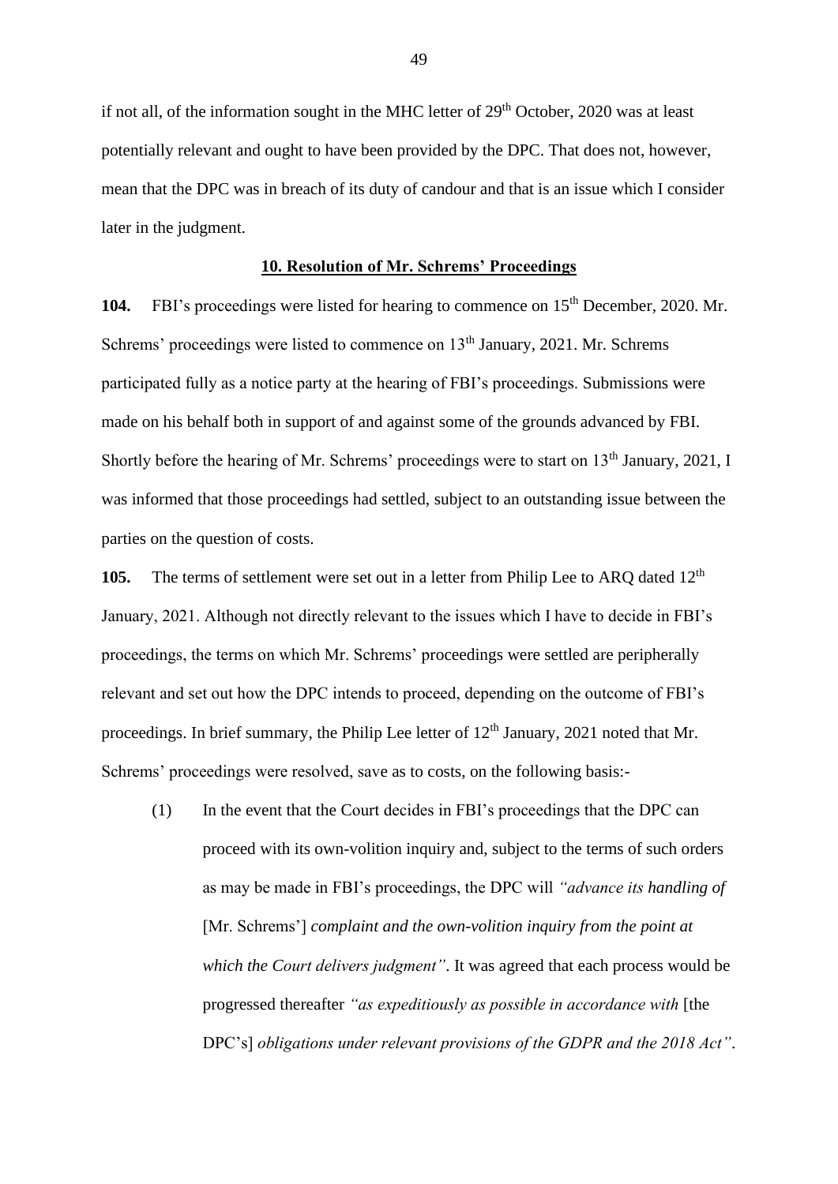if not all, of the information sought in the MHC letter of 29th October, 2020 was at least potentially relevant and ought to have been provided by the DPC. That does not, however, mean that the DPC was in breach of its duty of candour and that is an issue which I consider later in the judgment.

## 10. Resolution of Mr. Schrems' Proceedings

**104.** FBI's proceedings were listed for hearing to commence on 15th December, 2020. Mr. Schrems' proceedings were listed to commence on 13th January, 2021. Mr. Schrems participated fully as a notice party at the hearing of FBI's proceedings. Submissions were made on his behalf both in support of and against some of the grounds advanced by FBI. Shortly before the hearing of Mr. Schrems' proceedings were to start on 13th January, 2021, I was informed that those proceedings had settled, subject to an outstanding issue between the parties on the question of costs.

**105.** The terms of settlement were set out in a letter from Philip Lee to ARQ dated 12th January, 2021. Although not directly relevant to the issues which I have to decide in FBI's proceedings, the terms on which Mr. Schrems' proceedings were settled are peripherally relevant and set out how the DPC intends to proceed, depending on the outcome of FBI's proceedings. In brief summary, the Philip Lee letter of 12th January, 2021 noted that Mr. Schrems' proceedings were resolved, save as to costs, on the following basis:-

(1) In the event that the Court decides in FBI's proceedings that the DPC can proceed with its own-volition inquiry and, subject to the terms of such orders as may be made in FBI's proceedings, the DPC will *"advance its handling of* [Mr. Schrems'] *complaint and the own-volition inquiry from the point at which the Court delivers judgment"*. It was agreed that each process would be progressed thereafter *"as expeditiously as possible in accordance with* [the DPC's] *obligations under relevant provisions of the GDPR and the 2018 Act"*.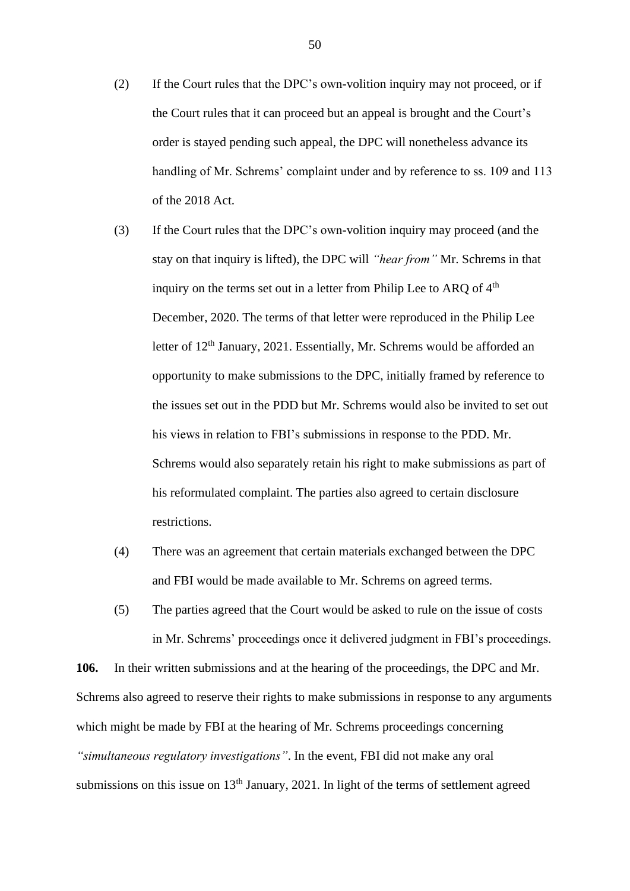(2) If the Court rules that the DPC's own-volition inquiry may not proceed, or if the Court rules that it can proceed but an appeal is brought and the Court's order is stayed pending such appeal, the DPC will nonetheless advance its handling of Mr. Schrems' complaint under and by reference to ss. 109 and 113 of the 2018 Act.

(3) If the Court rules that the DPC's own-volition inquiry may proceed (and the stay on that inquiry is lifted), the DPC will *"hear from"* Mr. Schrems in that inquiry on the terms set out in a letter from Philip Lee to ARQ of 4th December, 2020. The terms of that letter were reproduced in the Philip Lee letter of 12th January, 2021. Essentially, Mr. Schrems would be afforded an opportunity to make submissions to the DPC, initially framed by reference to the issues set out in the PDD but Mr. Schrems would also be invited to set out his views in relation to FBI's submissions in response to the PDD. Mr. Schrems would also separately retain his right to make submissions as part of his reformulated complaint. The parties also agreed to certain disclosure restrictions.

(4) There was an agreement that certain materials exchanged between the DPC and FBI would be made available to Mr. Schrems on agreed terms.

(5) The parties agreed that the Court would be asked to rule on the issue of costs in Mr. Schrems' proceedings once it delivered judgment in FBI's proceedings.

**106.** In their written submissions and at the hearing of the proceedings, the DPC and Mr. Schrems also agreed to reserve their rights to make submissions in response to any arguments which might be made by FBI at the hearing of Mr. Schrems proceedings concerning *"simultaneous regulatory investigations"*. In the event, FBI did not make any oral submissions on this issue on 13th January, 2021. In light of the terms of settlement agreed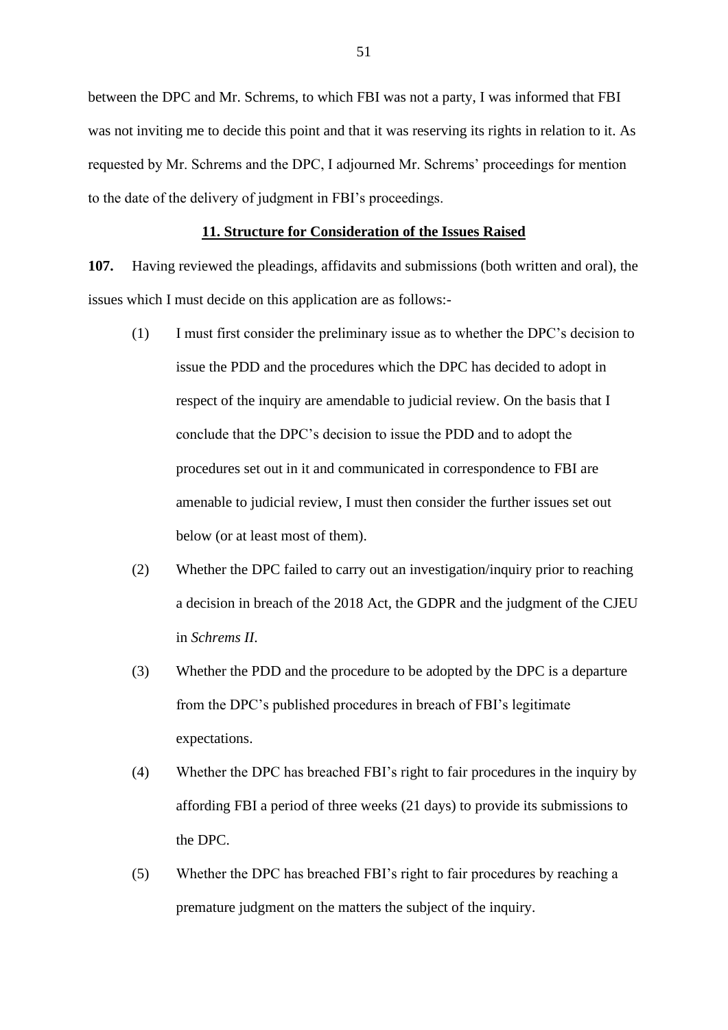between the DPC and Mr. Schrems, to which FBI was not a party, I was informed that FBI was not inviting me to decide this point and that it was reserving its rights in relation to it. As requested by Mr. Schrems and the DPC, I adjourned Mr. Schrems' proceedings for mention to the date of the delivery of judgment in FBI's proceedings.

## 11. Structure for Consideration of the Issues Raised

**107.** Having reviewed the pleadings, affidavits and submissions (both written and oral), the issues which I must decide on this application are as follows:-

(1) I must first consider the preliminary issue as to whether the DPC's decision to issue the PDD and the procedures which the DPC has decided to adopt in respect of the inquiry are amendable to judicial review. On the basis that I conclude that the DPC's decision to issue the PDD and to adopt the procedures set out in it and communicated in correspondence to FBI are amenable to judicial review, I must then consider the further issues set out below (or at least most of them).

(2) Whether the DPC failed to carry out an investigation/inquiry prior to reaching a decision in breach of the 2018 Act, the GDPR and the judgment of the CJEU in *Schrems II*.

(3) Whether the PDD and the procedure to be adopted by the DPC is a departure from the DPC's published procedures in breach of FBI's legitimate expectations.

(4) Whether the DPC has breached FBI's right to fair procedures in the inquiry by affording FBI a period of three weeks (21 days) to provide its submissions to the DPC.

(5) Whether the DPC has breached FBI's right to fair procedures by reaching a premature judgment on the matters the subject of the inquiry.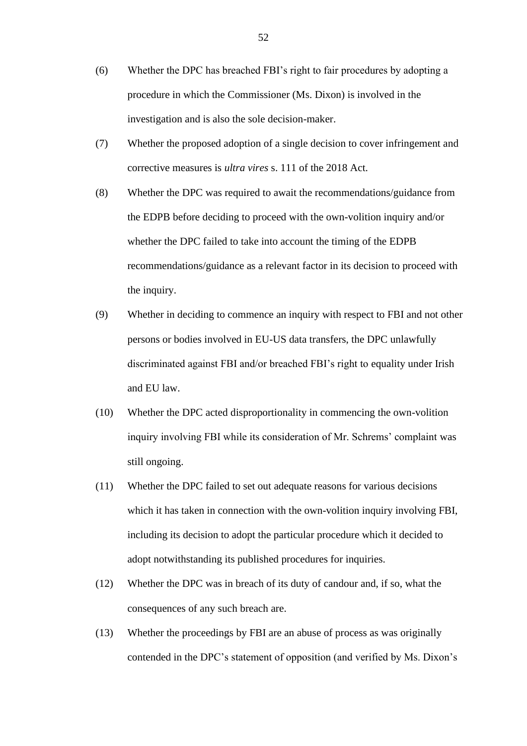(6) Whether the DPC has breached FBI's right to fair procedures by adopting a procedure in which the Commissioner (Ms. Dixon) is involved in the investigation and is also the sole decision-maker.

(7) Whether the proposed adoption of a single decision to cover infringement and corrective measures is *ultra vires* s. 111 of the 2018 Act.

(8) Whether the DPC was required to await the recommendations/guidance from the EDPB before deciding to proceed with the own-volition inquiry and/or whether the DPC failed to take into account the timing of the EDPB recommendations/guidance as a relevant factor in its decision to proceed with the inquiry.

(9) Whether in deciding to commence an inquiry with respect to FBI and not other persons or bodies involved in EU-US data transfers, the DPC unlawfully discriminated against FBI and/or breached FBI's right to equality under Irish and EU law.

(10) Whether the DPC acted disproportionality in commencing the own-volition inquiry involving FBI while its consideration of Mr. Schrems' complaint was still ongoing.

(11) Whether the DPC failed to set out adequate reasons for various decisions which it has taken in connection with the own-volition inquiry involving FBI, including its decision to adopt the particular procedure which it decided to adopt notwithstanding its published procedures for inquiries.

(12) Whether the DPC was in breach of its duty of candour and, if so, what the consequences of any such breach are.

(13) Whether the proceedings by FBI are an abuse of process as was originally contended in the DPC's statement of opposition (and verified by Ms. Dixon's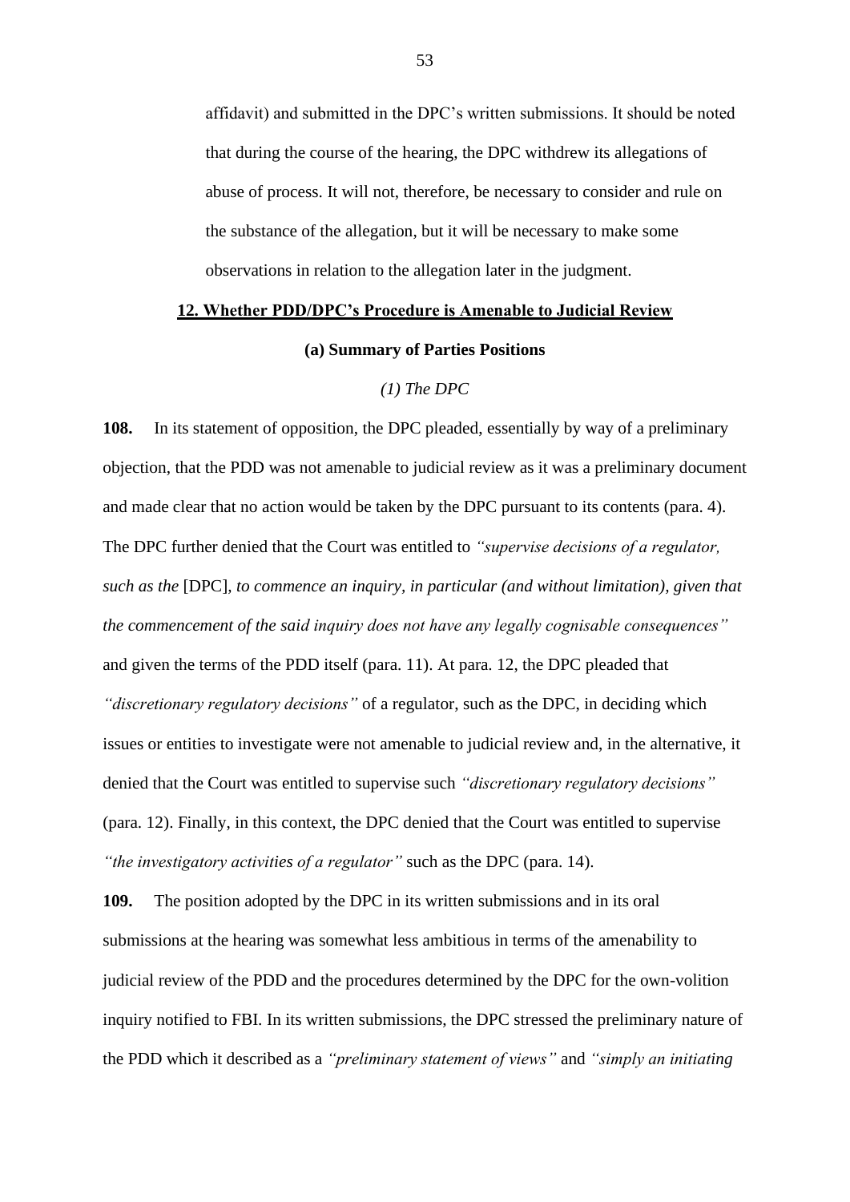affidavit) and submitted in the DPC's written submissions. It should be noted that during the course of the hearing, the DPC withdrew its allegations of abuse of process. It will not, therefore, be necessary to consider and rule on the substance of the allegation, but it will be necessary to make some observations in relation to the allegation later in the judgment.

## 12. Whether PDD/DPC's Procedure is Amenable to Judicial Review

### (a) Summary of Parties Positions

#### *(1) The DPC*

**108.** In its statement of opposition, the DPC pleaded, essentially by way of a preliminary objection, that the PDD was not amenable to judicial review as it was a preliminary document and made clear that no action would be taken by the DPC pursuant to its contents (para. 4). The DPC further denied that the Court was entitled to *"supervise decisions of a regulator, such as the* [DPC]*, to commence an inquiry, in particular (and without limitation), given that the commencement of the said inquiry does not have any legally cognisable consequences"* and given the terms of the PDD itself (para. 11). At para. 12, the DPC pleaded that *"discretionary regulatory decisions"* of a regulator, such as the DPC, in deciding which issues or entities to investigate were not amenable to judicial review and, in the alternative, it denied that the Court was entitled to supervise such *"discretionary regulatory decisions"* (para. 12). Finally, in this context, the DPC denied that the Court was entitled to supervise *"the investigatory activities of a regulator"* such as the DPC (para. 14).

**109.** The position adopted by the DPC in its written submissions and in its oral submissions at the hearing was somewhat less ambitious in terms of the amenability to judicial review of the PDD and the procedures determined by the DPC for the own-volition inquiry notified to FBI. In its written submissions, the DPC stressed the preliminary nature of the PDD which it described as a *"preliminary statement of views"* and *"simply an initiating*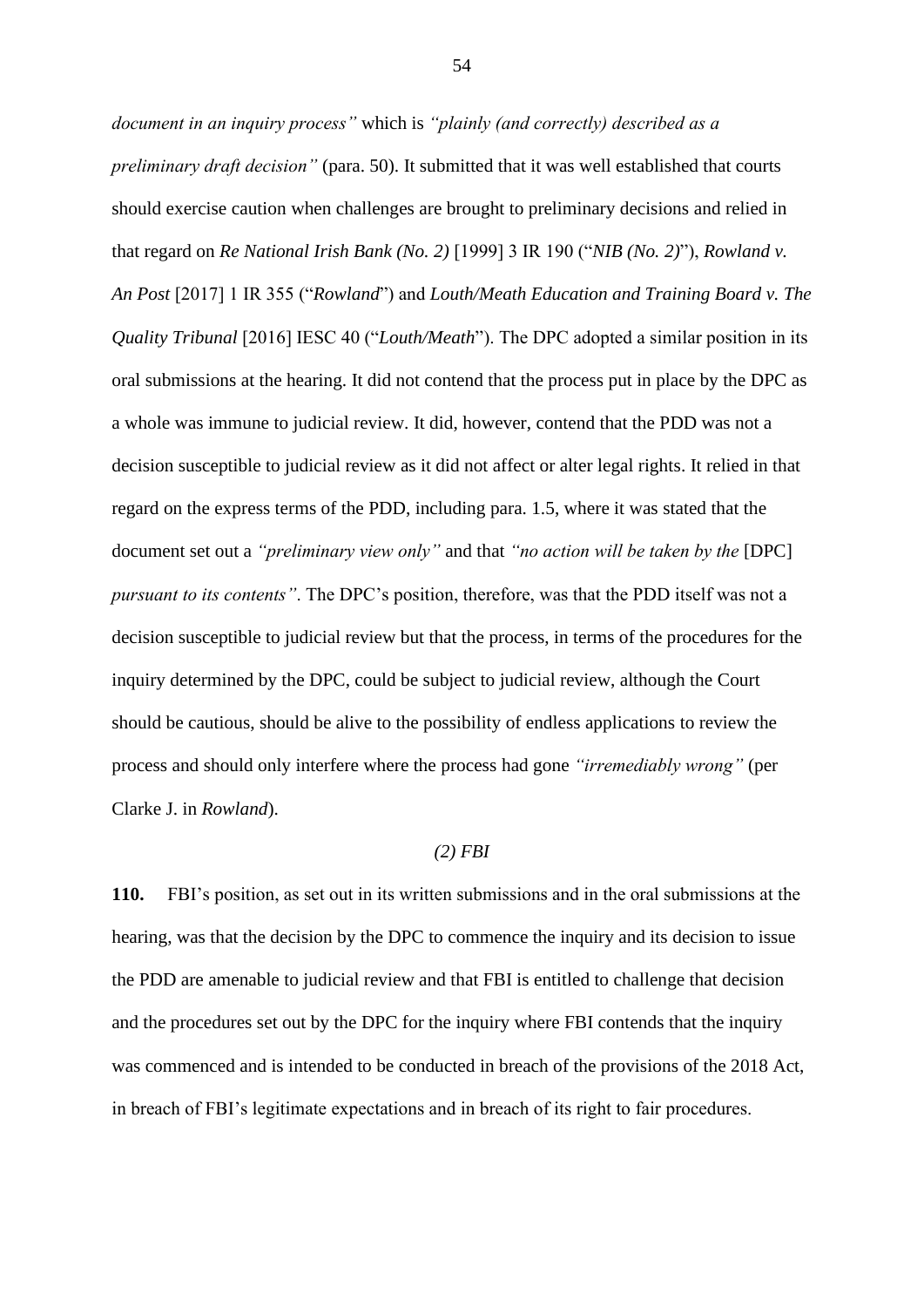*document in an inquiry process"* which is *"plainly (and correctly) described as a preliminary draft decision"* (para. 50). It submitted that it was well established that courts should exercise caution when challenges are brought to preliminary decisions and relied in that regard on *Re National Irish Bank (No. 2)* [1999] 3 IR 190 ("*NIB (No. 2)*"), *Rowland v. An Post* [2017] 1 IR 355 ("*Rowland*") and *Louth/Meath Education and Training Board v. The Quality Tribunal* [2016] IESC 40 ("*Louth/Meath*"). The DPC adopted a similar position in its oral submissions at the hearing. It did not contend that the process put in place by the DPC as a whole was immune to judicial review. It did, however, contend that the PDD was not a decision susceptible to judicial review as it did not affect or alter legal rights. It relied in that regard on the express terms of the PDD, including para. 1.5, where it was stated that the document set out a *"preliminary view only"* and that *"no action will be taken by the* [DPC] *pursuant to its contents"*. The DPC's position, therefore, was that the PDD itself was not a decision susceptible to judicial review but that the process, in terms of the procedures for the inquiry determined by the DPC, could be subject to judicial review, although the Court should be cautious, should be alive to the possibility of endless applications to review the process and should only interfere where the process had gone *"irremediably wrong"* (per Clarke J. in *Rowland*).

*(2) FBI*

**110.** FBI's position, as set out in its written submissions and in the oral submissions at the hearing, was that the decision by the DPC to commence the inquiry and its decision to issue the PDD are amenable to judicial review and that FBI is entitled to challenge that decision and the procedures set out by the DPC for the inquiry where FBI contends that the inquiry was commenced and is intended to be conducted in breach of the provisions of the 2018 Act, in breach of FBI's legitimate expectations and in breach of its right to fair procedures.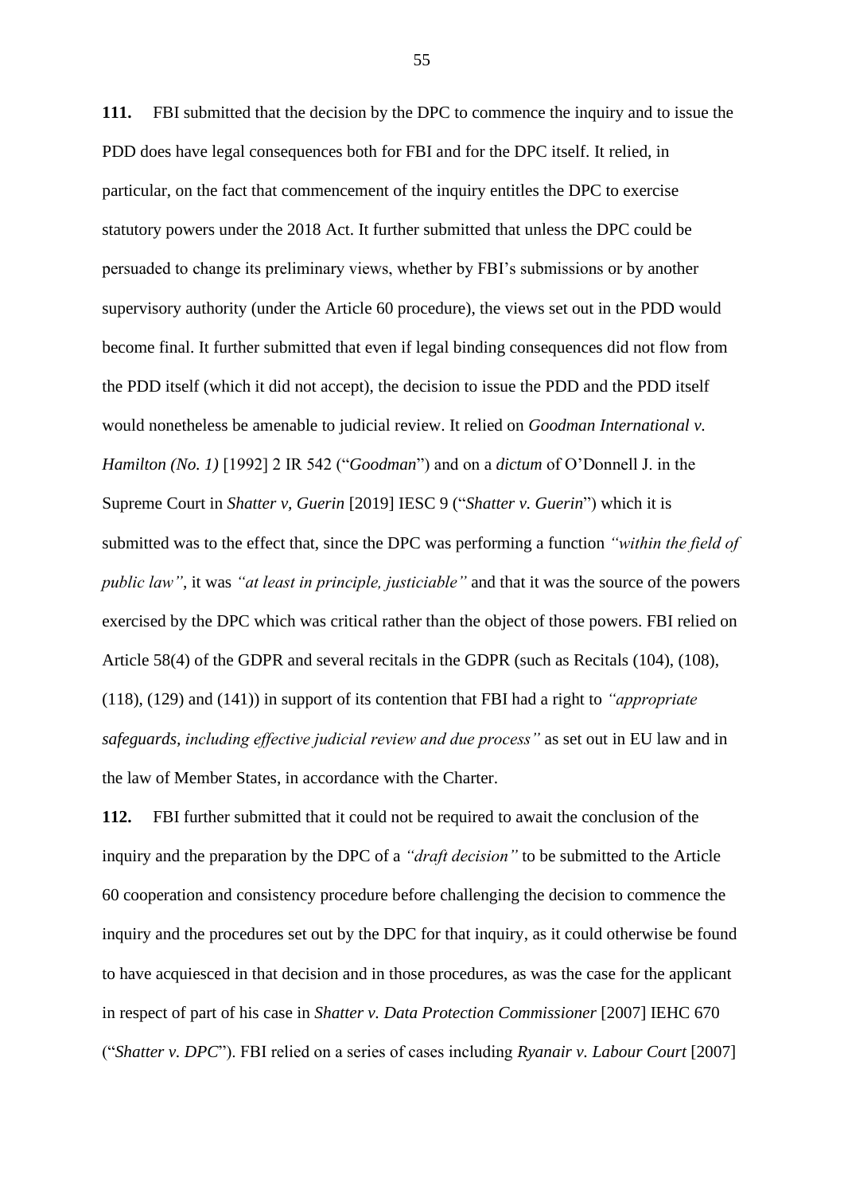**111.** FBI submitted that the decision by the DPC to commence the inquiry and to issue the PDD does have legal consequences both for FBI and for the DPC itself. It relied, in particular, on the fact that commencement of the inquiry entitles the DPC to exercise statutory powers under the 2018 Act. It further submitted that unless the DPC could be persuaded to change its preliminary views, whether by FBI's submissions or by another supervisory authority (under the Article 60 procedure), the views set out in the PDD would become final. It further submitted that even if legal binding consequences did not flow from the PDD itself (which it did not accept), the decision to issue the PDD and the PDD itself would nonetheless be amenable to judicial review. It relied on *Goodman International v. Hamilton (No. 1)* [1992] 2 IR 542 ("*Goodman*") and on a *dictum* of O'Donnell J. in the Supreme Court in *Shatter v, Guerin* [2019] IESC 9 ("*Shatter v. Guerin*") which it is submitted was to the effect that, since the DPC was performing a function *"within the field of public law"*, it was *"at least in principle, justiciable"* and that it was the source of the powers exercised by the DPC which was critical rather than the object of those powers. FBI relied on Article 58(4) of the GDPR and several recitals in the GDPR (such as Recitals (104), (108), (118), (129) and (141)) in support of its contention that FBI had a right to *"appropriate safeguards, including effective judicial review and due process"* as set out in EU law and in the law of Member States, in accordance with the Charter.

**112.** FBI further submitted that it could not be required to await the conclusion of the inquiry and the preparation by the DPC of a *"draft decision"* to be submitted to the Article 60 cooperation and consistency procedure before challenging the decision to commence the inquiry and the procedures set out by the DPC for that inquiry, as it could otherwise be found to have acquiesced in that decision and in those procedures, as was the case for the applicant in respect of part of his case in *Shatter v. Data Protection Commissioner* [2007] IEHC 670 ("*Shatter v. DPC*"). FBI relied on a series of cases including *Ryanair v. Labour Court* [2007]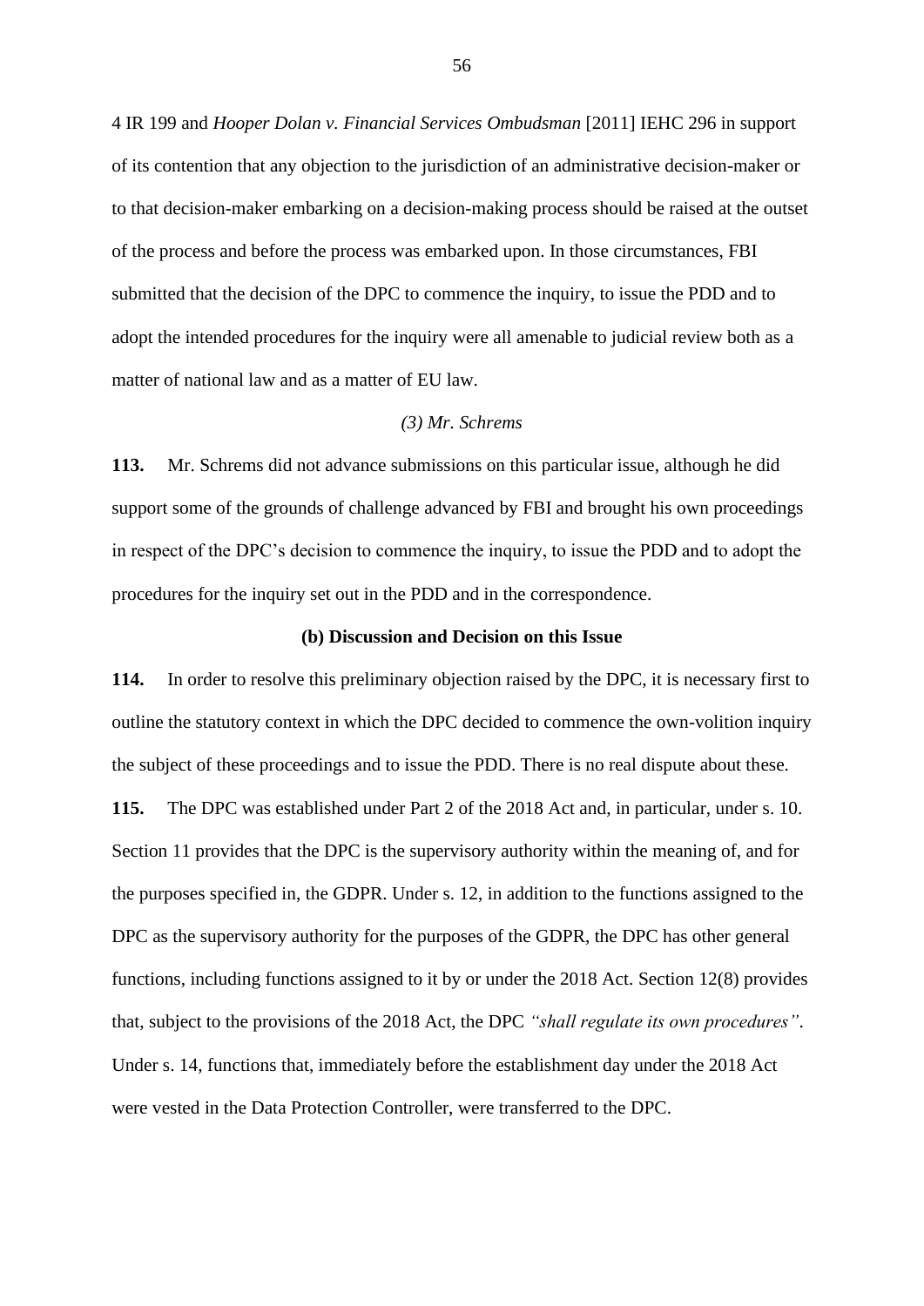4 IR 199 and *Hooper Dolan v. Financial Services Ombudsman* [2011] IEHC 296 in support of its contention that any objection to the jurisdiction of an administrative decision-maker or to that decision-maker embarking on a decision-making process should be raised at the outset of the process and before the process was embarked upon. In those circumstances, FBI submitted that the decision of the DPC to commence the inquiry, to issue the PDD and to adopt the intended procedures for the inquiry were all amenable to judicial review both as a matter of national law and as a matter of EU law.

*(3) Mr. Schrems*

**113.** Mr. Schrems did not advance submissions on this particular issue, although he did support some of the grounds of challenge advanced by FBI and brought his own proceedings in respect of the DPC's decision to commence the inquiry, to issue the PDD and to adopt the procedures for the inquiry set out in the PDD and in the correspondence.

**(b) Discussion and Decision on this Issue**

**114.** In order to resolve this preliminary objection raised by the DPC, it is necessary first to outline the statutory context in which the DPC decided to commence the own-volition inquiry the subject of these proceedings and to issue the PDD. There is no real dispute about these.

**115.** The DPC was established under Part 2 of the 2018 Act and, in particular, under s. 10. Section 11 provides that the DPC is the supervisory authority within the meaning of, and for the purposes specified in, the GDPR. Under s. 12, in addition to the functions assigned to the DPC as the supervisory authority for the purposes of the GDPR, the DPC has other general functions, including functions assigned to it by or under the 2018 Act. Section 12(8) provides that, subject to the provisions of the 2018 Act, the DPC *"shall regulate its own procedures"*. Under s. 14, functions that, immediately before the establishment day under the 2018 Act were vested in the Data Protection Controller, were transferred to the DPC.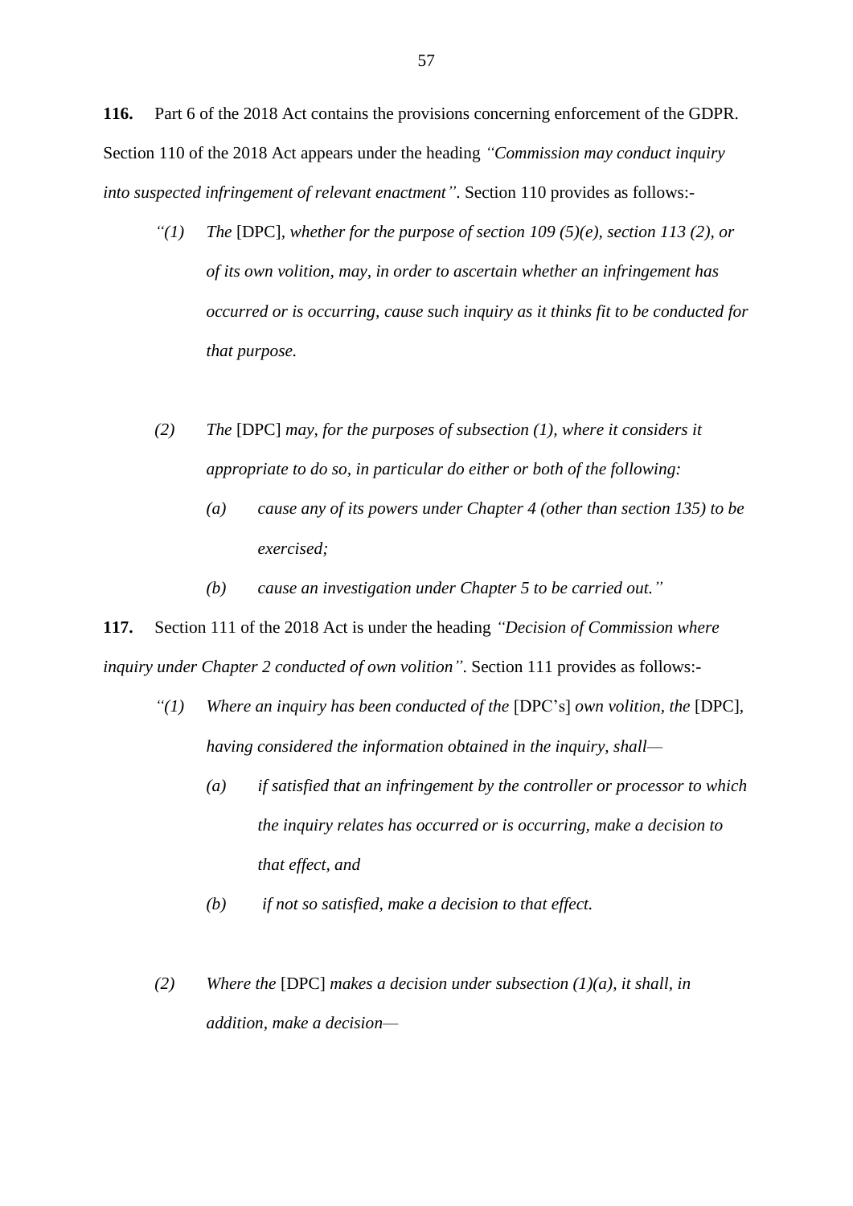**116.** Part 6 of the 2018 Act contains the provisions concerning enforcement of the GDPR. Section 110 of the 2018 Act appears under the heading *"Commission may conduct inquiry into suspected infringement of relevant enactment"*. Section 110 provides as follows:-

> *"(1) The* [DPC]*, whether for the purpose of section 109 (5)(e), section 113 (2), or of its own volition, may, in order to ascertain whether an infringement has occurred or is occurring, cause such inquiry as it thinks fit to be conducted for that purpose.*
>
> *(2) The* [DPC] *may, for the purposes of subsection (1), where it considers it appropriate to do so, in particular do either or both of the following:*
>
> > *(a) cause any of its powers under Chapter 4 (other than section 135) to be exercised;*
> >
> > *(b) cause an investigation under Chapter 5 to be carried out."*

**117.** Section 111 of the 2018 Act is under the heading *"Decision of Commission where inquiry under Chapter 2 conducted of own volition"*. Section 111 provides as follows:-

> *"(1) Where an inquiry has been conducted of the* [DPC's] *own volition, the* [DPC]*, having considered the information obtained in the inquiry, shall—*
>
> > *(a) if satisfied that an infringement by the controller or processor to which the inquiry relates has occurred or is occurring, make a decision to that effect, and*
> >
> > *(b) if not so satisfied, make a decision to that effect.*
>
> *(2) Where the* [DPC] *makes a decision under subsection (1)(a), it shall, in addition, make a decision—*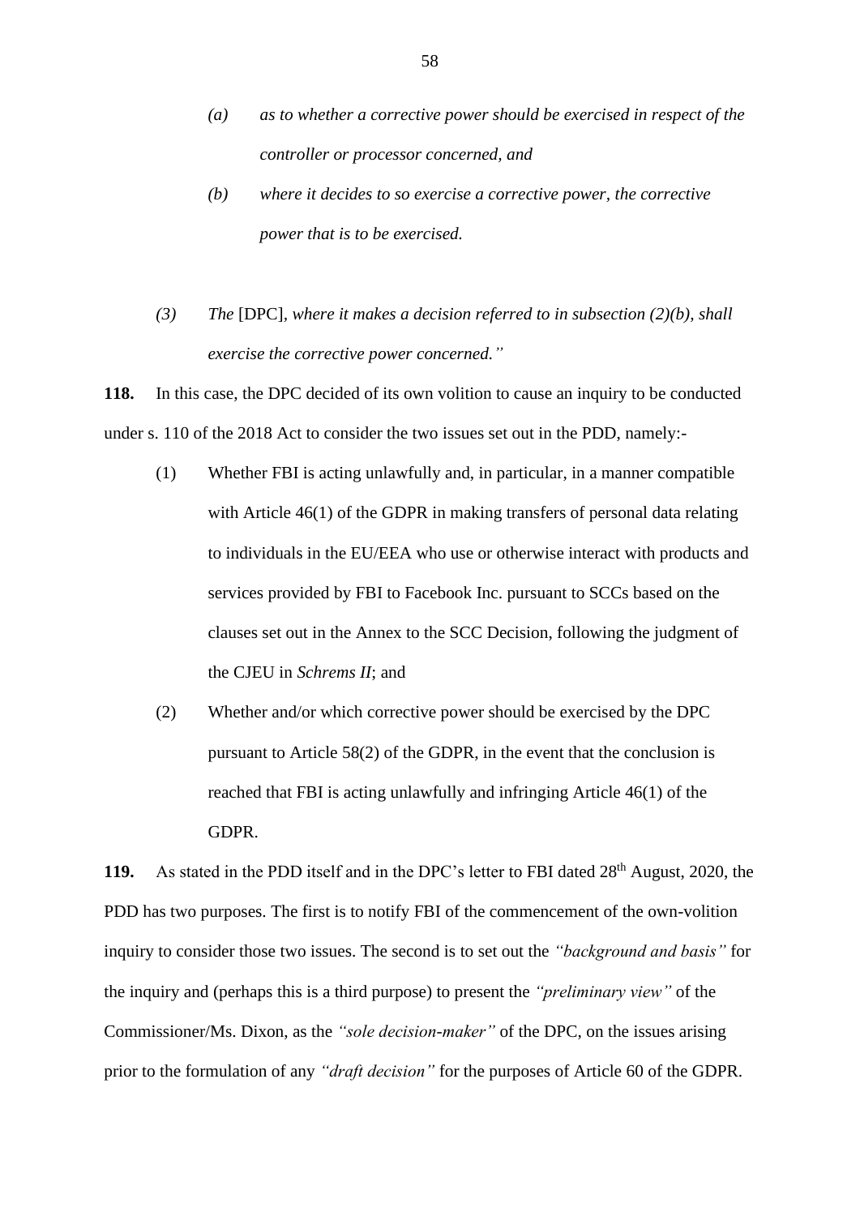> *(a) as to whether a corrective power should be exercised in respect of the controller or processor concerned, and*
>
> *(b) where it decides to so exercise a corrective power, the corrective power that is to be exercised.*
>
> *(3) The* [DPC]*, where it makes a decision referred to in subsection (2)(b), shall exercise the corrective power concerned."*

**118.** In this case, the DPC decided of its own volition to cause an inquiry to be conducted under s. 110 of the 2018 Act to consider the two issues set out in the PDD, namely:-

(1) Whether FBI is acting unlawfully and, in particular, in a manner compatible with Article 46(1) of the GDPR in making transfers of personal data relating to individuals in the EU/EEA who use or otherwise interact with products and services provided by FBI to Facebook Inc. pursuant to SCCs based on the clauses set out in the Annex to the SCC Decision, following the judgment of the CJEU in *Schrems II*; and

(2) Whether and/or which corrective power should be exercised by the DPC pursuant to Article 58(2) of the GDPR, in the event that the conclusion is reached that FBI is acting unlawfully and infringing Article 46(1) of the GDPR.

**119.** As stated in the PDD itself and in the DPC's letter to FBI dated 28th August, 2020, the PDD has two purposes. The first is to notify FBI of the commencement of the own-volition inquiry to consider those two issues. The second is to set out the *"background and basis"* for the inquiry and (perhaps this is a third purpose) to present the *"preliminary view"* of the Commissioner/Ms. Dixon, as the *"sole decision-maker"* of the DPC, on the issues arising prior to the formulation of any *"draft decision"* for the purposes of Article 60 of the GDPR.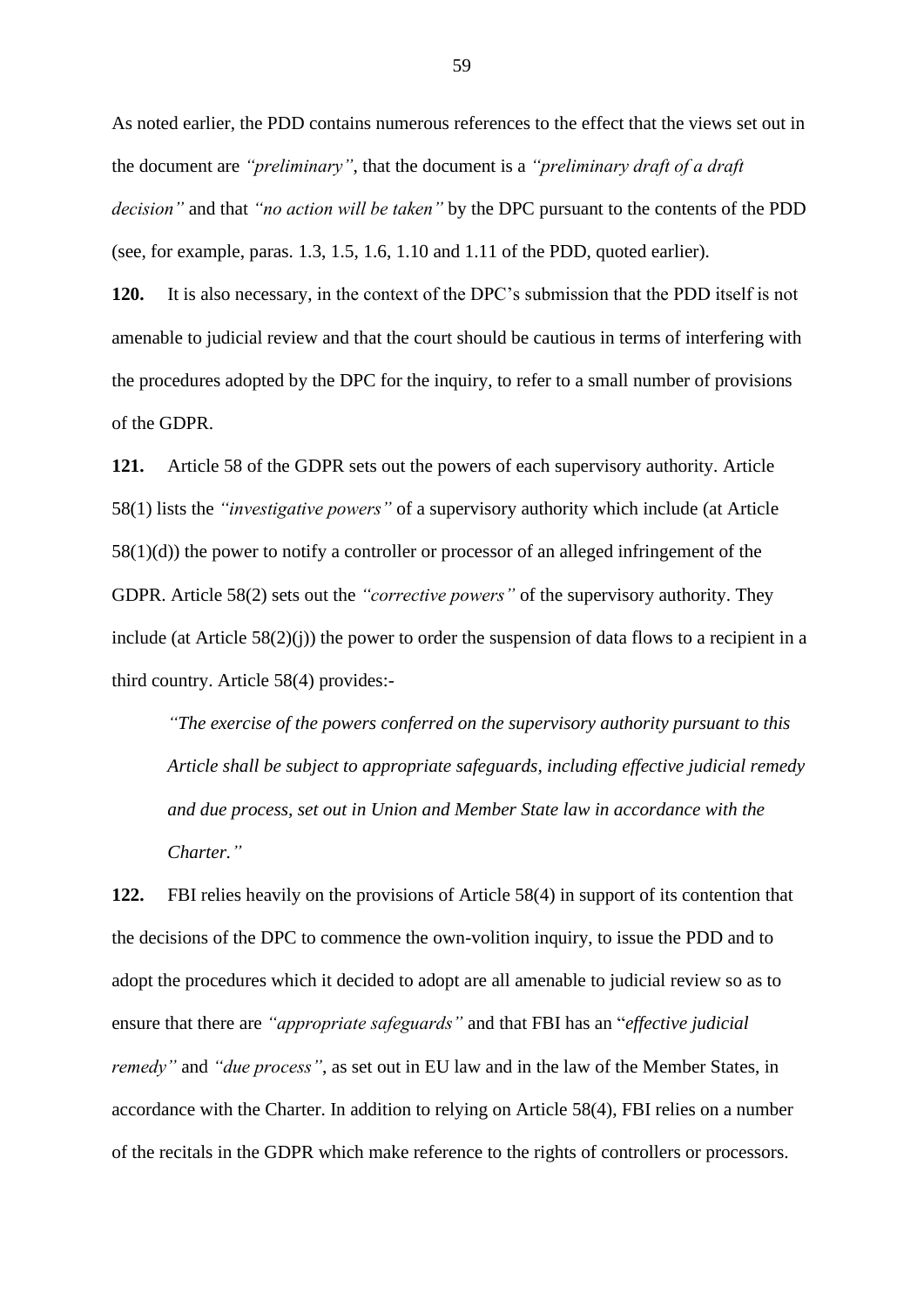As noted earlier, the PDD contains numerous references to the effect that the views set out in the document are *"preliminary"*, that the document is a *"preliminary draft of a draft decision"* and that *"no action will be taken"* by the DPC pursuant to the contents of the PDD (see, for example, paras. 1.3, 1.5, 1.6, 1.10 and 1.11 of the PDD, quoted earlier).

**120.** It is also necessary, in the context of the DPC's submission that the PDD itself is not amenable to judicial review and that the court should be cautious in terms of interfering with the procedures adopted by the DPC for the inquiry, to refer to a small number of provisions of the GDPR.

**121.** Article 58 of the GDPR sets out the powers of each supervisory authority. Article 58(1) lists the *"investigative powers"* of a supervisory authority which include (at Article 58(1)(d)) the power to notify a controller or processor of an alleged infringement of the GDPR. Article 58(2) sets out the *"corrective powers"* of the supervisory authority. They include (at Article 58(2)(j)) the power to order the suspension of data flows to a recipient in a third country. Article 58(4) provides:-

> *"The exercise of the powers conferred on the supervisory authority pursuant to this Article shall be subject to appropriate safeguards, including effective judicial remedy and due process, set out in Union and Member State law in accordance with the Charter."*

**122.** FBI relies heavily on the provisions of Article 58(4) in support of its contention that the decisions of the DPC to commence the own-volition inquiry, to issue the PDD and to adopt the procedures which it decided to adopt are all amenable to judicial review so as to ensure that there are *"appropriate safeguards"* and that FBI has an "*effective judicial remedy"* and *"due process"*, as set out in EU law and in the law of the Member States, in accordance with the Charter. In addition to relying on Article 58(4), FBI relies on a number of the recitals in the GDPR which make reference to the rights of controllers or processors.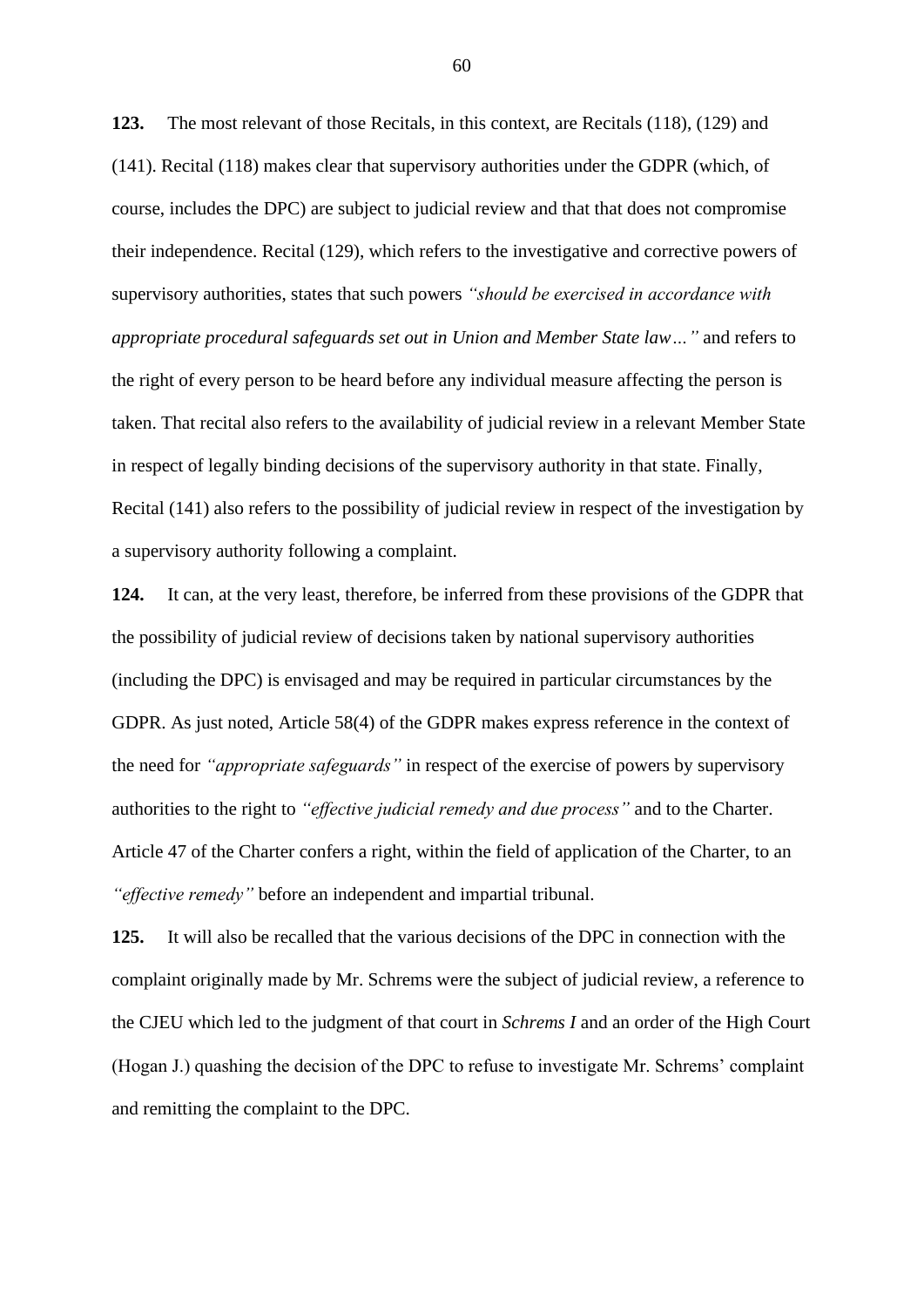**123.** The most relevant of those Recitals, in this context, are Recitals (118), (129) and (141). Recital (118) makes clear that supervisory authorities under the GDPR (which, of course, includes the DPC) are subject to judicial review and that that does not compromise their independence. Recital (129), which refers to the investigative and corrective powers of supervisory authorities, states that such powers *"should be exercised in accordance with appropriate procedural safeguards set out in Union and Member State law…"* and refers to the right of every person to be heard before any individual measure affecting the person is taken. That recital also refers to the availability of judicial review in a relevant Member State in respect of legally binding decisions of the supervisory authority in that state. Finally, Recital (141) also refers to the possibility of judicial review in respect of the investigation by a supervisory authority following a complaint.

**124.** It can, at the very least, therefore, be inferred from these provisions of the GDPR that the possibility of judicial review of decisions taken by national supervisory authorities (including the DPC) is envisaged and may be required in particular circumstances by the GDPR. As just noted, Article 58(4) of the GDPR makes express reference in the context of the need for *"appropriate safeguards"* in respect of the exercise of powers by supervisory authorities to the right to *"effective judicial remedy and due process"* and to the Charter. Article 47 of the Charter confers a right, within the field of application of the Charter, to an *"effective remedy"* before an independent and impartial tribunal.

**125.** It will also be recalled that the various decisions of the DPC in connection with the complaint originally made by Mr. Schrems were the subject of judicial review, a reference to the CJEU which led to the judgment of that court in *Schrems I* and an order of the High Court (Hogan J.) quashing the decision of the DPC to refuse to investigate Mr. Schrems' complaint and remitting the complaint to the DPC.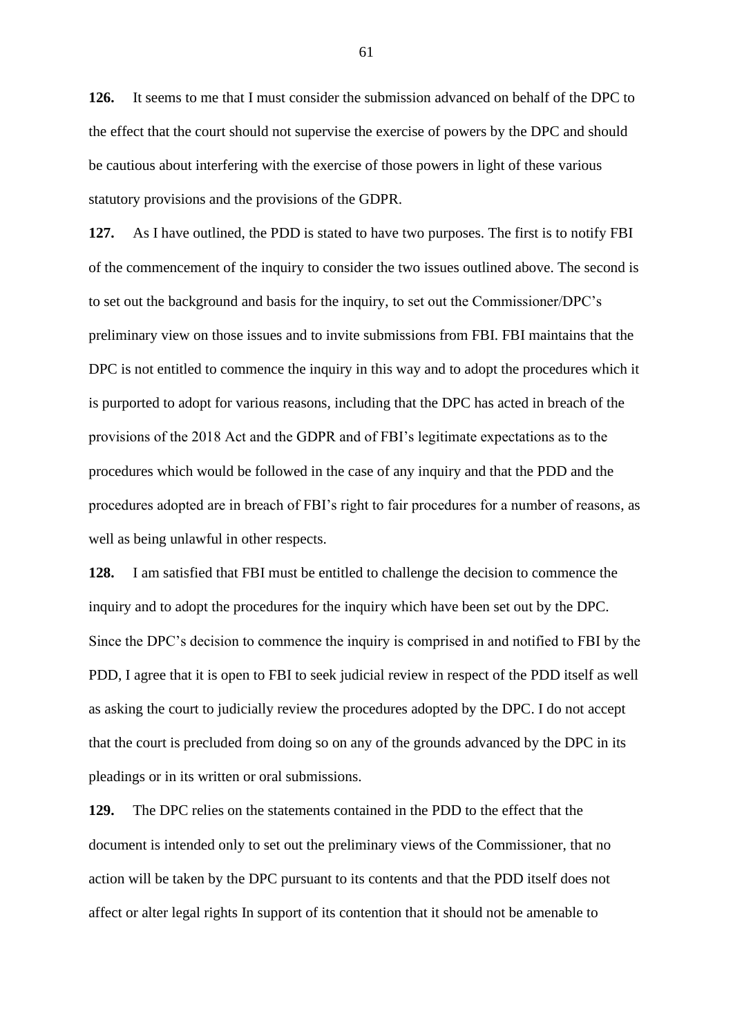**126.** It seems to me that I must consider the submission advanced on behalf of the DPC to the effect that the court should not supervise the exercise of powers by the DPC and should be cautious about interfering with the exercise of those powers in light of these various statutory provisions and the provisions of the GDPR.

**127.** As I have outlined, the PDD is stated to have two purposes. The first is to notify FBI of the commencement of the inquiry to consider the two issues outlined above. The second is to set out the background and basis for the inquiry, to set out the Commissioner/DPC's preliminary view on those issues and to invite submissions from FBI. FBI maintains that the DPC is not entitled to commence the inquiry in this way and to adopt the procedures which it is purported to adopt for various reasons, including that the DPC has acted in breach of the provisions of the 2018 Act and the GDPR and of FBI's legitimate expectations as to the procedures which would be followed in the case of any inquiry and that the PDD and the procedures adopted are in breach of FBI's right to fair procedures for a number of reasons, as well as being unlawful in other respects.

**128.** I am satisfied that FBI must be entitled to challenge the decision to commence the inquiry and to adopt the procedures for the inquiry which have been set out by the DPC. Since the DPC's decision to commence the inquiry is comprised in and notified to FBI by the PDD, I agree that it is open to FBI to seek judicial review in respect of the PDD itself as well as asking the court to judicially review the procedures adopted by the DPC. I do not accept that the court is precluded from doing so on any of the grounds advanced by the DPC in its pleadings or in its written or oral submissions.

**129.** The DPC relies on the statements contained in the PDD to the effect that the document is intended only to set out the preliminary views of the Commissioner, that no action will be taken by the DPC pursuant to its contents and that the PDD itself does not affect or alter legal rights In support of its contention that it should not be amenable to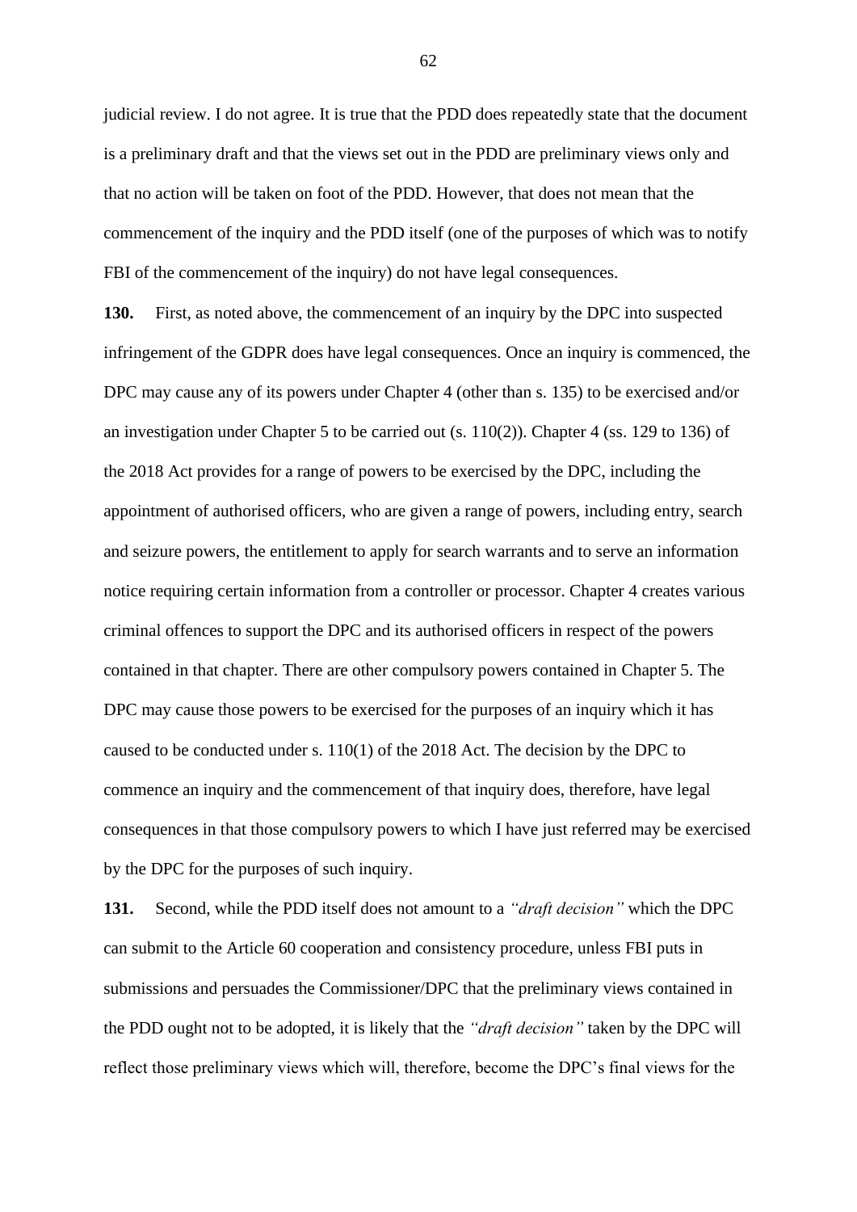judicial review. I do not agree. It is true that the PDD does repeatedly state that the document is a preliminary draft and that the views set out in the PDD are preliminary views only and that no action will be taken on foot of the PDD. However, that does not mean that the commencement of the inquiry and the PDD itself (one of the purposes of which was to notify FBI of the commencement of the inquiry) do not have legal consequences.

**130.** First, as noted above, the commencement of an inquiry by the DPC into suspected infringement of the GDPR does have legal consequences. Once an inquiry is commenced, the DPC may cause any of its powers under Chapter 4 (other than s. 135) to be exercised and/or an investigation under Chapter 5 to be carried out (s. 110(2)). Chapter 4 (ss. 129 to 136) of the 2018 Act provides for a range of powers to be exercised by the DPC, including the appointment of authorised officers, who are given a range of powers, including entry, search and seizure powers, the entitlement to apply for search warrants and to serve an information notice requiring certain information from a controller or processor. Chapter 4 creates various criminal offences to support the DPC and its authorised officers in respect of the powers contained in that chapter. There are other compulsory powers contained in Chapter 5. The DPC may cause those powers to be exercised for the purposes of an inquiry which it has caused to be conducted under s. 110(1) of the 2018 Act. The decision by the DPC to commence an inquiry and the commencement of that inquiry does, therefore, have legal consequences in that those compulsory powers to which I have just referred may be exercised by the DPC for the purposes of such inquiry.

**131.** Second, while the PDD itself does not amount to a *"draft decision"* which the DPC can submit to the Article 60 cooperation and consistency procedure, unless FBI puts in submissions and persuades the Commissioner/DPC that the preliminary views contained in the PDD ought not to be adopted, it is likely that the *"draft decision"* taken by the DPC will reflect those preliminary views which will, therefore, become the DPC's final views for the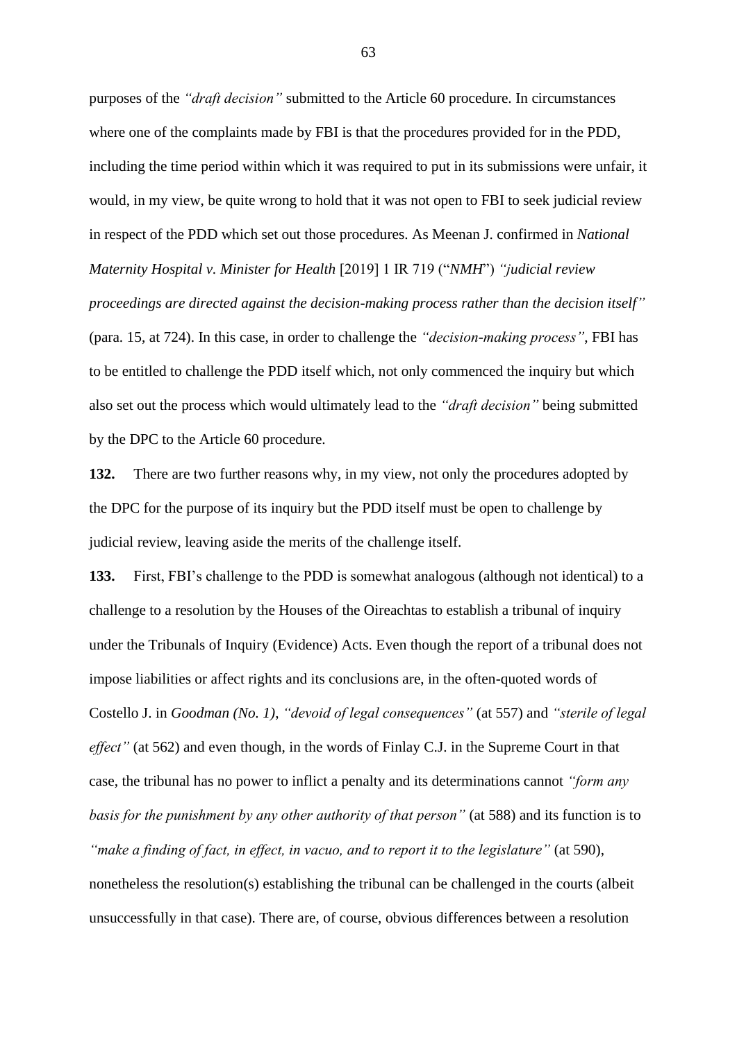purposes of the *"draft decision"* submitted to the Article 60 procedure. In circumstances where one of the complaints made by FBI is that the procedures provided for in the PDD, including the time period within which it was required to put in its submissions were unfair, it would, in my view, be quite wrong to hold that it was not open to FBI to seek judicial review in respect of the PDD which set out those procedures. As Meenan J. confirmed in *National Maternity Hospital v. Minister for Health* [2019] 1 IR 719 ("*NMH*") *"judicial review proceedings are directed against the decision-making process rather than the decision itself"* (para. 15, at 724). In this case, in order to challenge the *"decision-making process"*, FBI has to be entitled to challenge the PDD itself which, not only commenced the inquiry but which also set out the process which would ultimately lead to the *"draft decision"* being submitted by the DPC to the Article 60 procedure.

**132.** There are two further reasons why, in my view, not only the procedures adopted by the DPC for the purpose of its inquiry but the PDD itself must be open to challenge by judicial review, leaving aside the merits of the challenge itself.

**133.** First, FBI's challenge to the PDD is somewhat analogous (although not identical) to a challenge to a resolution by the Houses of the Oireachtas to establish a tribunal of inquiry under the Tribunals of Inquiry (Evidence) Acts. Even though the report of a tribunal does not impose liabilities or affect rights and its conclusions are, in the often-quoted words of Costello J. in *Goodman (No. 1)*, *"devoid of legal consequences"* (at 557) and *"sterile of legal effect"* (at 562) and even though, in the words of Finlay C.J. in the Supreme Court in that case, the tribunal has no power to inflict a penalty and its determinations cannot *"form any basis for the punishment by any other authority of that person"* (at 588) and its function is to *"make a finding of fact, in effect, in vacuo, and to report it to the legislature"* (at 590), nonetheless the resolution(s) establishing the tribunal can be challenged in the courts (albeit unsuccessfully in that case). There are, of course, obvious differences between a resolution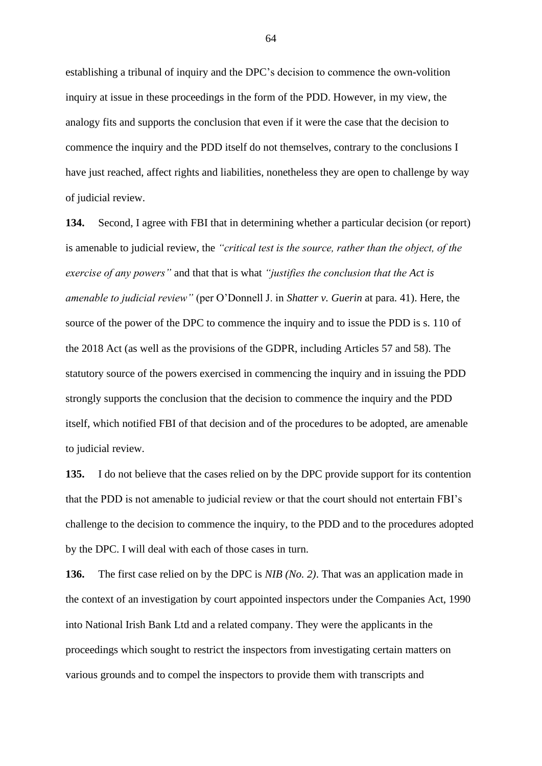establishing a tribunal of inquiry and the DPC's decision to commence the own-volition inquiry at issue in these proceedings in the form of the PDD. However, in my view, the analogy fits and supports the conclusion that even if it were the case that the decision to commence the inquiry and the PDD itself do not themselves, contrary to the conclusions I have just reached, affect rights and liabilities, nonetheless they are open to challenge by way of judicial review.

**134.** Second, I agree with FBI that in determining whether a particular decision (or report) is amenable to judicial review, the *"critical test is the source, rather than the object, of the exercise of any powers"* and that that is what *"justifies the conclusion that the Act is amenable to judicial review"* (per O'Donnell J. in *Shatter v. Guerin* at para. 41). Here, the source of the power of the DPC to commence the inquiry and to issue the PDD is s. 110 of the 2018 Act (as well as the provisions of the GDPR, including Articles 57 and 58). The statutory source of the powers exercised in commencing the inquiry and in issuing the PDD strongly supports the conclusion that the decision to commence the inquiry and the PDD itself, which notified FBI of that decision and of the procedures to be adopted, are amenable to judicial review.

**135.** I do not believe that the cases relied on by the DPC provide support for its contention that the PDD is not amenable to judicial review or that the court should not entertain FBI's challenge to the decision to commence the inquiry, to the PDD and to the procedures adopted by the DPC. I will deal with each of those cases in turn.

**136.** The first case relied on by the DPC is *NIB (No. 2)*. That was an application made in the context of an investigation by court appointed inspectors under the Companies Act, 1990 into National Irish Bank Ltd and a related company. They were the applicants in the proceedings which sought to restrict the inspectors from investigating certain matters on various grounds and to compel the inspectors to provide them with transcripts and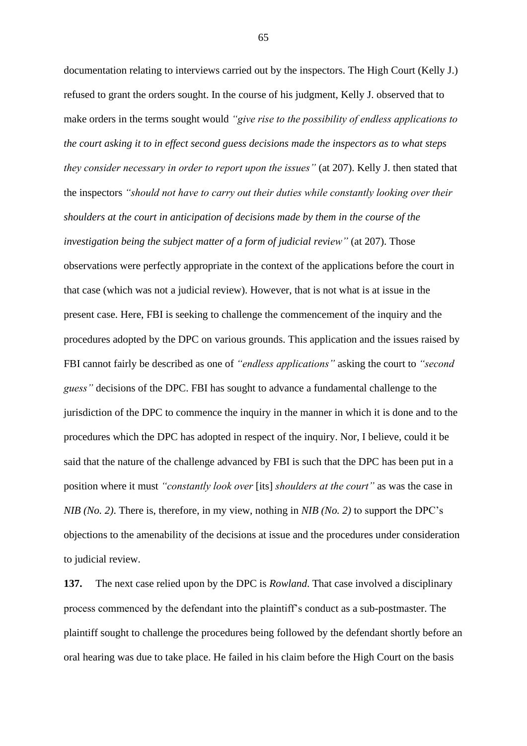documentation relating to interviews carried out by the inspectors. The High Court (Kelly J.) refused to grant the orders sought. In the course of his judgment, Kelly J. observed that to make orders in the terms sought would *"give rise to the possibility of endless applications to the court asking it to in effect second guess decisions made the inspectors as to what steps they consider necessary in order to report upon the issues"* (at 207). Kelly J. then stated that the inspectors *"should not have to carry out their duties while constantly looking over their shoulders at the court in anticipation of decisions made by them in the course of the investigation being the subject matter of a form of judicial review"* (at 207). Those observations were perfectly appropriate in the context of the applications before the court in that case (which was not a judicial review). However, that is not what is at issue in the present case. Here, FBI is seeking to challenge the commencement of the inquiry and the procedures adopted by the DPC on various grounds. This application and the issues raised by FBI cannot fairly be described as one of *"endless applications"* asking the court to *"second guess"* decisions of the DPC. FBI has sought to advance a fundamental challenge to the jurisdiction of the DPC to commence the inquiry in the manner in which it is done and to the procedures which the DPC has adopted in respect of the inquiry. Nor, I believe, could it be said that the nature of the challenge advanced by FBI is such that the DPC has been put in a position where it must *"constantly look over* [its] *shoulders at the court"* as was the case in *NIB (No. 2)*. There is, therefore, in my view, nothing in *NIB (No. 2)* to support the DPC's objections to the amenability of the decisions at issue and the procedures under consideration to judicial review.

**137.** The next case relied upon by the DPC is *Rowland*. That case involved a disciplinary process commenced by the defendant into the plaintiff's conduct as a sub-postmaster. The plaintiff sought to challenge the procedures being followed by the defendant shortly before an oral hearing was due to take place. He failed in his claim before the High Court on the basis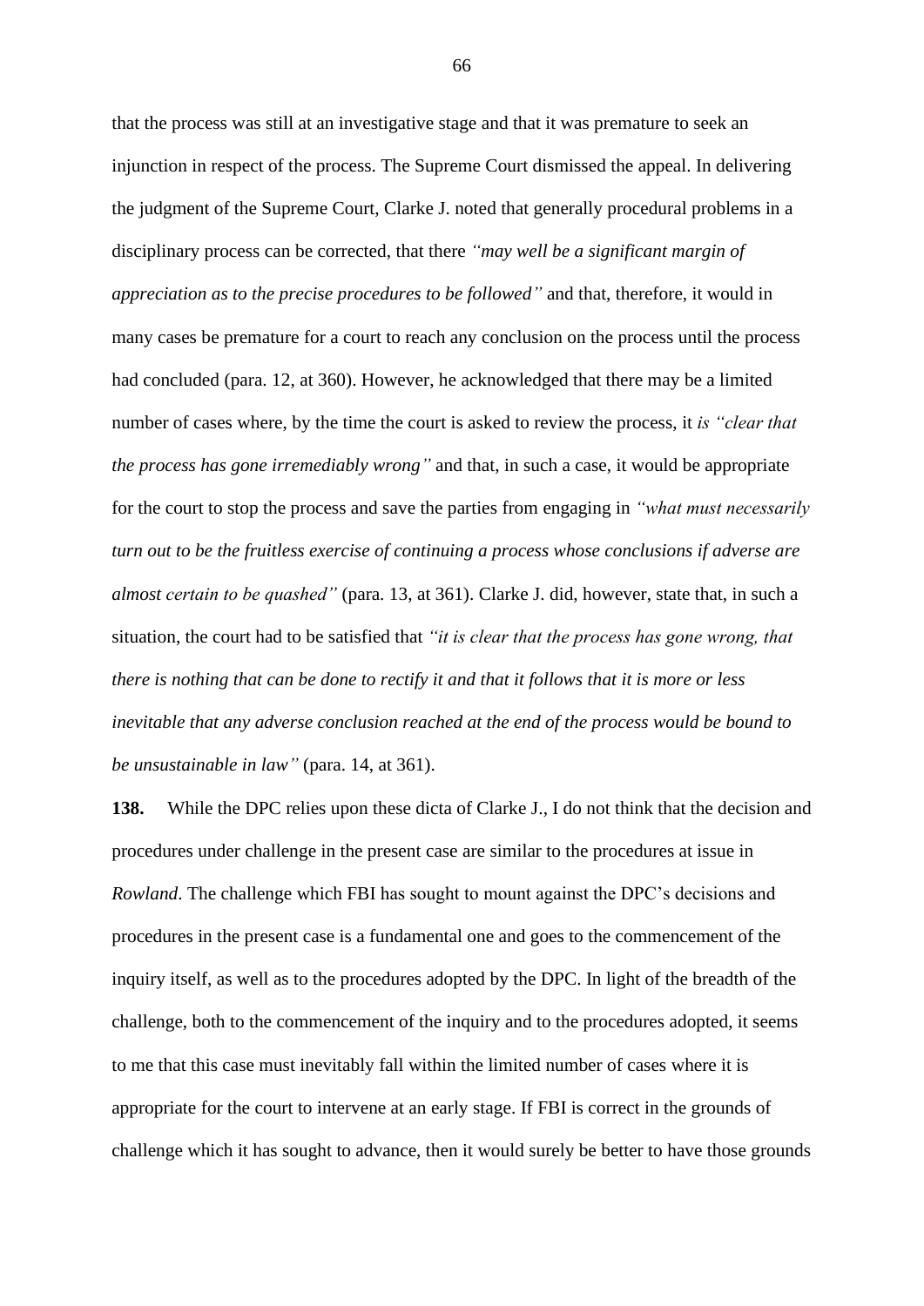that the process was still at an investigative stage and that it was premature to seek an injunction in respect of the process. The Supreme Court dismissed the appeal. In delivering the judgment of the Supreme Court, Clarke J. noted that generally procedural problems in a disciplinary process can be corrected, that there *"may well be a significant margin of appreciation as to the precise procedures to be followed"* and that, therefore, it would in many cases be premature for a court to reach any conclusion on the process until the process had concluded (para. 12, at 360). However, he acknowledged that there may be a limited number of cases where, by the time the court is asked to review the process, it *is "clear that the process has gone irremediably wrong"* and that, in such a case, it would be appropriate for the court to stop the process and save the parties from engaging in *"what must necessarily turn out to be the fruitless exercise of continuing a process whose conclusions if adverse are almost certain to be quashed"* (para. 13, at 361). Clarke J. did, however, state that, in such a situation, the court had to be satisfied that *"it is clear that the process has gone wrong, that there is nothing that can be done to rectify it and that it follows that it is more or less inevitable that any adverse conclusion reached at the end of the process would be bound to be unsustainable in law"* (para. 14, at 361).

**138.** While the DPC relies upon these dicta of Clarke J., I do not think that the decision and procedures under challenge in the present case are similar to the procedures at issue in *Rowland*. The challenge which FBI has sought to mount against the DPC's decisions and procedures in the present case is a fundamental one and goes to the commencement of the inquiry itself, as well as to the procedures adopted by the DPC. In light of the breadth of the challenge, both to the commencement of the inquiry and to the procedures adopted, it seems to me that this case must inevitably fall within the limited number of cases where it is appropriate for the court to intervene at an early stage. If FBI is correct in the grounds of challenge which it has sought to advance, then it would surely be better to have those grounds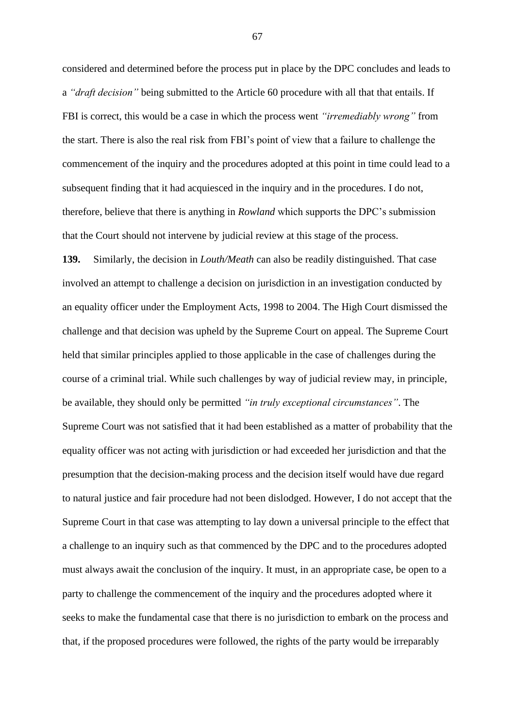considered and determined before the process put in place by the DPC concludes and leads to a *"draft decision"* being submitted to the Article 60 procedure with all that that entails. If FBI is correct, this would be a case in which the process went *"irremediably wrong"* from the start. There is also the real risk from FBI's point of view that a failure to challenge the commencement of the inquiry and the procedures adopted at this point in time could lead to a subsequent finding that it had acquiesced in the inquiry and in the procedures. I do not, therefore, believe that there is anything in *Rowland* which supports the DPC's submission that the Court should not intervene by judicial review at this stage of the process.

**139.** Similarly, the decision in *Louth/Meath* can also be readily distinguished. That case involved an attempt to challenge a decision on jurisdiction in an investigation conducted by an equality officer under the Employment Acts, 1998 to 2004. The High Court dismissed the challenge and that decision was upheld by the Supreme Court on appeal. The Supreme Court held that similar principles applied to those applicable in the case of challenges during the course of a criminal trial. While such challenges by way of judicial review may, in principle, be available, they should only be permitted *"in truly exceptional circumstances"*. The Supreme Court was not satisfied that it had been established as a matter of probability that the equality officer was not acting with jurisdiction or had exceeded her jurisdiction and that the presumption that the decision-making process and the decision itself would have due regard to natural justice and fair procedure had not been dislodged. However, I do not accept that the Supreme Court in that case was attempting to lay down a universal principle to the effect that a challenge to an inquiry such as that commenced by the DPC and to the procedures adopted must always await the conclusion of the inquiry. It must, in an appropriate case, be open to a party to challenge the commencement of the inquiry and the procedures adopted where it seeks to make the fundamental case that there is no jurisdiction to embark on the process and that, if the proposed procedures were followed, the rights of the party would be irreparably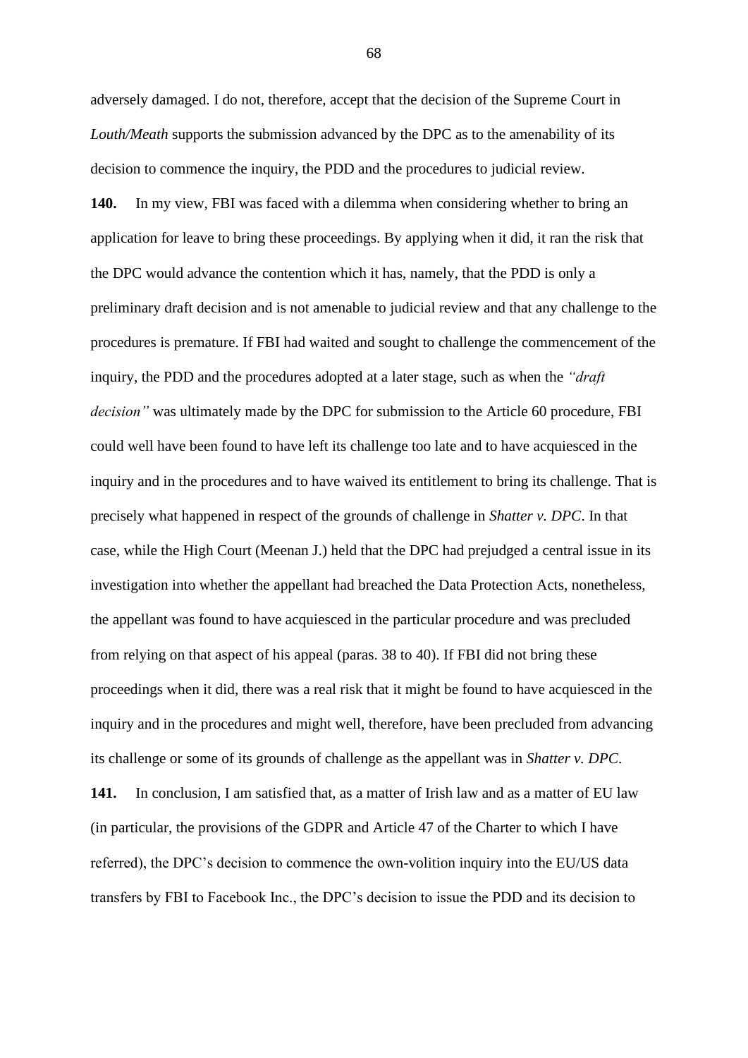adversely damaged. I do not, therefore, accept that the decision of the Supreme Court in *Louth/Meath* supports the submission advanced by the DPC as to the amenability of its decision to commence the inquiry, the PDD and the procedures to judicial review.

**140.** In my view, FBI was faced with a dilemma when considering whether to bring an application for leave to bring these proceedings. By applying when it did, it ran the risk that the DPC would advance the contention which it has, namely, that the PDD is only a preliminary draft decision and is not amenable to judicial review and that any challenge to the procedures is premature. If FBI had waited and sought to challenge the commencement of the inquiry, the PDD and the procedures adopted at a later stage, such as when the *"draft decision"* was ultimately made by the DPC for submission to the Article 60 procedure, FBI could well have been found to have left its challenge too late and to have acquiesced in the inquiry and in the procedures and to have waived its entitlement to bring its challenge. That is precisely what happened in respect of the grounds of challenge in *Shatter v. DPC*. In that case, while the High Court (Meenan J.) held that the DPC had prejudged a central issue in its investigation into whether the appellant had breached the Data Protection Acts, nonetheless, the appellant was found to have acquiesced in the particular procedure and was precluded from relying on that aspect of his appeal (paras. 38 to 40). If FBI did not bring these proceedings when it did, there was a real risk that it might be found to have acquiesced in the inquiry and in the procedures and might well, therefore, have been precluded from advancing its challenge or some of its grounds of challenge as the appellant was in *Shatter v. DPC*.

**141.** In conclusion, I am satisfied that, as a matter of Irish law and as a matter of EU law (in particular, the provisions of the GDPR and Article 47 of the Charter to which I have referred), the DPC's decision to commence the own-volition inquiry into the EU/US data transfers by FBI to Facebook Inc., the DPC's decision to issue the PDD and its decision to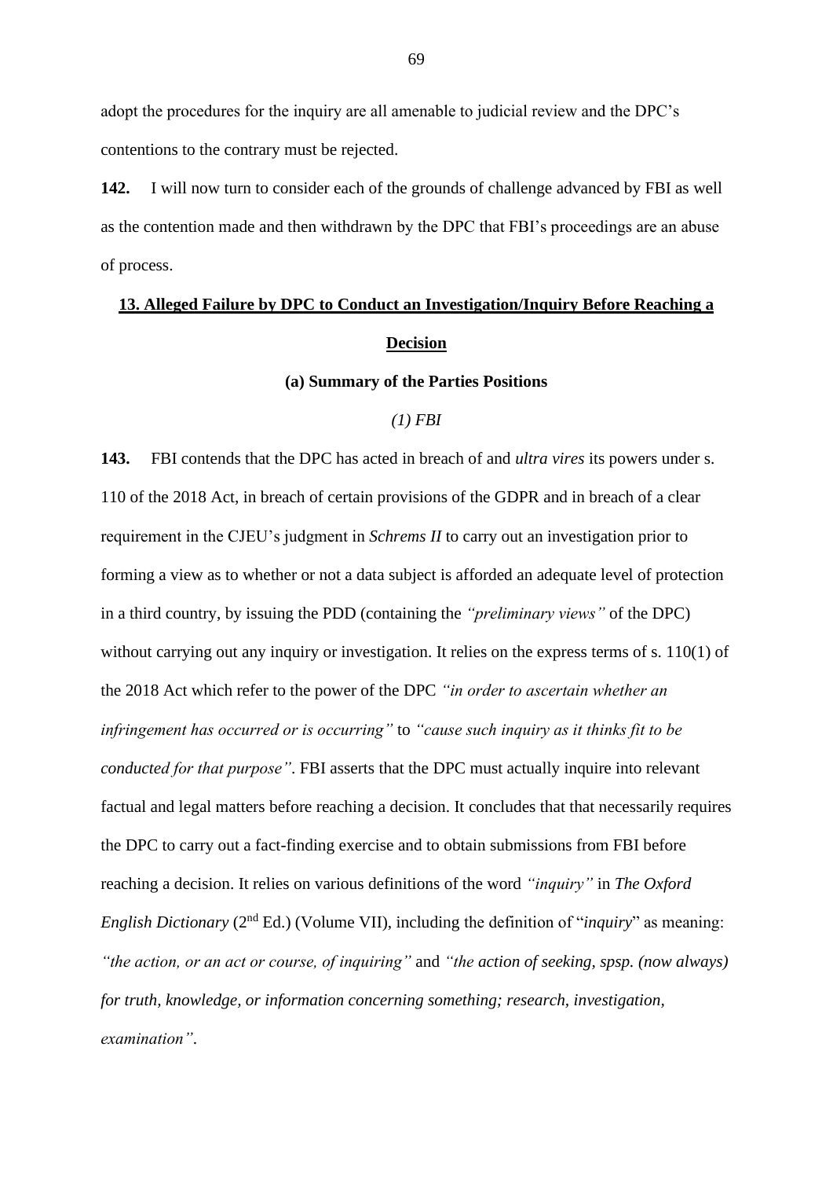adopt the procedures for the inquiry are all amenable to judicial review and the DPC's contentions to the contrary must be rejected.

**142.** I will now turn to consider each of the grounds of challenge advanced by FBI as well as the contention made and then withdrawn by the DPC that FBI's proceedings are an abuse of process.

## 13. Alleged Failure by DPC to Conduct an Investigation/Inquiry Before Reaching a Decision

### (a) Summary of the Parties Positions

#### *(1) FBI*

**143.** FBI contends that the DPC has acted in breach of and *ultra vires* its powers under s. 110 of the 2018 Act, in breach of certain provisions of the GDPR and in breach of a clear requirement in the CJEU's judgment in *Schrems II* to carry out an investigation prior to forming a view as to whether or not a data subject is afforded an adequate level of protection in a third country, by issuing the PDD (containing the *"preliminary views"* of the DPC) without carrying out any inquiry or investigation. It relies on the express terms of s. 110(1) of the 2018 Act which refer to the power of the DPC *"in order to ascertain whether an infringement has occurred or is occurring"* to *"cause such inquiry as it thinks fit to be conducted for that purpose"*. FBI asserts that the DPC must actually inquire into relevant factual and legal matters before reaching a decision. It concludes that that necessarily requires the DPC to carry out a fact-finding exercise and to obtain submissions from FBI before reaching a decision. It relies on various definitions of the word *"inquiry"* in *The Oxford English Dictionary* (2nd Ed.) (Volume VII), including the definition of "*inquiry*" as meaning: *"the action, or an act or course, of inquiring"* and *"the action of seeking, spsp. (now always) for truth, knowledge, or information concerning something; research, investigation, examination"*.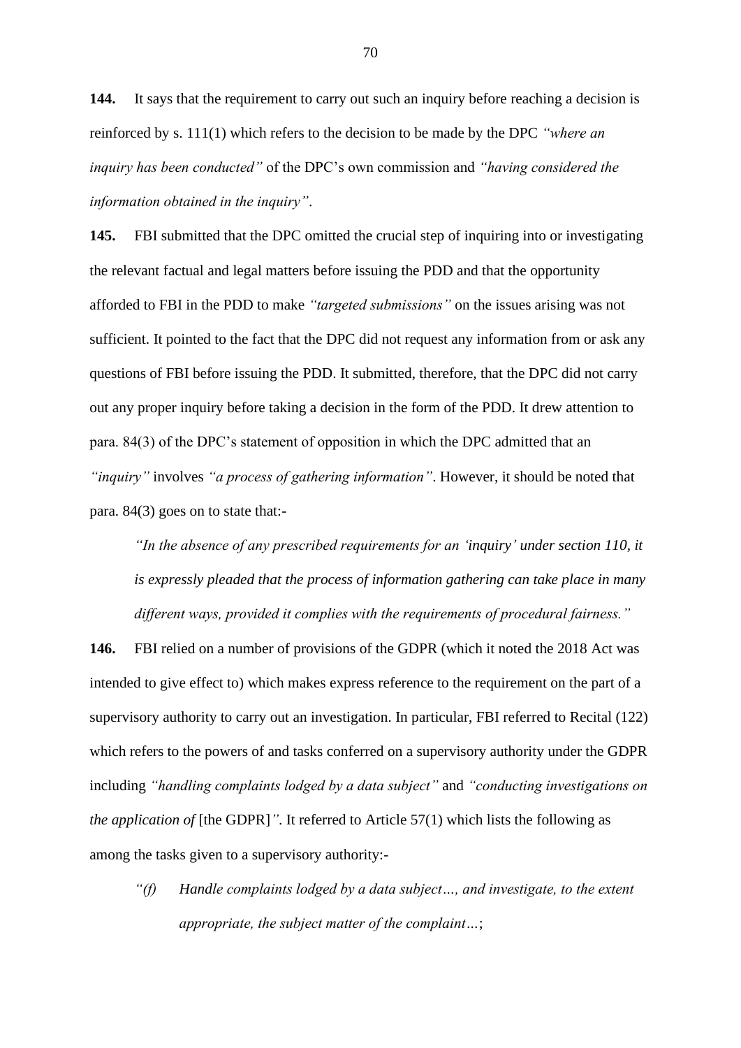**144.** It says that the requirement to carry out such an inquiry before reaching a decision is reinforced by s. 111(1) which refers to the decision to be made by the DPC *"where an inquiry has been conducted"* of the DPC's own commission and *"having considered the information obtained in the inquiry"*.

**145.** FBI submitted that the DPC omitted the crucial step of inquiring into or investigating the relevant factual and legal matters before issuing the PDD and that the opportunity afforded to FBI in the PDD to make *"targeted submissions"* on the issues arising was not sufficient. It pointed to the fact that the DPC did not request any information from or ask any questions of FBI before issuing the PDD. It submitted, therefore, that the DPC did not carry out any proper inquiry before taking a decision in the form of the PDD. It drew attention to para. 84(3) of the DPC's statement of opposition in which the DPC admitted that an *"inquiry"* involves *"a process of gathering information"*. However, it should be noted that para. 84(3) goes on to state that:-

> *"In the absence of any prescribed requirements for an 'inquiry' under section 110, it is expressly pleaded that the process of information gathering can take place in many different ways, provided it complies with the requirements of procedural fairness."*

**146.** FBI relied on a number of provisions of the GDPR (which it noted the 2018 Act was intended to give effect to) which makes express reference to the requirement on the part of a supervisory authority to carry out an investigation. In particular, FBI referred to Recital (122) which refers to the powers of and tasks conferred on a supervisory authority under the GDPR including *"handling complaints lodged by a data subject"* and *"conducting investigations on the application of* [the GDPR]*"*. It referred to Article 57(1) which lists the following as among the tasks given to a supervisory authority:-

> *"(f) Handle complaints lodged by a data subject…, and investigate, to the extent appropriate, the subject matter of the complaint…*;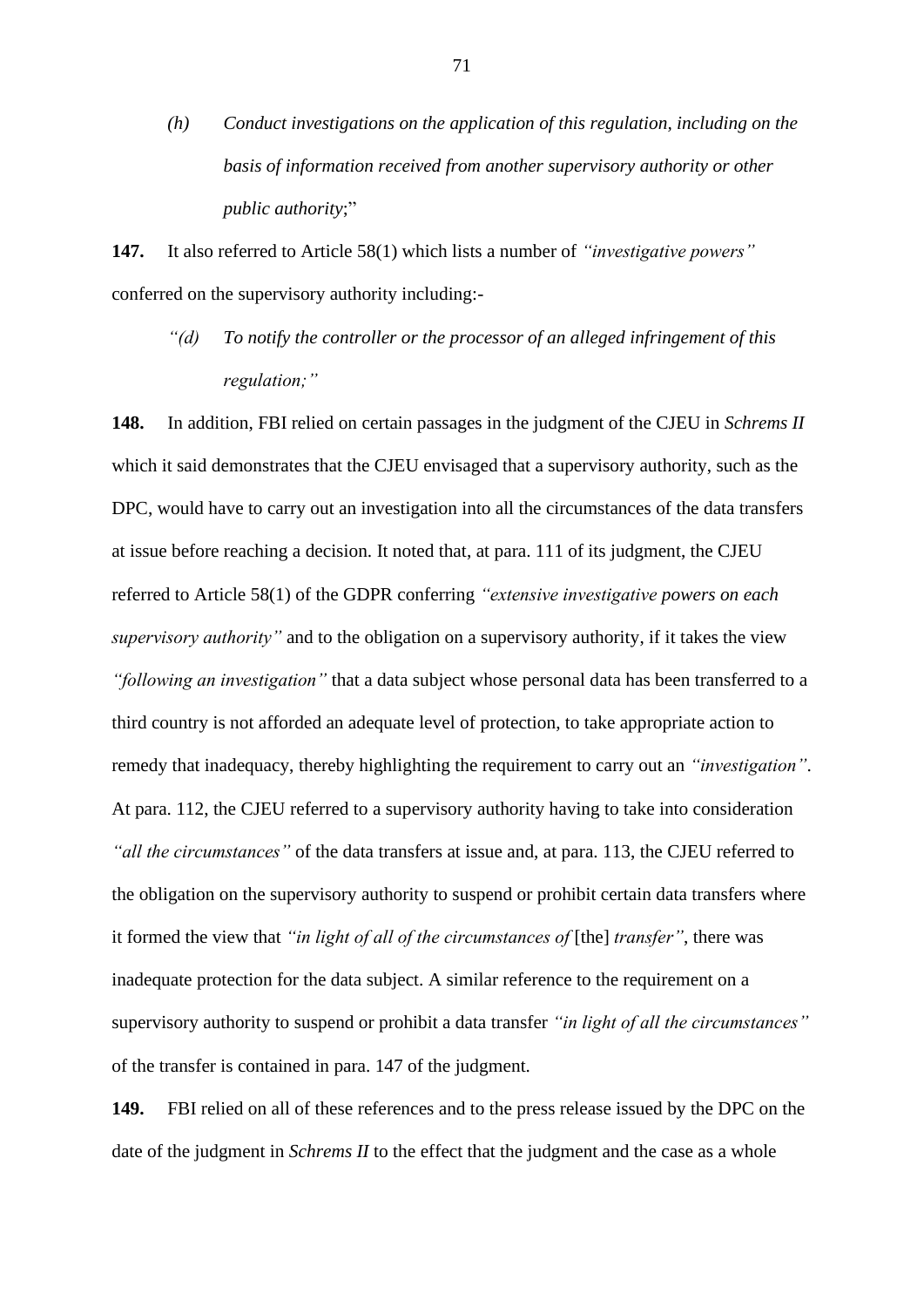> *(h)* *Conduct investigations on the application of this regulation, including on the basis of information received from another supervisory authority or other public authority*;"

**147.** It also referred to Article 58(1) which lists a number of *"investigative powers"* conferred on the supervisory authority including:-

> *"(d)* *To notify the controller or the processor of an alleged infringement of this regulation;"*

**148.** In addition, FBI relied on certain passages in the judgment of the CJEU in *Schrems II* which it said demonstrates that the CJEU envisaged that a supervisory authority, such as the DPC, would have to carry out an investigation into all the circumstances of the data transfers at issue before reaching a decision. It noted that, at para. 111 of its judgment, the CJEU referred to Article 58(1) of the GDPR conferring *"extensive investigative powers on each supervisory authority"* and to the obligation on a supervisory authority, if it takes the view *"following an investigation"* that a data subject whose personal data has been transferred to a third country is not afforded an adequate level of protection, to take appropriate action to remedy that inadequacy, thereby highlighting the requirement to carry out an *"investigation"*. At para. 112, the CJEU referred to a supervisory authority having to take into consideration *"all the circumstances"* of the data transfers at issue and, at para. 113, the CJEU referred to the obligation on the supervisory authority to suspend or prohibit certain data transfers where it formed the view that *"in light of all of the circumstances of* [the] *transfer"*, there was inadequate protection for the data subject. A similar reference to the requirement on a supervisory authority to suspend or prohibit a data transfer *"in light of all the circumstances"* of the transfer is contained in para. 147 of the judgment.

**149.** FBI relied on all of these references and to the press release issued by the DPC on the date of the judgment in *Schrems II* to the effect that the judgment and the case as a whole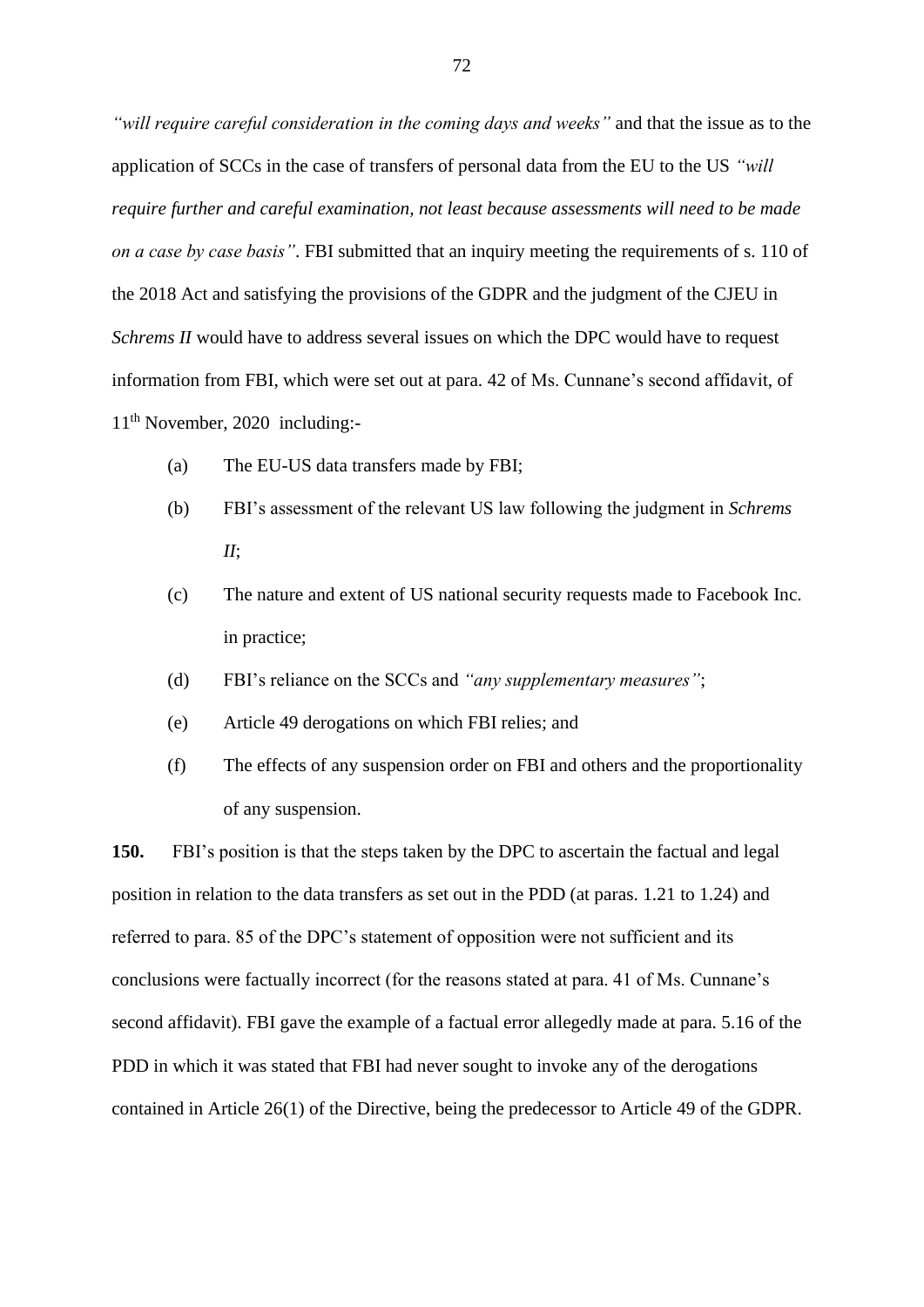*"will require careful consideration in the coming days and weeks"* and that the issue as to the application of SCCs in the case of transfers of personal data from the EU to the US *"will require further and careful examination, not least because assessments will need to be made on a case by case basis"*. FBI submitted that an inquiry meeting the requirements of s. 110 of the 2018 Act and satisfying the provisions of the GDPR and the judgment of the CJEU in *Schrems II* would have to address several issues on which the DPC would have to request information from FBI, which were set out at para. 42 of Ms. Cunnane's second affidavit, of 11th November, 2020 including:-

(a) The EU-US data transfers made by FBI;

(b) FBI's assessment of the relevant US law following the judgment in *Schrems II*;

(c) The nature and extent of US national security requests made to Facebook Inc. in practice;

(d) FBI's reliance on the SCCs and *"any supplementary measures"*;

(e) Article 49 derogations on which FBI relies; and

(f) The effects of any suspension order on FBI and others and the proportionality of any suspension.

**150.** FBI's position is that the steps taken by the DPC to ascertain the factual and legal position in relation to the data transfers as set out in the PDD (at paras. 1.21 to 1.24) and referred to para. 85 of the DPC's statement of opposition were not sufficient and its conclusions were factually incorrect (for the reasons stated at para. 41 of Ms. Cunnane's second affidavit). FBI gave the example of a factual error allegedly made at para. 5.16 of the PDD in which it was stated that FBI had never sought to invoke any of the derogations contained in Article 26(1) of the Directive, being the predecessor to Article 49 of the GDPR.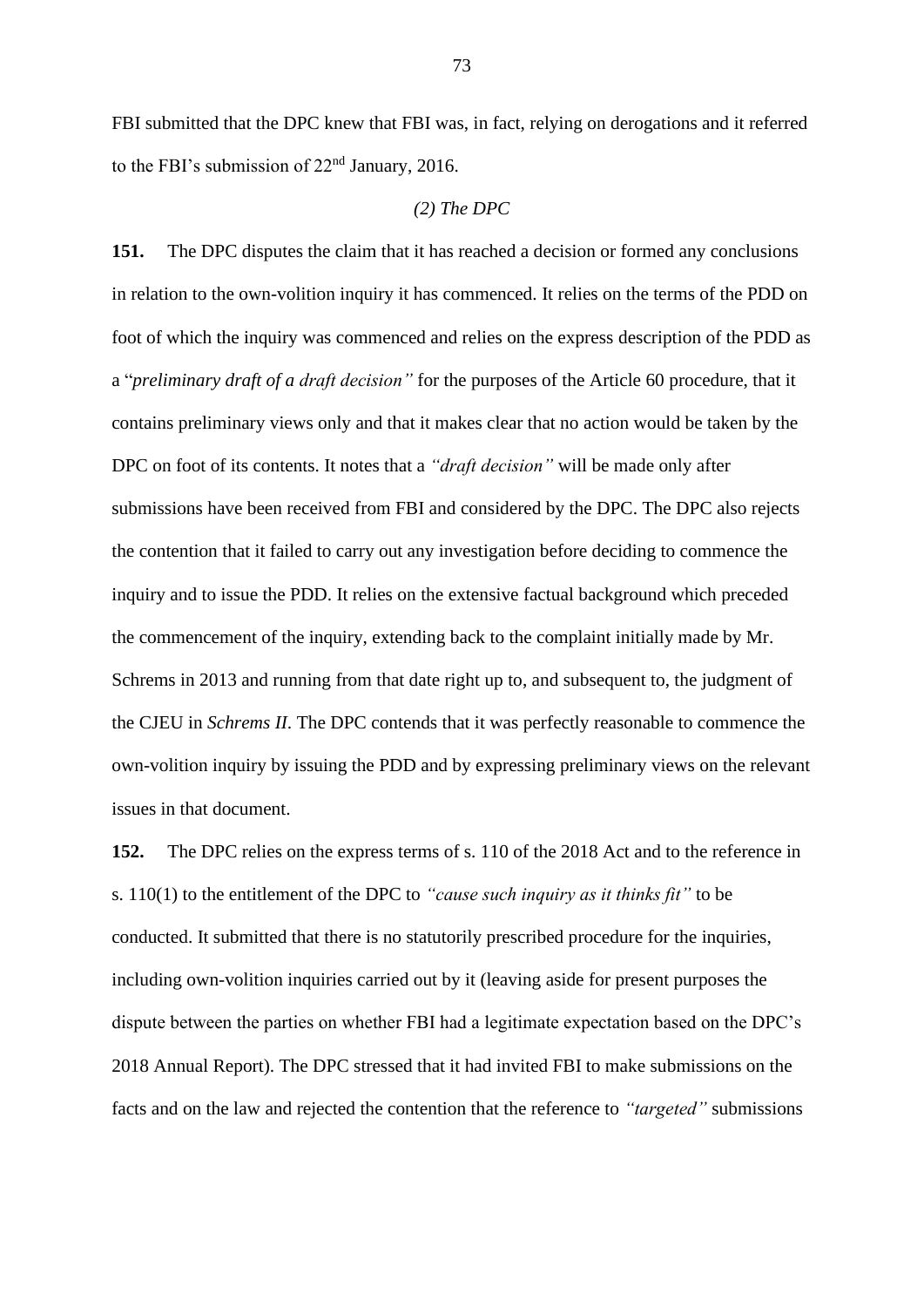FBI submitted that the DPC knew that FBI was, in fact, relying on derogations and it referred to the FBI's submission of 22nd January, 2016.

*(2) The DPC*

**151.** The DPC disputes the claim that it has reached a decision or formed any conclusions in relation to the own-volition inquiry it has commenced. It relies on the terms of the PDD on foot of which the inquiry was commenced and relies on the express description of the PDD as a "*preliminary draft of a draft decision"* for the purposes of the Article 60 procedure, that it contains preliminary views only and that it makes clear that no action would be taken by the DPC on foot of its contents. It notes that a *"draft decision"* will be made only after submissions have been received from FBI and considered by the DPC. The DPC also rejects the contention that it failed to carry out any investigation before deciding to commence the inquiry and to issue the PDD. It relies on the extensive factual background which preceded the commencement of the inquiry, extending back to the complaint initially made by Mr. Schrems in 2013 and running from that date right up to, and subsequent to, the judgment of the CJEU in *Schrems II*. The DPC contends that it was perfectly reasonable to commence the own-volition inquiry by issuing the PDD and by expressing preliminary views on the relevant issues in that document.

**152.** The DPC relies on the express terms of s. 110 of the 2018 Act and to the reference in s. 110(1) to the entitlement of the DPC to *"cause such inquiry as it thinks fit"* to be conducted. It submitted that there is no statutorily prescribed procedure for the inquiries, including own-volition inquiries carried out by it (leaving aside for present purposes the dispute between the parties on whether FBI had a legitimate expectation based on the DPC's 2018 Annual Report). The DPC stressed that it had invited FBI to make submissions on the facts and on the law and rejected the contention that the reference to *"targeted"* submissions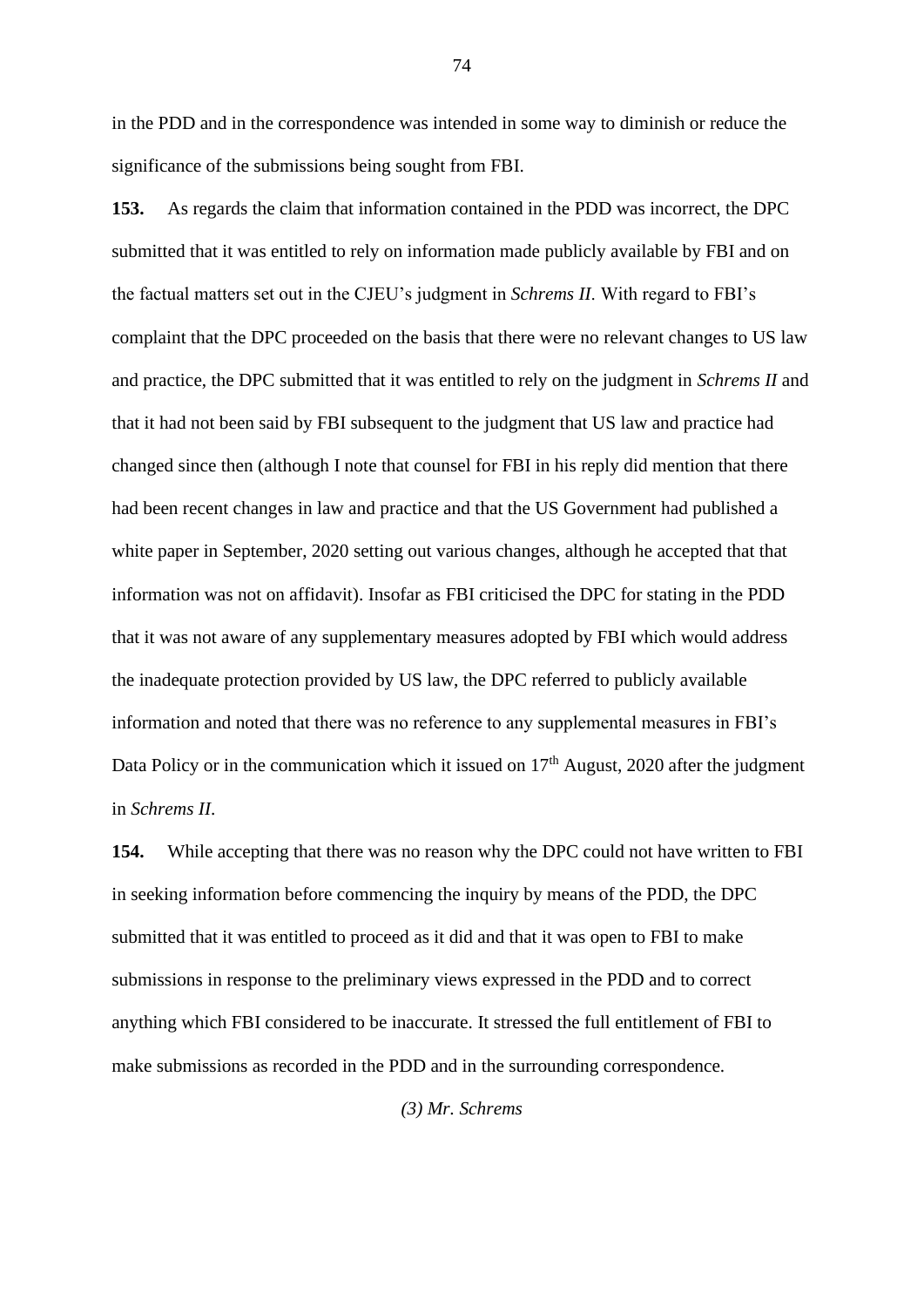in the PDD and in the correspondence was intended in some way to diminish or reduce the significance of the submissions being sought from FBI.

**153.** As regards the claim that information contained in the PDD was incorrect, the DPC submitted that it was entitled to rely on information made publicly available by FBI and on the factual matters set out in the CJEU's judgment in *Schrems II.* With regard to FBI's complaint that the DPC proceeded on the basis that there were no relevant changes to US law and practice, the DPC submitted that it was entitled to rely on the judgment in *Schrems II* and that it had not been said by FBI subsequent to the judgment that US law and practice had changed since then (although I note that counsel for FBI in his reply did mention that there had been recent changes in law and practice and that the US Government had published a white paper in September, 2020 setting out various changes, although he accepted that that information was not on affidavit). Insofar as FBI criticised the DPC for stating in the PDD that it was not aware of any supplementary measures adopted by FBI which would address the inadequate protection provided by US law, the DPC referred to publicly available information and noted that there was no reference to any supplemental measures in FBI's Data Policy or in the communication which it issued on 17th August, 2020 after the judgment in *Schrems II*.

**154.** While accepting that there was no reason why the DPC could not have written to FBI in seeking information before commencing the inquiry by means of the PDD, the DPC submitted that it was entitled to proceed as it did and that it was open to FBI to make submissions in response to the preliminary views expressed in the PDD and to correct anything which FBI considered to be inaccurate. It stressed the full entitlement of FBI to make submissions as recorded in the PDD and in the surrounding correspondence.

*(3) Mr. Schrems*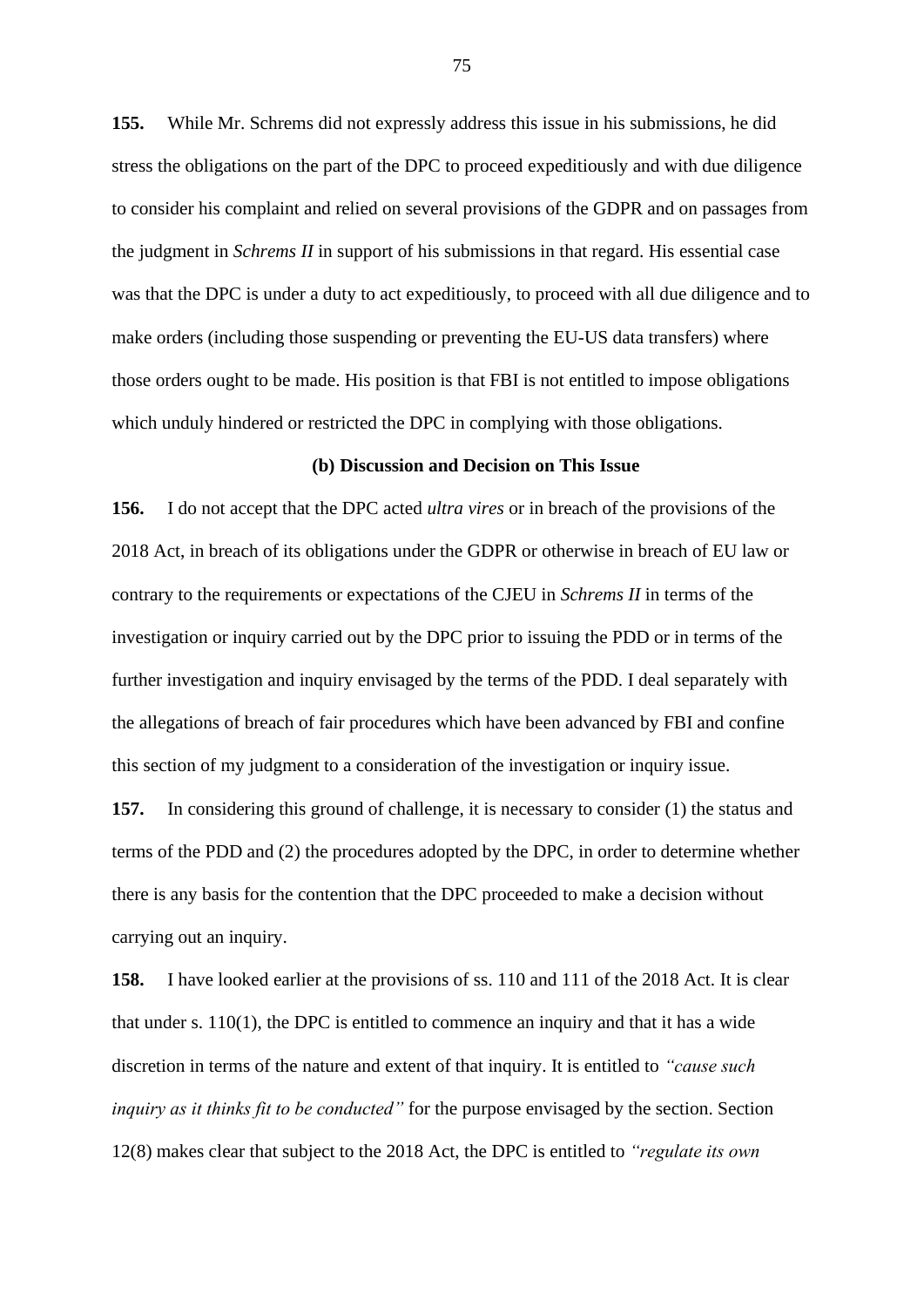**155.** While Mr. Schrems did not expressly address this issue in his submissions, he did stress the obligations on the part of the DPC to proceed expeditiously and with due diligence to consider his complaint and relied on several provisions of the GDPR and on passages from the judgment in *Schrems II* in support of his submissions in that regard. His essential case was that the DPC is under a duty to act expeditiously, to proceed with all due diligence and to make orders (including those suspending or preventing the EU-US data transfers) where those orders ought to be made. His position is that FBI is not entitled to impose obligations which unduly hindered or restricted the DPC in complying with those obligations.

**(b) Discussion and Decision on This Issue**

**156.** I do not accept that the DPC acted *ultra vires* or in breach of the provisions of the 2018 Act, in breach of its obligations under the GDPR or otherwise in breach of EU law or contrary to the requirements or expectations of the CJEU in *Schrems II* in terms of the investigation or inquiry carried out by the DPC prior to issuing the PDD or in terms of the further investigation and inquiry envisaged by the terms of the PDD. I deal separately with the allegations of breach of fair procedures which have been advanced by FBI and confine this section of my judgment to a consideration of the investigation or inquiry issue.

**157.** In considering this ground of challenge, it is necessary to consider (1) the status and terms of the PDD and (2) the procedures adopted by the DPC, in order to determine whether there is any basis for the contention that the DPC proceeded to make a decision without carrying out an inquiry.

**158.** I have looked earlier at the provisions of ss. 110 and 111 of the 2018 Act. It is clear that under s. 110(1), the DPC is entitled to commence an inquiry and that it has a wide discretion in terms of the nature and extent of that inquiry. It is entitled to *"cause such inquiry as it thinks fit to be conducted"* for the purpose envisaged by the section. Section 12(8) makes clear that subject to the 2018 Act, the DPC is entitled to *"regulate its own*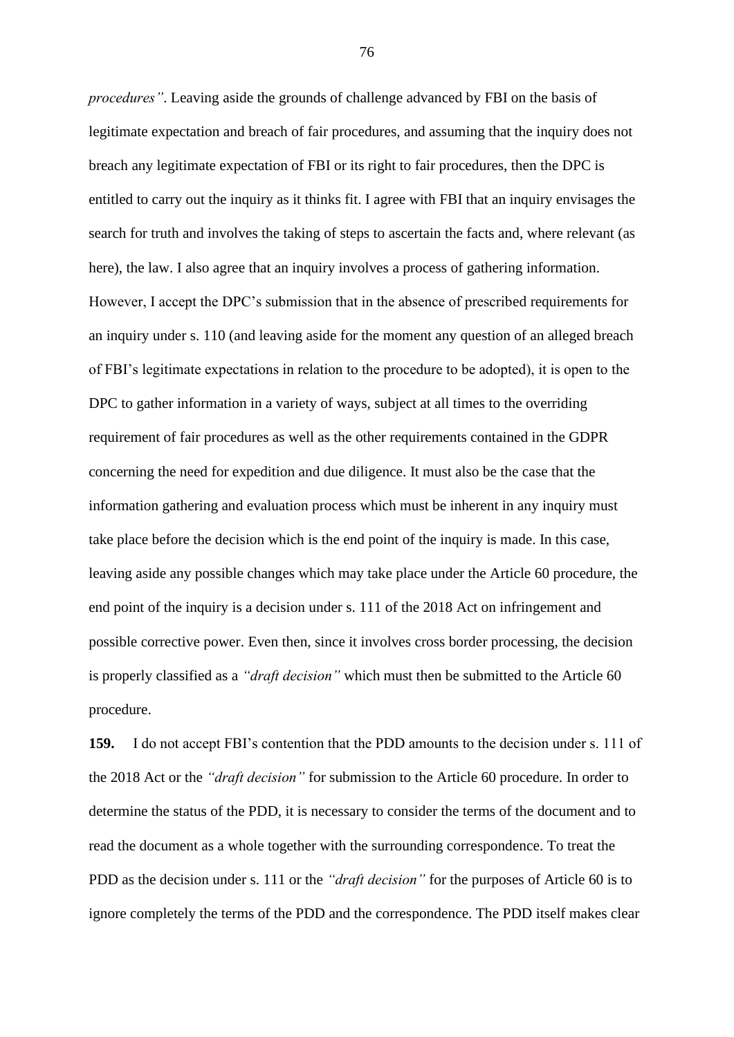*procedures"*. Leaving aside the grounds of challenge advanced by FBI on the basis of legitimate expectation and breach of fair procedures, and assuming that the inquiry does not breach any legitimate expectation of FBI or its right to fair procedures, then the DPC is entitled to carry out the inquiry as it thinks fit. I agree with FBI that an inquiry envisages the search for truth and involves the taking of steps to ascertain the facts and, where relevant (as here), the law. I also agree that an inquiry involves a process of gathering information. However, I accept the DPC's submission that in the absence of prescribed requirements for an inquiry under s. 110 (and leaving aside for the moment any question of an alleged breach of FBI's legitimate expectations in relation to the procedure to be adopted), it is open to the DPC to gather information in a variety of ways, subject at all times to the overriding requirement of fair procedures as well as the other requirements contained in the GDPR concerning the need for expedition and due diligence. It must also be the case that the information gathering and evaluation process which must be inherent in any inquiry must take place before the decision which is the end point of the inquiry is made. In this case, leaving aside any possible changes which may take place under the Article 60 procedure, the end point of the inquiry is a decision under s. 111 of the 2018 Act on infringement and possible corrective power. Even then, since it involves cross border processing, the decision is properly classified as a *"draft decision"* which must then be submitted to the Article 60 procedure.

**159.** I do not accept FBI's contention that the PDD amounts to the decision under s. 111 of the 2018 Act or the *"draft decision"* for submission to the Article 60 procedure. In order to determine the status of the PDD, it is necessary to consider the terms of the document and to read the document as a whole together with the surrounding correspondence. To treat the PDD as the decision under s. 111 or the *"draft decision"* for the purposes of Article 60 is to ignore completely the terms of the PDD and the correspondence. The PDD itself makes clear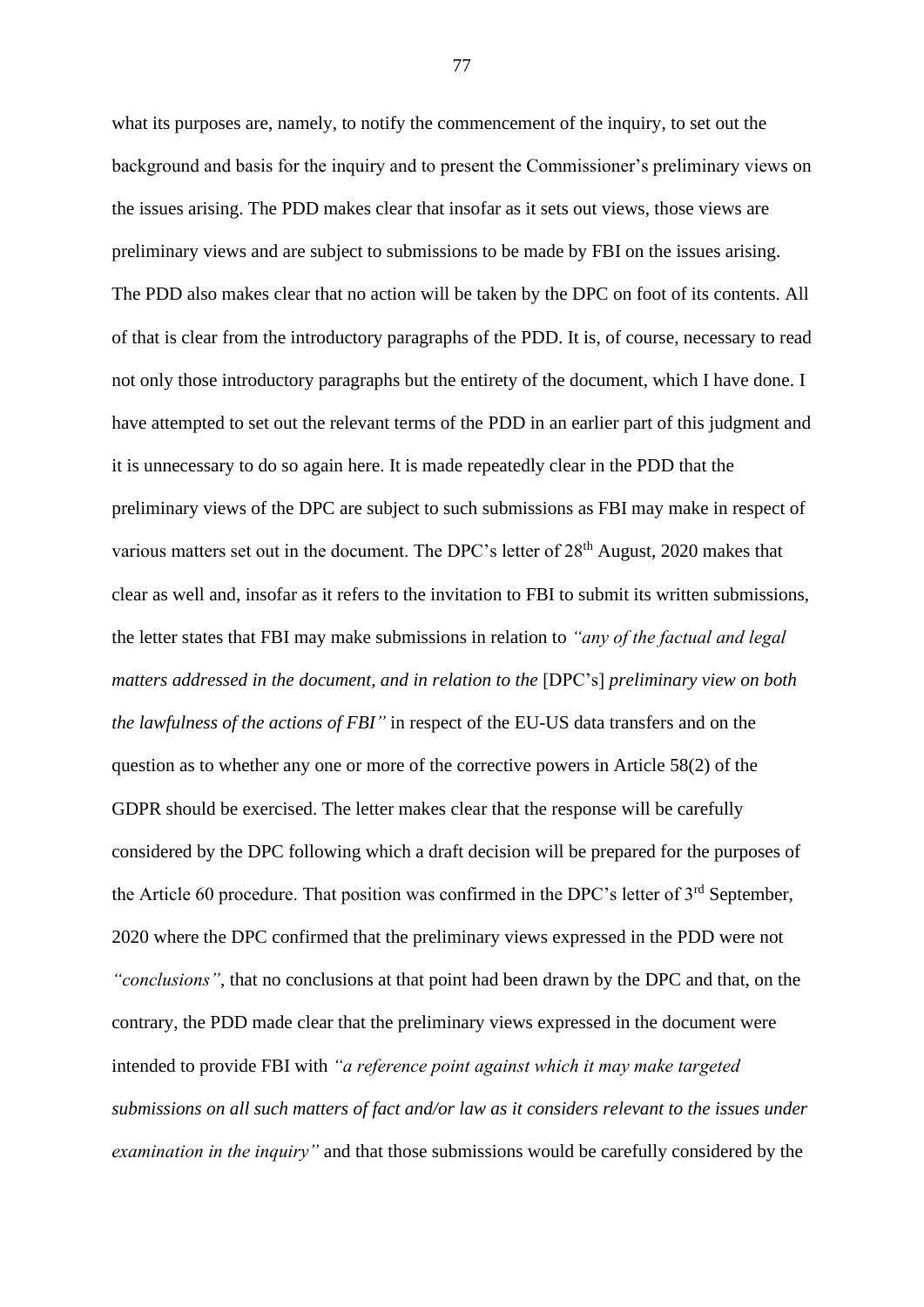what its purposes are, namely, to notify the commencement of the inquiry, to set out the background and basis for the inquiry and to present the Commissioner's preliminary views on the issues arising. The PDD makes clear that insofar as it sets out views, those views are preliminary views and are subject to submissions to be made by FBI on the issues arising. The PDD also makes clear that no action will be taken by the DPC on foot of its contents. All of that is clear from the introductory paragraphs of the PDD. It is, of course, necessary to read not only those introductory paragraphs but the entirety of the document, which I have done. I have attempted to set out the relevant terms of the PDD in an earlier part of this judgment and it is unnecessary to do so again here. It is made repeatedly clear in the PDD that the preliminary views of the DPC are subject to such submissions as FBI may make in respect of various matters set out in the document. The DPC's letter of 28th August, 2020 makes that clear as well and, insofar as it refers to the invitation to FBI to submit its written submissions, the letter states that FBI may make submissions in relation to *"any of the factual and legal matters addressed in the document, and in relation to the* [DPC's] *preliminary view on both the lawfulness of the actions of FBI"* in respect of the EU-US data transfers and on the question as to whether any one or more of the corrective powers in Article 58(2) of the GDPR should be exercised. The letter makes clear that the response will be carefully considered by the DPC following which a draft decision will be prepared for the purposes of the Article 60 procedure. That position was confirmed in the DPC's letter of 3rd September, 2020 where the DPC confirmed that the preliminary views expressed in the PDD were not *"conclusions"*, that no conclusions at that point had been drawn by the DPC and that, on the contrary, the PDD made clear that the preliminary views expressed in the document were intended to provide FBI with *"a reference point against which it may make targeted submissions on all such matters of fact and/or law as it considers relevant to the issues under examination in the inquiry"* and that those submissions would be carefully considered by the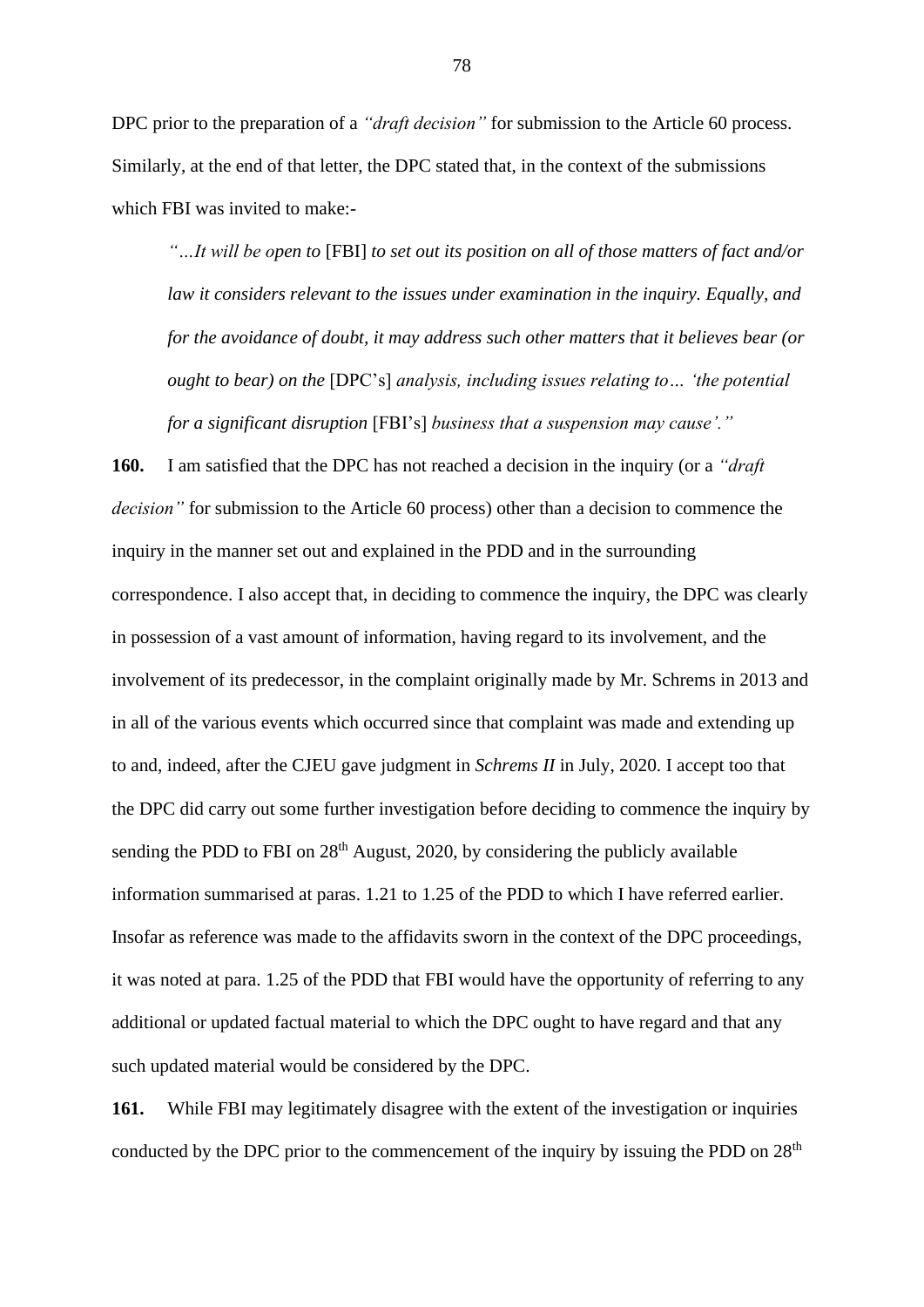DPC prior to the preparation of a *"draft decision"* for submission to the Article 60 process. Similarly, at the end of that letter, the DPC stated that, in the context of the submissions which FBI was invited to make:-

> *"…It will be open to* [FBI] *to set out its position on all of those matters of fact and/or law it considers relevant to the issues under examination in the inquiry. Equally, and for the avoidance of doubt, it may address such other matters that it believes bear (or ought to bear) on the* [DPC's] *analysis, including issues relating to… 'the potential for a significant disruption* [FBI's] *business that a suspension may cause'."*

**160.** I am satisfied that the DPC has not reached a decision in the inquiry (or a *"draft decision"* for submission to the Article 60 process) other than a decision to commence the inquiry in the manner set out and explained in the PDD and in the surrounding correspondence. I also accept that, in deciding to commence the inquiry, the DPC was clearly in possession of a vast amount of information, having regard to its involvement, and the involvement of its predecessor, in the complaint originally made by Mr. Schrems in 2013 and in all of the various events which occurred since that complaint was made and extending up to and, indeed, after the CJEU gave judgment in *Schrems II* in July, 2020. I accept too that the DPC did carry out some further investigation before deciding to commence the inquiry by sending the PDD to FBI on 28th August, 2020, by considering the publicly available information summarised at paras. 1.21 to 1.25 of the PDD to which I have referred earlier. Insofar as reference was made to the affidavits sworn in the context of the DPC proceedings, it was noted at para. 1.25 of the PDD that FBI would have the opportunity of referring to any additional or updated factual material to which the DPC ought to have regard and that any such updated material would be considered by the DPC.

**161.** While FBI may legitimately disagree with the extent of the investigation or inquiries conducted by the DPC prior to the commencement of the inquiry by issuing the PDD on 28th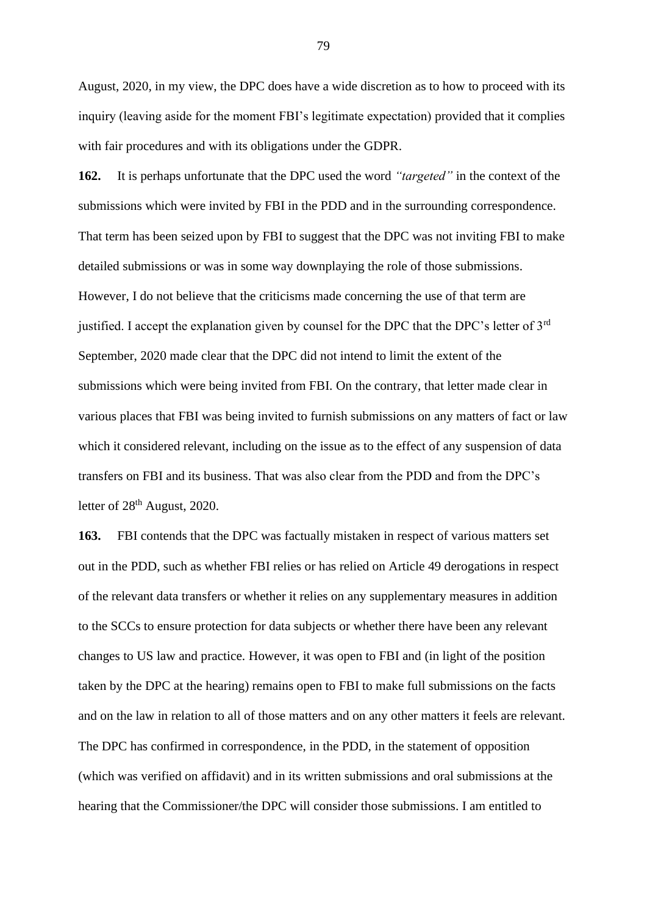August, 2020, in my view, the DPC does have a wide discretion as to how to proceed with its inquiry (leaving aside for the moment FBI's legitimate expectation) provided that it complies with fair procedures and with its obligations under the GDPR.

**162.** It is perhaps unfortunate that the DPC used the word *"targeted"* in the context of the submissions which were invited by FBI in the PDD and in the surrounding correspondence. That term has been seized upon by FBI to suggest that the DPC was not inviting FBI to make detailed submissions or was in some way downplaying the role of those submissions. However, I do not believe that the criticisms made concerning the use of that term are justified. I accept the explanation given by counsel for the DPC that the DPC's letter of 3rd September, 2020 made clear that the DPC did not intend to limit the extent of the submissions which were being invited from FBI. On the contrary, that letter made clear in various places that FBI was being invited to furnish submissions on any matters of fact or law which it considered relevant, including on the issue as to the effect of any suspension of data transfers on FBI and its business. That was also clear from the PDD and from the DPC's letter of 28th August, 2020.

**163.** FBI contends that the DPC was factually mistaken in respect of various matters set out in the PDD, such as whether FBI relies or has relied on Article 49 derogations in respect of the relevant data transfers or whether it relies on any supplementary measures in addition to the SCCs to ensure protection for data subjects or whether there have been any relevant changes to US law and practice. However, it was open to FBI and (in light of the position taken by the DPC at the hearing) remains open to FBI to make full submissions on the facts and on the law in relation to all of those matters and on any other matters it feels are relevant. The DPC has confirmed in correspondence, in the PDD, in the statement of opposition (which was verified on affidavit) and in its written submissions and oral submissions at the hearing that the Commissioner/the DPC will consider those submissions. I am entitled to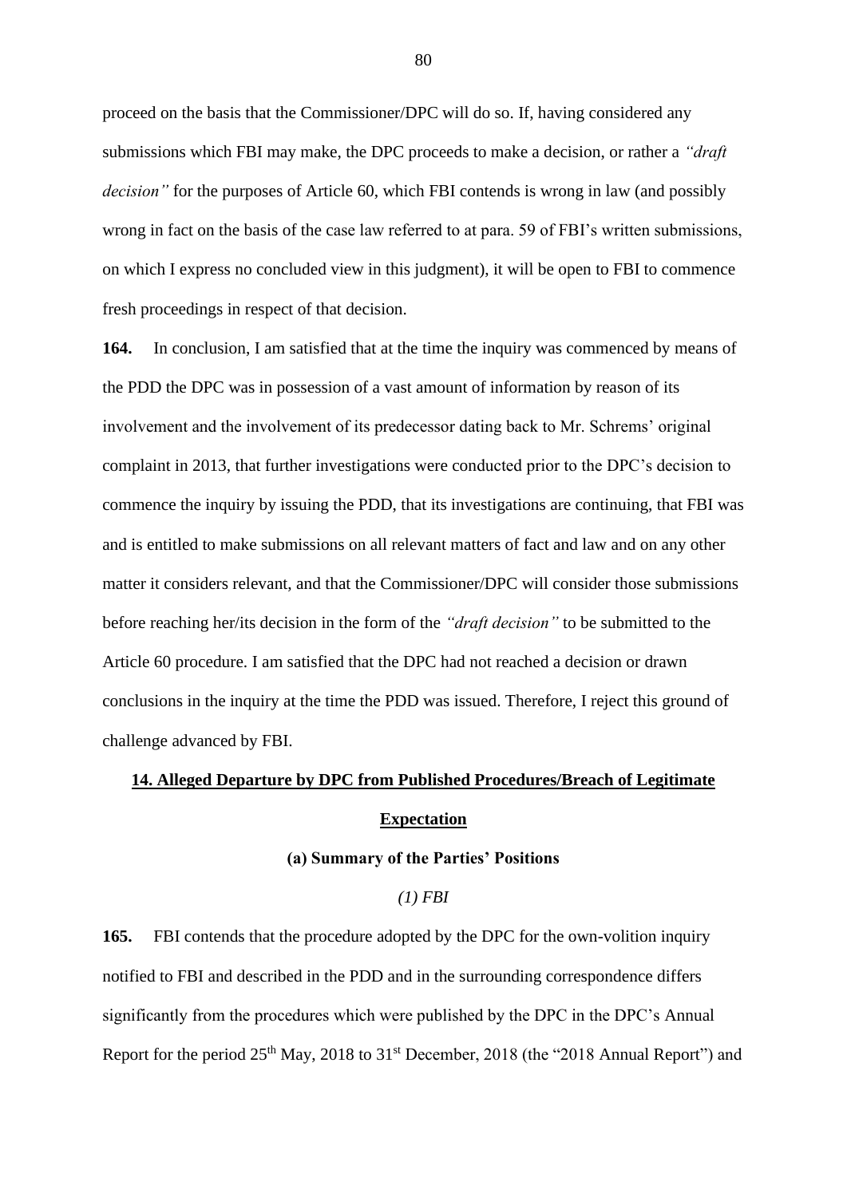proceed on the basis that the Commissioner/DPC will do so. If, having considered any submissions which FBI may make, the DPC proceeds to make a decision, or rather a *"draft decision"* for the purposes of Article 60, which FBI contends is wrong in law (and possibly wrong in fact on the basis of the case law referred to at para. 59 of FBI's written submissions, on which I express no concluded view in this judgment), it will be open to FBI to commence fresh proceedings in respect of that decision.

**164.** In conclusion, I am satisfied that at the time the inquiry was commenced by means of the PDD the DPC was in possession of a vast amount of information by reason of its involvement and the involvement of its predecessor dating back to Mr. Schrems' original complaint in 2013, that further investigations were conducted prior to the DPC's decision to commence the inquiry by issuing the PDD, that its investigations are continuing, that FBI was and is entitled to make submissions on all relevant matters of fact and law and on any other matter it considers relevant, and that the Commissioner/DPC will consider those submissions before reaching her/its decision in the form of the *"draft decision"* to be submitted to the Article 60 procedure. I am satisfied that the DPC had not reached a decision or drawn conclusions in the inquiry at the time the PDD was issued. Therefore, I reject this ground of challenge advanced by FBI.

## 14. Alleged Departure by DPC from Published Procedures/Breach of Legitimate Expectation

### (a) Summary of the Parties' Positions

#### *(1) FBI*

**165.** FBI contends that the procedure adopted by the DPC for the own-volition inquiry notified to FBI and described in the PDD and in the surrounding correspondence differs significantly from the procedures which were published by the DPC in the DPC's Annual Report for the period 25th May, 2018 to 31st December, 2018 (the "2018 Annual Report") and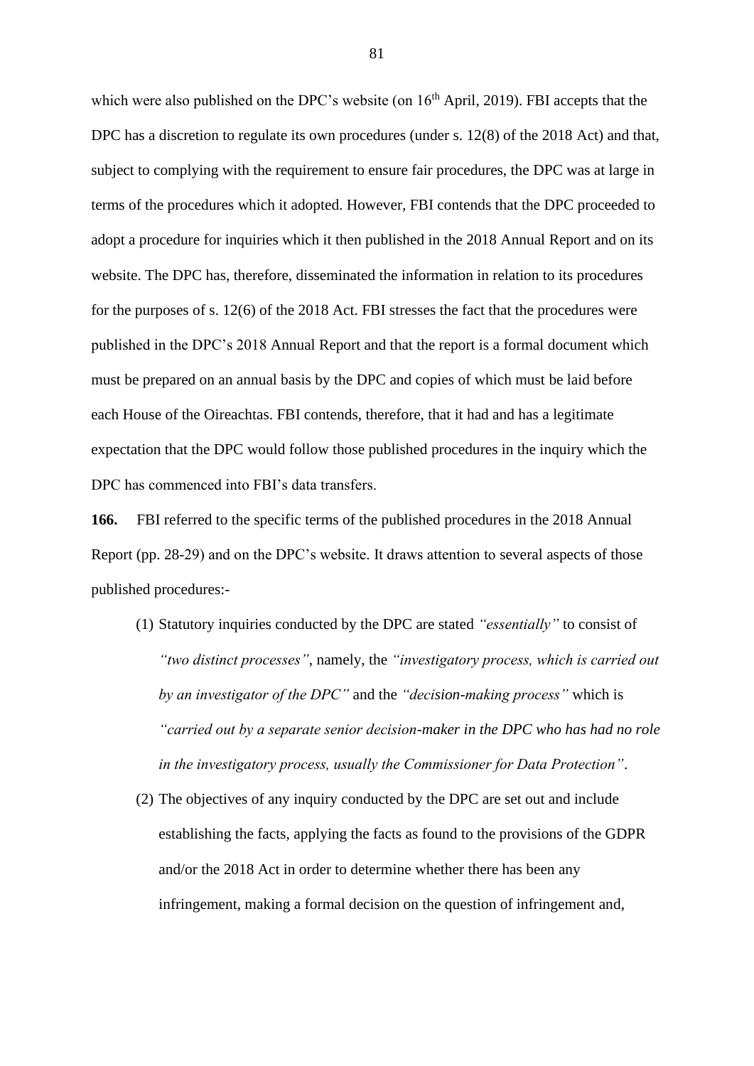which were also published on the DPC's website (on 16th April, 2019). FBI accepts that the DPC has a discretion to regulate its own procedures (under s. 12(8) of the 2018 Act) and that, subject to complying with the requirement to ensure fair procedures, the DPC was at large in terms of the procedures which it adopted. However, FBI contends that the DPC proceeded to adopt a procedure for inquiries which it then published in the 2018 Annual Report and on its website. The DPC has, therefore, disseminated the information in relation to its procedures for the purposes of s. 12(6) of the 2018 Act. FBI stresses the fact that the procedures were published in the DPC's 2018 Annual Report and that the report is a formal document which must be prepared on an annual basis by the DPC and copies of which must be laid before each House of the Oireachtas. FBI contends, therefore, that it had and has a legitimate expectation that the DPC would follow those published procedures in the inquiry which the DPC has commenced into FBI's data transfers.

**166.** FBI referred to the specific terms of the published procedures in the 2018 Annual Report (pp. 28-29) and on the DPC's website. It draws attention to several aspects of those published procedures:-

(1) Statutory inquiries conducted by the DPC are stated *"essentially"* to consist of *"two distinct processes"*, namely, the *"investigatory process, which is carried out by an investigator of the DPC"* and the *"decision-making process"* which is *"carried out by a separate senior decision-maker in the DPC who has had no role in the investigatory process, usually the Commissioner for Data Protection"*.

(2) The objectives of any inquiry conducted by the DPC are set out and include establishing the facts, applying the facts as found to the provisions of the GDPR and/or the 2018 Act in order to determine whether there has been any infringement, making a formal decision on the question of infringement and,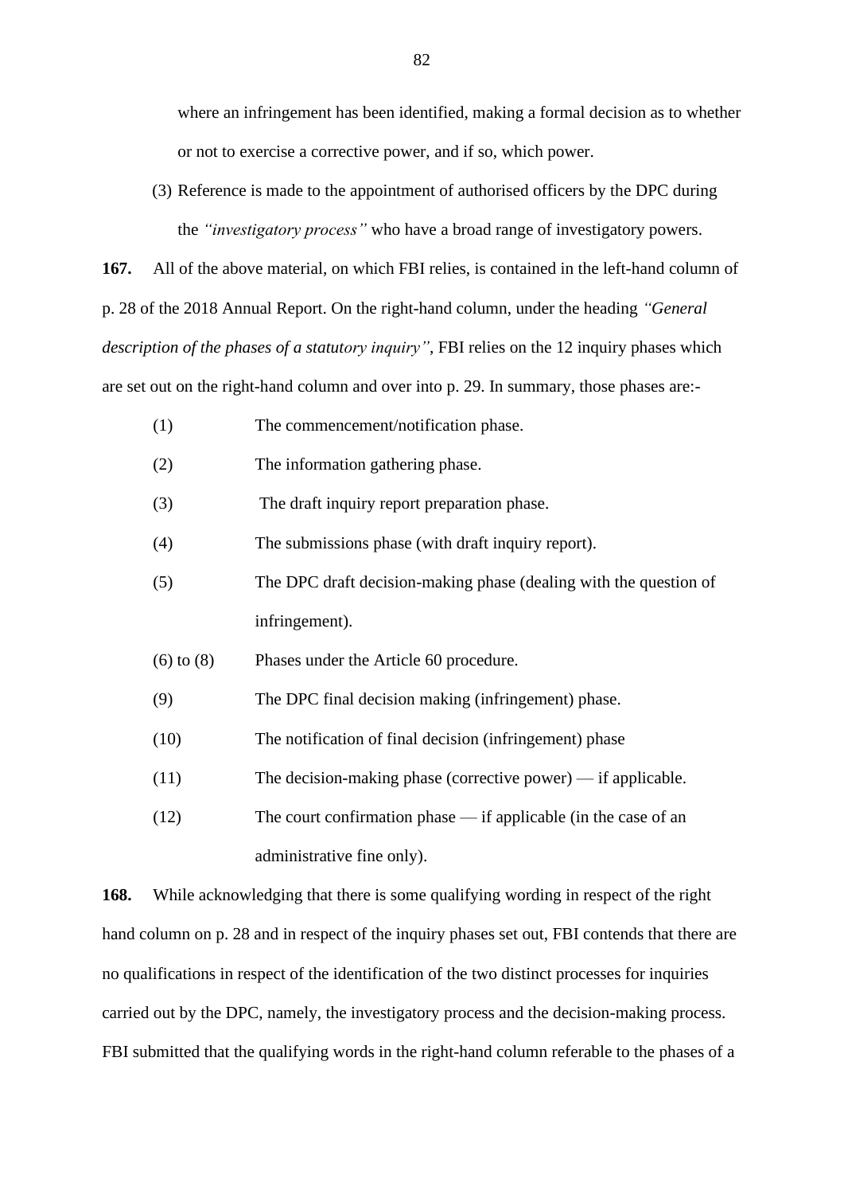where an infringement has been identified, making a formal decision as to whether or not to exercise a corrective power, and if so, which power.

(3) Reference is made to the appointment of authorised officers by the DPC during the *"investigatory process"* who have a broad range of investigatory powers.

**167.** All of the above material, on which FBI relies, is contained in the left-hand column of p. 28 of the 2018 Annual Report. On the right-hand column, under the heading *"General description of the phases of a statutory inquiry"*, FBI relies on the 12 inquiry phases which are set out on the right-hand column and over into p. 29. In summary, those phases are:-

(1) The commencement/notification phase.

(2) The information gathering phase.

(3) The draft inquiry report preparation phase.

(4) The submissions phase (with draft inquiry report).

(5) The DPC draft decision-making phase (dealing with the question of infringement).

(6) to (8) Phases under the Article 60 procedure.

(9) The DPC final decision making (infringement) phase.

(10) The notification of final decision (infringement) phase

(11) The decision-making phase (corrective power) — if applicable.

(12) The court confirmation phase — if applicable (in the case of an administrative fine only).

**168.** While acknowledging that there is some qualifying wording in respect of the right hand column on p. 28 and in respect of the inquiry phases set out, FBI contends that there are no qualifications in respect of the identification of the two distinct processes for inquiries carried out by the DPC, namely, the investigatory process and the decision-making process. FBI submitted that the qualifying words in the right-hand column referable to the phases of a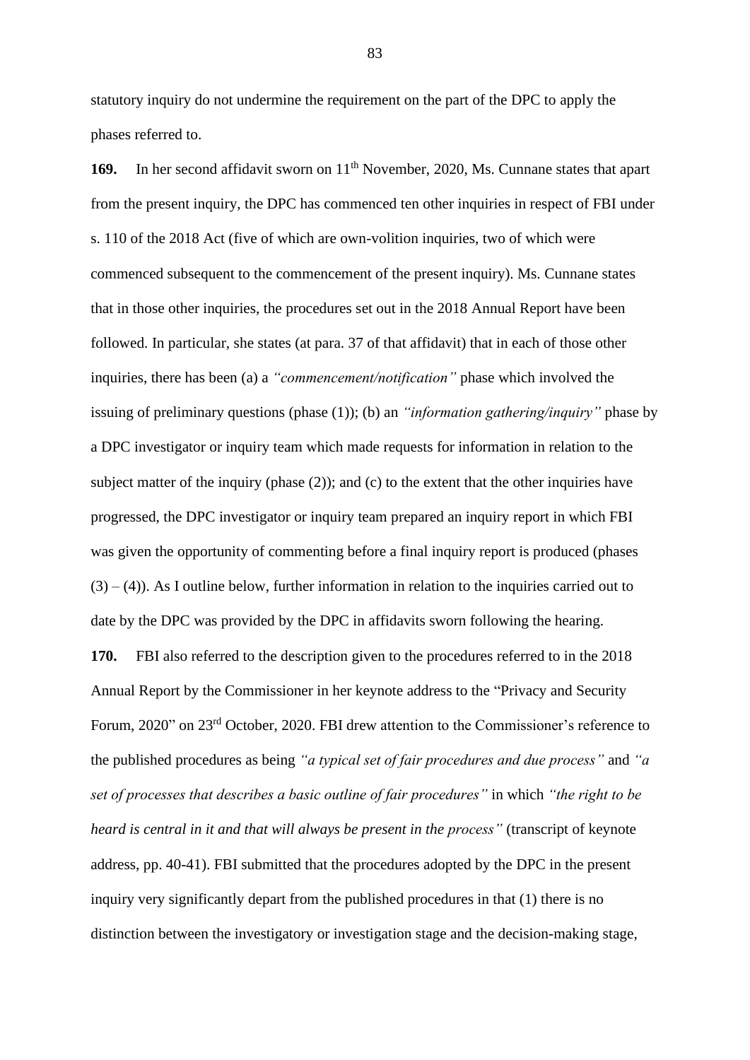statutory inquiry do not undermine the requirement on the part of the DPC to apply the phases referred to.

**169.** In her second affidavit sworn on 11th November, 2020, Ms. Cunnane states that apart from the present inquiry, the DPC has commenced ten other inquiries in respect of FBI under s. 110 of the 2018 Act (five of which are own-volition inquiries, two of which were commenced subsequent to the commencement of the present inquiry). Ms. Cunnane states that in those other inquiries, the procedures set out in the 2018 Annual Report have been followed. In particular, she states (at para. 37 of that affidavit) that in each of those other inquiries, there has been (a) a *"commencement/notification"* phase which involved the issuing of preliminary questions (phase (1)); (b) an *"information gathering/inquiry"* phase by a DPC investigator or inquiry team which made requests for information in relation to the subject matter of the inquiry (phase (2)); and (c) to the extent that the other inquiries have progressed, the DPC investigator or inquiry team prepared an inquiry report in which FBI was given the opportunity of commenting before a final inquiry report is produced (phases (3) – (4)). As I outline below, further information in relation to the inquiries carried out to date by the DPC was provided by the DPC in affidavits sworn following the hearing.

**170.** FBI also referred to the description given to the procedures referred to in the 2018 Annual Report by the Commissioner in her keynote address to the "Privacy and Security Forum, 2020" on 23rd October, 2020. FBI drew attention to the Commissioner's reference to the published procedures as being *"a typical set of fair procedures and due process"* and *"a set of processes that describes a basic outline of fair procedures"* in which *"the right to be heard is central in it and that will always be present in the process"* (transcript of keynote address, pp. 40-41). FBI submitted that the procedures adopted by the DPC in the present inquiry very significantly depart from the published procedures in that (1) there is no distinction between the investigatory or investigation stage and the decision-making stage,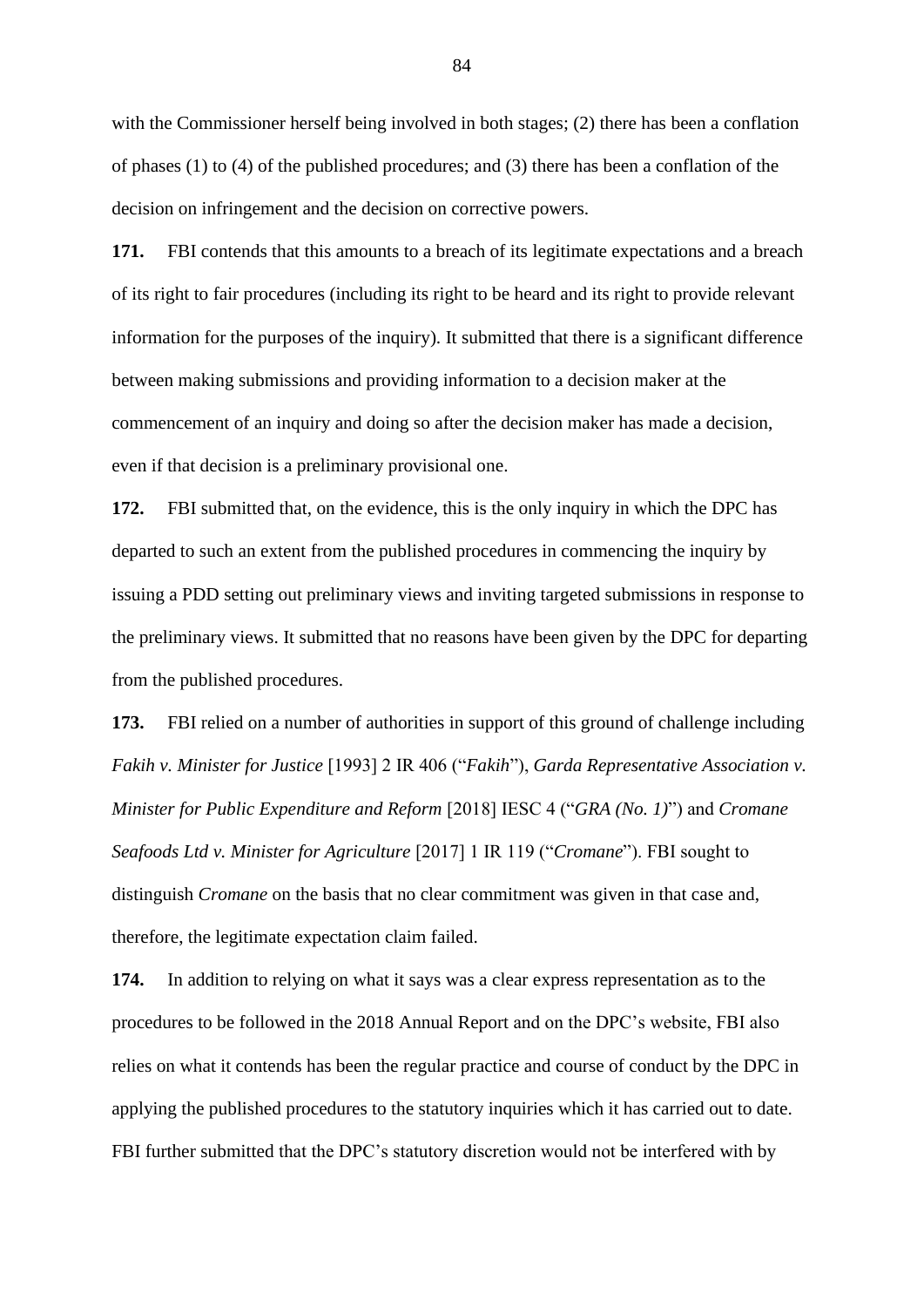with the Commissioner herself being involved in both stages; (2) there has been a conflation of phases (1) to (4) of the published procedures; and (3) there has been a conflation of the decision on infringement and the decision on corrective powers.

**171.** FBI contends that this amounts to a breach of its legitimate expectations and a breach of its right to fair procedures (including its right to be heard and its right to provide relevant information for the purposes of the inquiry). It submitted that there is a significant difference between making submissions and providing information to a decision maker at the commencement of an inquiry and doing so after the decision maker has made a decision, even if that decision is a preliminary provisional one.

**172.** FBI submitted that, on the evidence, this is the only inquiry in which the DPC has departed to such an extent from the published procedures in commencing the inquiry by issuing a PDD setting out preliminary views and inviting targeted submissions in response to the preliminary views. It submitted that no reasons have been given by the DPC for departing from the published procedures.

**173.** FBI relied on a number of authorities in support of this ground of challenge including *Fakih v. Minister for Justice* [1993] 2 IR 406 ("*Fakih*"), *Garda Representative Association v. Minister for Public Expenditure and Reform* [2018] IESC 4 ("*GRA (No. 1)*") and *Cromane Seafoods Ltd v. Minister for Agriculture* [2017] 1 IR 119 ("*Cromane*"). FBI sought to distinguish *Cromane* on the basis that no clear commitment was given in that case and, therefore, the legitimate expectation claim failed.

**174.** In addition to relying on what it says was a clear express representation as to the procedures to be followed in the 2018 Annual Report and on the DPC's website, FBI also relies on what it contends has been the regular practice and course of conduct by the DPC in applying the published procedures to the statutory inquiries which it has carried out to date. FBI further submitted that the DPC's statutory discretion would not be interfered with by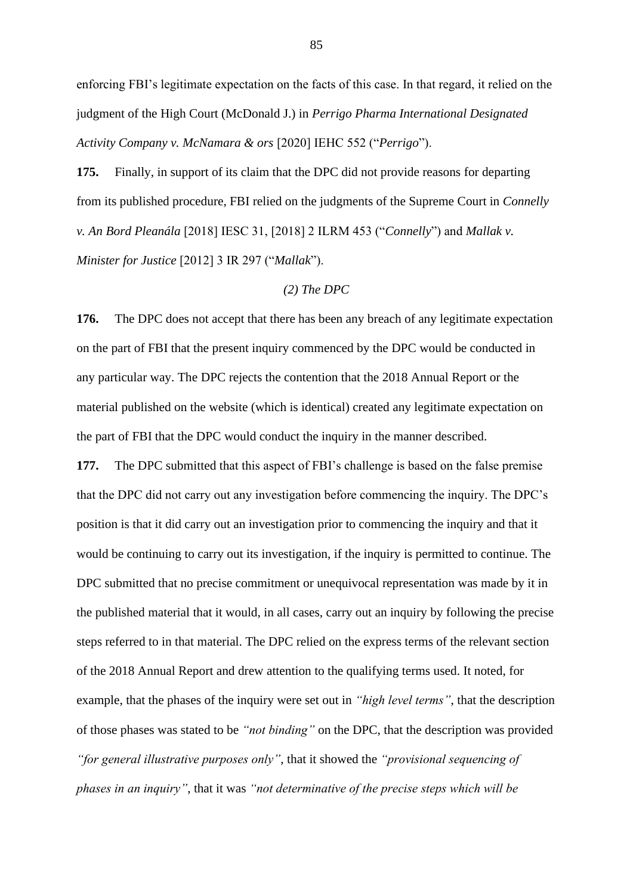enforcing FBI's legitimate expectation on the facts of this case. In that regard, it relied on the judgment of the High Court (McDonald J.) in *Perrigo Pharma International Designated Activity Company v. McNamara & ors* [2020] IEHC 552 ("*Perrigo*").

**175.** Finally, in support of its claim that the DPC did not provide reasons for departing from its published procedure, FBI relied on the judgments of the Supreme Court in *Connelly v. An Bord Pleanála* [2018] IESC 31, [2018] 2 ILRM 453 ("*Connelly*") and *Mallak v. Minister for Justice* [2012] 3 IR 297 ("*Mallak*").

*(2) The DPC*

**176.** The DPC does not accept that there has been any breach of any legitimate expectation on the part of FBI that the present inquiry commenced by the DPC would be conducted in any particular way. The DPC rejects the contention that the 2018 Annual Report or the material published on the website (which is identical) created any legitimate expectation on the part of FBI that the DPC would conduct the inquiry in the manner described.

**177.** The DPC submitted that this aspect of FBI's challenge is based on the false premise that the DPC did not carry out any investigation before commencing the inquiry. The DPC's position is that it did carry out an investigation prior to commencing the inquiry and that it would be continuing to carry out its investigation, if the inquiry is permitted to continue. The DPC submitted that no precise commitment or unequivocal representation was made by it in the published material that it would, in all cases, carry out an inquiry by following the precise steps referred to in that material. The DPC relied on the express terms of the relevant section of the 2018 Annual Report and drew attention to the qualifying terms used. It noted, for example, that the phases of the inquiry were set out in *"high level terms"*, that the description of those phases was stated to be *"not binding"* on the DPC, that the description was provided *"for general illustrative purposes only"*, that it showed the *"provisional sequencing of phases in an inquiry"*, that it was *"not determinative of the precise steps which will be*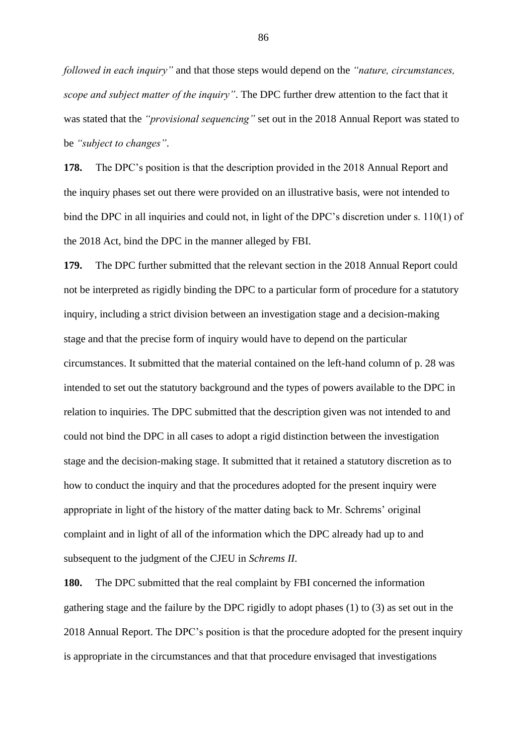*followed in each inquiry"* and that those steps would depend on the *"nature, circumstances, scope and subject matter of the inquiry"*. The DPC further drew attention to the fact that it was stated that the *"provisional sequencing"* set out in the 2018 Annual Report was stated to be *"subject to changes"*.

**178.** The DPC's position is that the description provided in the 2018 Annual Report and the inquiry phases set out there were provided on an illustrative basis, were not intended to bind the DPC in all inquiries and could not, in light of the DPC's discretion under s. 110(1) of the 2018 Act, bind the DPC in the manner alleged by FBI.

**179.** The DPC further submitted that the relevant section in the 2018 Annual Report could not be interpreted as rigidly binding the DPC to a particular form of procedure for a statutory inquiry, including a strict division between an investigation stage and a decision-making stage and that the precise form of inquiry would have to depend on the particular circumstances. It submitted that the material contained on the left-hand column of p. 28 was intended to set out the statutory background and the types of powers available to the DPC in relation to inquiries. The DPC submitted that the description given was not intended to and could not bind the DPC in all cases to adopt a rigid distinction between the investigation stage and the decision-making stage. It submitted that it retained a statutory discretion as to how to conduct the inquiry and that the procedures adopted for the present inquiry were appropriate in light of the history of the matter dating back to Mr. Schrems' original complaint and in light of all of the information which the DPC already had up to and subsequent to the judgment of the CJEU in *Schrems II*.

**180.** The DPC submitted that the real complaint by FBI concerned the information gathering stage and the failure by the DPC rigidly to adopt phases (1) to (3) as set out in the 2018 Annual Report. The DPC's position is that the procedure adopted for the present inquiry is appropriate in the circumstances and that that procedure envisaged that investigations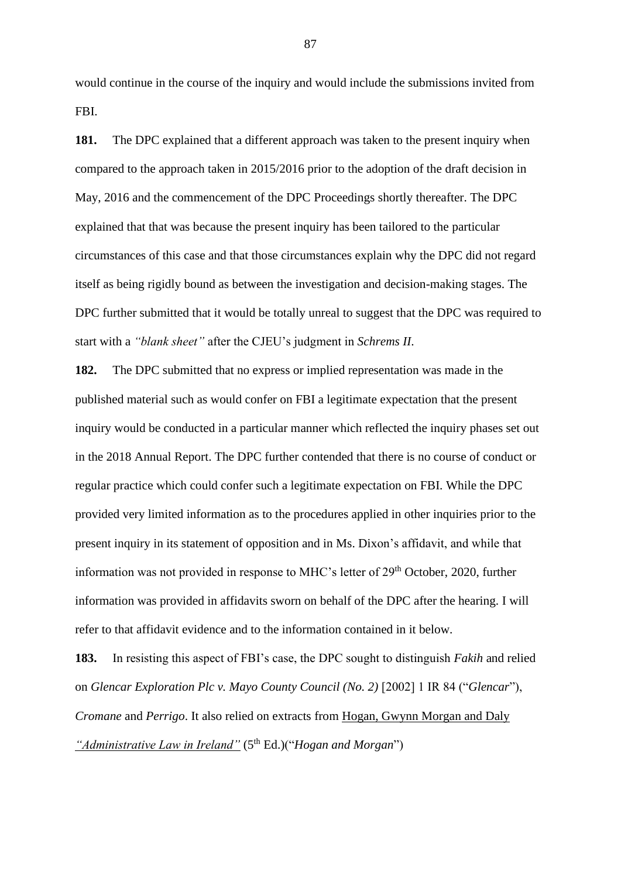would continue in the course of the inquiry and would include the submissions invited from FBI.

**181.** The DPC explained that a different approach was taken to the present inquiry when compared to the approach taken in 2015/2016 prior to the adoption of the draft decision in May, 2016 and the commencement of the DPC Proceedings shortly thereafter. The DPC explained that that was because the present inquiry has been tailored to the particular circumstances of this case and that those circumstances explain why the DPC did not regard itself as being rigidly bound as between the investigation and decision-making stages. The DPC further submitted that it would be totally unreal to suggest that the DPC was required to start with a *"blank sheet"* after the CJEU's judgment in *Schrems II*.

**182.** The DPC submitted that no express or implied representation was made in the published material such as would confer on FBI a legitimate expectation that the present inquiry would be conducted in a particular manner which reflected the inquiry phases set out in the 2018 Annual Report. The DPC further contended that there is no course of conduct or regular practice which could confer such a legitimate expectation on FBI. While the DPC provided very limited information as to the procedures applied in other inquiries prior to the present inquiry in its statement of opposition and in Ms. Dixon's affidavit, and while that information was not provided in response to MHC's letter of 29th October, 2020, further information was provided in affidavits sworn on behalf of the DPC after the hearing. I will refer to that affidavit evidence and to the information contained in it below.

**183.** In resisting this aspect of FBI's case, the DPC sought to distinguish *Fakih* and relied on *Glencar Exploration Plc v. Mayo County Council (No. 2)* [2002] 1 IR 84 ("*Glencar*"), *Cromane* and *Perrigo*. It also relied on extracts from Hogan, Gwynn Morgan and Daly *"Administrative Law in Ireland"* (5th Ed.)("*Hogan and Morgan*")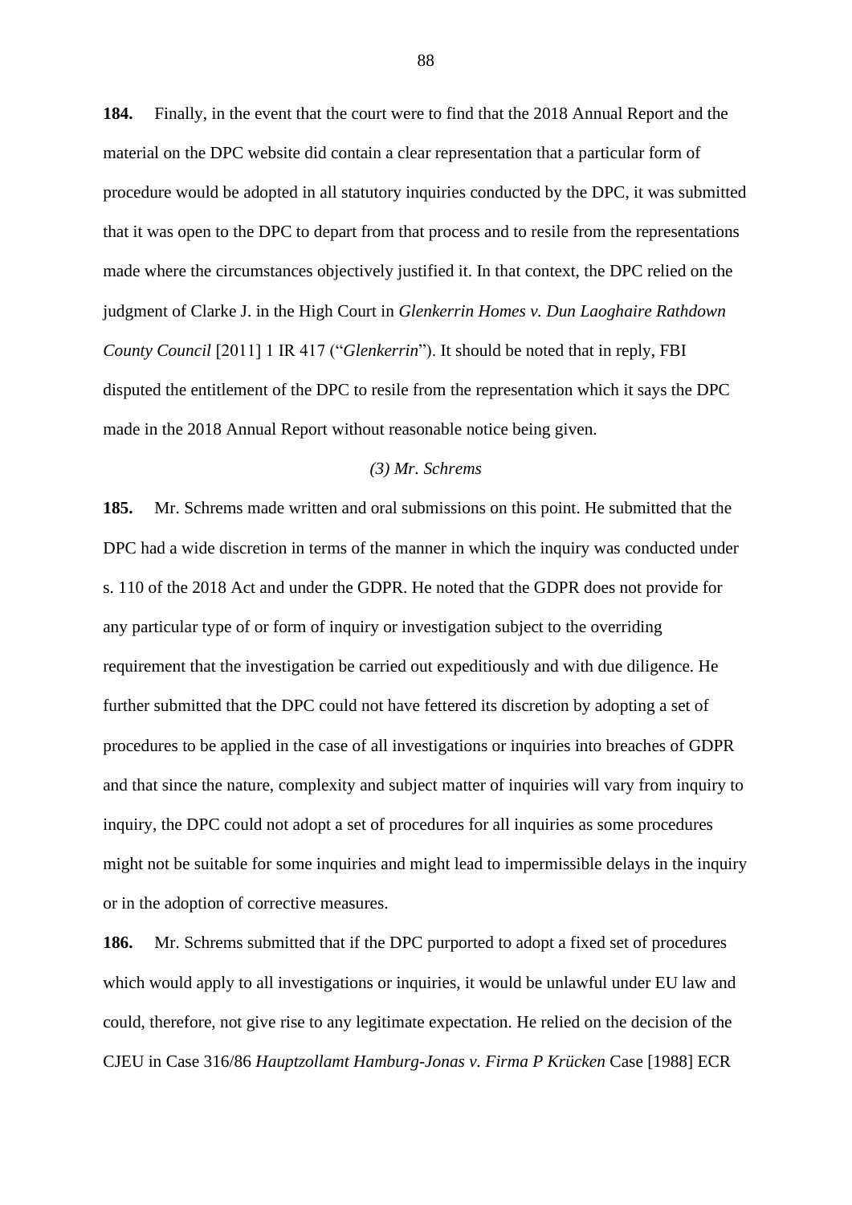**184.** Finally, in the event that the court were to find that the 2018 Annual Report and the material on the DPC website did contain a clear representation that a particular form of procedure would be adopted in all statutory inquiries conducted by the DPC, it was submitted that it was open to the DPC to depart from that process and to resile from the representations made where the circumstances objectively justified it. In that context, the DPC relied on the judgment of Clarke J. in the High Court in *Glenkerrin Homes v. Dun Laoghaire Rathdown County Council* [2011] 1 IR 417 ("*Glenkerrin*"). It should be noted that in reply, FBI disputed the entitlement of the DPC to resile from the representation which it says the DPC made in the 2018 Annual Report without reasonable notice being given.

*(3) Mr. Schrems*

**185.** Mr. Schrems made written and oral submissions on this point. He submitted that the DPC had a wide discretion in terms of the manner in which the inquiry was conducted under s. 110 of the 2018 Act and under the GDPR. He noted that the GDPR does not provide for any particular type of or form of inquiry or investigation subject to the overriding requirement that the investigation be carried out expeditiously and with due diligence. He further submitted that the DPC could not have fettered its discretion by adopting a set of procedures to be applied in the case of all investigations or inquiries into breaches of GDPR and that since the nature, complexity and subject matter of inquiries will vary from inquiry to inquiry, the DPC could not adopt a set of procedures for all inquiries as some procedures might not be suitable for some inquiries and might lead to impermissible delays in the inquiry or in the adoption of corrective measures.

**186.** Mr. Schrems submitted that if the DPC purported to adopt a fixed set of procedures which would apply to all investigations or inquiries, it would be unlawful under EU law and could, therefore, not give rise to any legitimate expectation. He relied on the decision of the CJEU in Case 316/86 *Hauptzollamt Hamburg-Jonas v. Firma P Krücken* Case [1988] ECR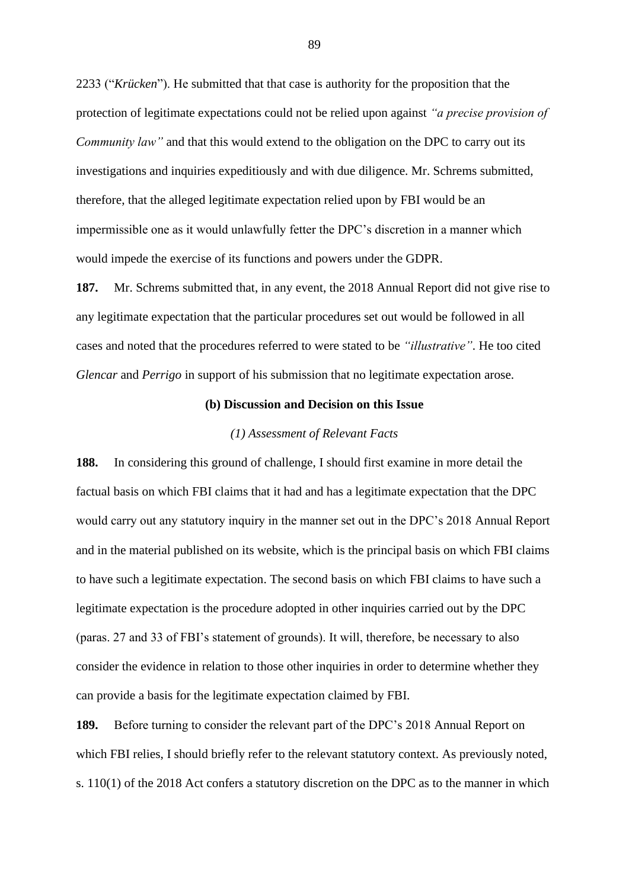2233 ("*Krücken*"). He submitted that that case is authority for the proposition that the protection of legitimate expectations could not be relied upon against *"a precise provision of Community law"* and that this would extend to the obligation on the DPC to carry out its investigations and inquiries expeditiously and with due diligence. Mr. Schrems submitted, therefore, that the alleged legitimate expectation relied upon by FBI would be an impermissible one as it would unlawfully fetter the DPC's discretion in a manner which would impede the exercise of its functions and powers under the GDPR.

**187.** Mr. Schrems submitted that, in any event, the 2018 Annual Report did not give rise to any legitimate expectation that the particular procedures set out would be followed in all cases and noted that the procedures referred to were stated to be *"illustrative"*. He too cited *Glencar* and *Perrigo* in support of his submission that no legitimate expectation arose.

**(b) Discussion and Decision on this Issue**

*(1) Assessment of Relevant Facts*

**188.** In considering this ground of challenge, I should first examine in more detail the factual basis on which FBI claims that it had and has a legitimate expectation that the DPC would carry out any statutory inquiry in the manner set out in the DPC's 2018 Annual Report and in the material published on its website, which is the principal basis on which FBI claims to have such a legitimate expectation. The second basis on which FBI claims to have such a legitimate expectation is the procedure adopted in other inquiries carried out by the DPC (paras. 27 and 33 of FBI's statement of grounds). It will, therefore, be necessary to also consider the evidence in relation to those other inquiries in order to determine whether they can provide a basis for the legitimate expectation claimed by FBI.

**189.** Before turning to consider the relevant part of the DPC's 2018 Annual Report on which FBI relies, I should briefly refer to the relevant statutory context. As previously noted, s. 110(1) of the 2018 Act confers a statutory discretion on the DPC as to the manner in which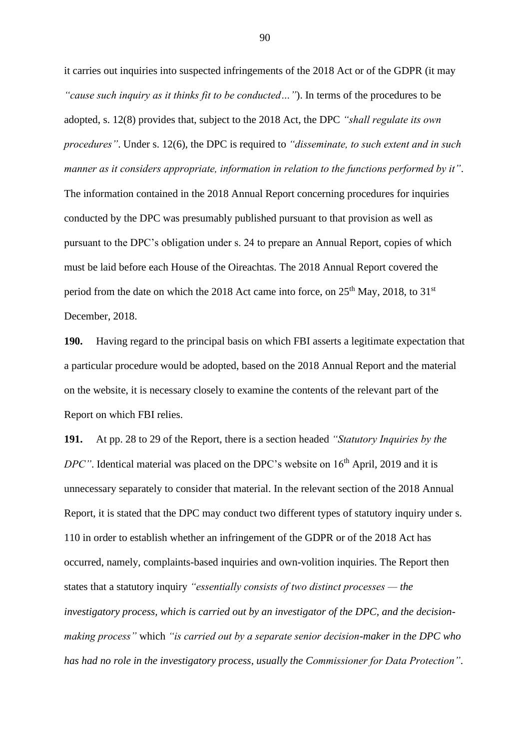it carries out inquiries into suspected infringements of the 2018 Act or of the GDPR (it may *"cause such inquiry as it thinks fit to be conducted…"*). In terms of the procedures to be adopted, s. 12(8) provides that, subject to the 2018 Act, the DPC *"shall regulate its own procedures"*. Under s. 12(6), the DPC is required to *"disseminate, to such extent and in such manner as it considers appropriate, information in relation to the functions performed by it"*. The information contained in the 2018 Annual Report concerning procedures for inquiries conducted by the DPC was presumably published pursuant to that provision as well as pursuant to the DPC's obligation under s. 24 to prepare an Annual Report, copies of which must be laid before each House of the Oireachtas. The 2018 Annual Report covered the period from the date on which the 2018 Act came into force, on 25th May, 2018, to 31st December, 2018.

**190.** Having regard to the principal basis on which FBI asserts a legitimate expectation that a particular procedure would be adopted, based on the 2018 Annual Report and the material on the website, it is necessary closely to examine the contents of the relevant part of the Report on which FBI relies.

**191.** At pp. 28 to 29 of the Report, there is a section headed *"Statutory Inquiries by the DPC"*. Identical material was placed on the DPC's website on 16th April, 2019 and it is unnecessary separately to consider that material. In the relevant section of the 2018 Annual Report, it is stated that the DPC may conduct two different types of statutory inquiry under s. 110 in order to establish whether an infringement of the GDPR or of the 2018 Act has occurred, namely, complaints-based inquiries and own-volition inquiries. The Report then states that a statutory inquiry *"essentially consists of two distinct processes — the investigatory process, which is carried out by an investigator of the DPC, and the decision-making process"* which *"is carried out by a separate senior decision-maker in the DPC who has had no role in the investigatory process, usually the Commissioner for Data Protection"*.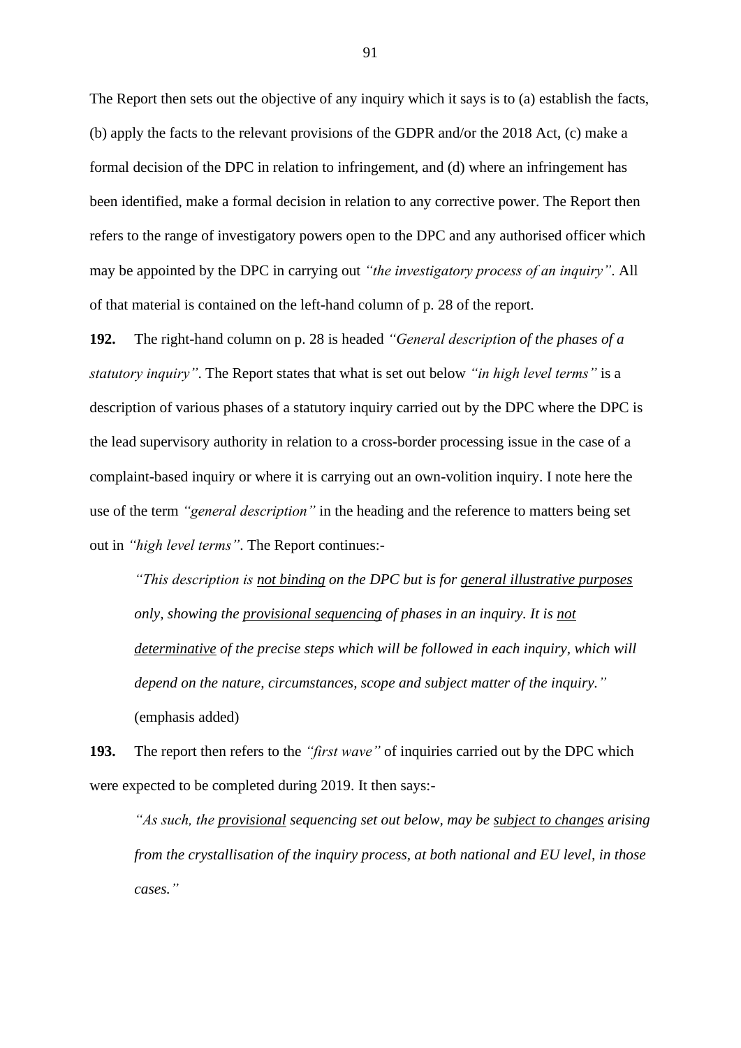The Report then sets out the objective of any inquiry which it says is to (a) establish the facts, (b) apply the facts to the relevant provisions of the GDPR and/or the 2018 Act, (c) make a formal decision of the DPC in relation to infringement, and (d) where an infringement has been identified, make a formal decision in relation to any corrective power. The Report then refers to the range of investigatory powers open to the DPC and any authorised officer which may be appointed by the DPC in carrying out *"the investigatory process of an inquiry"*. All of that material is contained on the left-hand column of p. 28 of the report.

**192.** The right-hand column on p. 28 is headed *"General description of the phases of a statutory inquiry"*. The Report states that what is set out below *"in high level terms"* is a description of various phases of a statutory inquiry carried out by the DPC where the DPC is the lead supervisory authority in relation to a cross-border processing issue in the case of a complaint-based inquiry or where it is carrying out an own-volition inquiry. I note here the use of the term *"general description"* in the heading and the reference to matters being set out in *"high level terms"*. The Report continues:-

> *"This description is <u>not binding</u> on the DPC but is for <u>general illustrative purposes</u> only, showing the <u>provisional sequencing</u> of phases in an inquiry. It is <u>not determinative</u> of the precise steps which will be followed in each inquiry, which will depend on the nature, circumstances, scope and subject matter of the inquiry."* (emphasis added)

**193.** The report then refers to the *"first wave"* of inquiries carried out by the DPC which were expected to be completed during 2019. It then says:-

> *"As such, the <u>provisional</u> sequencing set out below, may be <u>subject to changes</u> arising from the crystallisation of the inquiry process, at both national and EU level, in those cases."*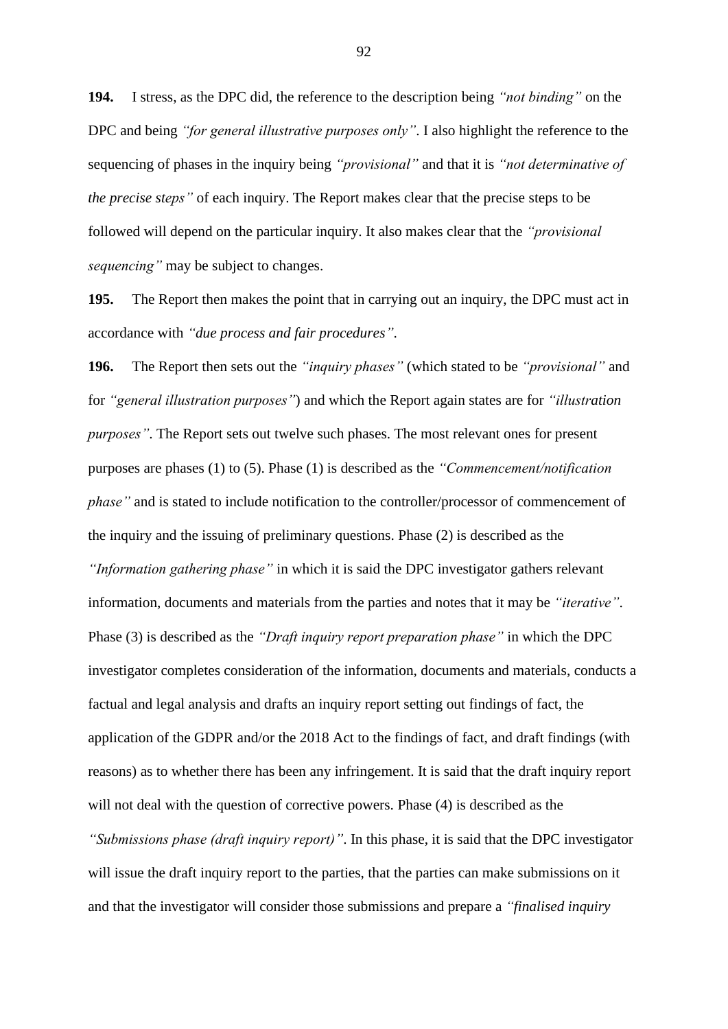**194.** I stress, as the DPC did, the reference to the description being *"not binding"* on the DPC and being *"for general illustrative purposes only"*. I also highlight the reference to the sequencing of phases in the inquiry being *"provisional"* and that it is *"not determinative of the precise steps"* of each inquiry. The Report makes clear that the precise steps to be followed will depend on the particular inquiry. It also makes clear that the *"provisional sequencing"* may be subject to changes.

**195.** The Report then makes the point that in carrying out an inquiry, the DPC must act in accordance with *"due process and fair procedures"*.

**196.** The Report then sets out the *"inquiry phases"* (which stated to be *"provisional"* and for *"general illustration purposes"*) and which the Report again states are for *"illustration purposes"*. The Report sets out twelve such phases. The most relevant ones for present purposes are phases (1) to (5). Phase (1) is described as the *"Commencement/notification phase"* and is stated to include notification to the controller/processor of commencement of the inquiry and the issuing of preliminary questions. Phase (2) is described as the *"Information gathering phase"* in which it is said the DPC investigator gathers relevant information, documents and materials from the parties and notes that it may be *"iterative"*. Phase (3) is described as the *"Draft inquiry report preparation phase"* in which the DPC investigator completes consideration of the information, documents and materials, conducts a factual and legal analysis and drafts an inquiry report setting out findings of fact, the application of the GDPR and/or the 2018 Act to the findings of fact, and draft findings (with reasons) as to whether there has been any infringement. It is said that the draft inquiry report will not deal with the question of corrective powers. Phase (4) is described as the *"Submissions phase (draft inquiry report)"*. In this phase, it is said that the DPC investigator will issue the draft inquiry report to the parties, that the parties can make submissions on it and that the investigator will consider those submissions and prepare a *"finalised inquiry*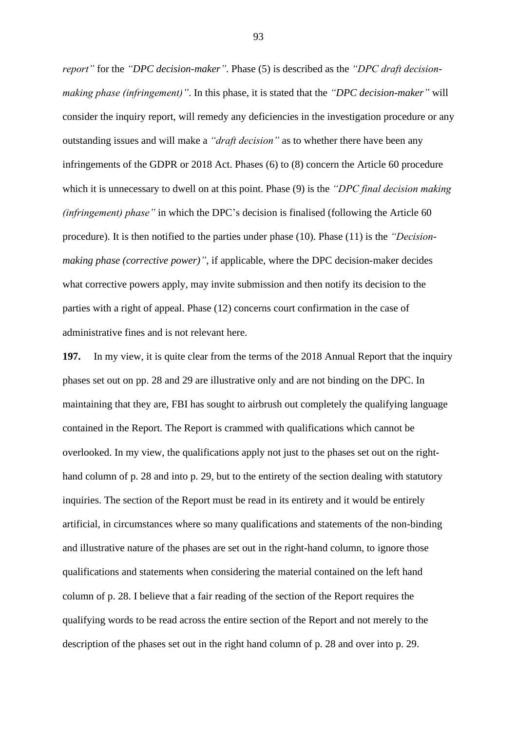*report"* for the *"DPC decision-maker"*. Phase (5) is described as the *"DPC draft decision-making phase (infringement)"*. In this phase, it is stated that the *"DPC decision-maker"* will consider the inquiry report, will remedy any deficiencies in the investigation procedure or any outstanding issues and will make a *"draft decision"* as to whether there have been any infringements of the GDPR or 2018 Act. Phases (6) to (8) concern the Article 60 procedure which it is unnecessary to dwell on at this point. Phase (9) is the *"DPC final decision making (infringement) phase"* in which the DPC's decision is finalised (following the Article 60 procedure). It is then notified to the parties under phase (10). Phase (11) is the *"Decision-making phase (corrective power)"*, if applicable, where the DPC decision-maker decides what corrective powers apply, may invite submission and then notify its decision to the parties with a right of appeal. Phase (12) concerns court confirmation in the case of administrative fines and is not relevant here.

**197.** In my view, it is quite clear from the terms of the 2018 Annual Report that the inquiry phases set out on pp. 28 and 29 are illustrative only and are not binding on the DPC. In maintaining that they are, FBI has sought to airbrush out completely the qualifying language contained in the Report. The Report is crammed with qualifications which cannot be overlooked. In my view, the qualifications apply not just to the phases set out on the right-hand column of p. 28 and into p. 29, but to the entirety of the section dealing with statutory inquiries. The section of the Report must be read in its entirety and it would be entirely artificial, in circumstances where so many qualifications and statements of the non-binding and illustrative nature of the phases are set out in the right-hand column, to ignore those qualifications and statements when considering the material contained on the left hand column of p. 28. I believe that a fair reading of the section of the Report requires the qualifying words to be read across the entire section of the Report and not merely to the description of the phases set out in the right hand column of p. 28 and over into p. 29.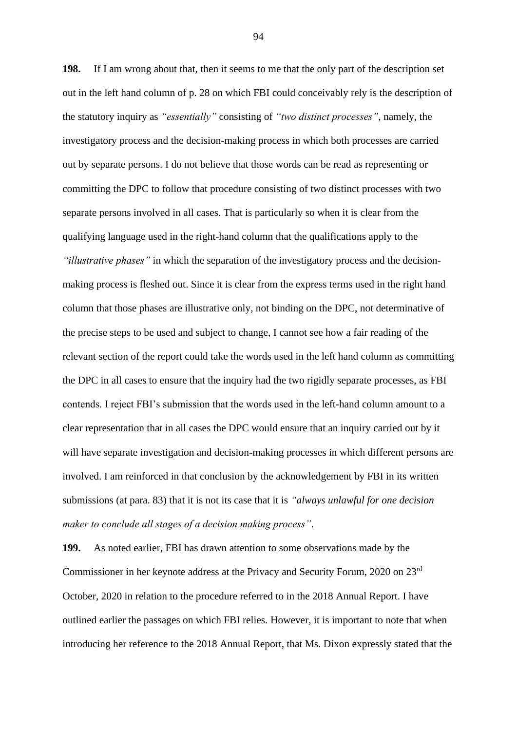**198.** If I am wrong about that, then it seems to me that the only part of the description set out in the left hand column of p. 28 on which FBI could conceivably rely is the description of the statutory inquiry as *"essentially"* consisting of *"two distinct processes"*, namely, the investigatory process and the decision-making process in which both processes are carried out by separate persons. I do not believe that those words can be read as representing or committing the DPC to follow that procedure consisting of two distinct processes with two separate persons involved in all cases. That is particularly so when it is clear from the qualifying language used in the right-hand column that the qualifications apply to the *"illustrative phases"* in which the separation of the investigatory process and the decision-making process is fleshed out. Since it is clear from the express terms used in the right hand column that those phases are illustrative only, not binding on the DPC, not determinative of the precise steps to be used and subject to change, I cannot see how a fair reading of the relevant section of the report could take the words used in the left hand column as committing the DPC in all cases to ensure that the inquiry had the two rigidly separate processes, as FBI contends. I reject FBI's submission that the words used in the left-hand column amount to a clear representation that in all cases the DPC would ensure that an inquiry carried out by it will have separate investigation and decision-making processes in which different persons are involved. I am reinforced in that conclusion by the acknowledgement by FBI in its written submissions (at para. 83) that it is not its case that it is *"always unlawful for one decision maker to conclude all stages of a decision making process"*.

**199.** As noted earlier, FBI has drawn attention to some observations made by the Commissioner in her keynote address at the Privacy and Security Forum, 2020 on 23rd October, 2020 in relation to the procedure referred to in the 2018 Annual Report. I have outlined earlier the passages on which FBI relies. However, it is important to note that when introducing her reference to the 2018 Annual Report, that Ms. Dixon expressly stated that the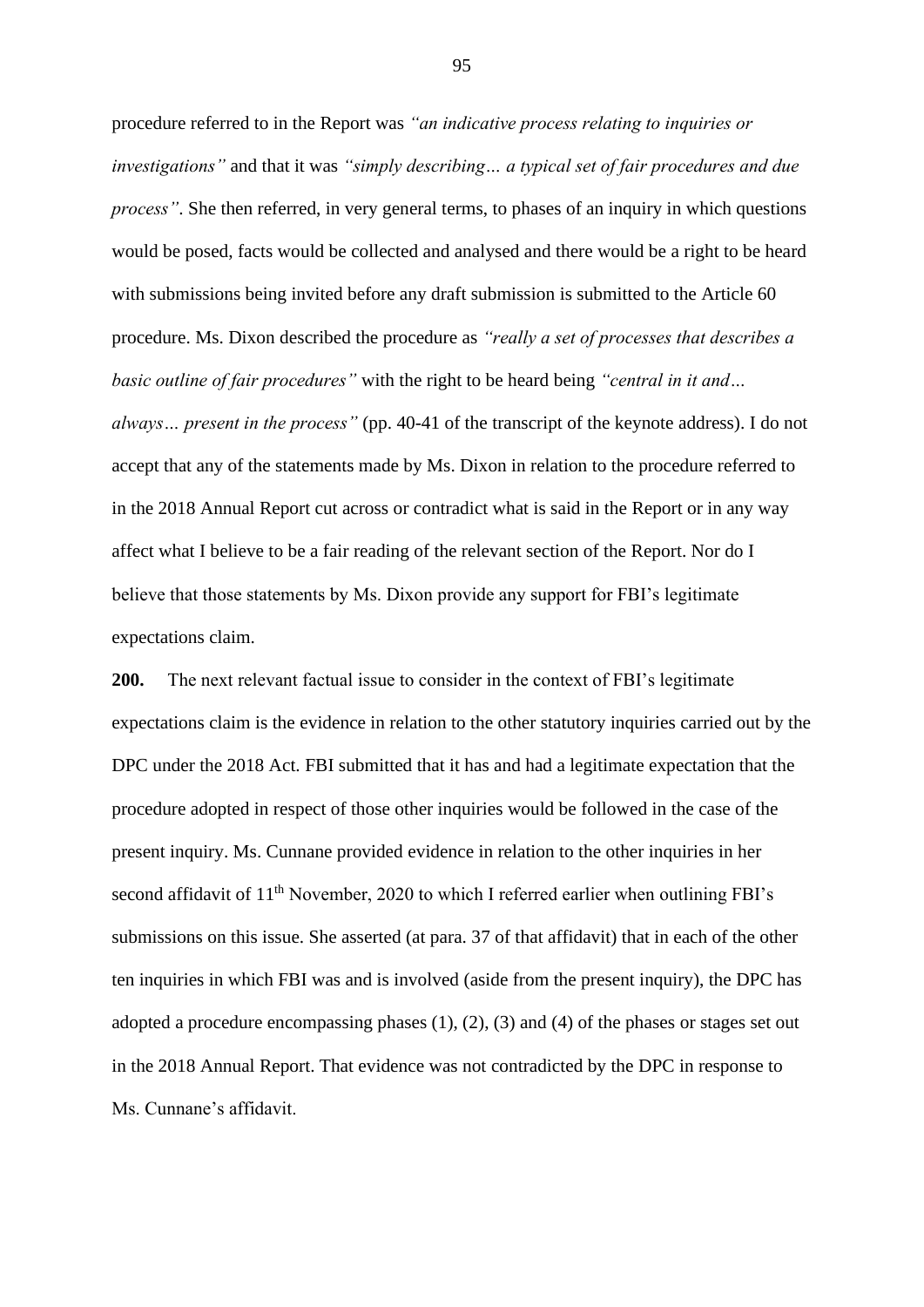procedure referred to in the Report was *"an indicative process relating to inquiries or investigations"* and that it was *"simply describing… a typical set of fair procedures and due process"*. She then referred, in very general terms, to phases of an inquiry in which questions would be posed, facts would be collected and analysed and there would be a right to be heard with submissions being invited before any draft submission is submitted to the Article 60 procedure. Ms. Dixon described the procedure as *"really a set of processes that describes a basic outline of fair procedures"* with the right to be heard being *"central in it and… always… present in the process"* (pp. 40-41 of the transcript of the keynote address). I do not accept that any of the statements made by Ms. Dixon in relation to the procedure referred to in the 2018 Annual Report cut across or contradict what is said in the Report or in any way affect what I believe to be a fair reading of the relevant section of the Report. Nor do I believe that those statements by Ms. Dixon provide any support for FBI's legitimate expectations claim.

**200.** The next relevant factual issue to consider in the context of FBI's legitimate expectations claim is the evidence in relation to the other statutory inquiries carried out by the DPC under the 2018 Act. FBI submitted that it has and had a legitimate expectation that the procedure adopted in respect of those other inquiries would be followed in the case of the present inquiry. Ms. Cunnane provided evidence in relation to the other inquiries in her second affidavit of 11th November, 2020 to which I referred earlier when outlining FBI's submissions on this issue. She asserted (at para. 37 of that affidavit) that in each of the other ten inquiries in which FBI was and is involved (aside from the present inquiry), the DPC has adopted a procedure encompassing phases (1), (2), (3) and (4) of the phases or stages set out in the 2018 Annual Report. That evidence was not contradicted by the DPC in response to Ms. Cunnane's affidavit.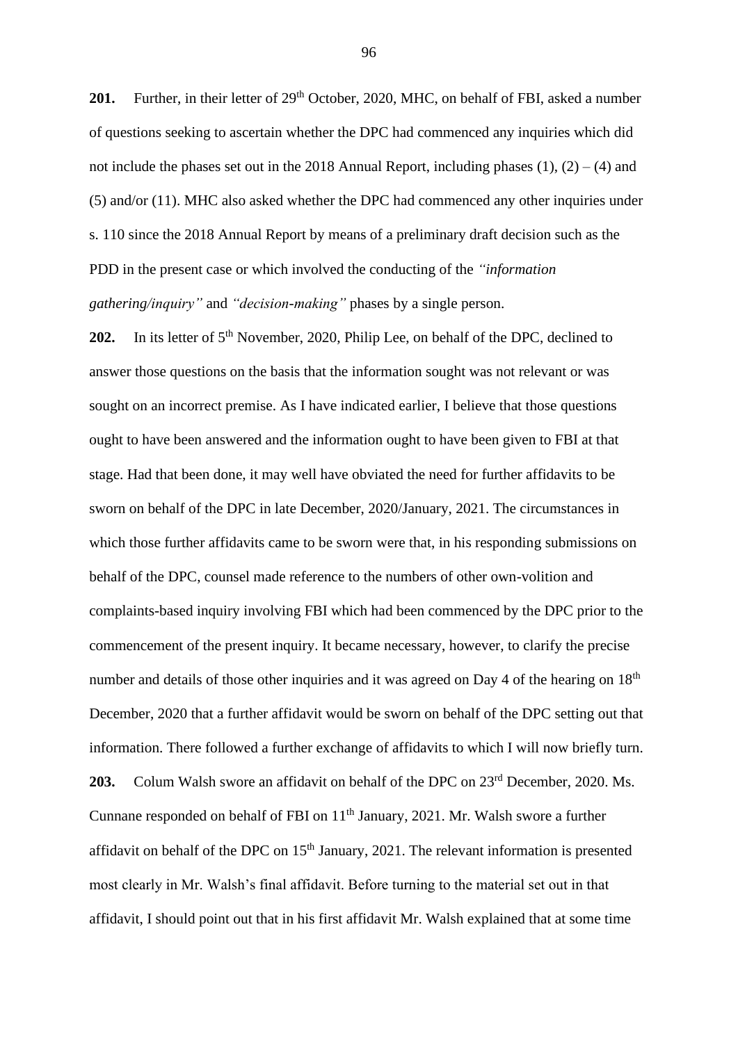**201.** Further, in their letter of 29th October, 2020, MHC, on behalf of FBI, asked a number of questions seeking to ascertain whether the DPC had commenced any inquiries which did not include the phases set out in the 2018 Annual Report, including phases (1), (2) – (4) and (5) and/or (11). MHC also asked whether the DPC had commenced any other inquiries under s. 110 since the 2018 Annual Report by means of a preliminary draft decision such as the PDD in the present case or which involved the conducting of the *"information gathering/inquiry"* and *"decision-making"* phases by a single person.

**202.** In its letter of 5th November, 2020, Philip Lee, on behalf of the DPC, declined to answer those questions on the basis that the information sought was not relevant or was sought on an incorrect premise. As I have indicated earlier, I believe that those questions ought to have been answered and the information ought to have been given to FBI at that stage. Had that been done, it may well have obviated the need for further affidavits to be sworn on behalf of the DPC in late December, 2020/January, 2021. The circumstances in which those further affidavits came to be sworn were that, in his responding submissions on behalf of the DPC, counsel made reference to the numbers of other own-volition and complaints-based inquiry involving FBI which had been commenced by the DPC prior to the commencement of the present inquiry. It became necessary, however, to clarify the precise number and details of those other inquiries and it was agreed on Day 4 of the hearing on 18th December, 2020 that a further affidavit would be sworn on behalf of the DPC setting out that information. There followed a further exchange of affidavits to which I will now briefly turn.

**203.** Colum Walsh swore an affidavit on behalf of the DPC on 23rd December, 2020. Ms. Cunnane responded on behalf of FBI on 11th January, 2021. Mr. Walsh swore a further affidavit on behalf of the DPC on 15th January, 2021. The relevant information is presented most clearly in Mr. Walsh's final affidavit. Before turning to the material set out in that affidavit, I should point out that in his first affidavit Mr. Walsh explained that at some time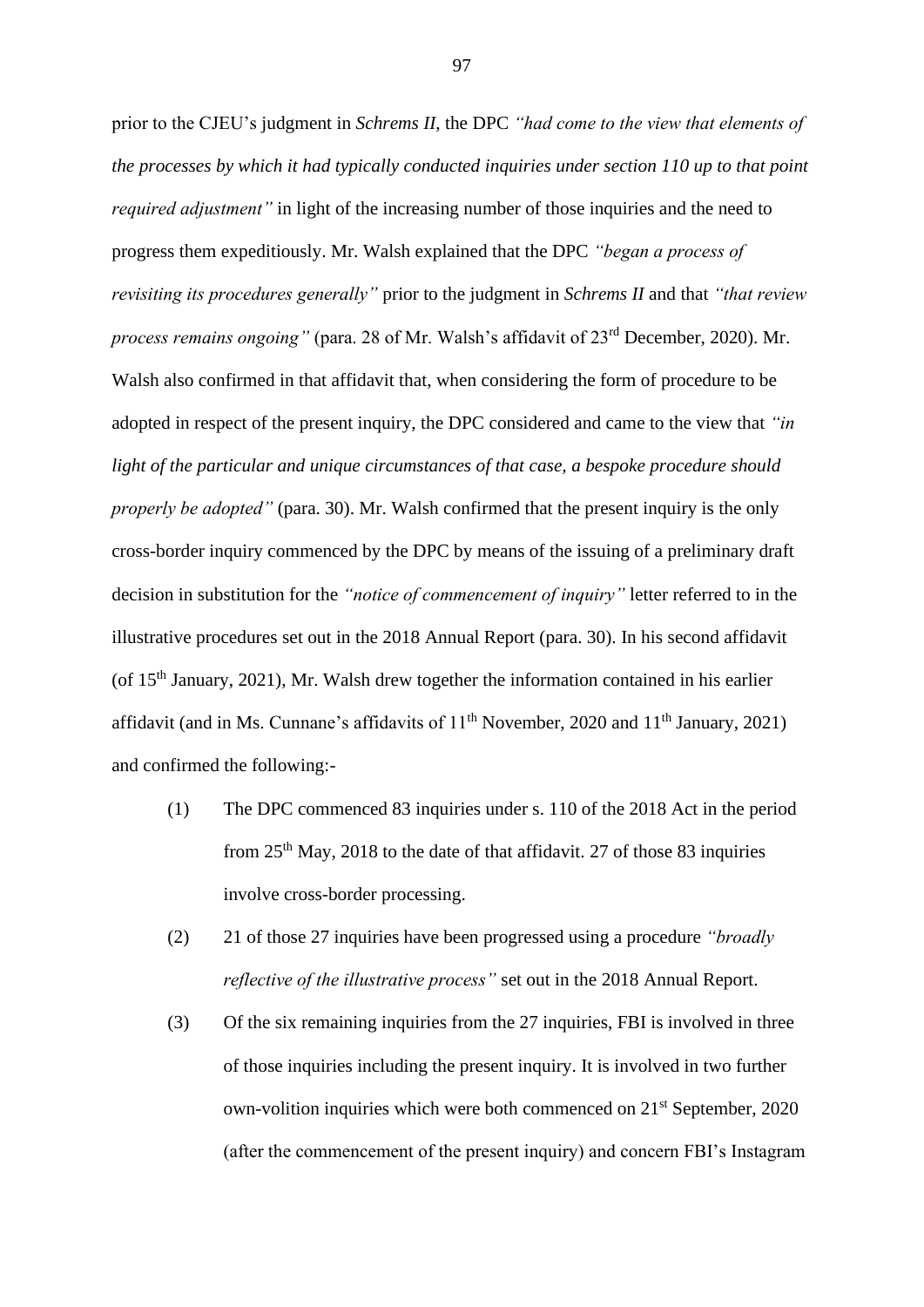prior to the CJEU's judgment in *Schrems II*, the DPC *"had come to the view that elements of the processes by which it had typically conducted inquiries under section 110 up to that point required adjustment"* in light of the increasing number of those inquiries and the need to progress them expeditiously. Mr. Walsh explained that the DPC *"began a process of revisiting its procedures generally"* prior to the judgment in *Schrems II* and that *"that review process remains ongoing"* (para. 28 of Mr. Walsh's affidavit of 23rd December, 2020). Mr. Walsh also confirmed in that affidavit that, when considering the form of procedure to be adopted in respect of the present inquiry, the DPC considered and came to the view that *"in light of the particular and unique circumstances of that case, a bespoke procedure should properly be adopted"* (para. 30). Mr. Walsh confirmed that the present inquiry is the only cross-border inquiry commenced by the DPC by means of the issuing of a preliminary draft decision in substitution for the *"notice of commencement of inquiry"* letter referred to in the illustrative procedures set out in the 2018 Annual Report (para. 30). In his second affidavit (of 15th January, 2021), Mr. Walsh drew together the information contained in his earlier affidavit (and in Ms. Cunnane's affidavits of 11th November, 2020 and 11th January, 2021) and confirmed the following:-

(1) The DPC commenced 83 inquiries under s. 110 of the 2018 Act in the period from 25th May, 2018 to the date of that affidavit. 27 of those 83 inquiries involve cross-border processing.

(2) 21 of those 27 inquiries have been progressed using a procedure *"broadly reflective of the illustrative process"* set out in the 2018 Annual Report.

(3) Of the six remaining inquiries from the 27 inquiries, FBI is involved in three of those inquiries including the present inquiry. It is involved in two further own-volition inquiries which were both commenced on 21st September, 2020 (after the commencement of the present inquiry) and concern FBI's Instagram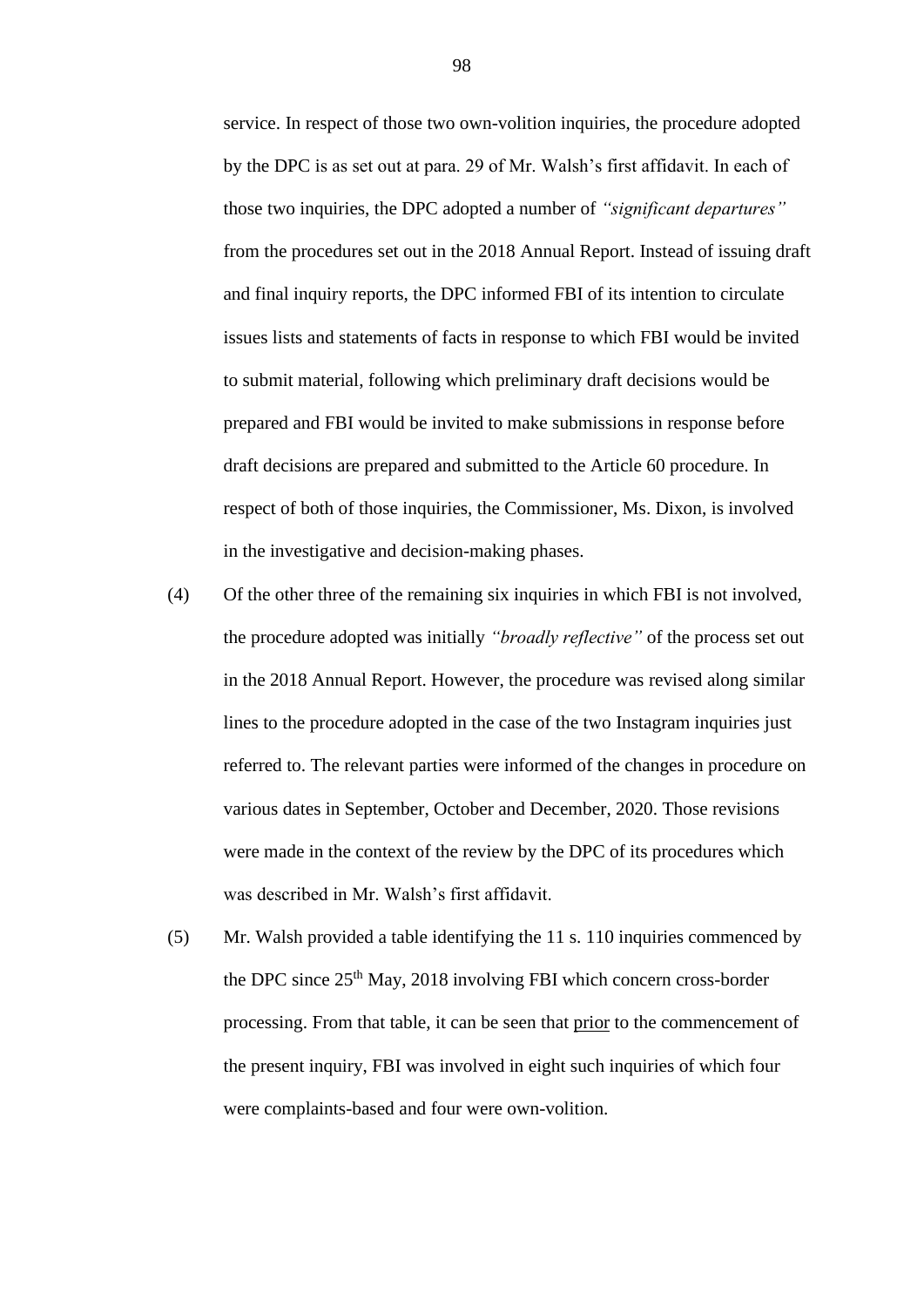service. In respect of those two own-volition inquiries, the procedure adopted by the DPC is as set out at para. 29 of Mr. Walsh's first affidavit. In each of those two inquiries, the DPC adopted a number of *"significant departures"* from the procedures set out in the 2018 Annual Report. Instead of issuing draft and final inquiry reports, the DPC informed FBI of its intention to circulate issues lists and statements of facts in response to which FBI would be invited to submit material, following which preliminary draft decisions would be prepared and FBI would be invited to make submissions in response before draft decisions are prepared and submitted to the Article 60 procedure. In respect of both of those inquiries, the Commissioner, Ms. Dixon, is involved in the investigative and decision-making phases.

(4) Of the other three of the remaining six inquiries in which FBI is not involved, the procedure adopted was initially *"broadly reflective"* of the process set out in the 2018 Annual Report. However, the procedure was revised along similar lines to the procedure adopted in the case of the two Instagram inquiries just referred to. The relevant parties were informed of the changes in procedure on various dates in September, October and December, 2020. Those revisions were made in the context of the review by the DPC of its procedures which was described in Mr. Walsh's first affidavit.

(5) Mr. Walsh provided a table identifying the 11 s. 110 inquiries commenced by the DPC since 25th May, 2018 involving FBI which concern cross-border processing. From that table, it can be seen that <u>prior</u> to the commencement of the present inquiry, FBI was involved in eight such inquiries of which four were complaints-based and four were own-volition.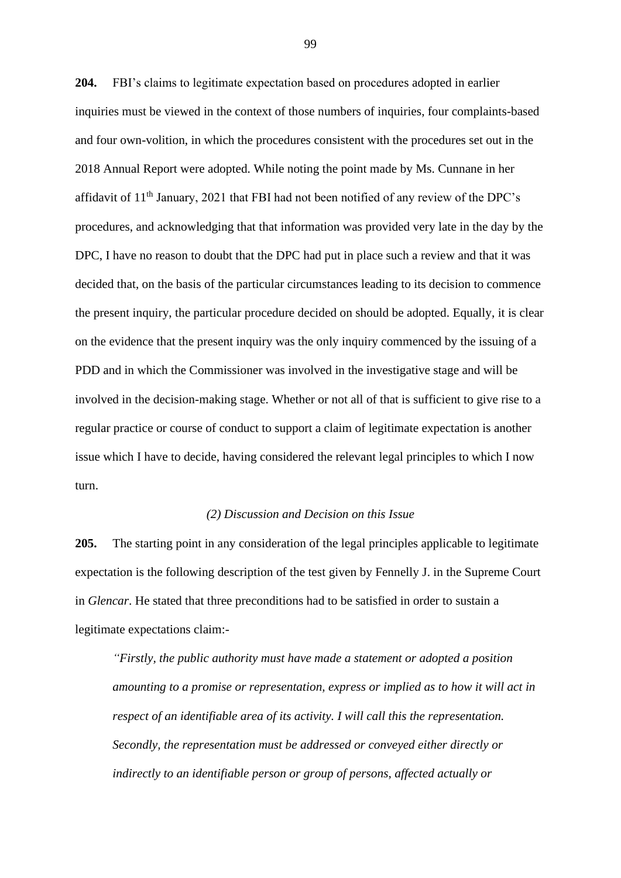**204.** FBI's claims to legitimate expectation based on procedures adopted in earlier inquiries must be viewed in the context of those numbers of inquiries, four complaints-based and four own-volition, in which the procedures consistent with the procedures set out in the 2018 Annual Report were adopted. While noting the point made by Ms. Cunnane in her affidavit of 11th January, 2021 that FBI had not been notified of any review of the DPC's procedures, and acknowledging that that information was provided very late in the day by the DPC, I have no reason to doubt that the DPC had put in place such a review and that it was decided that, on the basis of the particular circumstances leading to its decision to commence the present inquiry, the particular procedure decided on should be adopted. Equally, it is clear on the evidence that the present inquiry was the only inquiry commenced by the issuing of a PDD and in which the Commissioner was involved in the investigative stage and will be involved in the decision-making stage. Whether or not all of that is sufficient to give rise to a regular practice or course of conduct to support a claim of legitimate expectation is another issue which I have to decide, having considered the relevant legal principles to which I now turn.

*(2) Discussion and Decision on this Issue*

**205.** The starting point in any consideration of the legal principles applicable to legitimate expectation is the following description of the test given by Fennelly J. in the Supreme Court in *Glencar*. He stated that three preconditions had to be satisfied in order to sustain a legitimate expectations claim:-

> *"Firstly, the public authority must have made a statement or adopted a position amounting to a promise or representation, express or implied as to how it will act in respect of an identifiable area of its activity. I will call this the representation. Secondly, the representation must be addressed or conveyed either directly or indirectly to an identifiable person or group of persons, affected actually or*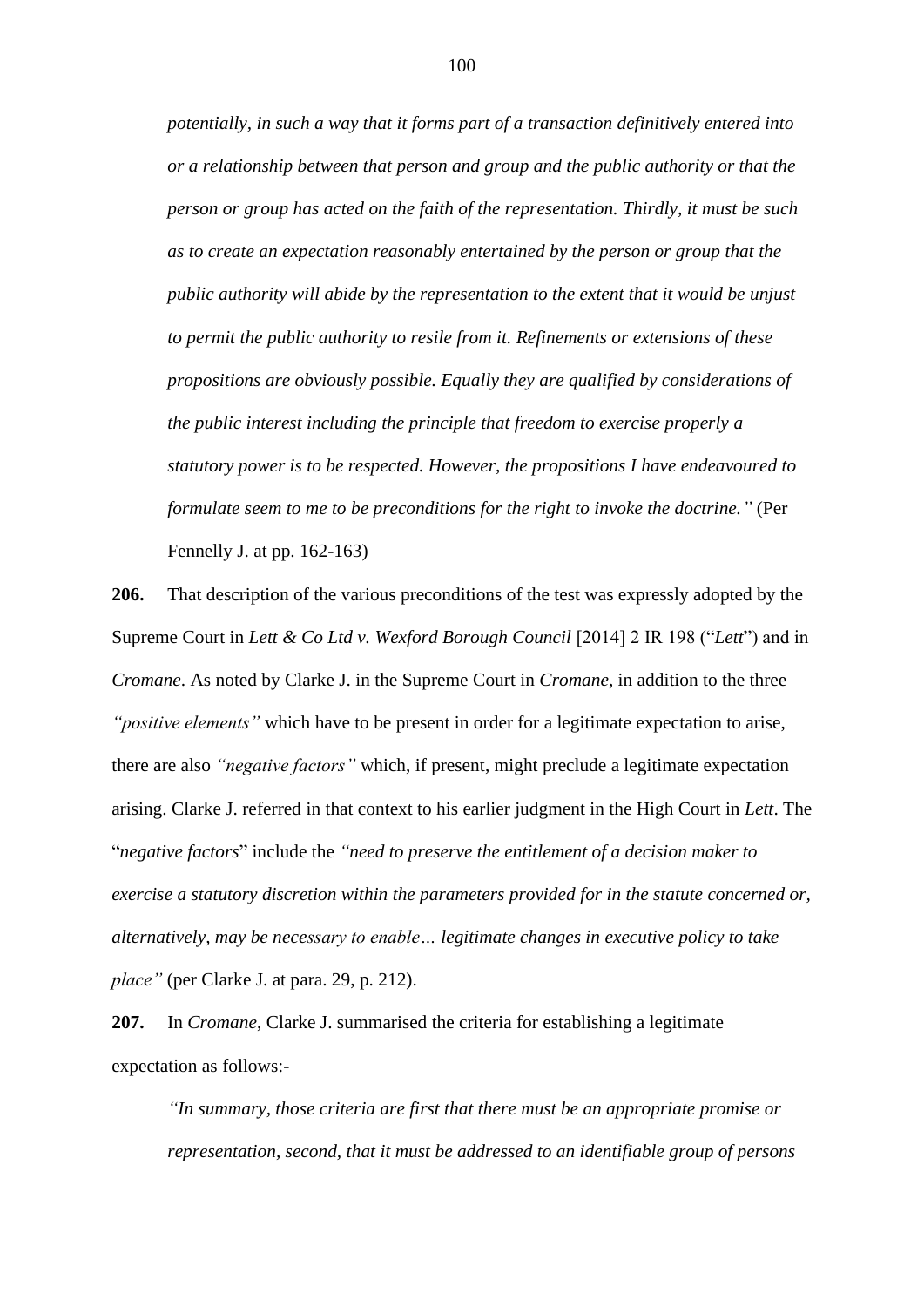*potentially, in such a way that it forms part of a transaction definitively entered into or a relationship between that person and group and the public authority or that the person or group has acted on the faith of the representation. Thirdly, it must be such as to create an expectation reasonably entertained by the person or group that the public authority will abide by the representation to the extent that it would be unjust to permit the public authority to resile from it. Refinements or extensions of these propositions are obviously possible. Equally they are qualified by considerations of the public interest including the principle that freedom to exercise properly a statutory power is to be respected. However, the propositions I have endeavoured to formulate seem to me to be preconditions for the right to invoke the doctrine."* (Per Fennelly J. at pp. 162-163)

**206.** That description of the various preconditions of the test was expressly adopted by the Supreme Court in *Lett & Co Ltd v. Wexford Borough Council* [2014] 2 IR 198 ("*Lett*") and in *Cromane*. As noted by Clarke J. in the Supreme Court in *Cromane*, in addition to the three *"positive elements"* which have to be present in order for a legitimate expectation to arise, there are also *"negative factors"* which, if present, might preclude a legitimate expectation arising. Clarke J. referred in that context to his earlier judgment in the High Court in *Lett*. The "*negative factors*" include the *"need to preserve the entitlement of a decision maker to exercise a statutory discretion within the parameters provided for in the statute concerned or, alternatively, may be necessary to enable… legitimate changes in executive policy to take place"* (per Clarke J. at para. 29, p. 212).

**207.** In *Cromane*, Clarke J. summarised the criteria for establishing a legitimate expectation as follows:-

*"In summary, those criteria are first that there must be an appropriate promise or representation, second, that it must be addressed to an identifiable group of persons*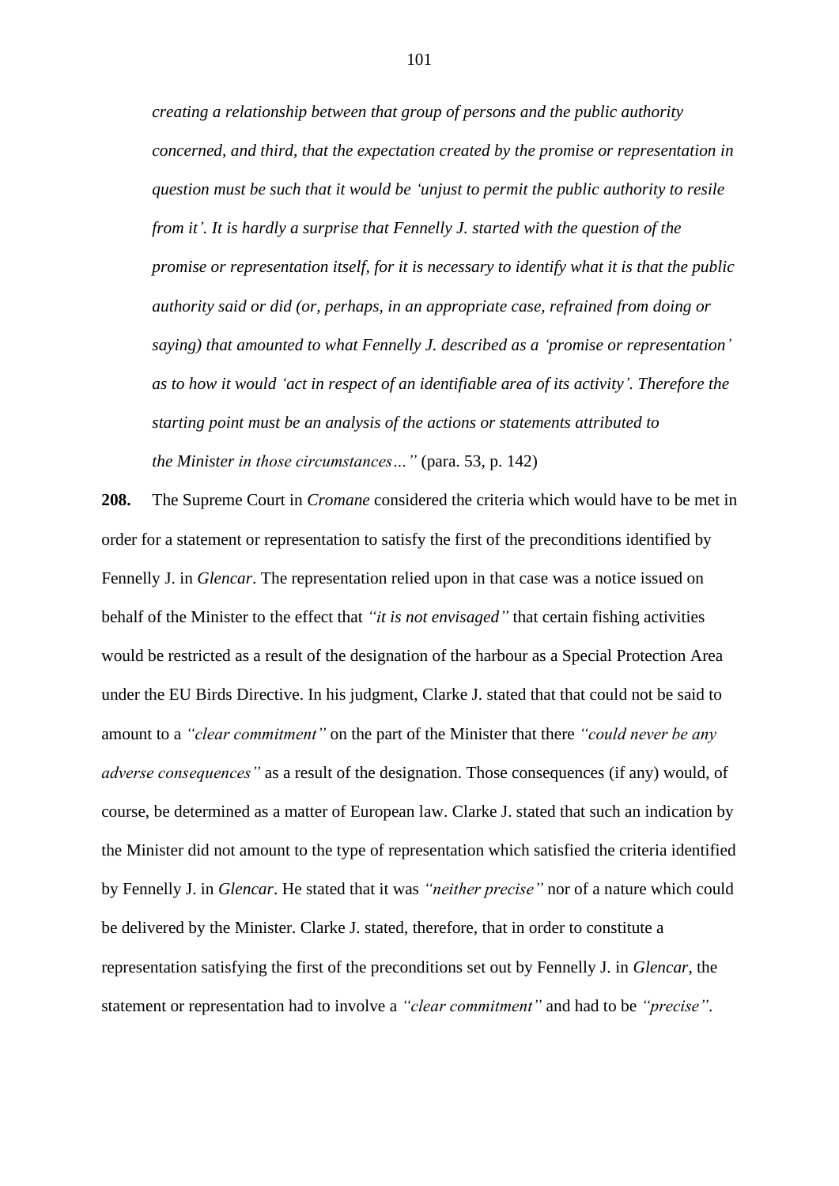*creating a relationship between that group of persons and the public authority concerned, and third, that the expectation created by the promise or representation in question must be such that it would be 'unjust to permit the public authority to resile from it'. It is hardly a surprise that Fennelly J. started with the question of the promise or representation itself, for it is necessary to identify what it is that the public authority said or did (or, perhaps, in an appropriate case, refrained from doing or saying) that amounted to what Fennelly J. described as a 'promise or representation' as to how it would 'act in respect of an identifiable area of its activity'. Therefore the starting point must be an analysis of the actions or statements attributed to the Minister in those circumstances…"* (para. 53, p. 142)

**208.** The Supreme Court in *Cromane* considered the criteria which would have to be met in order for a statement or representation to satisfy the first of the preconditions identified by Fennelly J. in *Glencar*. The representation relied upon in that case was a notice issued on behalf of the Minister to the effect that *"it is not envisaged"* that certain fishing activities would be restricted as a result of the designation of the harbour as a Special Protection Area under the EU Birds Directive. In his judgment, Clarke J. stated that that could not be said to amount to a *"clear commitment"* on the part of the Minister that there *"could never be any adverse consequences"* as a result of the designation. Those consequences (if any) would, of course, be determined as a matter of European law. Clarke J. stated that such an indication by the Minister did not amount to the type of representation which satisfied the criteria identified by Fennelly J. in *Glencar*. He stated that it was *"neither precise"* nor of a nature which could be delivered by the Minister. Clarke J. stated, therefore, that in order to constitute a representation satisfying the first of the preconditions set out by Fennelly J. in *Glencar*, the statement or representation had to involve a *"clear commitment"* and had to be *"precise"*.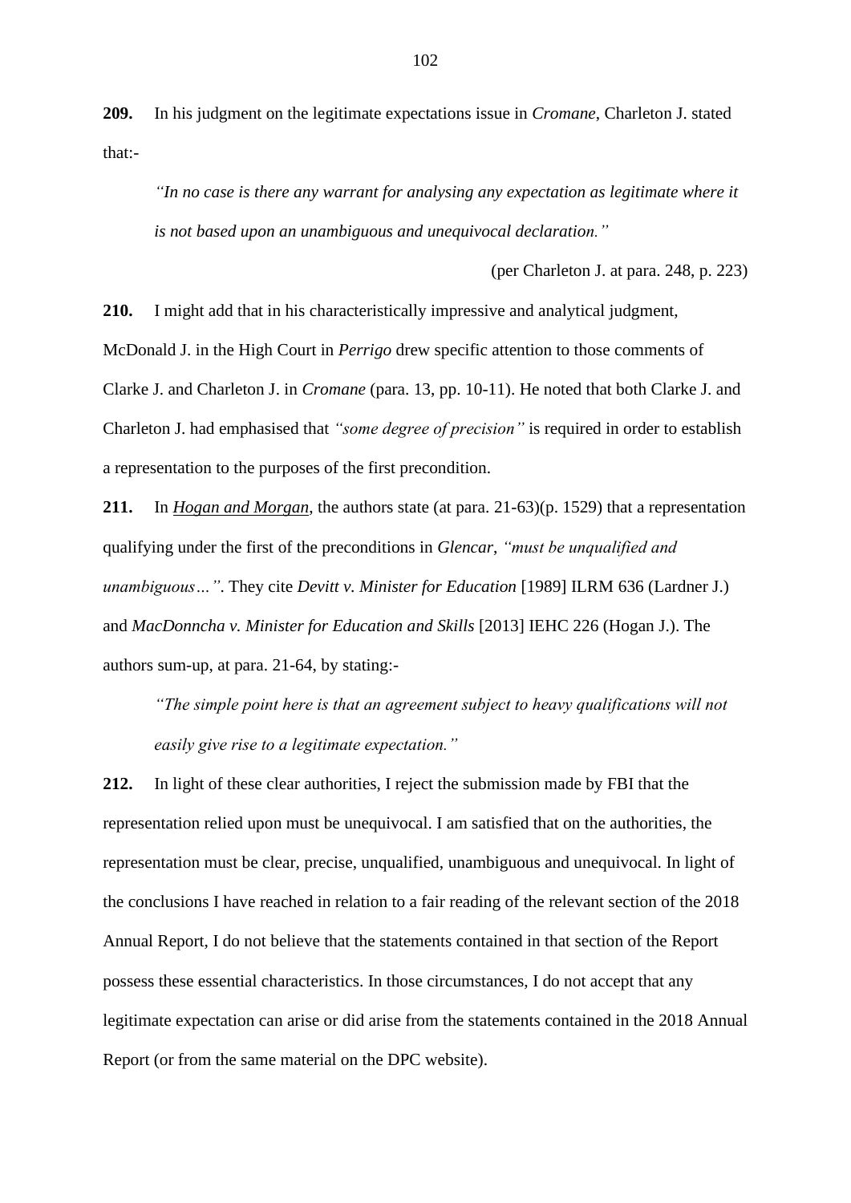**209.** In his judgment on the legitimate expectations issue in *Cromane*, Charleton J. stated that:-

> *"In no case is there any warrant for analysing any expectation as legitimate where it is not based upon an unambiguous and unequivocal declaration."*
>
> (per Charleton J. at para. 248, p. 223)

**210.** I might add that in his characteristically impressive and analytical judgment, McDonald J. in the High Court in *Perrigo* drew specific attention to those comments of Clarke J. and Charleton J. in *Cromane* (para. 13, pp. 10-11). He noted that both Clarke J. and Charleton J. had emphasised that *"some degree of precision"* is required in order to establish a representation to the purposes of the first precondition.

**211.** In *Hogan and Morgan*, the authors state (at para. 21-63)(p. 1529) that a representation qualifying under the first of the preconditions in *Glencar*, *"must be unqualified and unambiguous…"*. They cite *Devitt v. Minister for Education* [1989] ILRM 636 (Lardner J.) and *MacDonncha v. Minister for Education and Skills* [2013] IEHC 226 (Hogan J.). The authors sum-up, at para. 21-64, by stating:-

> *"The simple point here is that an agreement subject to heavy qualifications will not easily give rise to a legitimate expectation."*

**212.** In light of these clear authorities, I reject the submission made by FBI that the representation relied upon must be unequivocal. I am satisfied that on the authorities, the representation must be clear, precise, unqualified, unambiguous and unequivocal. In light of the conclusions I have reached in relation to a fair reading of the relevant section of the 2018 Annual Report, I do not believe that the statements contained in that section of the Report possess these essential characteristics. In those circumstances, I do not accept that any legitimate expectation can arise or did arise from the statements contained in the 2018 Annual Report (or from the same material on the DPC website).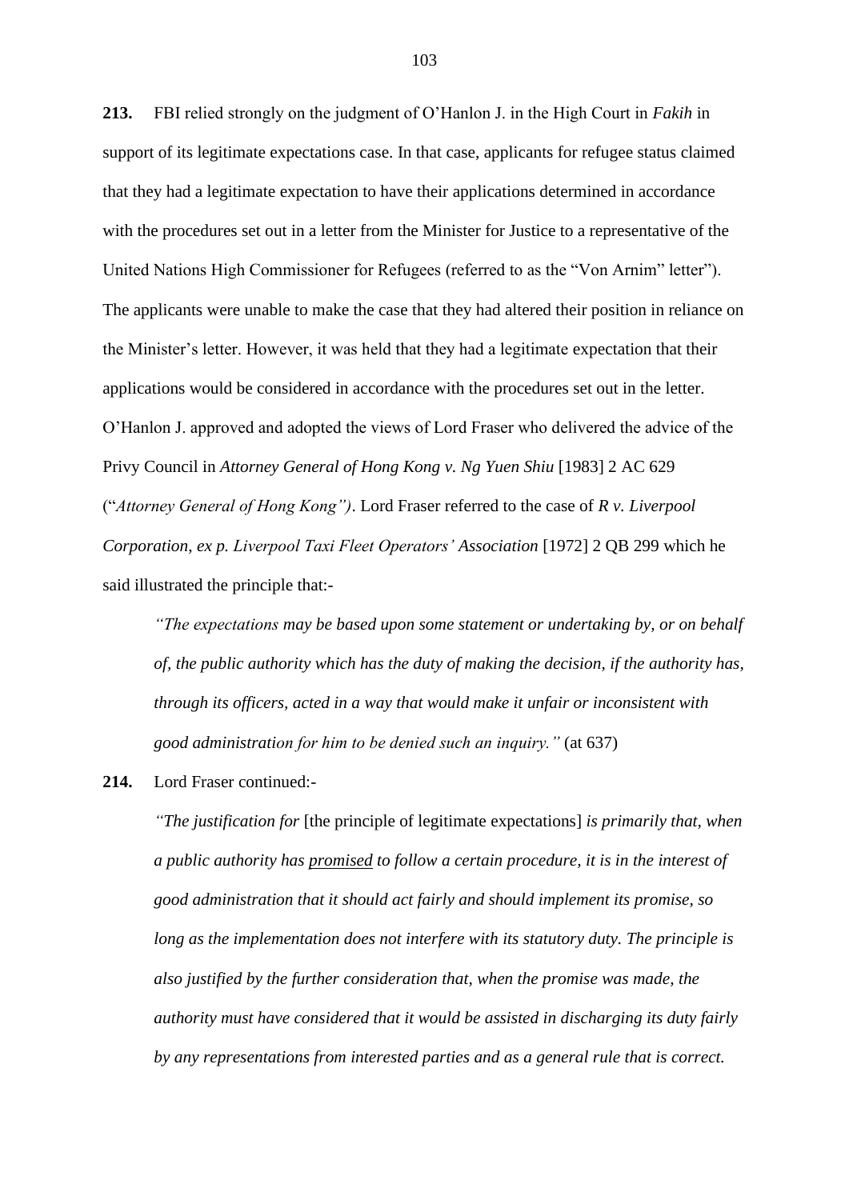**213.** FBI relied strongly on the judgment of O'Hanlon J. in the High Court in *Fakih* in support of its legitimate expectations case. In that case, applicants for refugee status claimed that they had a legitimate expectation to have their applications determined in accordance with the procedures set out in a letter from the Minister for Justice to a representative of the United Nations High Commissioner for Refugees (referred to as the "Von Arnim" letter"). The applicants were unable to make the case that they had altered their position in reliance on the Minister's letter. However, it was held that they had a legitimate expectation that their applications would be considered in accordance with the procedures set out in the letter. O'Hanlon J. approved and adopted the views of Lord Fraser who delivered the advice of the Privy Council in *Attorney General of Hong Kong v. Ng Yuen Shiu* [1983] 2 AC 629 ("*Attorney General of Hong Kong")*. Lord Fraser referred to the case of *R v. Liverpool Corporation, ex p. Liverpool Taxi Fleet Operators' Association* [1972] 2 QB 299 which he said illustrated the principle that:-

> *"The expectations may be based upon some statement or undertaking by, or on behalf of, the public authority which has the duty of making the decision, if the authority has, through its officers, acted in a way that would make it unfair or inconsistent with good administration for him to be denied such an inquiry."* (at 637)

**214.** Lord Fraser continued:-

> *"The justification for* [the principle of legitimate expectations] *is primarily that, when a public authority has* <u>*promised*</u> *to follow a certain procedure, it is in the interest of good administration that it should act fairly and should implement its promise, so long as the implementation does not interfere with its statutory duty. The principle is also justified by the further consideration that, when the promise was made, the authority must have considered that it would be assisted in discharging its duty fairly by any representations from interested parties and as a general rule that is correct.*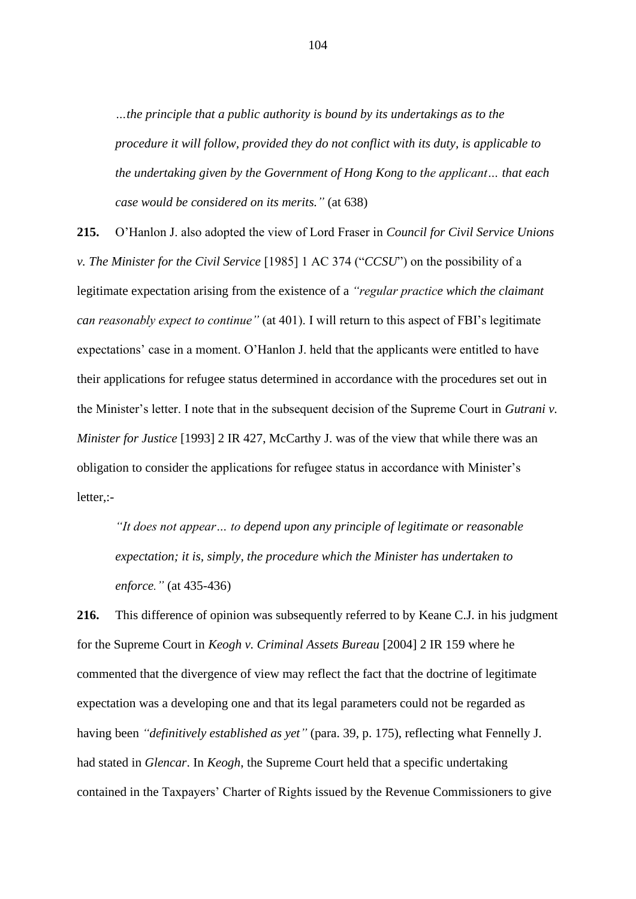> *…the principle that a public authority is bound by its undertakings as to the procedure it will follow, provided they do not conflict with its duty, is applicable to the undertaking given by the Government of Hong Kong to the applicant… that each case would be considered on its merits."* (at 638)

**215.** O'Hanlon J. also adopted the view of Lord Fraser in *Council for Civil Service Unions v. The Minister for the Civil Service* [1985] 1 AC 374 ("*CCSU*") on the possibility of a legitimate expectation arising from the existence of a *"regular practice which the claimant can reasonably expect to continue"* (at 401). I will return to this aspect of FBI's legitimate expectations' case in a moment. O'Hanlon J. held that the applicants were entitled to have their applications for refugee status determined in accordance with the procedures set out in the Minister's letter. I note that in the subsequent decision of the Supreme Court in *Gutrani v. Minister for Justice* [1993] 2 IR 427, McCarthy J. was of the view that while there was an obligation to consider the applications for refugee status in accordance with Minister's letter,:-

> *"It does not appear… to depend upon any principle of legitimate or reasonable expectation; it is, simply, the procedure which the Minister has undertaken to enforce."* (at 435-436)

**216.** This difference of opinion was subsequently referred to by Keane C.J. in his judgment for the Supreme Court in *Keogh v. Criminal Assets Bureau* [2004] 2 IR 159 where he commented that the divergence of view may reflect the fact that the doctrine of legitimate expectation was a developing one and that its legal parameters could not be regarded as having been *"definitively established as yet"* (para. 39, p. 175), reflecting what Fennelly J. had stated in *Glencar*. In *Keogh*, the Supreme Court held that a specific undertaking contained in the Taxpayers' Charter of Rights issued by the Revenue Commissioners to give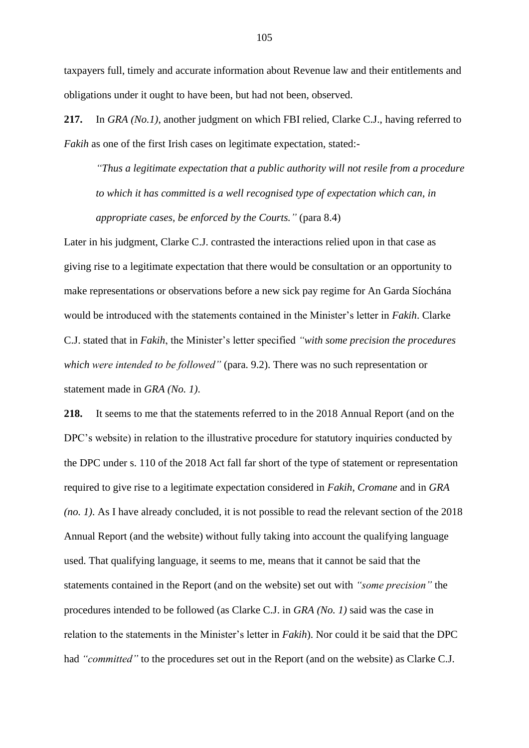taxpayers full, timely and accurate information about Revenue law and their entitlements and obligations under it ought to have been, but had not been, observed.

**217.** In *GRA (No.1)*, another judgment on which FBI relied, Clarke C.J., having referred to *Fakih* as one of the first Irish cases on legitimate expectation, stated:-

> *"Thus a legitimate expectation that a public authority will not resile from a procedure to which it has committed is a well recognised type of expectation which can, in appropriate cases, be enforced by the Courts."* (para 8.4)

Later in his judgment, Clarke C.J. contrasted the interactions relied upon in that case as giving rise to a legitimate expectation that there would be consultation or an opportunity to make representations or observations before a new sick pay regime for An Garda Síochána would be introduced with the statements contained in the Minister's letter in *Fakih*. Clarke C.J. stated that in *Fakih*, the Minister's letter specified *"with some precision the procedures which were intended to be followed"* (para. 9.2). There was no such representation or statement made in *GRA (No. 1)*.

**218.** It seems to me that the statements referred to in the 2018 Annual Report (and on the DPC's website) in relation to the illustrative procedure for statutory inquiries conducted by the DPC under s. 110 of the 2018 Act fall far short of the type of statement or representation required to give rise to a legitimate expectation considered in *Fakih*, *Cromane* and in *GRA (no. 1)*. As I have already concluded, it is not possible to read the relevant section of the 2018 Annual Report (and the website) without fully taking into account the qualifying language used. That qualifying language, it seems to me, means that it cannot be said that the statements contained in the Report (and on the website) set out with *"some precision"* the procedures intended to be followed (as Clarke C.J. in *GRA (No. 1)* said was the case in relation to the statements in the Minister's letter in *Fakih*). Nor could it be said that the DPC had *"committed"* to the procedures set out in the Report (and on the website) as Clarke C.J.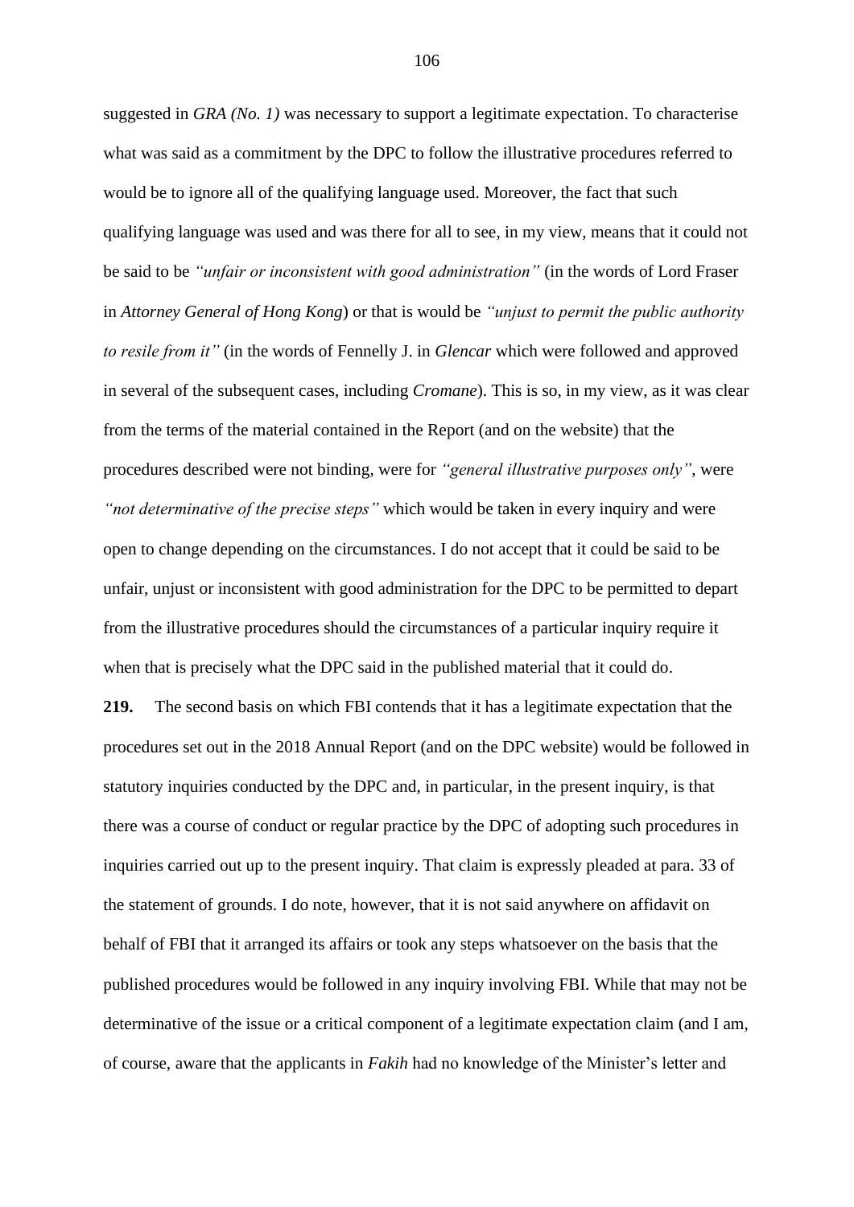suggested in *GRA (No. 1)* was necessary to support a legitimate expectation. To characterise what was said as a commitment by the DPC to follow the illustrative procedures referred to would be to ignore all of the qualifying language used. Moreover, the fact that such qualifying language was used and was there for all to see, in my view, means that it could not be said to be *"unfair or inconsistent with good administration"* (in the words of Lord Fraser in *Attorney General of Hong Kong*) or that is would be *"unjust to permit the public authority to resile from it"* (in the words of Fennelly J. in *Glencar* which were followed and approved in several of the subsequent cases, including *Cromane*). This is so, in my view, as it was clear from the terms of the material contained in the Report (and on the website) that the procedures described were not binding, were for *"general illustrative purposes only"*, were *"not determinative of the precise steps"* which would be taken in every inquiry and were open to change depending on the circumstances. I do not accept that it could be said to be unfair, unjust or inconsistent with good administration for the DPC to be permitted to depart from the illustrative procedures should the circumstances of a particular inquiry require it when that is precisely what the DPC said in the published material that it could do.

**219.** The second basis on which FBI contends that it has a legitimate expectation that the procedures set out in the 2018 Annual Report (and on the DPC website) would be followed in statutory inquiries conducted by the DPC and, in particular, in the present inquiry, is that there was a course of conduct or regular practice by the DPC of adopting such procedures in inquiries carried out up to the present inquiry. That claim is expressly pleaded at para. 33 of the statement of grounds. I do note, however, that it is not said anywhere on affidavit on behalf of FBI that it arranged its affairs or took any steps whatsoever on the basis that the published procedures would be followed in any inquiry involving FBI. While that may not be determinative of the issue or a critical component of a legitimate expectation claim (and I am, of course, aware that the applicants in *Fakih* had no knowledge of the Minister's letter and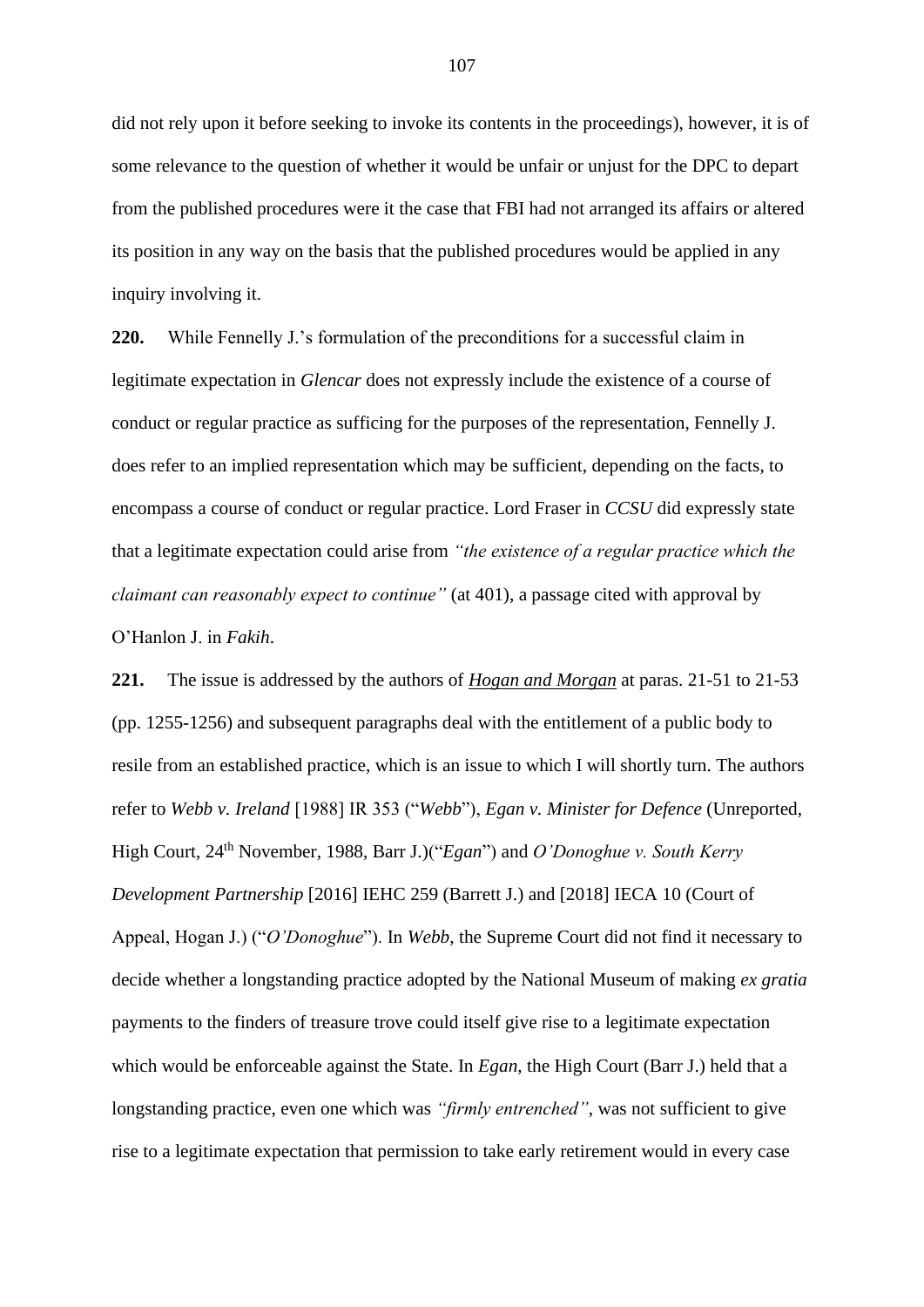did not rely upon it before seeking to invoke its contents in the proceedings), however, it is of some relevance to the question of whether it would be unfair or unjust for the DPC to depart from the published procedures were it the case that FBI had not arranged its affairs or altered its position in any way on the basis that the published procedures would be applied in any inquiry involving it.

**220.** While Fennelly J.'s formulation of the preconditions for a successful claim in legitimate expectation in *Glencar* does not expressly include the existence of a course of conduct or regular practice as sufficing for the purposes of the representation, Fennelly J. does refer to an implied representation which may be sufficient, depending on the facts, to encompass a course of conduct or regular practice. Lord Fraser in *CCSU* did expressly state that a legitimate expectation could arise from *"the existence of a regular practice which the claimant can reasonably expect to continue"* (at 401), a passage cited with approval by O'Hanlon J. in *Fakih*.

**221.** The issue is addressed by the authors of ***Hogan and Morgan*** at paras. 21-51 to 21-53 (pp. 1255-1256) and subsequent paragraphs deal with the entitlement of a public body to resile from an established practice, which is an issue to which I will shortly turn. The authors refer to *Webb v. Ireland* [1988] IR 353 ("*Webb*"), *Egan v. Minister for Defence* (Unreported, High Court, 24th November, 1988, Barr J.)("*Egan*") and *O'Donoghue v. South Kerry Development Partnership* [2016] IEHC 259 (Barrett J.) and [2018] IECA 10 (Court of Appeal, Hogan J.) ("*O'Donoghue*"). In *Webb*, the Supreme Court did not find it necessary to decide whether a longstanding practice adopted by the National Museum of making *ex gratia* payments to the finders of treasure trove could itself give rise to a legitimate expectation which would be enforceable against the State. In *Egan*, the High Court (Barr J.) held that a longstanding practice, even one which was *"firmly entrenched"*, was not sufficient to give rise to a legitimate expectation that permission to take early retirement would in every case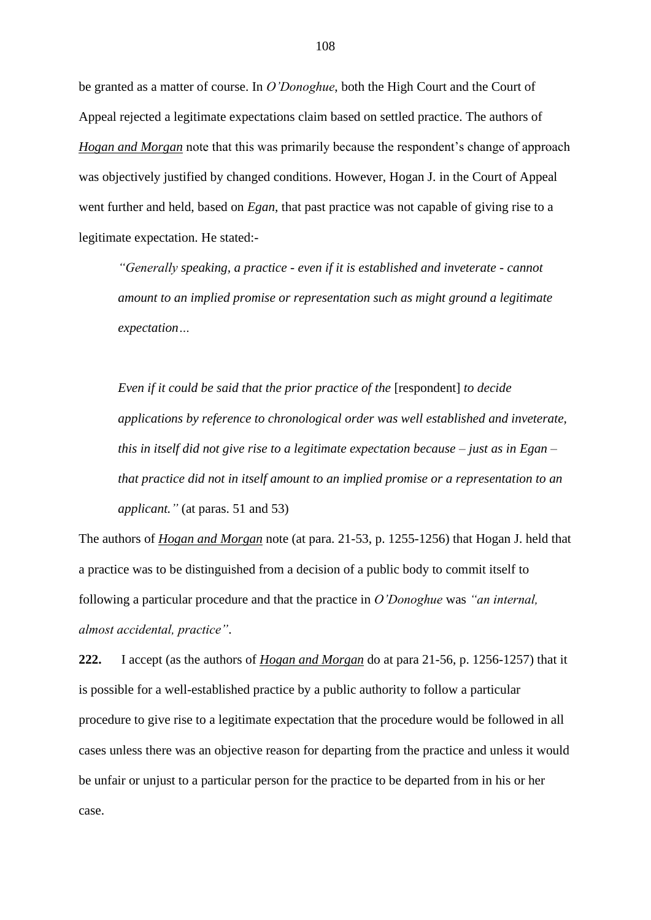be granted as a matter of course. In *O'Donoghue*, both the High Court and the Court of Appeal rejected a legitimate expectations claim based on settled practice. The authors of ***Hogan and Morgan*** note that this was primarily because the respondent's change of approach was objectively justified by changed conditions. However, Hogan J. in the Court of Appeal went further and held, based on *Egan*, that past practice was not capable of giving rise to a legitimate expectation. He stated:-

> *"Generally speaking, a practice - even if it is established and inveterate - cannot amount to an implied promise or representation such as might ground a legitimate expectation…*
>
> *Even if it could be said that the prior practice of the* [respondent] *to decide applications by reference to chronological order was well established and inveterate, this in itself did not give rise to a legitimate expectation because – just as in Egan – that practice did not in itself amount to an implied promise or a representation to an applicant."* (at paras. 51 and 53)

The authors of ***Hogan and Morgan*** note (at para. 21-53, p. 1255-1256) that Hogan J. held that a practice was to be distinguished from a decision of a public body to commit itself to following a particular procedure and that the practice in *O'Donoghue* was *"an internal, almost accidental, practice"*.

**222.** I accept (as the authors of ***Hogan and Morgan*** do at para 21-56, p. 1256-1257) that it is possible for a well-established practice by a public authority to follow a particular procedure to give rise to a legitimate expectation that the procedure would be followed in all cases unless there was an objective reason for departing from the practice and unless it would be unfair or unjust to a particular person for the practice to be departed from in his or her case.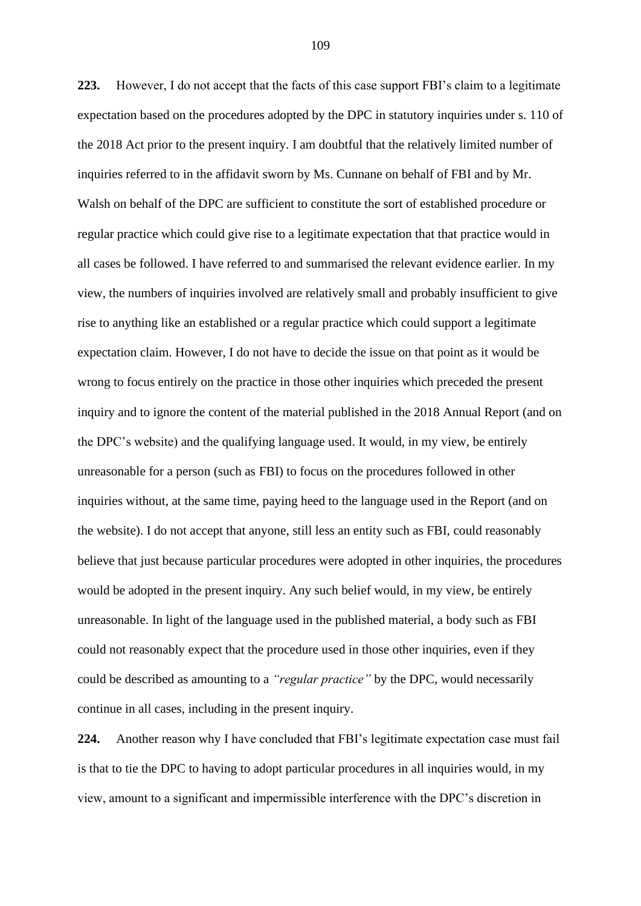**223.** However, I do not accept that the facts of this case support FBI's claim to a legitimate expectation based on the procedures adopted by the DPC in statutory inquiries under s. 110 of the 2018 Act prior to the present inquiry. I am doubtful that the relatively limited number of inquiries referred to in the affidavit sworn by Ms. Cunnane on behalf of FBI and by Mr. Walsh on behalf of the DPC are sufficient to constitute the sort of established procedure or regular practice which could give rise to a legitimate expectation that that practice would in all cases be followed. I have referred to and summarised the relevant evidence earlier. In my view, the numbers of inquiries involved are relatively small and probably insufficient to give rise to anything like an established or a regular practice which could support a legitimate expectation claim. However, I do not have to decide the issue on that point as it would be wrong to focus entirely on the practice in those other inquiries which preceded the present inquiry and to ignore the content of the material published in the 2018 Annual Report (and on the DPC's website) and the qualifying language used. It would, in my view, be entirely unreasonable for a person (such as FBI) to focus on the procedures followed in other inquiries without, at the same time, paying heed to the language used in the Report (and on the website). I do not accept that anyone, still less an entity such as FBI, could reasonably believe that just because particular procedures were adopted in other inquiries, the procedures would be adopted in the present inquiry. Any such belief would, in my view, be entirely unreasonable. In light of the language used in the published material, a body such as FBI could not reasonably expect that the procedure used in those other inquiries, even if they could be described as amounting to a *"regular practice"* by the DPC, would necessarily continue in all cases, including in the present inquiry.

**224.** Another reason why I have concluded that FBI's legitimate expectation case must fail is that to tie the DPC to having to adopt particular procedures in all inquiries would, in my view, amount to a significant and impermissible interference with the DPC's discretion in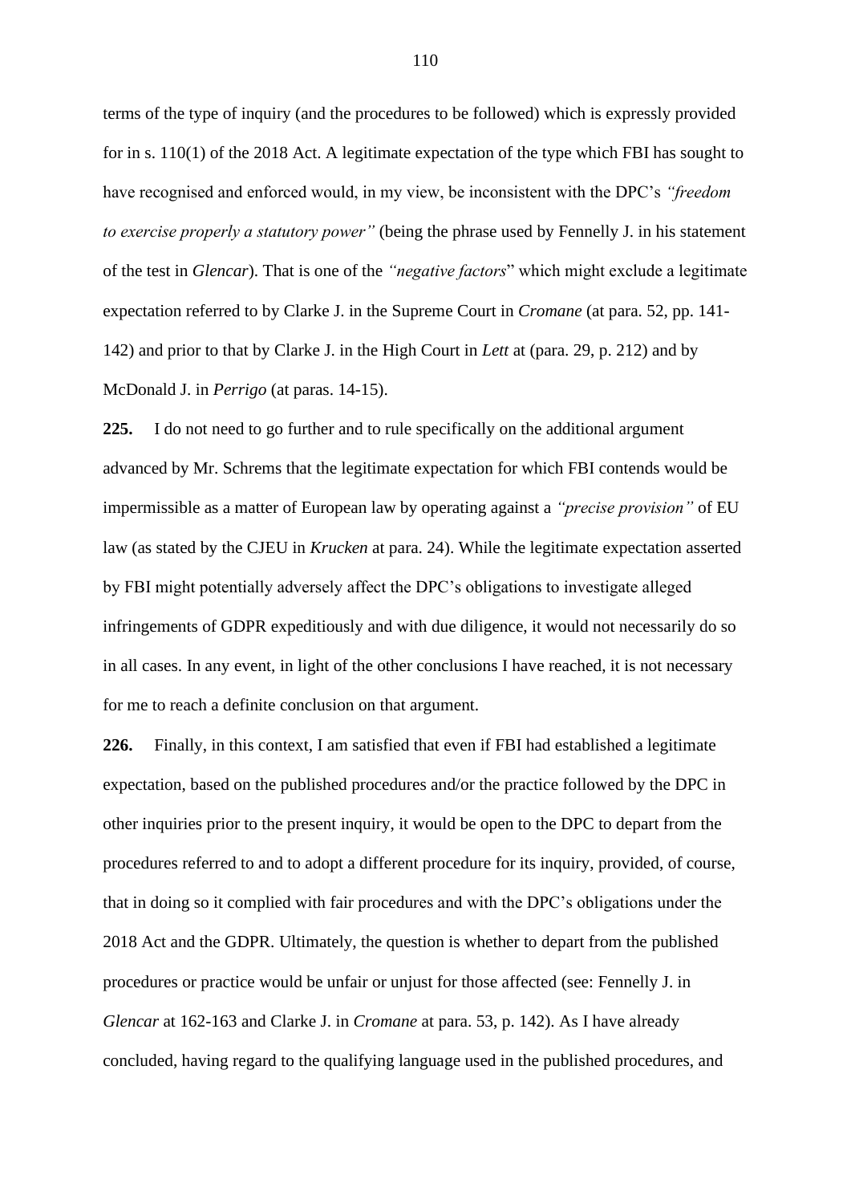terms of the type of inquiry (and the procedures to be followed) which is expressly provided for in s. 110(1) of the 2018 Act. A legitimate expectation of the type which FBI has sought to have recognised and enforced would, in my view, be inconsistent with the DPC's *"freedom to exercise properly a statutory power"* (being the phrase used by Fennelly J. in his statement of the test in *Glencar*). That is one of the *"negative factors*" which might exclude a legitimate expectation referred to by Clarke J. in the Supreme Court in *Cromane* (at para. 52, pp. 141-142) and prior to that by Clarke J. in the High Court in *Lett* at (para. 29, p. 212) and by McDonald J. in *Perrigo* (at paras. 14-15).

**225.** I do not need to go further and to rule specifically on the additional argument advanced by Mr. Schrems that the legitimate expectation for which FBI contends would be impermissible as a matter of European law by operating against a *"precise provision"* of EU law (as stated by the CJEU in *Krucken* at para. 24). While the legitimate expectation asserted by FBI might potentially adversely affect the DPC's obligations to investigate alleged infringements of GDPR expeditiously and with due diligence, it would not necessarily do so in all cases. In any event, in light of the other conclusions I have reached, it is not necessary for me to reach a definite conclusion on that argument.

**226.** Finally, in this context, I am satisfied that even if FBI had established a legitimate expectation, based on the published procedures and/or the practice followed by the DPC in other inquiries prior to the present inquiry, it would be open to the DPC to depart from the procedures referred to and to adopt a different procedure for its inquiry, provided, of course, that in doing so it complied with fair procedures and with the DPC's obligations under the 2018 Act and the GDPR. Ultimately, the question is whether to depart from the published procedures or practice would be unfair or unjust for those affected (see: Fennelly J. in *Glencar* at 162-163 and Clarke J. in *Cromane* at para. 53, p. 142). As I have already concluded, having regard to the qualifying language used in the published procedures, and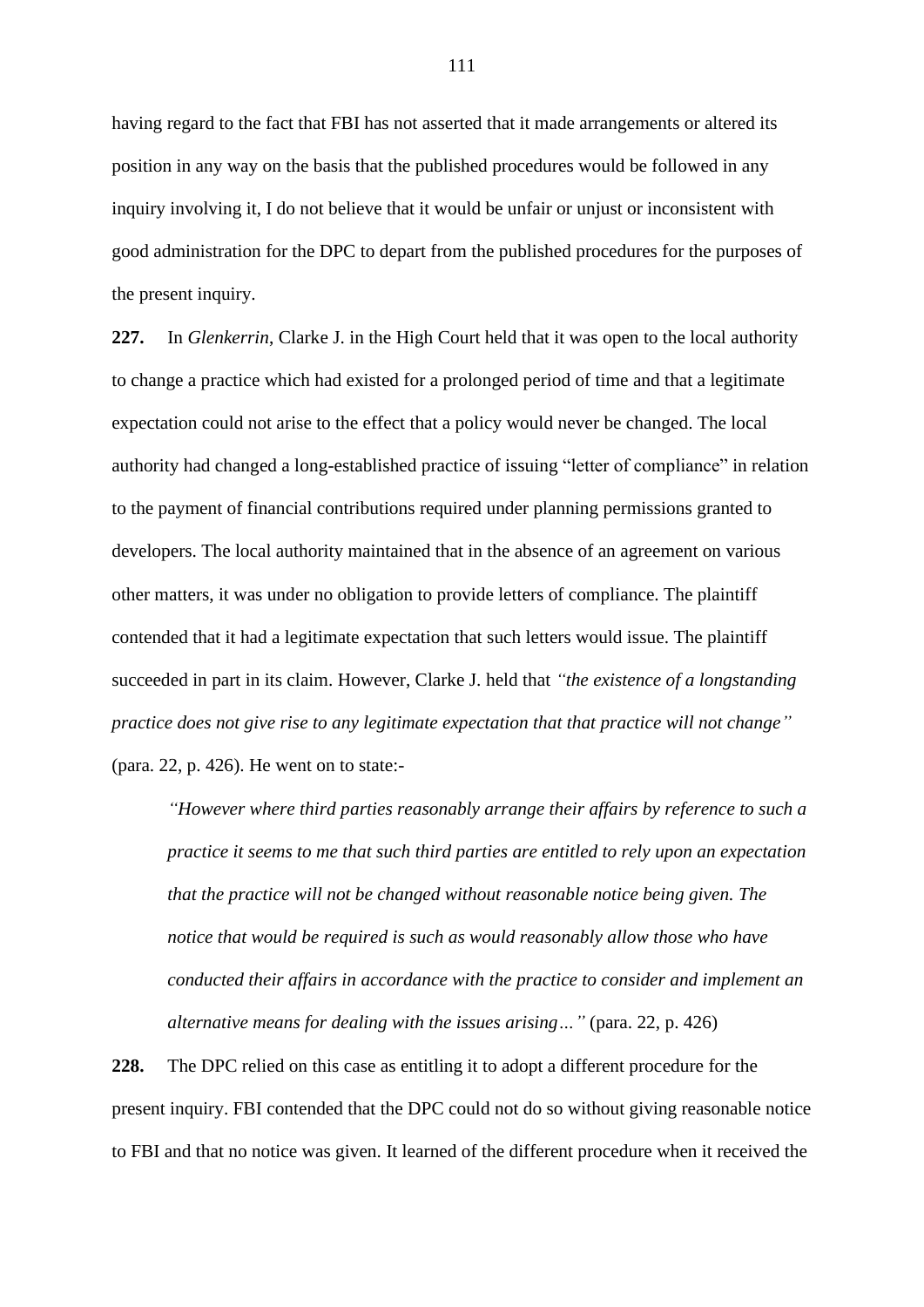having regard to the fact that FBI has not asserted that it made arrangements or altered its position in any way on the basis that the published procedures would be followed in any inquiry involving it, I do not believe that it would be unfair or unjust or inconsistent with good administration for the DPC to depart from the published procedures for the purposes of the present inquiry.

**227.** In *Glenkerrin*, Clarke J. in the High Court held that it was open to the local authority to change a practice which had existed for a prolonged period of time and that a legitimate expectation could not arise to the effect that a policy would never be changed. The local authority had changed a long-established practice of issuing "letter of compliance" in relation to the payment of financial contributions required under planning permissions granted to developers. The local authority maintained that in the absence of an agreement on various other matters, it was under no obligation to provide letters of compliance. The plaintiff contended that it had a legitimate expectation that such letters would issue. The plaintiff succeeded in part in its claim. However, Clarke J. held that *"the existence of a longstanding practice does not give rise to any legitimate expectation that that practice will not change"* (para. 22, p. 426). He went on to state:-

> *"However where third parties reasonably arrange their affairs by reference to such a practice it seems to me that such third parties are entitled to rely upon an expectation that the practice will not be changed without reasonable notice being given. The notice that would be required is such as would reasonably allow those who have conducted their affairs in accordance with the practice to consider and implement an alternative means for dealing with the issues arising…"* (para. 22, p. 426)

**228.** The DPC relied on this case as entitling it to adopt a different procedure for the present inquiry. FBI contended that the DPC could not do so without giving reasonable notice to FBI and that no notice was given. It learned of the different procedure when it received the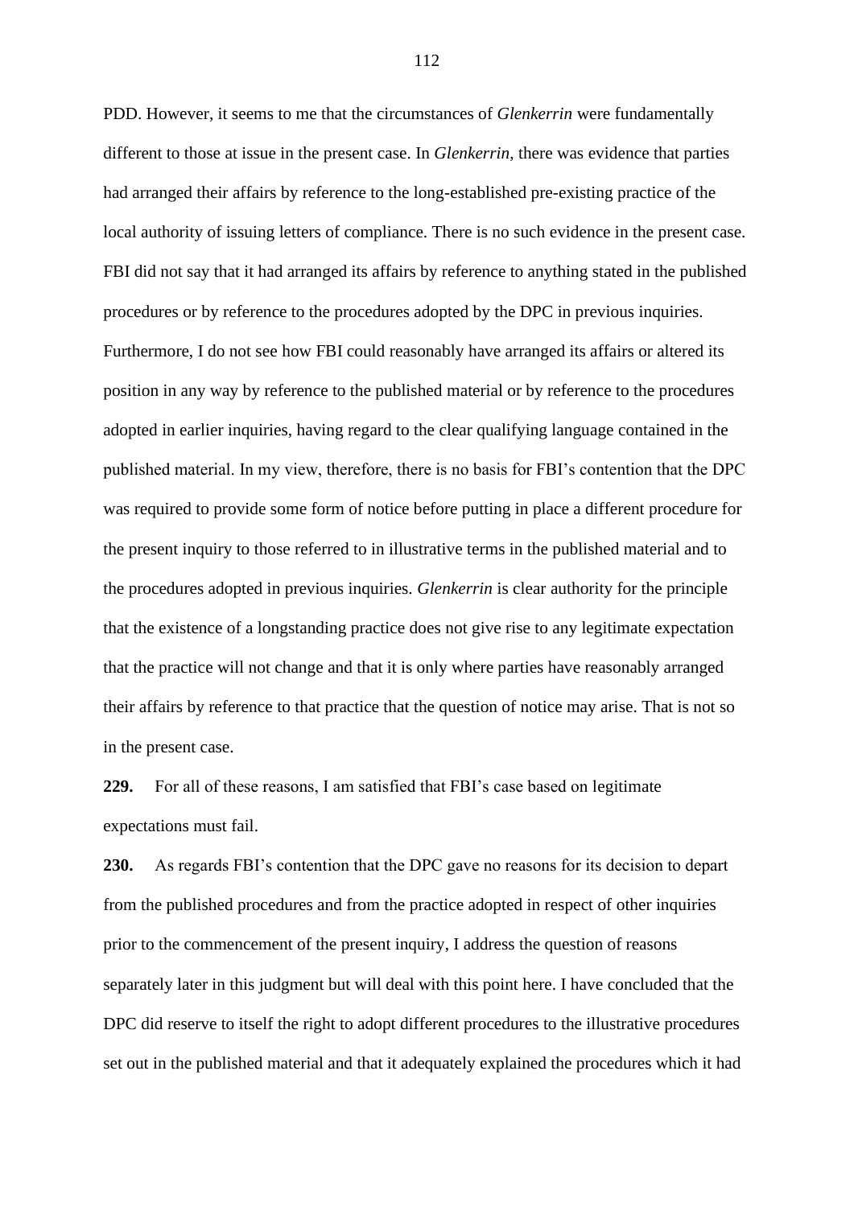PDD. However, it seems to me that the circumstances of *Glenkerrin* were fundamentally different to those at issue in the present case. In *Glenkerrin*, there was evidence that parties had arranged their affairs by reference to the long-established pre-existing practice of the local authority of issuing letters of compliance. There is no such evidence in the present case. FBI did not say that it had arranged its affairs by reference to anything stated in the published procedures or by reference to the procedures adopted by the DPC in previous inquiries. Furthermore, I do not see how FBI could reasonably have arranged its affairs or altered its position in any way by reference to the published material or by reference to the procedures adopted in earlier inquiries, having regard to the clear qualifying language contained in the published material. In my view, therefore, there is no basis for FBI's contention that the DPC was required to provide some form of notice before putting in place a different procedure for the present inquiry to those referred to in illustrative terms in the published material and to the procedures adopted in previous inquiries. *Glenkerrin* is clear authority for the principle that the existence of a longstanding practice does not give rise to any legitimate expectation that the practice will not change and that it is only where parties have reasonably arranged their affairs by reference to that practice that the question of notice may arise. That is not so in the present case.

**229.** For all of these reasons, I am satisfied that FBI's case based on legitimate expectations must fail.

**230.** As regards FBI's contention that the DPC gave no reasons for its decision to depart from the published procedures and from the practice adopted in respect of other inquiries prior to the commencement of the present inquiry, I address the question of reasons separately later in this judgment but will deal with this point here. I have concluded that the DPC did reserve to itself the right to adopt different procedures to the illustrative procedures set out in the published material and that it adequately explained the procedures which it had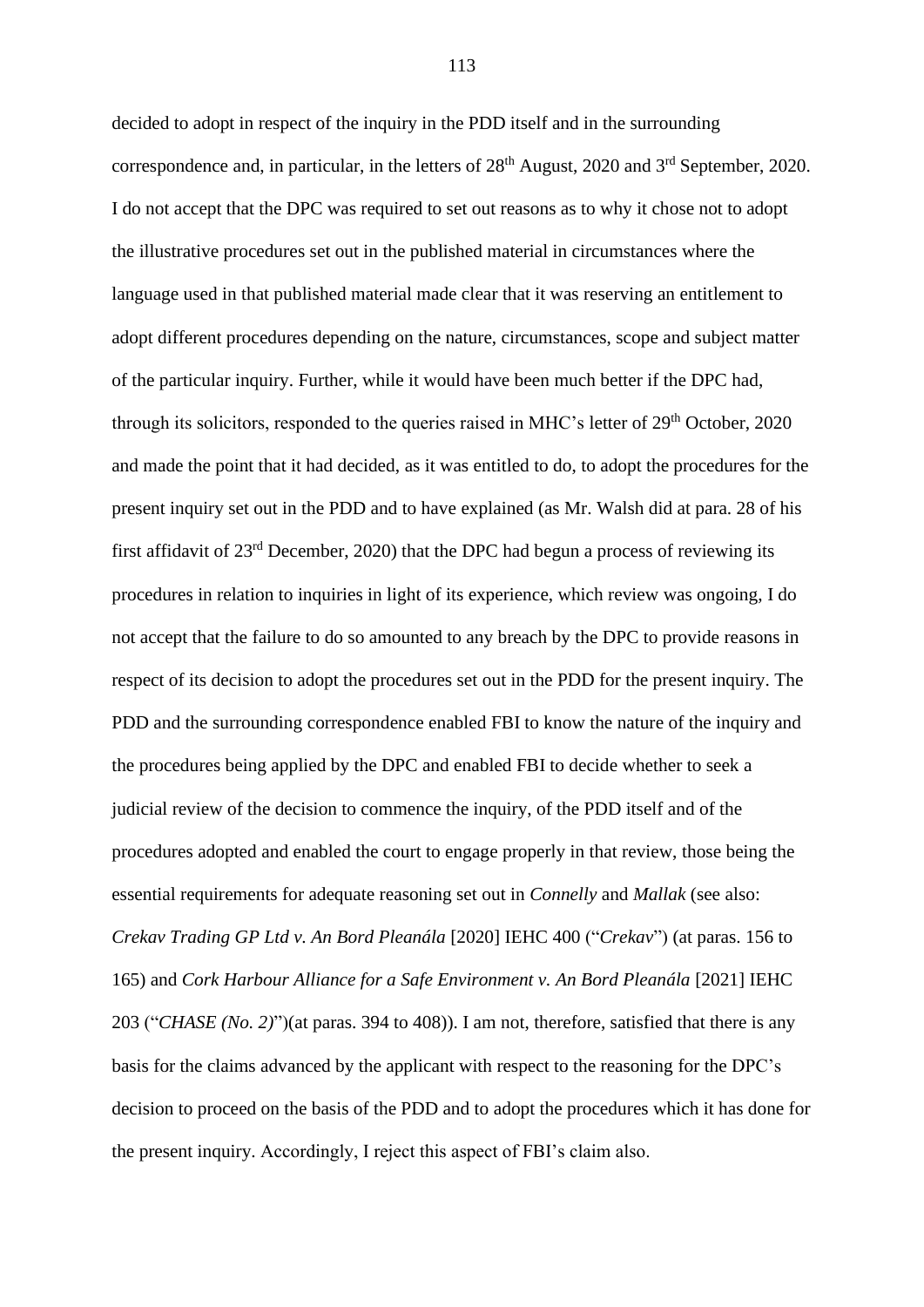decided to adopt in respect of the inquiry in the PDD itself and in the surrounding correspondence and, in particular, in the letters of 28th August, 2020 and 3rd September, 2020. I do not accept that the DPC was required to set out reasons as to why it chose not to adopt the illustrative procedures set out in the published material in circumstances where the language used in that published material made clear that it was reserving an entitlement to adopt different procedures depending on the nature, circumstances, scope and subject matter of the particular inquiry. Further, while it would have been much better if the DPC had, through its solicitors, responded to the queries raised in MHC's letter of 29th October, 2020 and made the point that it had decided, as it was entitled to do, to adopt the procedures for the present inquiry set out in the PDD and to have explained (as Mr. Walsh did at para. 28 of his first affidavit of 23rd December, 2020) that the DPC had begun a process of reviewing its procedures in relation to inquiries in light of its experience, which review was ongoing, I do not accept that the failure to do so amounted to any breach by the DPC to provide reasons in respect of its decision to adopt the procedures set out in the PDD for the present inquiry. The PDD and the surrounding correspondence enabled FBI to know the nature of the inquiry and the procedures being applied by the DPC and enabled FBI to decide whether to seek a judicial review of the decision to commence the inquiry, of the PDD itself and of the procedures adopted and enabled the court to engage properly in that review, those being the essential requirements for adequate reasoning set out in *Connelly* and *Mallak* (see also: *Crekav Trading GP Ltd v. An Bord Pleanála* [2020] IEHC 400 ("*Crekav*") (at paras. 156 to 165) and *Cork Harbour Alliance for a Safe Environment v. An Bord Pleanála* [2021] IEHC 203 ("*CHASE (No. 2)*")(at paras. 394 to 408)). I am not, therefore, satisfied that there is any basis for the claims advanced by the applicant with respect to the reasoning for the DPC's decision to proceed on the basis of the PDD and to adopt the procedures which it has done for the present inquiry. Accordingly, I reject this aspect of FBI's claim also.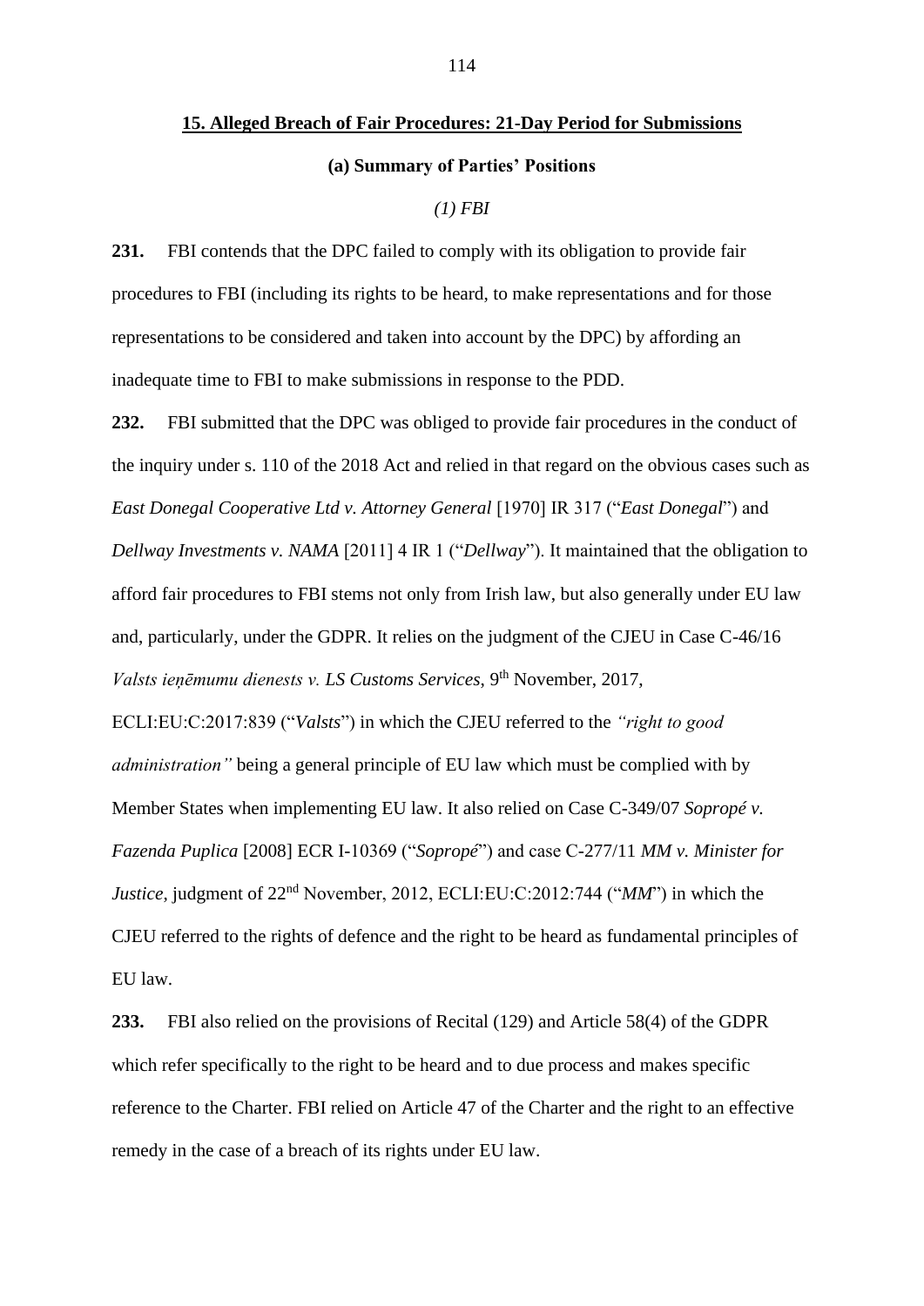## 15. Alleged Breach of Fair Procedures: 21-Day Period for Submissions

### (a) Summary of Parties' Positions

#### *(1) FBI*

**231.** FBI contends that the DPC failed to comply with its obligation to provide fair procedures to FBI (including its rights to be heard, to make representations and for those representations to be considered and taken into account by the DPC) by affording an inadequate time to FBI to make submissions in response to the PDD.

**232.** FBI submitted that the DPC was obliged to provide fair procedures in the conduct of the inquiry under s. 110 of the 2018 Act and relied in that regard on the obvious cases such as *East Donegal Cooperative Ltd v. Attorney General* [1970] IR 317 ("*East Donegal*") and *Dellway Investments v. NAMA* [2011] 4 IR 1 ("*Dellway*"). It maintained that the obligation to afford fair procedures to FBI stems not only from Irish law, but also generally under EU law and, particularly, under the GDPR. It relies on the judgment of the CJEU in Case C-46/16 *Valsts ieņēmumu dienests v. LS Customs Services*, 9th November, 2017, ECLI:EU:C:2017:839 ("*Valsts*") in which the CJEU referred to the *"right to good administration"* being a general principle of EU law which must be complied with by Member States when implementing EU law. It also relied on Case C-349/07 *Sopropé v. Fazenda Puplica* [2008] ECR I-10369 ("*Sopropé*") and case C-277/11 *MM v. Minister for Justice*, judgment of 22nd November, 2012, ECLI:EU:C:2012:744 ("*MM*") in which the CJEU referred to the rights of defence and the right to be heard as fundamental principles of EU law.

**233.** FBI also relied on the provisions of Recital (129) and Article 58(4) of the GDPR which refer specifically to the right to be heard and to due process and makes specific reference to the Charter. FBI relied on Article 47 of the Charter and the right to an effective remedy in the case of a breach of its rights under EU law.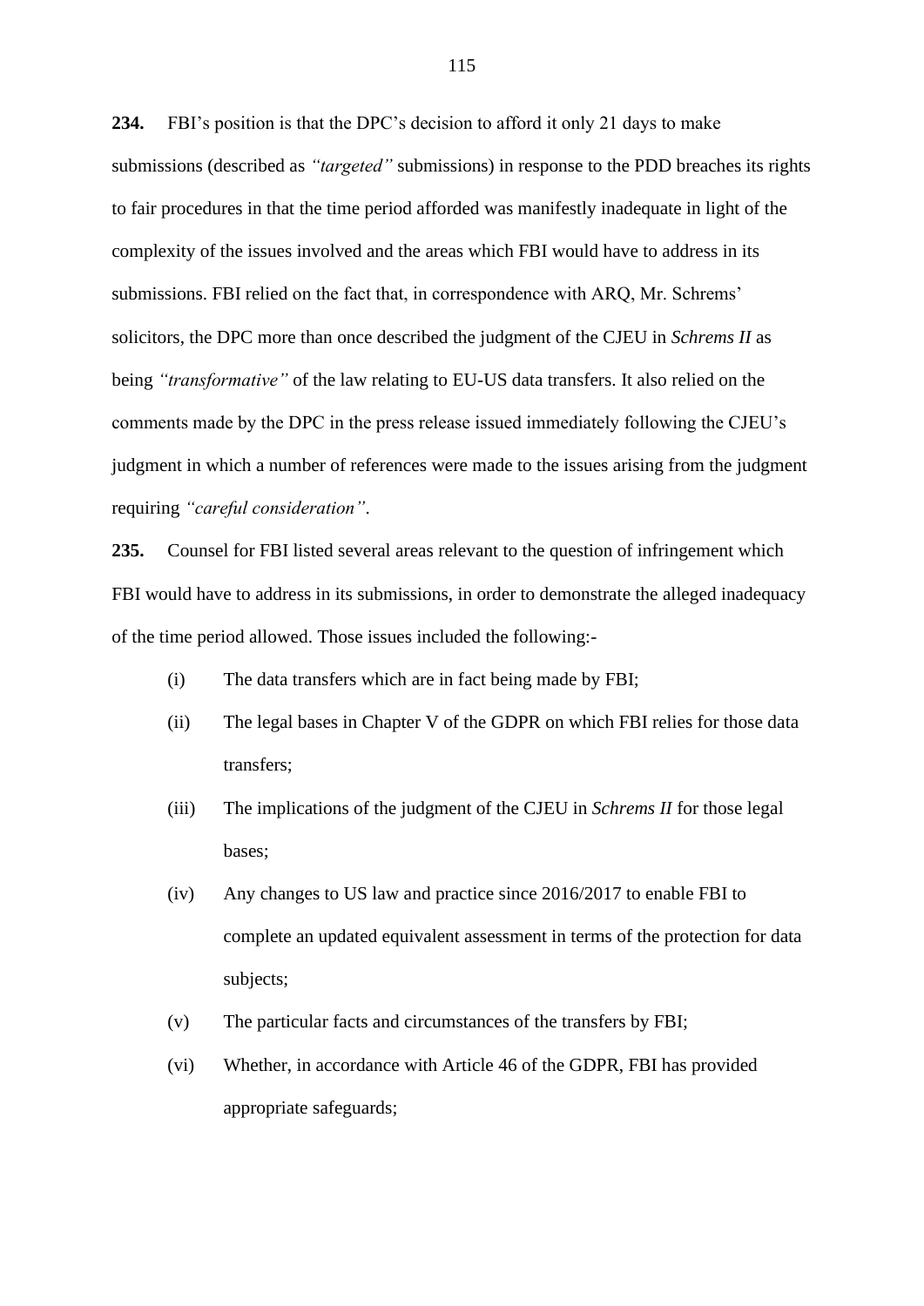**234.** FBI's position is that the DPC's decision to afford it only 21 days to make submissions (described as *"targeted"* submissions) in response to the PDD breaches its rights to fair procedures in that the time period afforded was manifestly inadequate in light of the complexity of the issues involved and the areas which FBI would have to address in its submissions. FBI relied on the fact that, in correspondence with ARQ, Mr. Schrems' solicitors, the DPC more than once described the judgment of the CJEU in *Schrems II* as being *"transformative"* of the law relating to EU-US data transfers. It also relied on the comments made by the DPC in the press release issued immediately following the CJEU's judgment in which a number of references were made to the issues arising from the judgment requiring *"careful consideration"*.

**235.** Counsel for FBI listed several areas relevant to the question of infringement which FBI would have to address in its submissions, in order to demonstrate the alleged inadequacy of the time period allowed. Those issues included the following:-

(i) The data transfers which are in fact being made by FBI;

(ii) The legal bases in Chapter V of the GDPR on which FBI relies for those data transfers;

(iii) The implications of the judgment of the CJEU in *Schrems II* for those legal bases;

(iv) Any changes to US law and practice since 2016/2017 to enable FBI to complete an updated equivalent assessment in terms of the protection for data subjects;

(v) The particular facts and circumstances of the transfers by FBI;

(vi) Whether, in accordance with Article 46 of the GDPR, FBI has provided appropriate safeguards;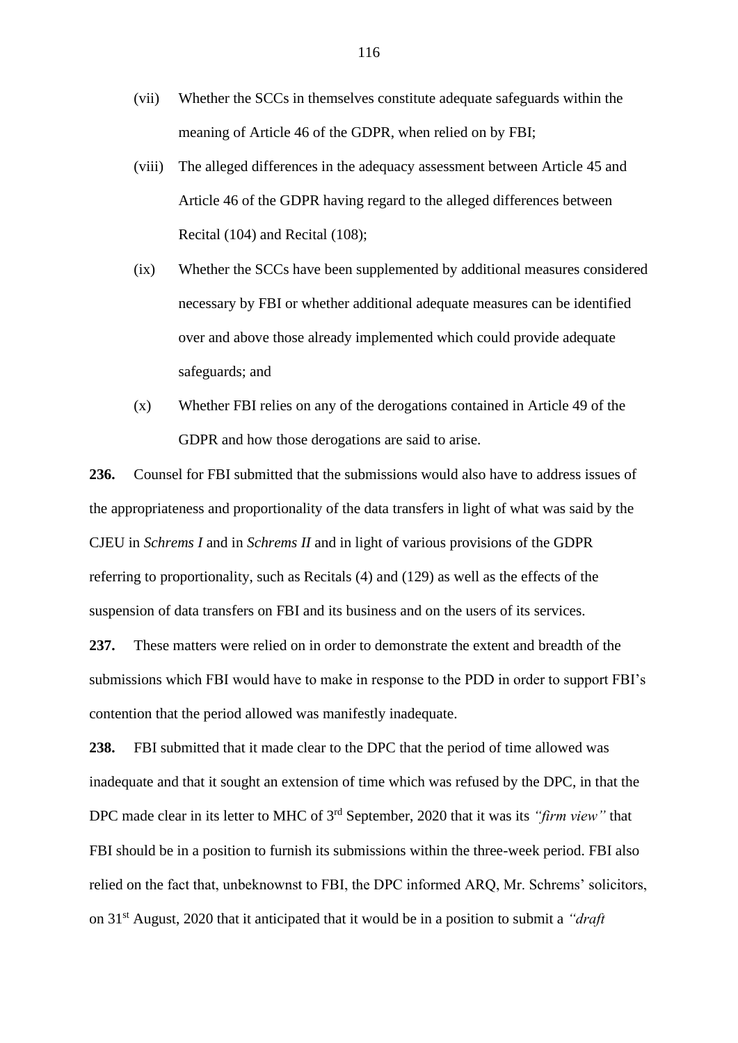(vii) Whether the SCCs in themselves constitute adequate safeguards within the meaning of Article 46 of the GDPR, when relied on by FBI;

(viii) The alleged differences in the adequacy assessment between Article 45 and Article 46 of the GDPR having regard to the alleged differences between Recital (104) and Recital (108);

(ix) Whether the SCCs have been supplemented by additional measures considered necessary by FBI or whether additional adequate measures can be identified over and above those already implemented which could provide adequate safeguards; and

(x) Whether FBI relies on any of the derogations contained in Article 49 of the GDPR and how those derogations are said to arise.

**236.** Counsel for FBI submitted that the submissions would also have to address issues of the appropriateness and proportionality of the data transfers in light of what was said by the CJEU in *Schrems I* and in *Schrems II* and in light of various provisions of the GDPR referring to proportionality, such as Recitals (4) and (129) as well as the effects of the suspension of data transfers on FBI and its business and on the users of its services.

**237.** These matters were relied on in order to demonstrate the extent and breadth of the submissions which FBI would have to make in response to the PDD in order to support FBI's contention that the period allowed was manifestly inadequate.

**238.** FBI submitted that it made clear to the DPC that the period of time allowed was inadequate and that it sought an extension of time which was refused by the DPC, in that the DPC made clear in its letter to MHC of 3rd September, 2020 that it was its *"firm view"* that FBI should be in a position to furnish its submissions within the three-week period. FBI also relied on the fact that, unbeknownst to FBI, the DPC informed ARQ, Mr. Schrems' solicitors, on 31st August, 2020 that it anticipated that it would be in a position to submit a *"draft*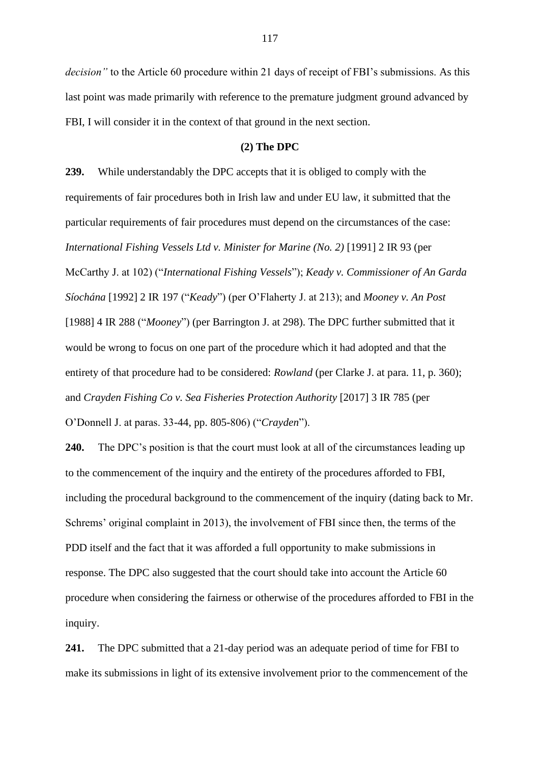*decision"* to the Article 60 procedure within 21 days of receipt of FBI's submissions. As this last point was made primarily with reference to the premature judgment ground advanced by FBI, I will consider it in the context of that ground in the next section.

**(2) The DPC**

**239.** While understandably the DPC accepts that it is obliged to comply with the requirements of fair procedures both in Irish law and under EU law, it submitted that the particular requirements of fair procedures must depend on the circumstances of the case: *International Fishing Vessels Ltd v. Minister for Marine (No. 2)* [1991] 2 IR 93 (per McCarthy J. at 102) ("*International Fishing Vessels*"); *Keady v. Commissioner of An Garda Síochána* [1992] 2 IR 197 ("*Keady*") (per O'Flaherty J. at 213); and *Mooney v. An Post* [1988] 4 IR 288 ("*Mooney*") (per Barrington J. at 298). The DPC further submitted that it would be wrong to focus on one part of the procedure which it had adopted and that the entirety of that procedure had to be considered: *Rowland* (per Clarke J. at para. 11, p. 360); and *Crayden Fishing Co v. Sea Fisheries Protection Authority* [2017] 3 IR 785 (per O'Donnell J. at paras. 33-44, pp. 805-806) ("*Crayden*").

**240.** The DPC's position is that the court must look at all of the circumstances leading up to the commencement of the inquiry and the entirety of the procedures afforded to FBI, including the procedural background to the commencement of the inquiry (dating back to Mr. Schrems' original complaint in 2013), the involvement of FBI since then, the terms of the PDD itself and the fact that it was afforded a full opportunity to make submissions in response. The DPC also suggested that the court should take into account the Article 60 procedure when considering the fairness or otherwise of the procedures afforded to FBI in the inquiry.

**241.** The DPC submitted that a 21-day period was an adequate period of time for FBI to make its submissions in light of its extensive involvement prior to the commencement of the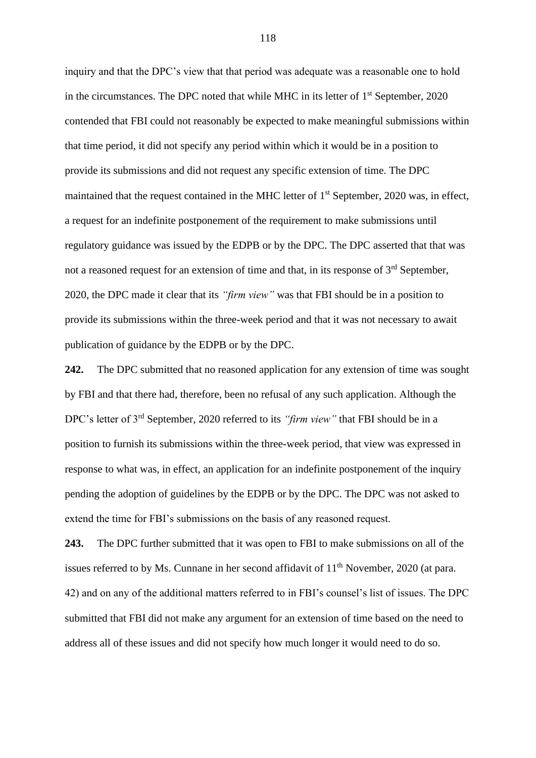inquiry and that the DPC's view that that period was adequate was a reasonable one to hold in the circumstances. The DPC noted that while MHC in its letter of 1st September, 2020 contended that FBI could not reasonably be expected to make meaningful submissions within that time period, it did not specify any period within which it would be in a position to provide its submissions and did not request any specific extension of time. The DPC maintained that the request contained in the MHC letter of 1st September, 2020 was, in effect, a request for an indefinite postponement of the requirement to make submissions until regulatory guidance was issued by the EDPB or by the DPC. The DPC asserted that that was not a reasoned request for an extension of time and that, in its response of 3rd September, 2020, the DPC made it clear that its *"firm view"* was that FBI should be in a position to provide its submissions within the three-week period and that it was not necessary to await publication of guidance by the EDPB or by the DPC.

**242.** The DPC submitted that no reasoned application for any extension of time was sought by FBI and that there had, therefore, been no refusal of any such application. Although the DPC's letter of 3rd September, 2020 referred to its *"firm view"* that FBI should be in a position to furnish its submissions within the three-week period, that view was expressed in response to what was, in effect, an application for an indefinite postponement of the inquiry pending the adoption of guidelines by the EDPB or by the DPC. The DPC was not asked to extend the time for FBI's submissions on the basis of any reasoned request.

**243.** The DPC further submitted that it was open to FBI to make submissions on all of the issues referred to by Ms. Cunnane in her second affidavit of 11th November, 2020 (at para. 42) and on any of the additional matters referred to in FBI's counsel's list of issues. The DPC submitted that FBI did not make any argument for an extension of time based on the need to address all of these issues and did not specify how much longer it would need to do so.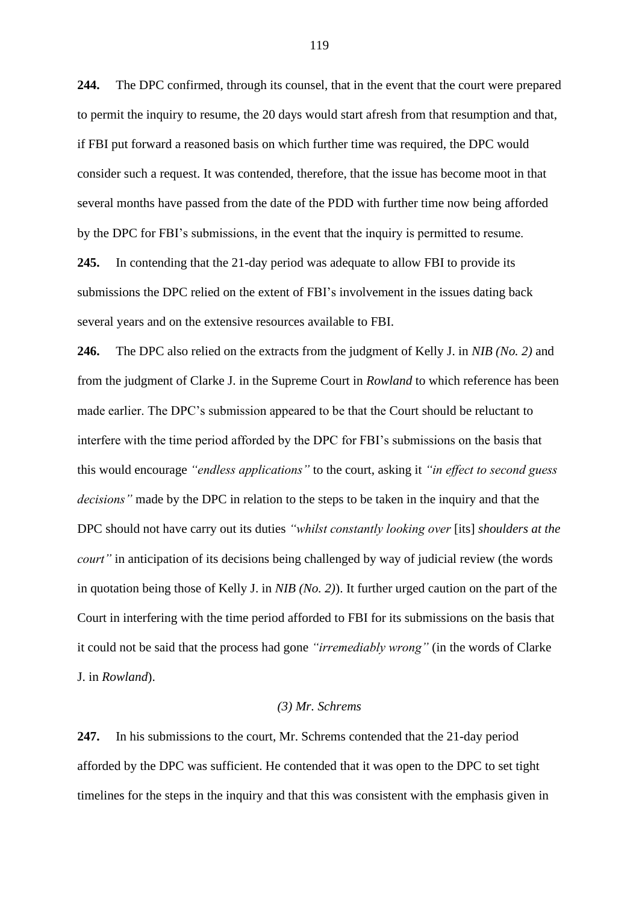**244.** The DPC confirmed, through its counsel, that in the event that the court were prepared to permit the inquiry to resume, the 20 days would start afresh from that resumption and that, if FBI put forward a reasoned basis on which further time was required, the DPC would consider such a request. It was contended, therefore, that the issue has become moot in that several months have passed from the date of the PDD with further time now being afforded by the DPC for FBI's submissions, in the event that the inquiry is permitted to resume.

**245.** In contending that the 21-day period was adequate to allow FBI to provide its submissions the DPC relied on the extent of FBI's involvement in the issues dating back several years and on the extensive resources available to FBI.

**246.** The DPC also relied on the extracts from the judgment of Kelly J. in *NIB (No. 2)* and from the judgment of Clarke J. in the Supreme Court in *Rowland* to which reference has been made earlier. The DPC's submission appeared to be that the Court should be reluctant to interfere with the time period afforded by the DPC for FBI's submissions on the basis that this would encourage *"endless applications"* to the court, asking it *"in effect to second guess decisions"* made by the DPC in relation to the steps to be taken in the inquiry and that the DPC should not have carry out its duties *"whilst constantly looking over* [its] *shoulders at the court"* in anticipation of its decisions being challenged by way of judicial review (the words in quotation being those of Kelly J. in *NIB (No. 2)*). It further urged caution on the part of the Court in interfering with the time period afforded to FBI for its submissions on the basis that it could not be said that the process had gone *"irremediably wrong"* (in the words of Clarke J. in *Rowland*).

*(3) Mr. Schrems*

**247.** In his submissions to the court, Mr. Schrems contended that the 21-day period afforded by the DPC was sufficient. He contended that it was open to the DPC to set tight timelines for the steps in the inquiry and that this was consistent with the emphasis given in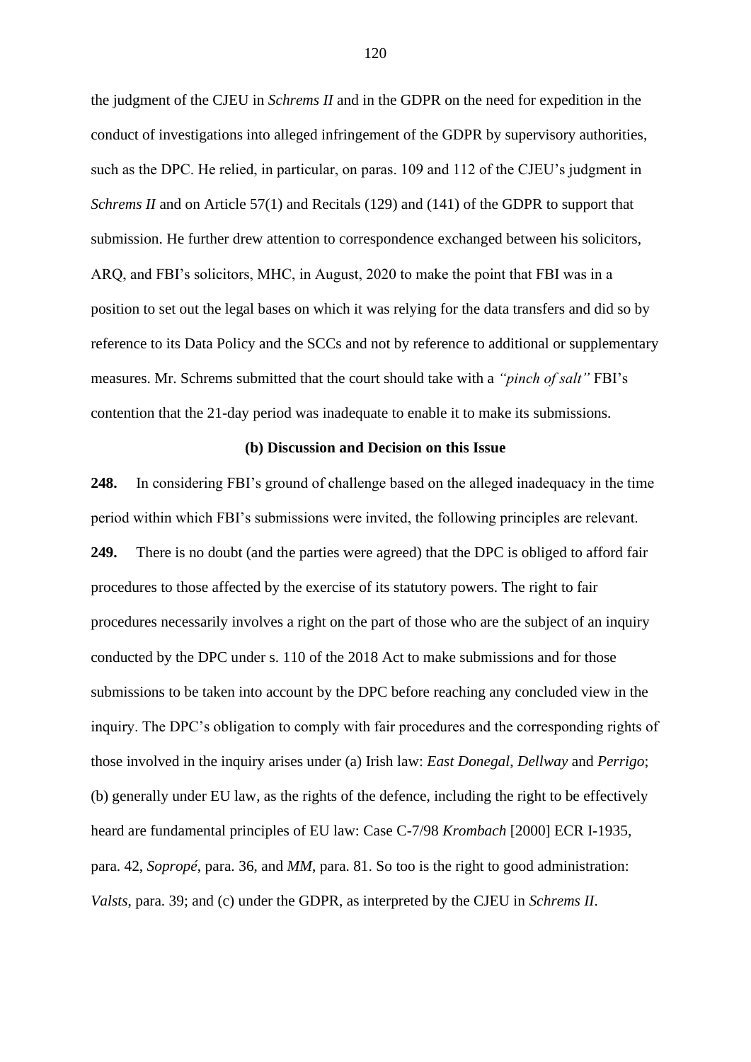the judgment of the CJEU in *Schrems II* and in the GDPR on the need for expedition in the conduct of investigations into alleged infringement of the GDPR by supervisory authorities, such as the DPC. He relied, in particular, on paras. 109 and 112 of the CJEU's judgment in *Schrems II* and on Article 57(1) and Recitals (129) and (141) of the GDPR to support that submission. He further drew attention to correspondence exchanged between his solicitors, ARQ, and FBI's solicitors, MHC, in August, 2020 to make the point that FBI was in a position to set out the legal bases on which it was relying for the data transfers and did so by reference to its Data Policy and the SCCs and not by reference to additional or supplementary measures. Mr. Schrems submitted that the court should take with a *"pinch of salt"* FBI's contention that the 21-day period was inadequate to enable it to make its submissions.

**(b) Discussion and Decision on this Issue**

**248.** In considering FBI's ground of challenge based on the alleged inadequacy in the time period within which FBI's submissions were invited, the following principles are relevant.

**249.** There is no doubt (and the parties were agreed) that the DPC is obliged to afford fair procedures to those affected by the exercise of its statutory powers. The right to fair procedures necessarily involves a right on the part of those who are the subject of an inquiry conducted by the DPC under s. 110 of the 2018 Act to make submissions and for those submissions to be taken into account by the DPC before reaching any concluded view in the inquiry. The DPC's obligation to comply with fair procedures and the corresponding rights of those involved in the inquiry arises under (a) Irish law: *East Donegal*, *Dellway* and *Perrigo*; (b) generally under EU law, as the rights of the defence, including the right to be effectively heard are fundamental principles of EU law: Case C-7/98 *Krombach* [2000] ECR I-1935, para. 42, *Sopropé*, para. 36, and *MM*, para. 81. So too is the right to good administration: *Valsts*, para. 39; and (c) under the GDPR, as interpreted by the CJEU in *Schrems II*.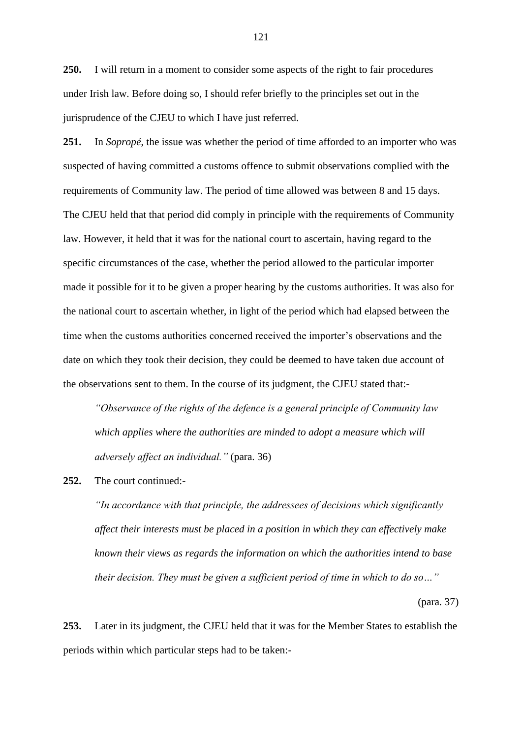**250.** I will return in a moment to consider some aspects of the right to fair procedures under Irish law. Before doing so, I should refer briefly to the principles set out in the jurisprudence of the CJEU to which I have just referred.

**251.** In *Sopropé*, the issue was whether the period of time afforded to an importer who was suspected of having committed a customs offence to submit observations complied with the requirements of Community law. The period of time allowed was between 8 and 15 days. The CJEU held that that period did comply in principle with the requirements of Community law. However, it held that it was for the national court to ascertain, having regard to the specific circumstances of the case, whether the period allowed to the particular importer made it possible for it to be given a proper hearing by the customs authorities. It was also for the national court to ascertain whether, in light of the period which had elapsed between the time when the customs authorities concerned received the importer's observations and the date on which they took their decision, they could be deemed to have taken due account of the observations sent to them. In the course of its judgment, the CJEU stated that:-

> *"Observance of the rights of the defence is a general principle of Community law which applies where the authorities are minded to adopt a measure which will adversely affect an individual."* (para. 36)

**252.** The court continued:-

> *"In accordance with that principle, the addressees of decisions which significantly affect their interests must be placed in a position in which they can effectively make known their views as regards the information on which the authorities intend to base their decision. They must be given a sufficient period of time in which to do so…"* (para. 37)

**253.** Later in its judgment, the CJEU held that it was for the Member States to establish the periods within which particular steps had to be taken:-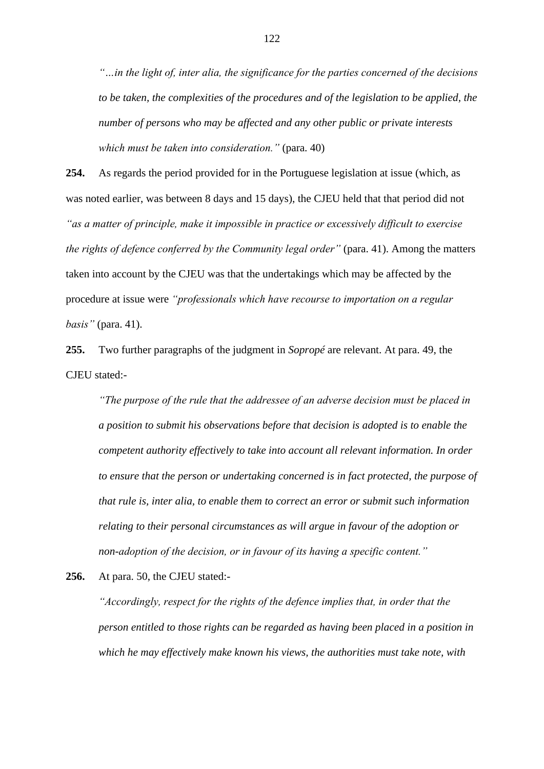*"…in the light of, inter alia, the significance for the parties concerned of the decisions to be taken, the complexities of the procedures and of the legislation to be applied, the number of persons who may be affected and any other public or private interests which must be taken into consideration."* (para. 40)

**254.** As regards the period provided for in the Portuguese legislation at issue (which, as was noted earlier, was between 8 days and 15 days), the CJEU held that that period did not *"as a matter of principle, make it impossible in practice or excessively difficult to exercise the rights of defence conferred by the Community legal order"* (para. 41). Among the matters taken into account by the CJEU was that the undertakings which may be affected by the procedure at issue were *"professionals which have recourse to importation on a regular basis"* (para. 41).

**255.** Two further paragraphs of the judgment in *Sopropé* are relevant. At para. 49, the CJEU stated:-

*"The purpose of the rule that the addressee of an adverse decision must be placed in a position to submit his observations before that decision is adopted is to enable the competent authority effectively to take into account all relevant information. In order to ensure that the person or undertaking concerned is in fact protected, the purpose of that rule is, inter alia, to enable them to correct an error or submit such information relating to their personal circumstances as will argue in favour of the adoption or non-adoption of the decision, or in favour of its having a specific content."*

**256.** At para. 50, the CJEU stated:-

*"Accordingly, respect for the rights of the defence implies that, in order that the person entitled to those rights can be regarded as having been placed in a position in which he may effectively make known his views, the authorities must take note, with*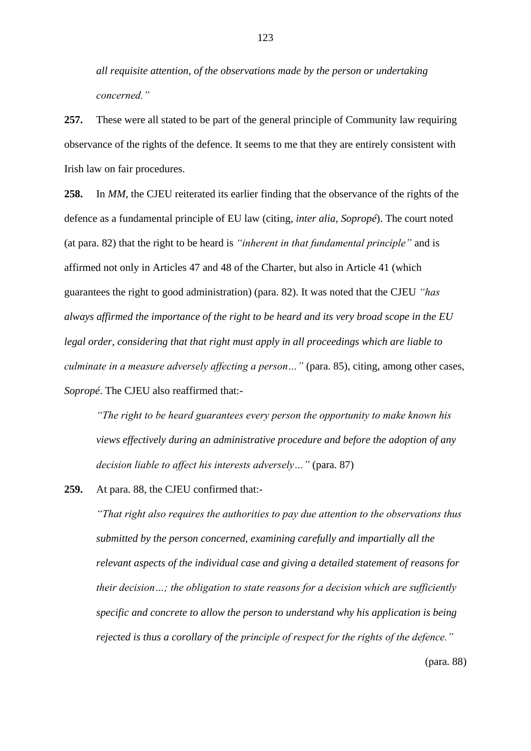*all requisite attention, of the observations made by the person or undertaking concerned."*

**257.** These were all stated to be part of the general principle of Community law requiring observance of the rights of the defence. It seems to me that they are entirely consistent with Irish law on fair procedures.

**258.** In *MM*, the CJEU reiterated its earlier finding that the observance of the rights of the defence as a fundamental principle of EU law (citing, *inter alia*, *Sopropé*). The court noted (at para. 82) that the right to be heard is *"inherent in that fundamental principle"* and is affirmed not only in Articles 47 and 48 of the Charter, but also in Article 41 (which guarantees the right to good administration) (para. 82). It was noted that the CJEU *"has always affirmed the importance of the right to be heard and its very broad scope in the EU legal order, considering that that right must apply in all proceedings which are liable to culminate in a measure adversely affecting a person…"* (para. 85), citing, among other cases, *Sopropé*. The CJEU also reaffirmed that:-

> *"The right to be heard guarantees every person the opportunity to make known his views effectively during an administrative procedure and before the adoption of any decision liable to affect his interests adversely…"* (para. 87)

**259.** At para. 88, the CJEU confirmed that:-

> *"That right also requires the authorities to pay due attention to the observations thus submitted by the person concerned, examining carefully and impartially all the relevant aspects of the individual case and giving a detailed statement of reasons for their decision…; the obligation to state reasons for a decision which are sufficiently specific and concrete to allow the person to understand why his application is being rejected is thus a corollary of the principle of respect for the rights of the defence."*
>
> (para. 88)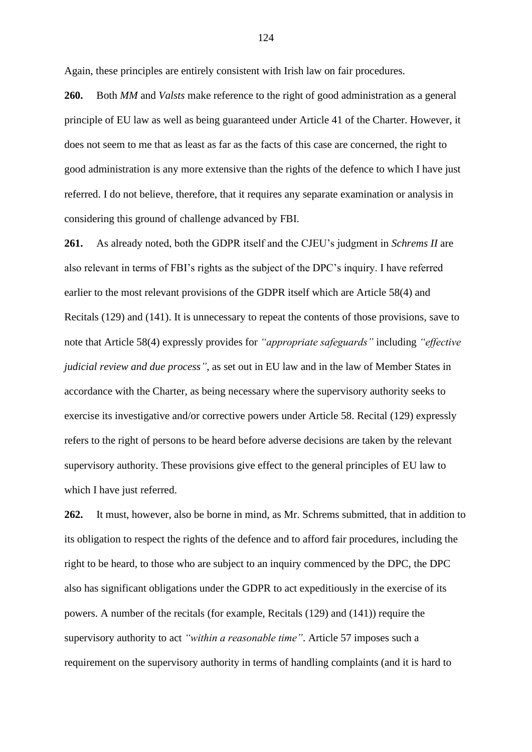Again, these principles are entirely consistent with Irish law on fair procedures.

**260.** Both *MM* and *Valsts* make reference to the right of good administration as a general principle of EU law as well as being guaranteed under Article 41 of the Charter. However, it does not seem to me that as least as far as the facts of this case are concerned, the right to good administration is any more extensive than the rights of the defence to which I have just referred. I do not believe, therefore, that it requires any separate examination or analysis in considering this ground of challenge advanced by FBI.

**261.** As already noted, both the GDPR itself and the CJEU's judgment in *Schrems II* are also relevant in terms of FBI's rights as the subject of the DPC's inquiry. I have referred earlier to the most relevant provisions of the GDPR itself which are Article 58(4) and Recitals (129) and (141). It is unnecessary to repeat the contents of those provisions, save to note that Article 58(4) expressly provides for *"appropriate safeguards"* including *"effective judicial review and due process"*, as set out in EU law and in the law of Member States in accordance with the Charter, as being necessary where the supervisory authority seeks to exercise its investigative and/or corrective powers under Article 58. Recital (129) expressly refers to the right of persons to be heard before adverse decisions are taken by the relevant supervisory authority. These provisions give effect to the general principles of EU law to which I have just referred.

**262.** It must, however, also be borne in mind, as Mr. Schrems submitted, that in addition to its obligation to respect the rights of the defence and to afford fair procedures, including the right to be heard, to those who are subject to an inquiry commenced by the DPC, the DPC also has significant obligations under the GDPR to act expeditiously in the exercise of its powers. A number of the recitals (for example, Recitals (129) and (141)) require the supervisory authority to act *"within a reasonable time"*. Article 57 imposes such a requirement on the supervisory authority in terms of handling complaints (and it is hard to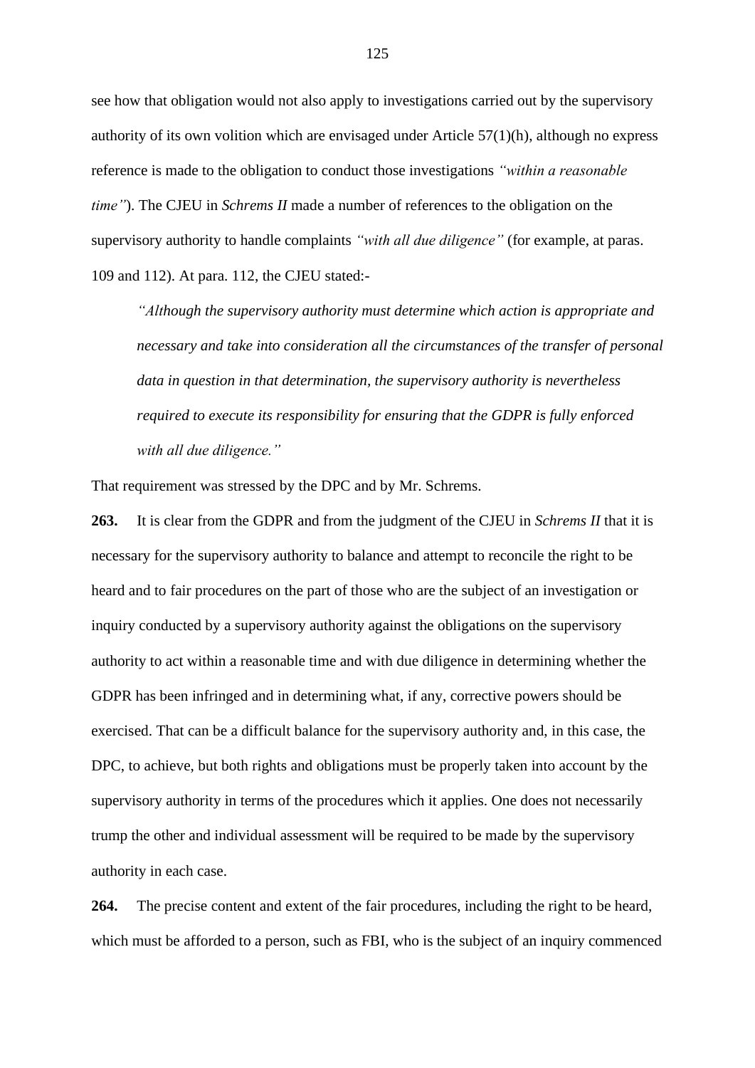see how that obligation would not also apply to investigations carried out by the supervisory authority of its own volition which are envisaged under Article 57(1)(h), although no express reference is made to the obligation to conduct those investigations *"within a reasonable time"*). The CJEU in *Schrems II* made a number of references to the obligation on the supervisory authority to handle complaints *"with all due diligence"* (for example, at paras. 109 and 112). At para. 112, the CJEU stated:-

> *"Although the supervisory authority must determine which action is appropriate and necessary and take into consideration all the circumstances of the transfer of personal data in question in that determination, the supervisory authority is nevertheless required to execute its responsibility for ensuring that the GDPR is fully enforced with all due diligence."*

That requirement was stressed by the DPC and by Mr. Schrems.

**263.** It is clear from the GDPR and from the judgment of the CJEU in *Schrems II* that it is necessary for the supervisory authority to balance and attempt to reconcile the right to be heard and to fair procedures on the part of those who are the subject of an investigation or inquiry conducted by a supervisory authority against the obligations on the supervisory authority to act within a reasonable time and with due diligence in determining whether the GDPR has been infringed and in determining what, if any, corrective powers should be exercised. That can be a difficult balance for the supervisory authority and, in this case, the DPC, to achieve, but both rights and obligations must be properly taken into account by the supervisory authority in terms of the procedures which it applies. One does not necessarily trump the other and individual assessment will be required to be made by the supervisory authority in each case.

**264.** The precise content and extent of the fair procedures, including the right to be heard, which must be afforded to a person, such as FBI, who is the subject of an inquiry commenced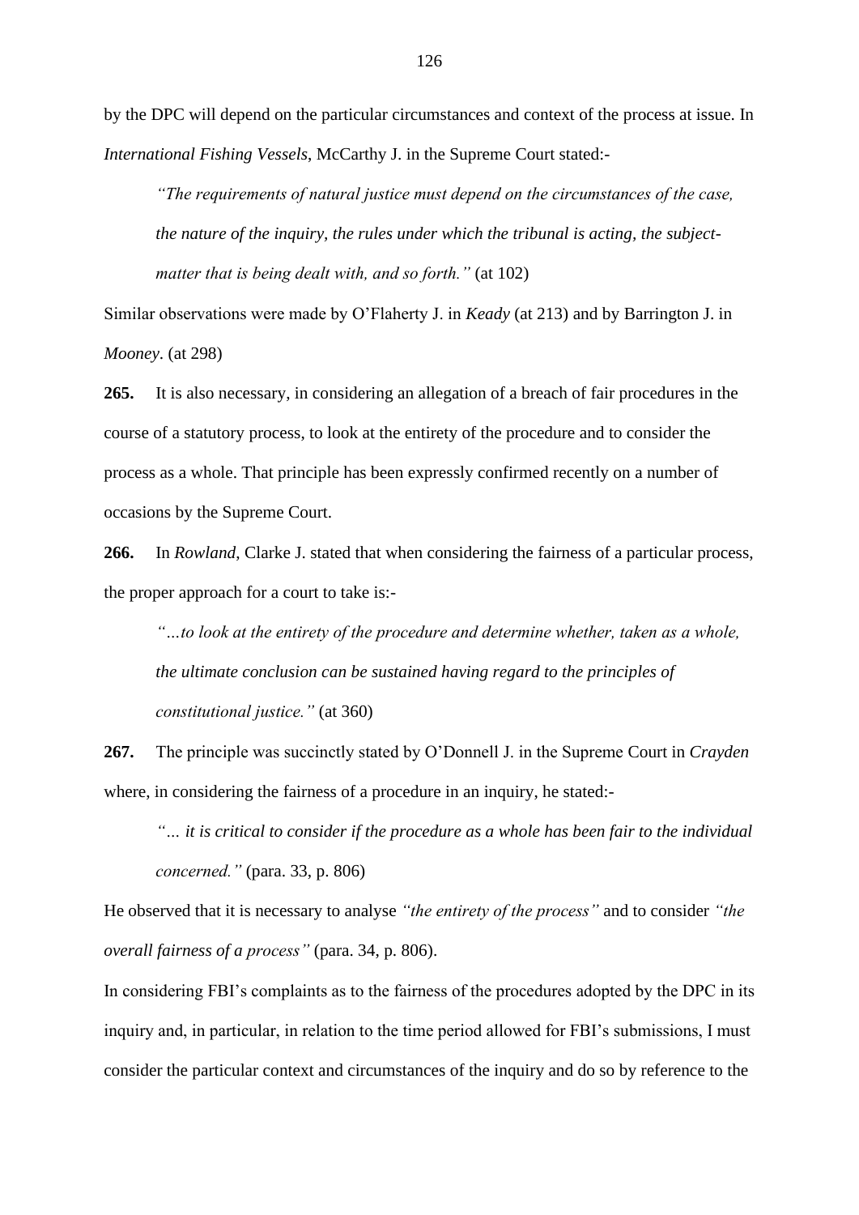by the DPC will depend on the particular circumstances and context of the process at issue. In *International Fishing Vessels*, McCarthy J. in the Supreme Court stated:-

> *"The requirements of natural justice must depend on the circumstances of the case, the nature of the inquiry, the rules under which the tribunal is acting, the subject-matter that is being dealt with, and so forth."* (at 102)

Similar observations were made by O'Flaherty J. in *Keady* (at 213) and by Barrington J. in *Mooney*. (at 298)

**265.** It is also necessary, in considering an allegation of a breach of fair procedures in the course of a statutory process, to look at the entirety of the procedure and to consider the process as a whole. That principle has been expressly confirmed recently on a number of occasions by the Supreme Court.

**266.** In *Rowland*, Clarke J. stated that when considering the fairness of a particular process, the proper approach for a court to take is:-

> *"…to look at the entirety of the procedure and determine whether, taken as a whole, the ultimate conclusion can be sustained having regard to the principles of constitutional justice."* (at 360)

**267.** The principle was succinctly stated by O'Donnell J. in the Supreme Court in *Crayden* where, in considering the fairness of a procedure in an inquiry, he stated:-

> *"… it is critical to consider if the procedure as a whole has been fair to the individual concerned."* (para. 33, p. 806)

He observed that it is necessary to analyse *"the entirety of the process"* and to consider *"the overall fairness of a process"* (para. 34, p. 806).

In considering FBI's complaints as to the fairness of the procedures adopted by the DPC in its inquiry and, in particular, in relation to the time period allowed for FBI's submissions, I must consider the particular context and circumstances of the inquiry and do so by reference to the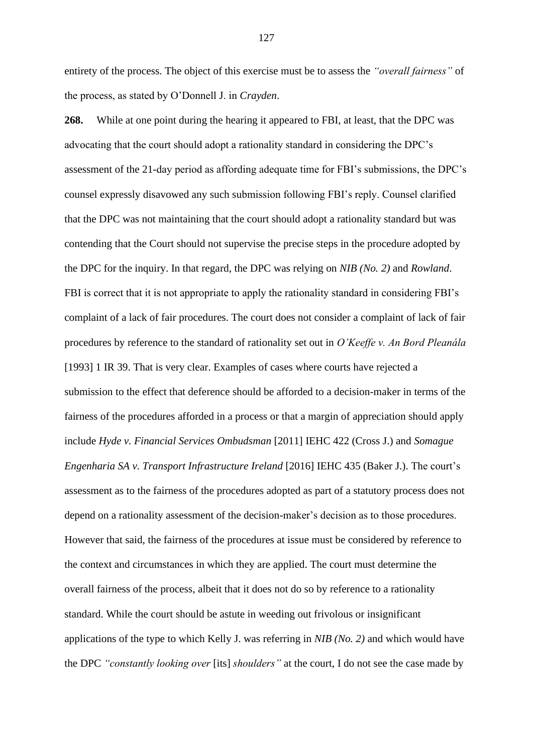entirety of the process. The object of this exercise must be to assess the *"overall fairness"* of the process, as stated by O'Donnell J. in *Crayden*.

**268.** While at one point during the hearing it appeared to FBI, at least, that the DPC was advocating that the court should adopt a rationality standard in considering the DPC's assessment of the 21-day period as affording adequate time for FBI's submissions, the DPC's counsel expressly disavowed any such submission following FBI's reply. Counsel clarified that the DPC was not maintaining that the court should adopt a rationality standard but was contending that the Court should not supervise the precise steps in the procedure adopted by the DPC for the inquiry. In that regard, the DPC was relying on *NIB (No. 2)* and *Rowland*. FBI is correct that it is not appropriate to apply the rationality standard in considering FBI's complaint of a lack of fair procedures. The court does not consider a complaint of lack of fair procedures by reference to the standard of rationality set out in *O'Keeffe v. An Bord Pleanála* [1993] 1 IR 39. That is very clear. Examples of cases where courts have rejected a submission to the effect that deference should be afforded to a decision-maker in terms of the fairness of the procedures afforded in a process or that a margin of appreciation should apply include *Hyde v. Financial Services Ombudsman* [2011] IEHC 422 (Cross J.) and *Somague Engenharia SA v. Transport Infrastructure Ireland* [2016] IEHC 435 (Baker J.). The court's assessment as to the fairness of the procedures adopted as part of a statutory process does not depend on a rationality assessment of the decision-maker's decision as to those procedures. However that said, the fairness of the procedures at issue must be considered by reference to the context and circumstances in which they are applied. The court must determine the overall fairness of the process, albeit that it does not do so by reference to a rationality standard. While the court should be astute in weeding out frivolous or insignificant applications of the type to which Kelly J. was referring in *NIB (No. 2)* and which would have the DPC *"constantly looking over* [its] *shoulders"* at the court, I do not see the case made by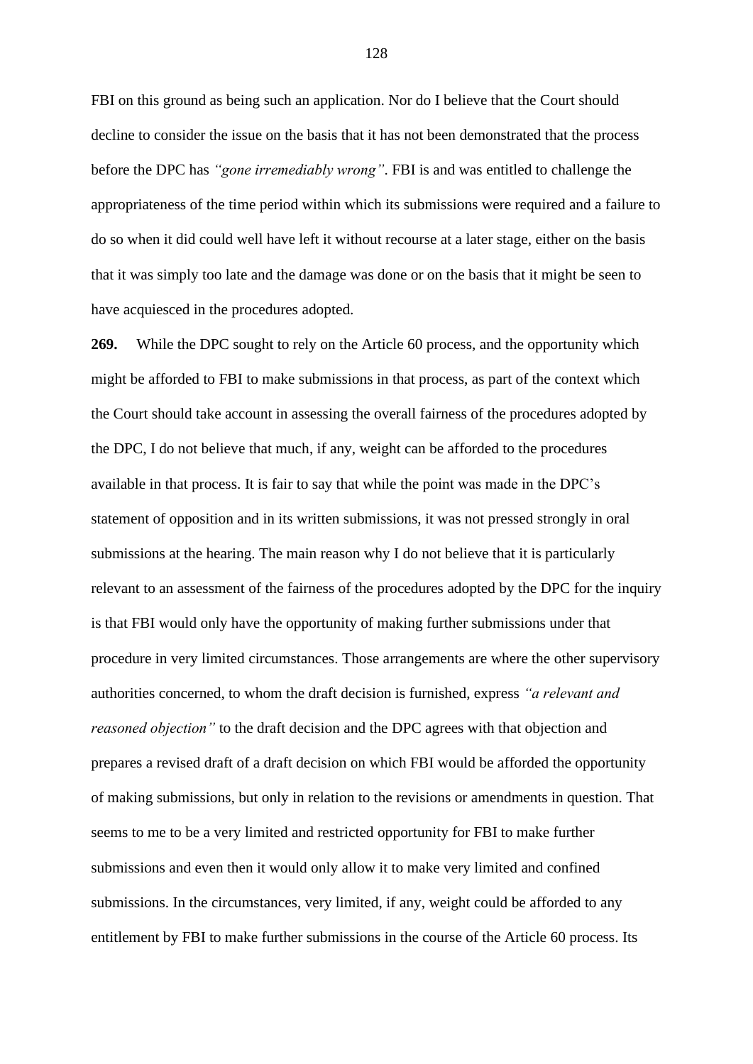FBI on this ground as being such an application. Nor do I believe that the Court should decline to consider the issue on the basis that it has not been demonstrated that the process before the DPC has *"gone irremediably wrong"*. FBI is and was entitled to challenge the appropriateness of the time period within which its submissions were required and a failure to do so when it did could well have left it without recourse at a later stage, either on the basis that it was simply too late and the damage was done or on the basis that it might be seen to have acquiesced in the procedures adopted.

**269.** While the DPC sought to rely on the Article 60 process, and the opportunity which might be afforded to FBI to make submissions in that process, as part of the context which the Court should take account in assessing the overall fairness of the procedures adopted by the DPC, I do not believe that much, if any, weight can be afforded to the procedures available in that process. It is fair to say that while the point was made in the DPC's statement of opposition and in its written submissions, it was not pressed strongly in oral submissions at the hearing. The main reason why I do not believe that it is particularly relevant to an assessment of the fairness of the procedures adopted by the DPC for the inquiry is that FBI would only have the opportunity of making further submissions under that procedure in very limited circumstances. Those arrangements are where the other supervisory authorities concerned, to whom the draft decision is furnished, express *"a relevant and reasoned objection"* to the draft decision and the DPC agrees with that objection and prepares a revised draft of a draft decision on which FBI would be afforded the opportunity of making submissions, but only in relation to the revisions or amendments in question. That seems to me to be a very limited and restricted opportunity for FBI to make further submissions and even then it would only allow it to make very limited and confined submissions. In the circumstances, very limited, if any, weight could be afforded to any entitlement by FBI to make further submissions in the course of the Article 60 process. Its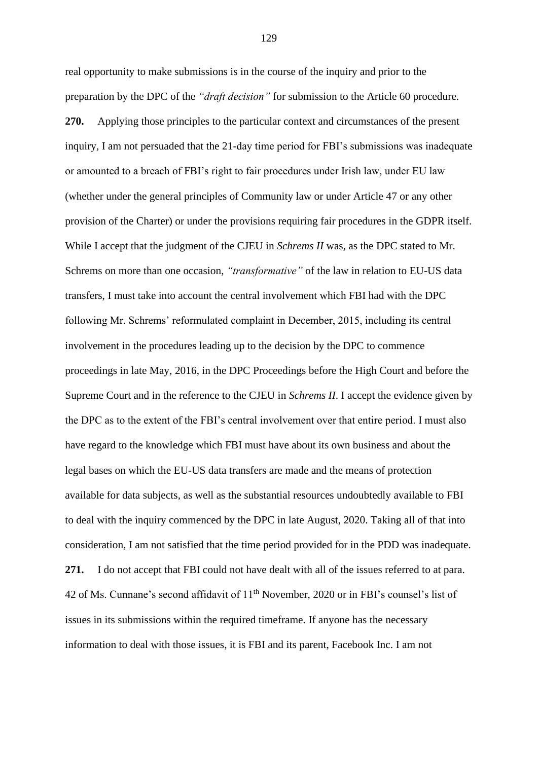real opportunity to make submissions is in the course of the inquiry and prior to the preparation by the DPC of the *"draft decision"* for submission to the Article 60 procedure.

**270.** Applying those principles to the particular context and circumstances of the present inquiry, I am not persuaded that the 21-day time period for FBI's submissions was inadequate or amounted to a breach of FBI's right to fair procedures under Irish law, under EU law (whether under the general principles of Community law or under Article 47 or any other provision of the Charter) or under the provisions requiring fair procedures in the GDPR itself. While I accept that the judgment of the CJEU in *Schrems II* was, as the DPC stated to Mr. Schrems on more than one occasion, *"transformative"* of the law in relation to EU-US data transfers, I must take into account the central involvement which FBI had with the DPC following Mr. Schrems' reformulated complaint in December, 2015, including its central involvement in the procedures leading up to the decision by the DPC to commence proceedings in late May, 2016, in the DPC Proceedings before the High Court and before the Supreme Court and in the reference to the CJEU in *Schrems II*. I accept the evidence given by the DPC as to the extent of the FBI's central involvement over that entire period. I must also have regard to the knowledge which FBI must have about its own business and about the legal bases on which the EU-US data transfers are made and the means of protection available for data subjects, as well as the substantial resources undoubtedly available to FBI to deal with the inquiry commenced by the DPC in late August, 2020. Taking all of that into consideration, I am not satisfied that the time period provided for in the PDD was inadequate.

**271.** I do not accept that FBI could not have dealt with all of the issues referred to at para. 42 of Ms. Cunnane's second affidavit of 11th November, 2020 or in FBI's counsel's list of issues in its submissions within the required timeframe. If anyone has the necessary information to deal with those issues, it is FBI and its parent, Facebook Inc. I am not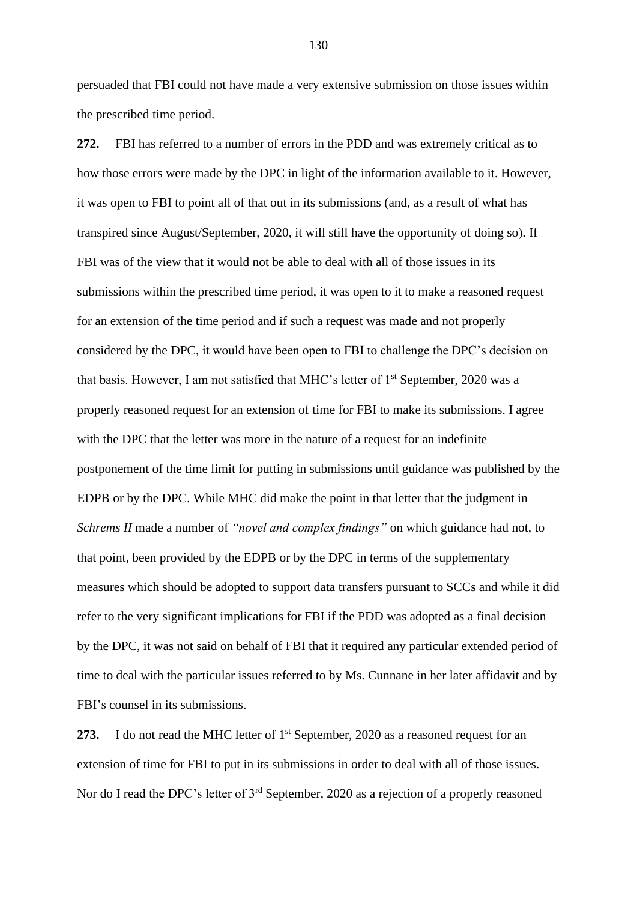persuaded that FBI could not have made a very extensive submission on those issues within the prescribed time period.

**272.** FBI has referred to a number of errors in the PDD and was extremely critical as to how those errors were made by the DPC in light of the information available to it. However, it was open to FBI to point all of that out in its submissions (and, as a result of what has transpired since August/September, 2020, it will still have the opportunity of doing so). If FBI was of the view that it would not be able to deal with all of those issues in its submissions within the prescribed time period, it was open to it to make a reasoned request for an extension of the time period and if such a request was made and not properly considered by the DPC, it would have been open to FBI to challenge the DPC's decision on that basis. However, I am not satisfied that MHC's letter of 1st September, 2020 was a properly reasoned request for an extension of time for FBI to make its submissions. I agree with the DPC that the letter was more in the nature of a request for an indefinite postponement of the time limit for putting in submissions until guidance was published by the EDPB or by the DPC. While MHC did make the point in that letter that the judgment in *Schrems II* made a number of *"novel and complex findings"* on which guidance had not, to that point, been provided by the EDPB or by the DPC in terms of the supplementary measures which should be adopted to support data transfers pursuant to SCCs and while it did refer to the very significant implications for FBI if the PDD was adopted as a final decision by the DPC, it was not said on behalf of FBI that it required any particular extended period of time to deal with the particular issues referred to by Ms. Cunnane in her later affidavit and by FBI's counsel in its submissions.

**273.** I do not read the MHC letter of 1st September, 2020 as a reasoned request for an extension of time for FBI to put in its submissions in order to deal with all of those issues. Nor do I read the DPC's letter of 3rd September, 2020 as a rejection of a properly reasoned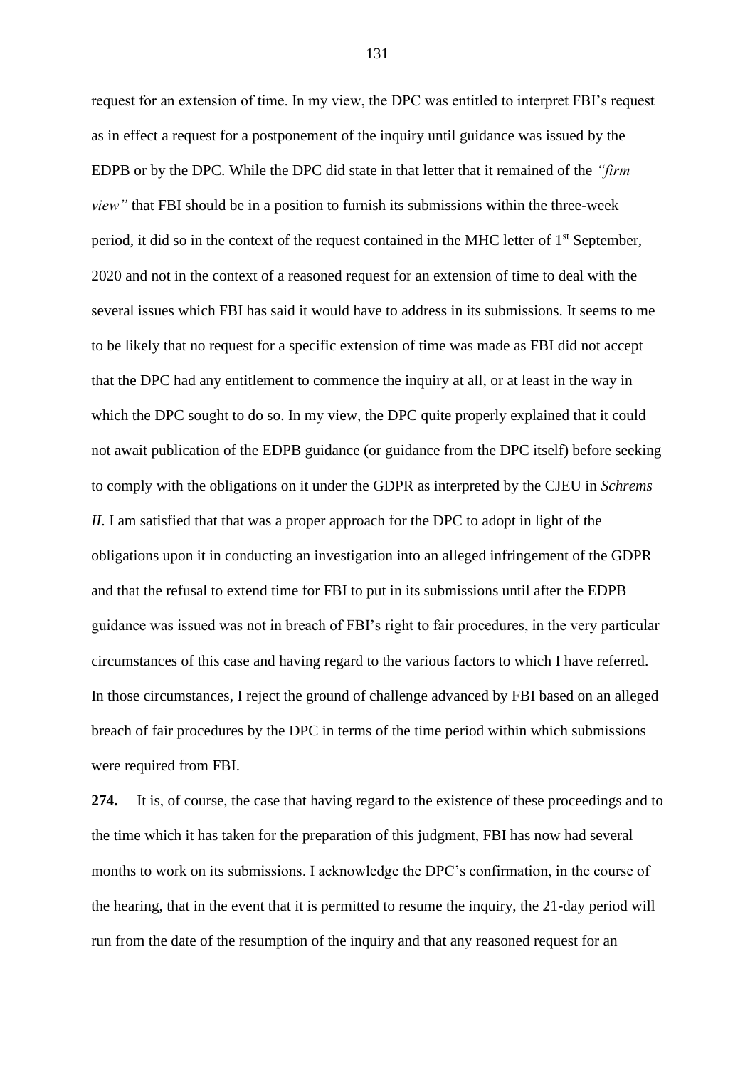request for an extension of time. In my view, the DPC was entitled to interpret FBI's request as in effect a request for a postponement of the inquiry until guidance was issued by the EDPB or by the DPC. While the DPC did state in that letter that it remained of the *"firm view"* that FBI should be in a position to furnish its submissions within the three-week period, it did so in the context of the request contained in the MHC letter of 1st September, 2020 and not in the context of a reasoned request for an extension of time to deal with the several issues which FBI has said it would have to address in its submissions. It seems to me to be likely that no request for a specific extension of time was made as FBI did not accept that the DPC had any entitlement to commence the inquiry at all, or at least in the way in which the DPC sought to do so. In my view, the DPC quite properly explained that it could not await publication of the EDPB guidance (or guidance from the DPC itself) before seeking to comply with the obligations on it under the GDPR as interpreted by the CJEU in *Schrems II*. I am satisfied that that was a proper approach for the DPC to adopt in light of the obligations upon it in conducting an investigation into an alleged infringement of the GDPR and that the refusal to extend time for FBI to put in its submissions until after the EDPB guidance was issued was not in breach of FBI's right to fair procedures, in the very particular circumstances of this case and having regard to the various factors to which I have referred. In those circumstances, I reject the ground of challenge advanced by FBI based on an alleged breach of fair procedures by the DPC in terms of the time period within which submissions were required from FBI.

**274.** It is, of course, the case that having regard to the existence of these proceedings and to the time which it has taken for the preparation of this judgment, FBI has now had several months to work on its submissions. I acknowledge the DPC's confirmation, in the course of the hearing, that in the event that it is permitted to resume the inquiry, the 21-day period will run from the date of the resumption of the inquiry and that any reasoned request for an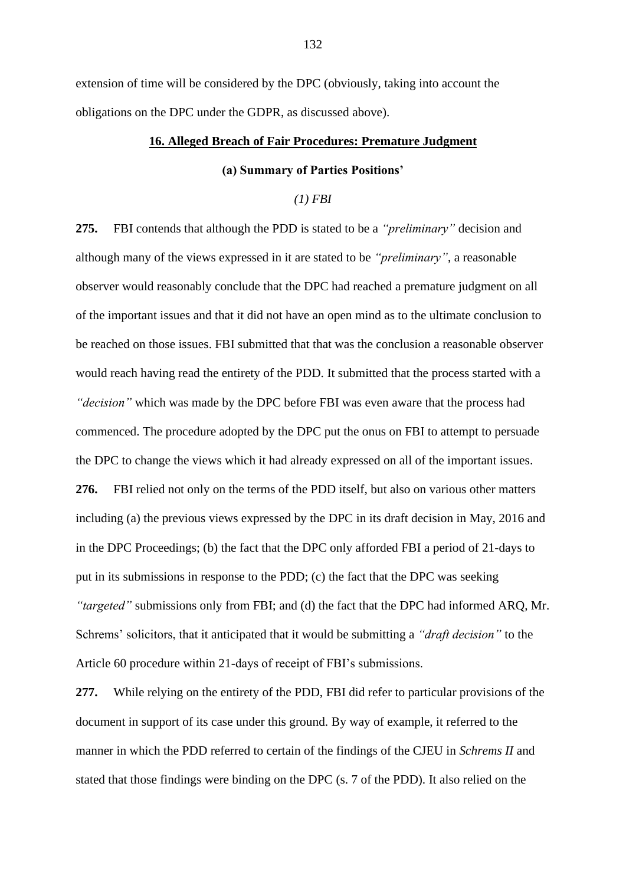extension of time will be considered by the DPC (obviously, taking into account the obligations on the DPC under the GDPR, as discussed above).

## 16. Alleged Breach of Fair Procedures: Premature Judgment

### (a) Summary of Parties Positions'

#### *(1) FBI*

**275.** FBI contends that although the PDD is stated to be a *"preliminary"* decision and although many of the views expressed in it are stated to be *"preliminary"*, a reasonable observer would reasonably conclude that the DPC had reached a premature judgment on all of the important issues and that it did not have an open mind as to the ultimate conclusion to be reached on those issues. FBI submitted that that was the conclusion a reasonable observer would reach having read the entirety of the PDD. It submitted that the process started with a *"decision"* which was made by the DPC before FBI was even aware that the process had commenced. The procedure adopted by the DPC put the onus on FBI to attempt to persuade the DPC to change the views which it had already expressed on all of the important issues.

**276.** FBI relied not only on the terms of the PDD itself, but also on various other matters including (a) the previous views expressed by the DPC in its draft decision in May, 2016 and in the DPC Proceedings; (b) the fact that the DPC only afforded FBI a period of 21-days to put in its submissions in response to the PDD; (c) the fact that the DPC was seeking *"targeted"* submissions only from FBI; and (d) the fact that the DPC had informed ARQ, Mr. Schrems' solicitors, that it anticipated that it would be submitting a *"draft decision"* to the Article 60 procedure within 21-days of receipt of FBI's submissions.

**277.** While relying on the entirety of the PDD, FBI did refer to particular provisions of the document in support of its case under this ground. By way of example, it referred to the manner in which the PDD referred to certain of the findings of the CJEU in *Schrems II* and stated that those findings were binding on the DPC (s. 7 of the PDD). It also relied on the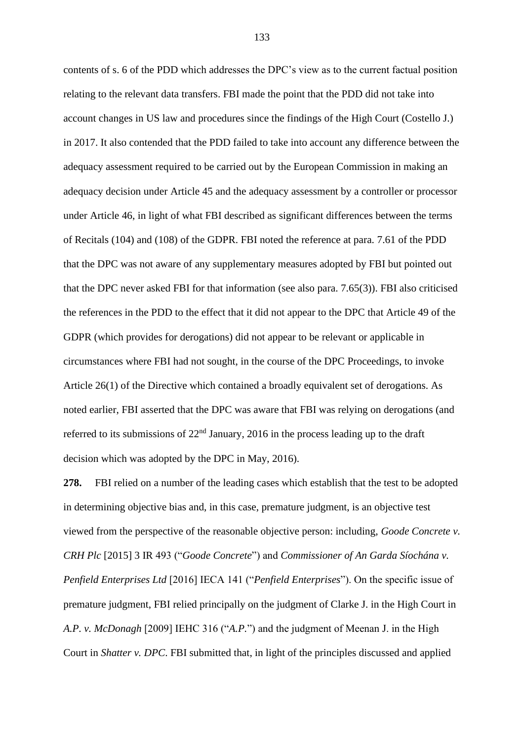contents of s. 6 of the PDD which addresses the DPC's view as to the current factual position relating to the relevant data transfers. FBI made the point that the PDD did not take into account changes in US law and procedures since the findings of the High Court (Costello J.) in 2017. It also contended that the PDD failed to take into account any difference between the adequacy assessment required to be carried out by the European Commission in making an adequacy decision under Article 45 and the adequacy assessment by a controller or processor under Article 46, in light of what FBI described as significant differences between the terms of Recitals (104) and (108) of the GDPR. FBI noted the reference at para. 7.61 of the PDD that the DPC was not aware of any supplementary measures adopted by FBI but pointed out that the DPC never asked FBI for that information (see also para. 7.65(3)). FBI also criticised the references in the PDD to the effect that it did not appear to the DPC that Article 49 of the GDPR (which provides for derogations) did not appear to be relevant or applicable in circumstances where FBI had not sought, in the course of the DPC Proceedings, to invoke Article 26(1) of the Directive which contained a broadly equivalent set of derogations. As noted earlier, FBI asserted that the DPC was aware that FBI was relying on derogations (and referred to its submissions of 22nd January, 2016 in the process leading up to the draft decision which was adopted by the DPC in May, 2016).

**278.** FBI relied on a number of the leading cases which establish that the test to be adopted in determining objective bias and, in this case, premature judgment, is an objective test viewed from the perspective of the reasonable objective person: including, *Goode Concrete v. CRH Plc* [2015] 3 IR 493 ("*Goode Concrete*") and *Commissioner of An Garda Síochána v. Penfield Enterprises Ltd* [2016] IECA 141 ("*Penfield Enterprises*"). On the specific issue of premature judgment, FBI relied principally on the judgment of Clarke J. in the High Court in *A.P. v. McDonagh* [2009] IEHC 316 ("*A.P.*") and the judgment of Meenan J. in the High Court in *Shatter v. DPC*. FBI submitted that, in light of the principles discussed and applied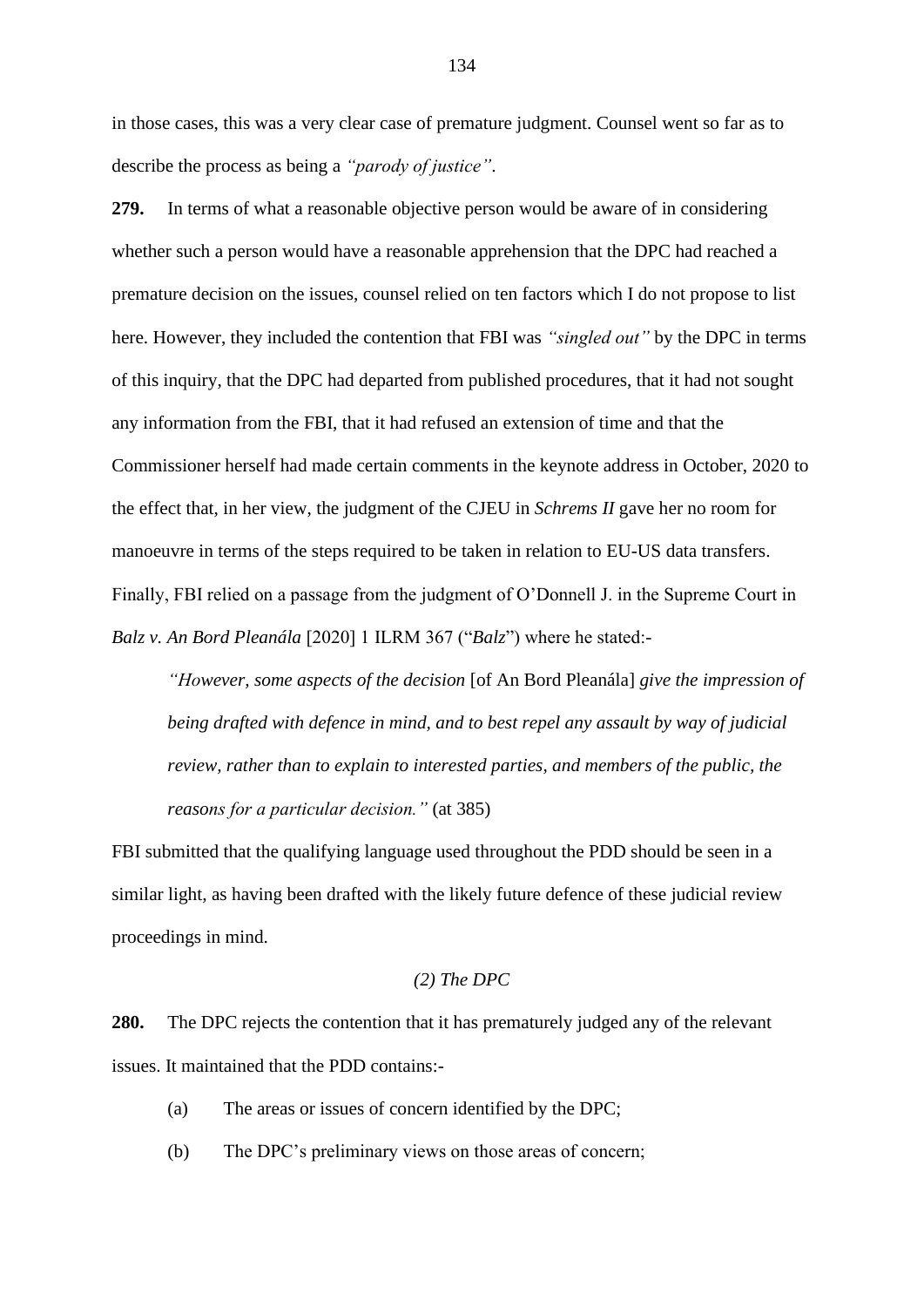in those cases, this was a very clear case of premature judgment. Counsel went so far as to describe the process as being a *"parody of justice"*.

**279.** In terms of what a reasonable objective person would be aware of in considering whether such a person would have a reasonable apprehension that the DPC had reached a premature decision on the issues, counsel relied on ten factors which I do not propose to list here. However, they included the contention that FBI was *"singled out"* by the DPC in terms of this inquiry, that the DPC had departed from published procedures, that it had not sought any information from the FBI, that it had refused an extension of time and that the Commissioner herself had made certain comments in the keynote address in October, 2020 to the effect that, in her view, the judgment of the CJEU in *Schrems II* gave her no room for manoeuvre in terms of the steps required to be taken in relation to EU-US data transfers. Finally, FBI relied on a passage from the judgment of O'Donnell J. in the Supreme Court in *Balz v. An Bord Pleanála* [2020] 1 ILRM 367 ("*Balz*") where he stated:-

> *"However, some aspects of the decision* [of An Bord Pleanála] *give the impression of being drafted with defence in mind, and to best repel any assault by way of judicial review, rather than to explain to interested parties, and members of the public, the reasons for a particular decision."* (at 385)

FBI submitted that the qualifying language used throughout the PDD should be seen in a similar light, as having been drafted with the likely future defence of these judicial review proceedings in mind.

*(2) The DPC*

**280.** The DPC rejects the contention that it has prematurely judged any of the relevant issues. It maintained that the PDD contains:-

(a) The areas or issues of concern identified by the DPC;

(b) The DPC's preliminary views on those areas of concern;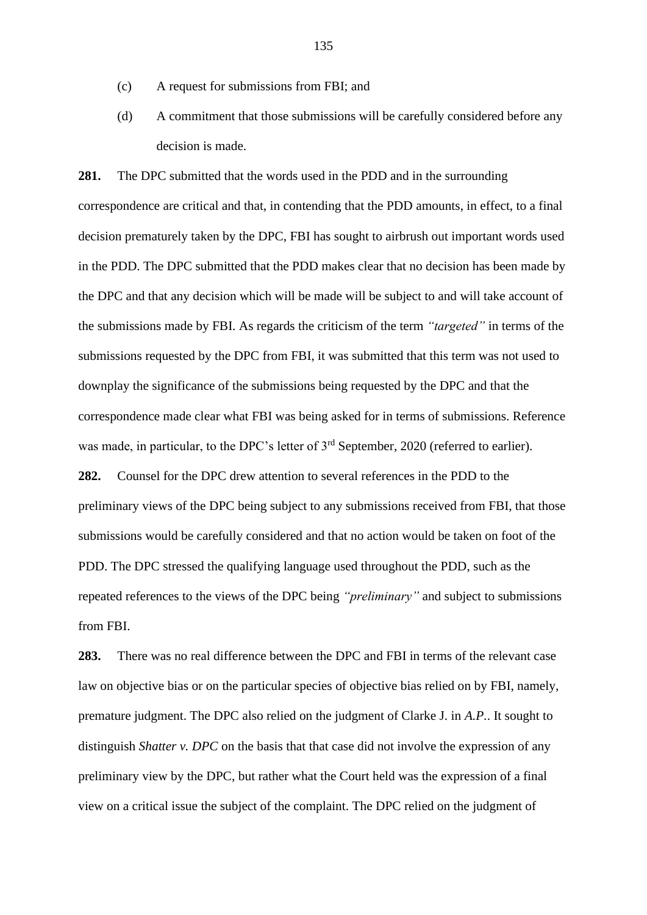(c) A request for submissions from FBI; and

(d) A commitment that those submissions will be carefully considered before any decision is made.

**281.** The DPC submitted that the words used in the PDD and in the surrounding correspondence are critical and that, in contending that the PDD amounts, in effect, to a final decision prematurely taken by the DPC, FBI has sought to airbrush out important words used in the PDD. The DPC submitted that the PDD makes clear that no decision has been made by the DPC and that any decision which will be made will be subject to and will take account of the submissions made by FBI. As regards the criticism of the term *"targeted"* in terms of the submissions requested by the DPC from FBI, it was submitted that this term was not used to downplay the significance of the submissions being requested by the DPC and that the correspondence made clear what FBI was being asked for in terms of submissions. Reference was made, in particular, to the DPC's letter of 3rd September, 2020 (referred to earlier).

**282.** Counsel for the DPC drew attention to several references in the PDD to the preliminary views of the DPC being subject to any submissions received from FBI, that those submissions would be carefully considered and that no action would be taken on foot of the PDD. The DPC stressed the qualifying language used throughout the PDD, such as the repeated references to the views of the DPC being *"preliminary"* and subject to submissions from FBI.

**283.** There was no real difference between the DPC and FBI in terms of the relevant case law on objective bias or on the particular species of objective bias relied on by FBI, namely, premature judgment. The DPC also relied on the judgment of Clarke J. in *A.P.*. It sought to distinguish *Shatter v. DPC* on the basis that that case did not involve the expression of any preliminary view by the DPC, but rather what the Court held was the expression of a final view on a critical issue the subject of the complaint. The DPC relied on the judgment of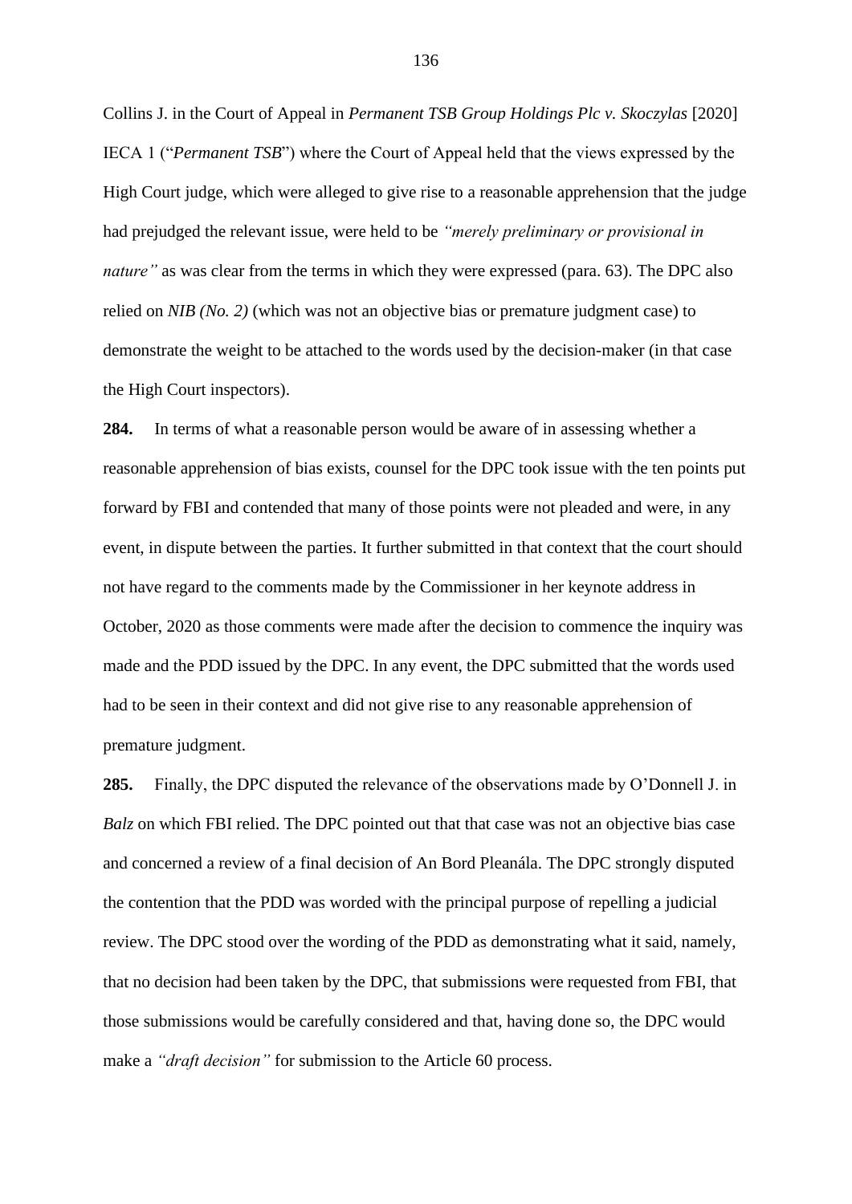Collins J. in the Court of Appeal in *Permanent TSB Group Holdings Plc v. Skoczylas* [2020] IECA 1 ("*Permanent TSB*") where the Court of Appeal held that the views expressed by the High Court judge, which were alleged to give rise to a reasonable apprehension that the judge had prejudged the relevant issue, were held to be *"merely preliminary or provisional in nature"* as was clear from the terms in which they were expressed (para. 63). The DPC also relied on *NIB (No. 2)* (which was not an objective bias or premature judgment case) to demonstrate the weight to be attached to the words used by the decision-maker (in that case the High Court inspectors).

**284.** In terms of what a reasonable person would be aware of in assessing whether a reasonable apprehension of bias exists, counsel for the DPC took issue with the ten points put forward by FBI and contended that many of those points were not pleaded and were, in any event, in dispute between the parties. It further submitted in that context that the court should not have regard to the comments made by the Commissioner in her keynote address in October, 2020 as those comments were made after the decision to commence the inquiry was made and the PDD issued by the DPC. In any event, the DPC submitted that the words used had to be seen in their context and did not give rise to any reasonable apprehension of premature judgment.

**285.** Finally, the DPC disputed the relevance of the observations made by O'Donnell J. in *Balz* on which FBI relied. The DPC pointed out that that case was not an objective bias case and concerned a review of a final decision of An Bord Pleanála. The DPC strongly disputed the contention that the PDD was worded with the principal purpose of repelling a judicial review. The DPC stood over the wording of the PDD as demonstrating what it said, namely, that no decision had been taken by the DPC, that submissions were requested from FBI, that those submissions would be carefully considered and that, having done so, the DPC would make a *"draft decision"* for submission to the Article 60 process.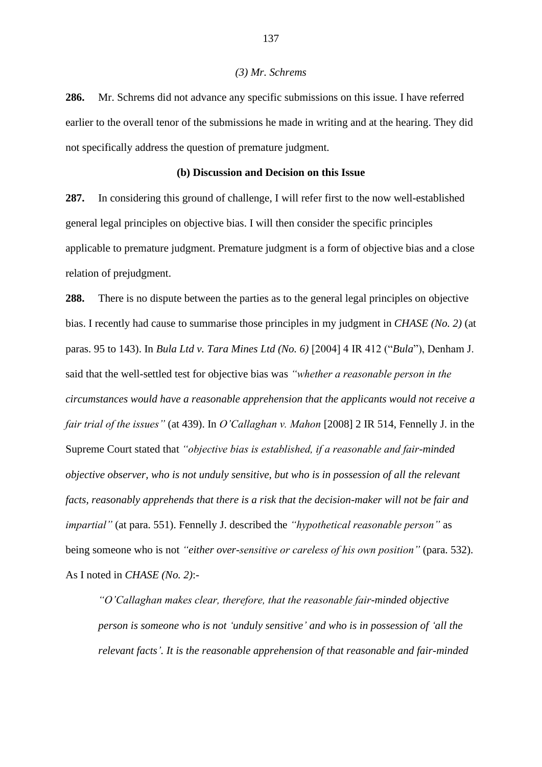*(3) Mr. Schrems*

**286.** Mr. Schrems did not advance any specific submissions on this issue. I have referred earlier to the overall tenor of the submissions he made in writing and at the hearing. They did not specifically address the question of premature judgment.

**(b) Discussion and Decision on this Issue**

**287.** In considering this ground of challenge, I will refer first to the now well-established general legal principles on objective bias. I will then consider the specific principles applicable to premature judgment. Premature judgment is a form of objective bias and a close relation of prejudgment.

**288.** There is no dispute between the parties as to the general legal principles on objective bias. I recently had cause to summarise those principles in my judgment in *CHASE (No. 2)* (at paras. 95 to 143). In *Bula Ltd v. Tara Mines Ltd (No. 6)* [2004] 4 IR 412 ("*Bula*"), Denham J. said that the well-settled test for objective bias was *"whether a reasonable person in the circumstances would have a reasonable apprehension that the applicants would not receive a fair trial of the issues"* (at 439). In *O'Callaghan v. Mahon* [2008] 2 IR 514, Fennelly J. in the Supreme Court stated that *"objective bias is established, if a reasonable and fair-minded objective observer, who is not unduly sensitive, but who is in possession of all the relevant facts, reasonably apprehends that there is a risk that the decision-maker will not be fair and impartial"* (at para. 551). Fennelly J. described the *"hypothetical reasonable person"* as being someone who is not *"either over-sensitive or careless of his own position"* (para. 532). As I noted in *CHASE (No. 2)*:-

> *"O'Callaghan makes clear, therefore, that the reasonable fair-minded objective person is someone who is not 'unduly sensitive' and who is in possession of 'all the relevant facts'. It is the reasonable apprehension of that reasonable and fair-minded*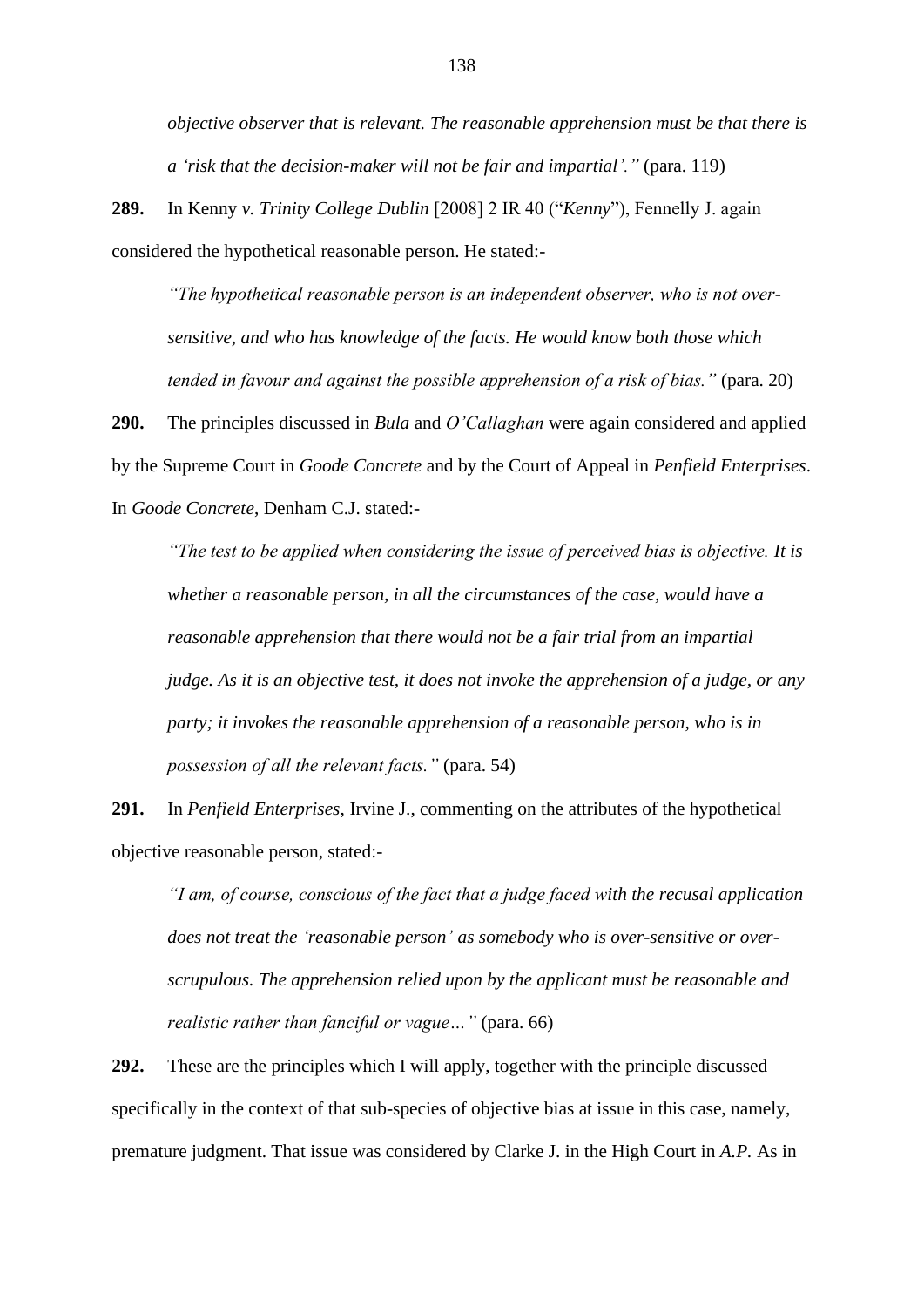*objective observer that is relevant. The reasonable apprehension must be that there is a 'risk that the decision-maker will not be fair and impartial'."* (para. 119)

**289.** In Kenny *v. Trinity College Dublin* [2008] 2 IR 40 ("*Kenny*"), Fennelly J. again considered the hypothetical reasonable person. He stated:-

> *"The hypothetical reasonable person is an independent observer, who is not over-sensitive, and who has knowledge of the facts. He would know both those which tended in favour and against the possible apprehension of a risk of bias."* (para. 20)

**290.** The principles discussed in *Bula* and *O'Callaghan* were again considered and applied by the Supreme Court in *Goode Concrete* and by the Court of Appeal in *Penfield Enterprises*. In *Goode Concrete*, Denham C.J. stated:-

> *"The test to be applied when considering the issue of perceived bias is objective. It is whether a reasonable person, in all the circumstances of the case, would have a reasonable apprehension that there would not be a fair trial from an impartial judge. As it is an objective test, it does not invoke the apprehension of a judge, or any party; it invokes the reasonable apprehension of a reasonable person, who is in possession of all the relevant facts."* (para. 54)

**291.** In *Penfield Enterprises*, Irvine J., commenting on the attributes of the hypothetical objective reasonable person, stated:-

> *"I am, of course, conscious of the fact that a judge faced with the recusal application does not treat the 'reasonable person' as somebody who is over-sensitive or over-scrupulous. The apprehension relied upon by the applicant must be reasonable and realistic rather than fanciful or vague…"* (para. 66)

**292.** These are the principles which I will apply, together with the principle discussed specifically in the context of that sub-species of objective bias at issue in this case, namely, premature judgment. That issue was considered by Clarke J. in the High Court in *A.P.* As in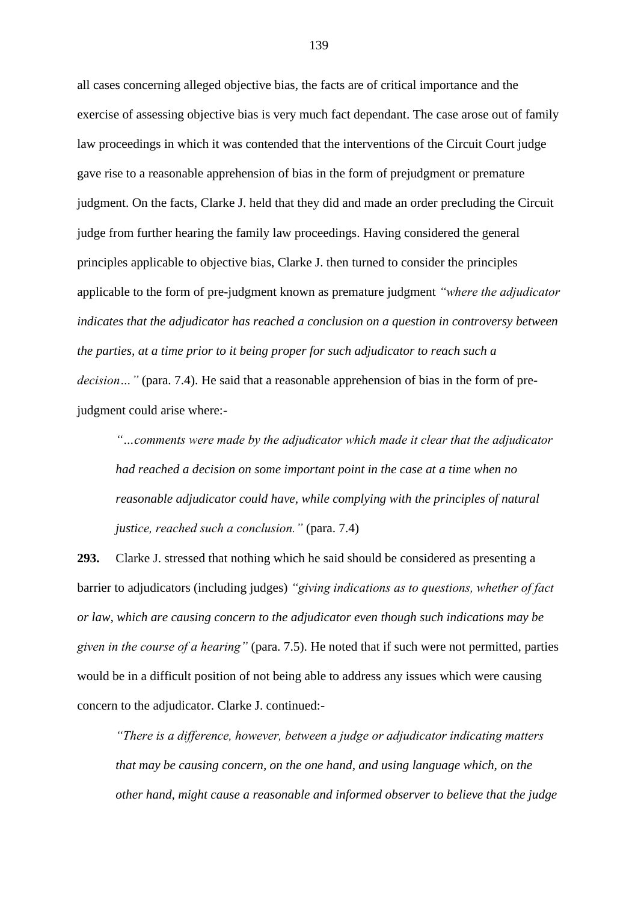all cases concerning alleged objective bias, the facts are of critical importance and the exercise of assessing objective bias is very much fact dependant. The case arose out of family law proceedings in which it was contended that the interventions of the Circuit Court judge gave rise to a reasonable apprehension of bias in the form of prejudgment or premature judgment. On the facts, Clarke J. held that they did and made an order precluding the Circuit judge from further hearing the family law proceedings. Having considered the general principles applicable to objective bias, Clarke J. then turned to consider the principles applicable to the form of pre-judgment known as premature judgment *"where the adjudicator indicates that the adjudicator has reached a conclusion on a question in controversy between the parties, at a time prior to it being proper for such adjudicator to reach such a decision…"* (para. 7.4). He said that a reasonable apprehension of bias in the form of pre-judgment could arise where:-

> *"…comments were made by the adjudicator which made it clear that the adjudicator had reached a decision on some important point in the case at a time when no reasonable adjudicator could have, while complying with the principles of natural justice, reached such a conclusion."* (para. 7.4)

**293.** Clarke J. stressed that nothing which he said should be considered as presenting a barrier to adjudicators (including judges) *"giving indications as to questions, whether of fact or law, which are causing concern to the adjudicator even though such indications may be given in the course of a hearing"* (para. 7.5). He noted that if such were not permitted, parties would be in a difficult position of not being able to address any issues which were causing concern to the adjudicator. Clarke J. continued:-

> *"There is a difference, however, between a judge or adjudicator indicating matters that may be causing concern, on the one hand, and using language which, on the other hand, might cause a reasonable and informed observer to believe that the judge*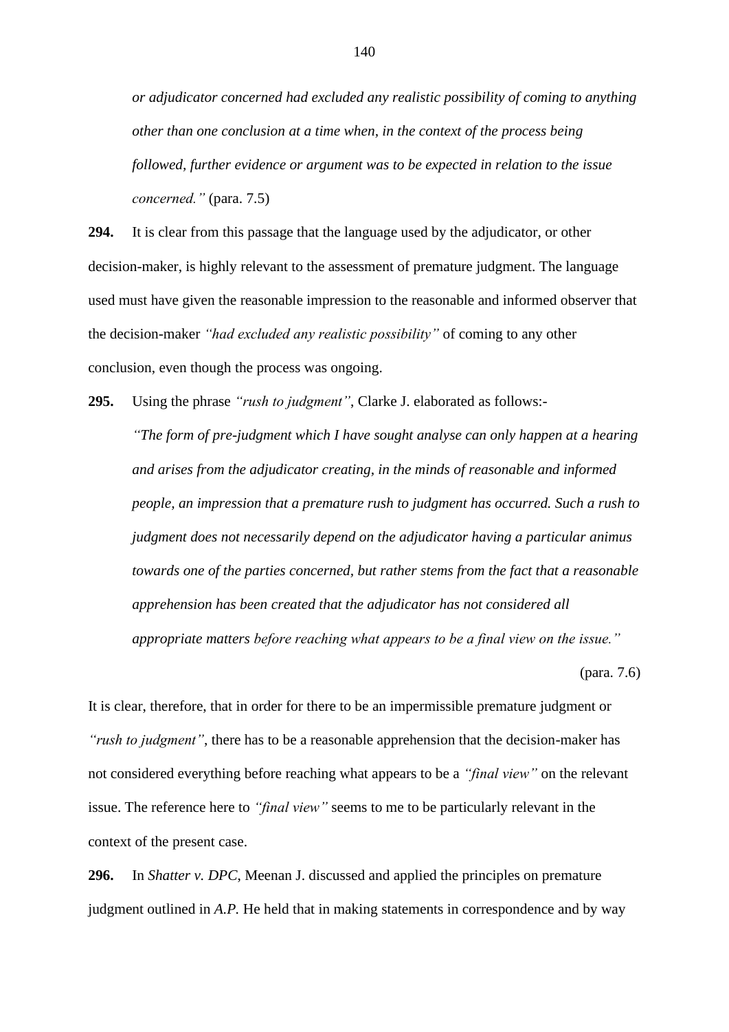*or adjudicator concerned had excluded any realistic possibility of coming to anything other than one conclusion at a time when, in the context of the process being followed, further evidence or argument was to be expected in relation to the issue concerned."* (para. 7.5)

**294.** It is clear from this passage that the language used by the adjudicator, or other decision-maker, is highly relevant to the assessment of premature judgment. The language used must have given the reasonable impression to the reasonable and informed observer that the decision-maker *"had excluded any realistic possibility"* of coming to any other conclusion, even though the process was ongoing.

**295.** Using the phrase *"rush to judgment"*, Clarke J. elaborated as follows:-

> *"The form of pre-judgment which I have sought analyse can only happen at a hearing and arises from the adjudicator creating, in the minds of reasonable and informed people, an impression that a premature rush to judgment has occurred. Such a rush to judgment does not necessarily depend on the adjudicator having a particular animus towards one of the parties concerned, but rather stems from the fact that a reasonable apprehension has been created that the adjudicator has not considered all appropriate matters before reaching what appears to be a final view on the issue."*
>
> (para. 7.6)

It is clear, therefore, that in order for there to be an impermissible premature judgment or *"rush to judgment"*, there has to be a reasonable apprehension that the decision-maker has not considered everything before reaching what appears to be a *"final view"* on the relevant issue. The reference here to *"final view"* seems to me to be particularly relevant in the context of the present case.

**296.** In *Shatter v. DPC*, Meenan J. discussed and applied the principles on premature judgment outlined in *A.P.* He held that in making statements in correspondence and by way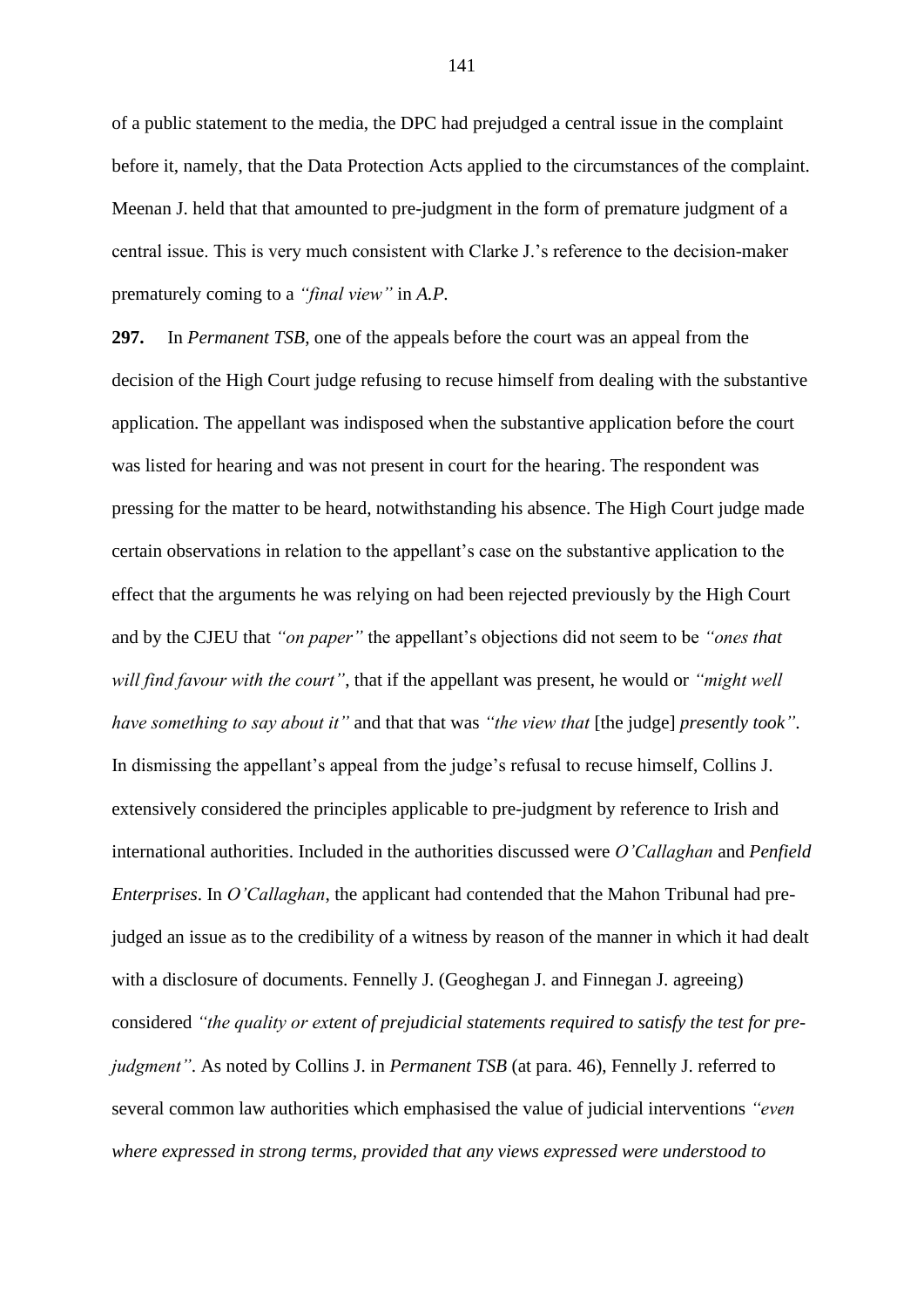of a public statement to the media, the DPC had prejudged a central issue in the complaint before it, namely, that the Data Protection Acts applied to the circumstances of the complaint. Meenan J. held that that amounted to pre-judgment in the form of premature judgment of a central issue. This is very much consistent with Clarke J.'s reference to the decision-maker prematurely coming to a *"final view"* in *A.P.*

**297.** In *Permanent TSB*, one of the appeals before the court was an appeal from the decision of the High Court judge refusing to recuse himself from dealing with the substantive application. The appellant was indisposed when the substantive application before the court was listed for hearing and was not present in court for the hearing. The respondent was pressing for the matter to be heard, notwithstanding his absence. The High Court judge made certain observations in relation to the appellant's case on the substantive application to the effect that the arguments he was relying on had been rejected previously by the High Court and by the CJEU that *"on paper"* the appellant's objections did not seem to be *"ones that will find favour with the court"*, that if the appellant was present, he would or *"might well have something to say about it"* and that that was *"the view that* [the judge] *presently took"*. In dismissing the appellant's appeal from the judge's refusal to recuse himself, Collins J. extensively considered the principles applicable to pre-judgment by reference to Irish and international authorities. Included in the authorities discussed were *O'Callaghan* and *Penfield Enterprises*. In *O'Callaghan*, the applicant had contended that the Mahon Tribunal had pre-judged an issue as to the credibility of a witness by reason of the manner in which it had dealt with a disclosure of documents. Fennelly J. (Geoghegan J. and Finnegan J. agreeing) considered *"the quality or extent of prejudicial statements required to satisfy the test for pre-judgment"*. As noted by Collins J. in *Permanent TSB* (at para. 46), Fennelly J. referred to several common law authorities which emphasised the value of judicial interventions *"even where expressed in strong terms, provided that any views expressed were understood to*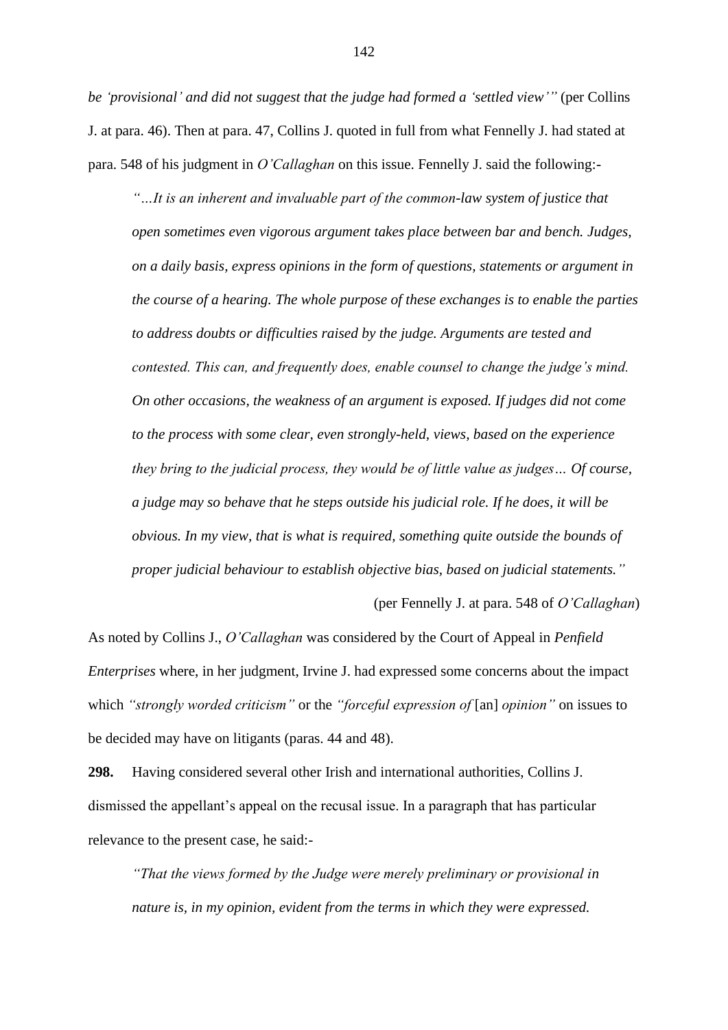*be 'provisional' and did not suggest that the judge had formed a 'settled view'"* (per Collins J. at para. 46). Then at para. 47, Collins J. quoted in full from what Fennelly J. had stated at para. 548 of his judgment in *O'Callaghan* on this issue. Fennelly J. said the following:-

> *"…It is an inherent and invaluable part of the common-law system of justice that open sometimes even vigorous argument takes place between bar and bench. Judges, on a daily basis, express opinions in the form of questions, statements or argument in the course of a hearing. The whole purpose of these exchanges is to enable the parties to address doubts or difficulties raised by the judge. Arguments are tested and contested. This can, and frequently does, enable counsel to change the judge's mind. On other occasions, the weakness of an argument is exposed. If judges did not come to the process with some clear, even strongly-held, views, based on the experience they bring to the judicial process, they would be of little value as judges… Of course, a judge may so behave that he steps outside his judicial role. If he does, it will be obvious. In my view, that is what is required, something quite outside the bounds of proper judicial behaviour to establish objective bias, based on judicial statements."*
>
> (per Fennelly J. at para. 548 of *O'Callaghan*)

As noted by Collins J., *O'Callaghan* was considered by the Court of Appeal in *Penfield Enterprises* where, in her judgment, Irvine J. had expressed some concerns about the impact which *"strongly worded criticism"* or the *"forceful expression of* [an] *opinion"* on issues to be decided may have on litigants (paras. 44 and 48).

**298.** Having considered several other Irish and international authorities, Collins J. dismissed the appellant's appeal on the recusal issue. In a paragraph that has particular relevance to the present case, he said:-

> *"That the views formed by the Judge were merely preliminary or provisional in nature is, in my opinion, evident from the terms in which they were expressed.*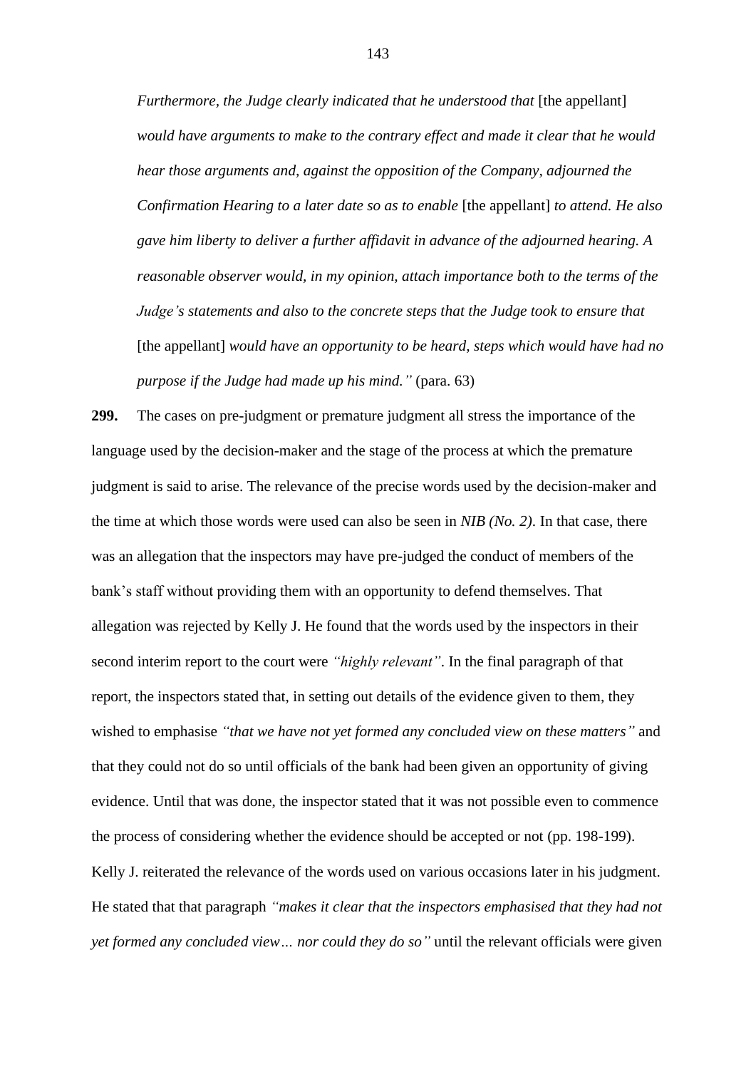> *Furthermore, the Judge clearly indicated that he understood that* [the appellant] *would have arguments to make to the contrary effect and made it clear that he would hear those arguments and, against the opposition of the Company, adjourned the Confirmation Hearing to a later date so as to enable* [the appellant] *to attend. He also gave him liberty to deliver a further affidavit in advance of the adjourned hearing. A reasonable observer would, in my opinion, attach importance both to the terms of the Judge's statements and also to the concrete steps that the Judge took to ensure that* [the appellant] *would have an opportunity to be heard, steps which would have had no purpose if the Judge had made up his mind."* (para. 63)

**299.** The cases on pre-judgment or premature judgment all stress the importance of the language used by the decision-maker and the stage of the process at which the premature judgment is said to arise. The relevance of the precise words used by the decision-maker and the time at which those words were used can also be seen in *NIB (No. 2)*. In that case, there was an allegation that the inspectors may have pre-judged the conduct of members of the bank's staff without providing them with an opportunity to defend themselves. That allegation was rejected by Kelly J. He found that the words used by the inspectors in their second interim report to the court were *"highly relevant"*. In the final paragraph of that report, the inspectors stated that, in setting out details of the evidence given to them, they wished to emphasise *"that we have not yet formed any concluded view on these matters"* and that they could not do so until officials of the bank had been given an opportunity of giving evidence. Until that was done, the inspector stated that it was not possible even to commence the process of considering whether the evidence should be accepted or not (pp. 198-199). Kelly J. reiterated the relevance of the words used on various occasions later in his judgment. He stated that that paragraph *"makes it clear that the inspectors emphasised that they had not yet formed any concluded view… nor could they do so"* until the relevant officials were given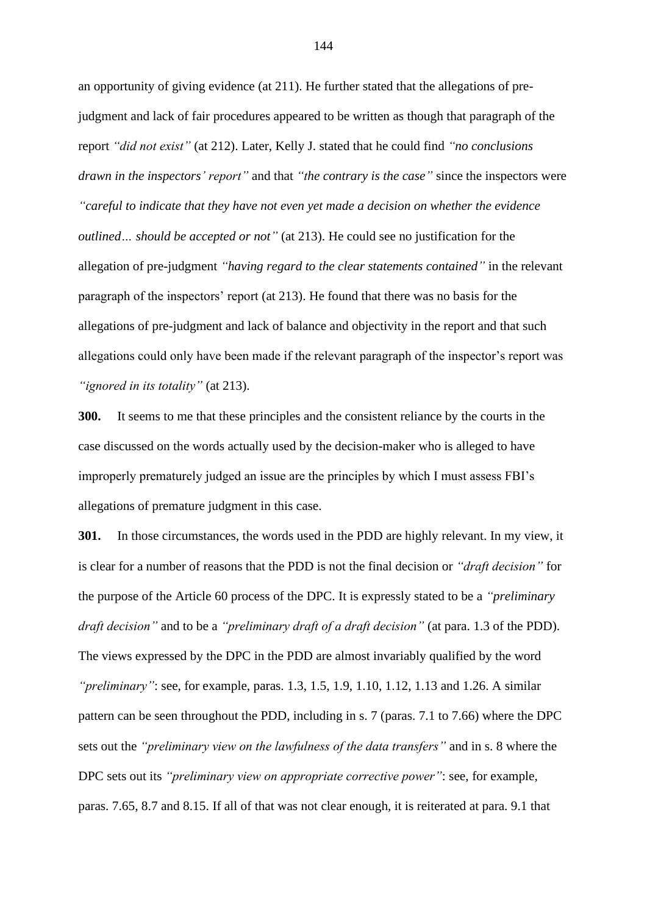an opportunity of giving evidence (at 211). He further stated that the allegations of pre-judgment and lack of fair procedures appeared to be written as though that paragraph of the report *"did not exist"* (at 212). Later, Kelly J. stated that he could find *"no conclusions drawn in the inspectors' report"* and that *"the contrary is the case"* since the inspectors were *"careful to indicate that they have not even yet made a decision on whether the evidence outlined… should be accepted or not"* (at 213). He could see no justification for the allegation of pre-judgment *"having regard to the clear statements contained"* in the relevant paragraph of the inspectors' report (at 213). He found that there was no basis for the allegations of pre-judgment and lack of balance and objectivity in the report and that such allegations could only have been made if the relevant paragraph of the inspector's report was *"ignored in its totality"* (at 213).

**300.** It seems to me that these principles and the consistent reliance by the courts in the case discussed on the words actually used by the decision-maker who is alleged to have improperly prematurely judged an issue are the principles by which I must assess FBI's allegations of premature judgment in this case.

**301.** In those circumstances, the words used in the PDD are highly relevant. In my view, it is clear for a number of reasons that the PDD is not the final decision or *"draft decision"* for the purpose of the Article 60 process of the DPC. It is expressly stated to be a *"preliminary draft decision"* and to be a *"preliminary draft of a draft decision"* (at para. 1.3 of the PDD). The views expressed by the DPC in the PDD are almost invariably qualified by the word *"preliminary"*: see, for example, paras. 1.3, 1.5, 1.9, 1.10, 1.12, 1.13 and 1.26. A similar pattern can be seen throughout the PDD, including in s. 7 (paras. 7.1 to 7.66) where the DPC sets out the *"preliminary view on the lawfulness of the data transfers"* and in s. 8 where the DPC sets out its *"preliminary view on appropriate corrective power"*: see, for example, paras. 7.65, 8.7 and 8.15. If all of that was not clear enough, it is reiterated at para. 9.1 that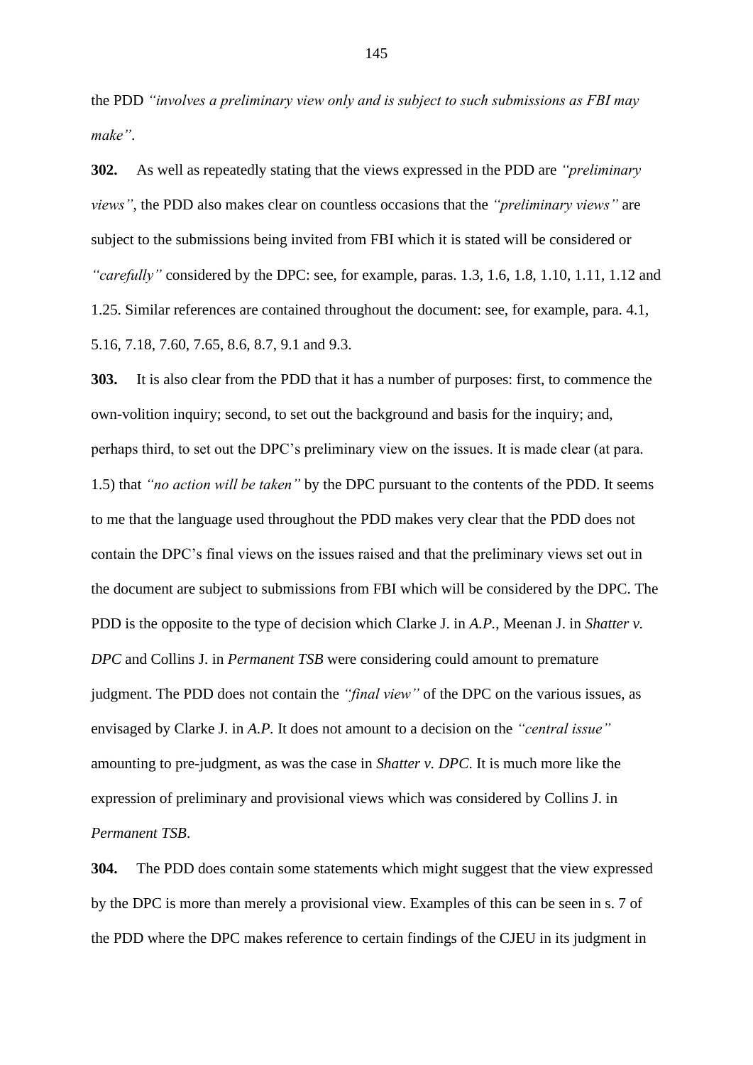the PDD *"involves a preliminary view only and is subject to such submissions as FBI may make"*.

**302.** As well as repeatedly stating that the views expressed in the PDD are *"preliminary views"*, the PDD also makes clear on countless occasions that the *"preliminary views"* are subject to the submissions being invited from FBI which it is stated will be considered or *"carefully"* considered by the DPC: see, for example, paras. 1.3, 1.6, 1.8, 1.10, 1.11, 1.12 and 1.25. Similar references are contained throughout the document: see, for example, para. 4.1, 5.16, 7.18, 7.60, 7.65, 8.6, 8.7, 9.1 and 9.3.

**303.** It is also clear from the PDD that it has a number of purposes: first, to commence the own-volition inquiry; second, to set out the background and basis for the inquiry; and, perhaps third, to set out the DPC's preliminary view on the issues. It is made clear (at para. 1.5) that *"no action will be taken"* by the DPC pursuant to the contents of the PDD. It seems to me that the language used throughout the PDD makes very clear that the PDD does not contain the DPC's final views on the issues raised and that the preliminary views set out in the document are subject to submissions from FBI which will be considered by the DPC. The PDD is the opposite to the type of decision which Clarke J. in *A.P.*, Meenan J. in *Shatter v. DPC* and Collins J. in *Permanent TSB* were considering could amount to premature judgment. The PDD does not contain the *"final view"* of the DPC on the various issues, as envisaged by Clarke J. in *A.P.* It does not amount to a decision on the *"central issue"* amounting to pre-judgment, as was the case in *Shatter v. DPC*. It is much more like the expression of preliminary and provisional views which was considered by Collins J. in *Permanent TSB*.

**304.** The PDD does contain some statements which might suggest that the view expressed by the DPC is more than merely a provisional view. Examples of this can be seen in s. 7 of the PDD where the DPC makes reference to certain findings of the CJEU in its judgment in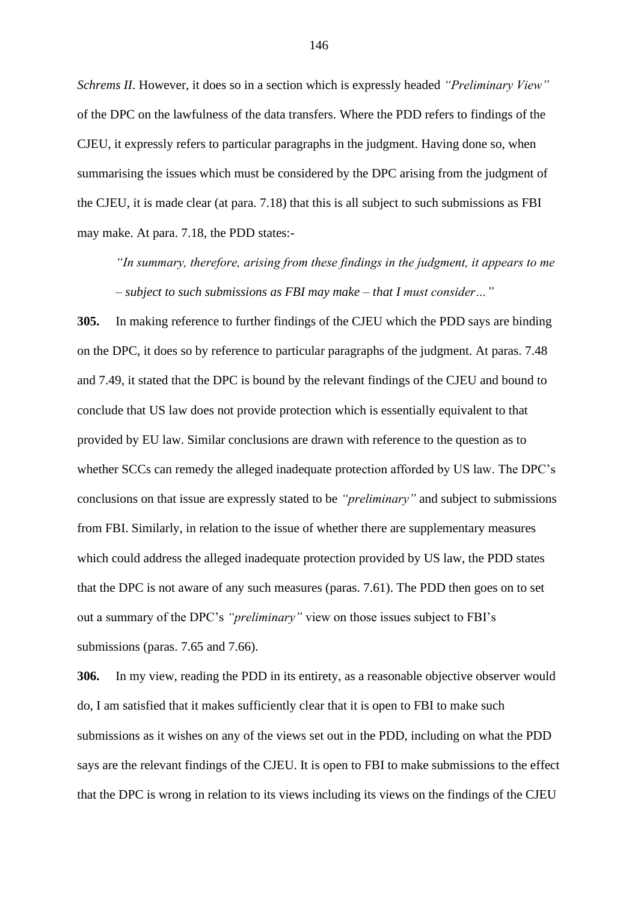*Schrems II*. However, it does so in a section which is expressly headed *"Preliminary View"* of the DPC on the lawfulness of the data transfers. Where the PDD refers to findings of the CJEU, it expressly refers to particular paragraphs in the judgment. Having done so, when summarising the issues which must be considered by the DPC arising from the judgment of the CJEU, it is made clear (at para. 7.18) that this is all subject to such submissions as FBI may make. At para. 7.18, the PDD states:-

> *"In summary, therefore, arising from these findings in the judgment, it appears to me – subject to such submissions as FBI may make – that I must consider…"*

**305.** In making reference to further findings of the CJEU which the PDD says are binding on the DPC, it does so by reference to particular paragraphs of the judgment. At paras. 7.48 and 7.49, it stated that the DPC is bound by the relevant findings of the CJEU and bound to conclude that US law does not provide protection which is essentially equivalent to that provided by EU law. Similar conclusions are drawn with reference to the question as to whether SCCs can remedy the alleged inadequate protection afforded by US law. The DPC's conclusions on that issue are expressly stated to be *"preliminary"* and subject to submissions from FBI. Similarly, in relation to the issue of whether there are supplementary measures which could address the alleged inadequate protection provided by US law, the PDD states that the DPC is not aware of any such measures (paras. 7.61). The PDD then goes on to set out a summary of the DPC's *"preliminary"* view on those issues subject to FBI's submissions (paras. 7.65 and 7.66).

**306.** In my view, reading the PDD in its entirety, as a reasonable objective observer would do, I am satisfied that it makes sufficiently clear that it is open to FBI to make such submissions as it wishes on any of the views set out in the PDD, including on what the PDD says are the relevant findings of the CJEU. It is open to FBI to make submissions to the effect that the DPC is wrong in relation to its views including its views on the findings of the CJEU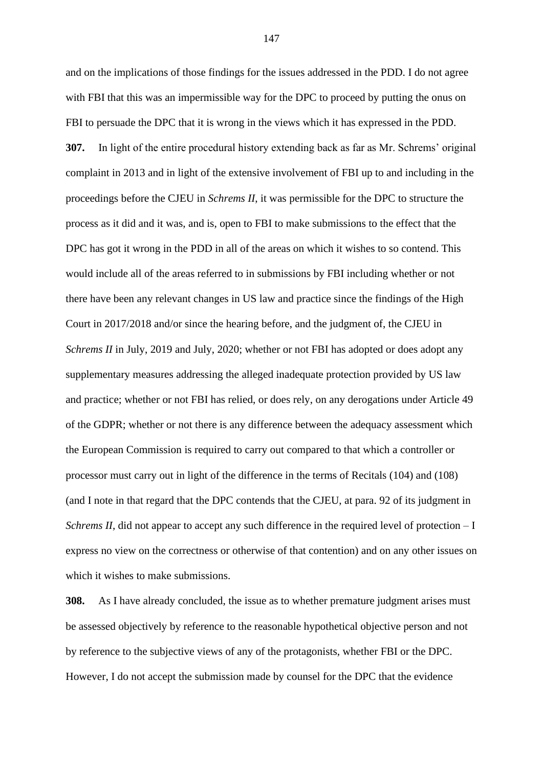and on the implications of those findings for the issues addressed in the PDD. I do not agree with FBI that this was an impermissible way for the DPC to proceed by putting the onus on FBI to persuade the DPC that it is wrong in the views which it has expressed in the PDD.

**307.** In light of the entire procedural history extending back as far as Mr. Schrems' original complaint in 2013 and in light of the extensive involvement of FBI up to and including in the proceedings before the CJEU in *Schrems II*, it was permissible for the DPC to structure the process as it did and it was, and is, open to FBI to make submissions to the effect that the DPC has got it wrong in the PDD in all of the areas on which it wishes to so contend. This would include all of the areas referred to in submissions by FBI including whether or not there have been any relevant changes in US law and practice since the findings of the High Court in 2017/2018 and/or since the hearing before, and the judgment of, the CJEU in *Schrems II* in July, 2019 and July, 2020; whether or not FBI has adopted or does adopt any supplementary measures addressing the alleged inadequate protection provided by US law and practice; whether or not FBI has relied, or does rely, on any derogations under Article 49 of the GDPR; whether or not there is any difference between the adequacy assessment which the European Commission is required to carry out compared to that which a controller or processor must carry out in light of the difference in the terms of Recitals (104) and (108) (and I note in that regard that the DPC contends that the CJEU, at para. 92 of its judgment in *Schrems II*, did not appear to accept any such difference in the required level of protection – I express no view on the correctness or otherwise of that contention) and on any other issues on which it wishes to make submissions.

**308.** As I have already concluded, the issue as to whether premature judgment arises must be assessed objectively by reference to the reasonable hypothetical objective person and not by reference to the subjective views of any of the protagonists, whether FBI or the DPC. However, I do not accept the submission made by counsel for the DPC that the evidence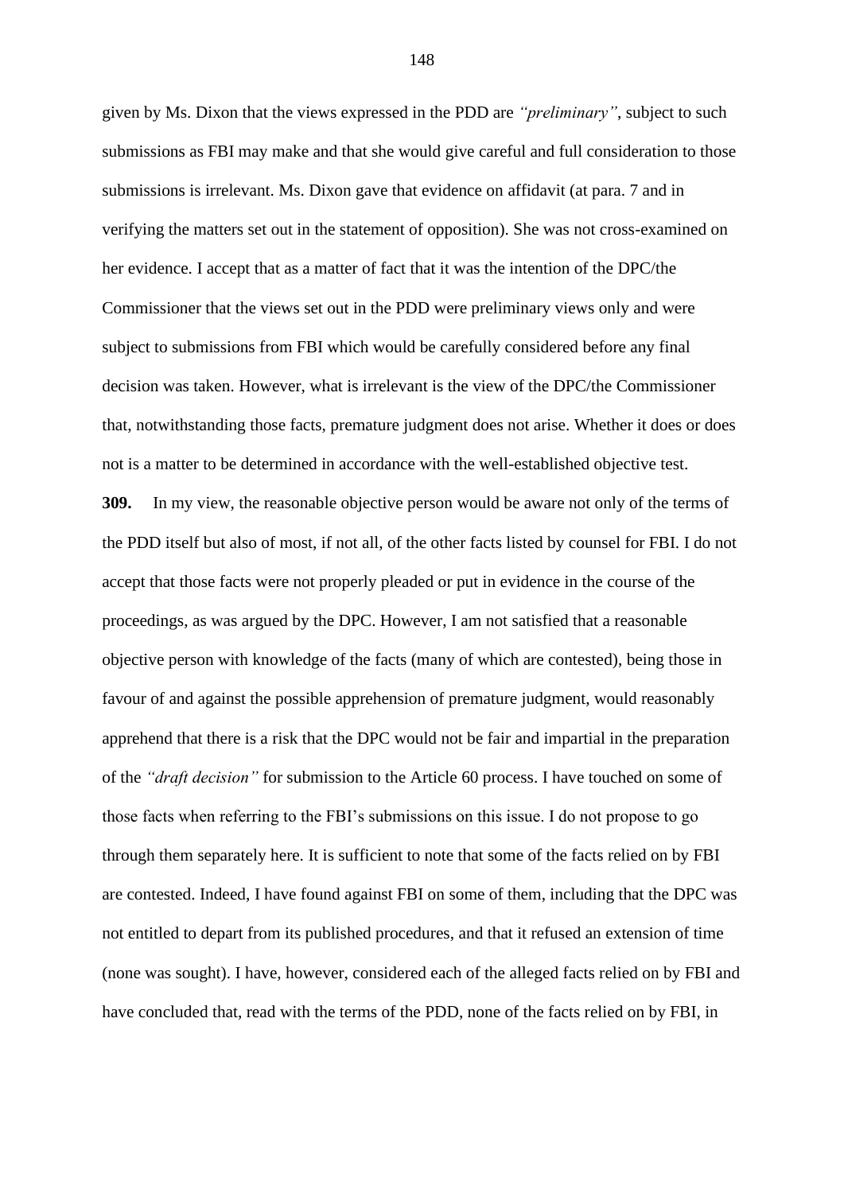given by Ms. Dixon that the views expressed in the PDD are *"preliminary"*, subject to such submissions as FBI may make and that she would give careful and full consideration to those submissions is irrelevant. Ms. Dixon gave that evidence on affidavit (at para. 7 and in verifying the matters set out in the statement of opposition). She was not cross-examined on her evidence. I accept that as a matter of fact that it was the intention of the DPC/the Commissioner that the views set out in the PDD were preliminary views only and were subject to submissions from FBI which would be carefully considered before any final decision was taken. However, what is irrelevant is the view of the DPC/the Commissioner that, notwithstanding those facts, premature judgment does not arise. Whether it does or does not is a matter to be determined in accordance with the well-established objective test.

**309.** In my view, the reasonable objective person would be aware not only of the terms of the PDD itself but also of most, if not all, of the other facts listed by counsel for FBI. I do not accept that those facts were not properly pleaded or put in evidence in the course of the proceedings, as was argued by the DPC. However, I am not satisfied that a reasonable objective person with knowledge of the facts (many of which are contested), being those in favour of and against the possible apprehension of premature judgment, would reasonably apprehend that there is a risk that the DPC would not be fair and impartial in the preparation of the *"draft decision"* for submission to the Article 60 process. I have touched on some of those facts when referring to the FBI's submissions on this issue. I do not propose to go through them separately here. It is sufficient to note that some of the facts relied on by FBI are contested. Indeed, I have found against FBI on some of them, including that the DPC was not entitled to depart from its published procedures, and that it refused an extension of time (none was sought). I have, however, considered each of the alleged facts relied on by FBI and have concluded that, read with the terms of the PDD, none of the facts relied on by FBI, in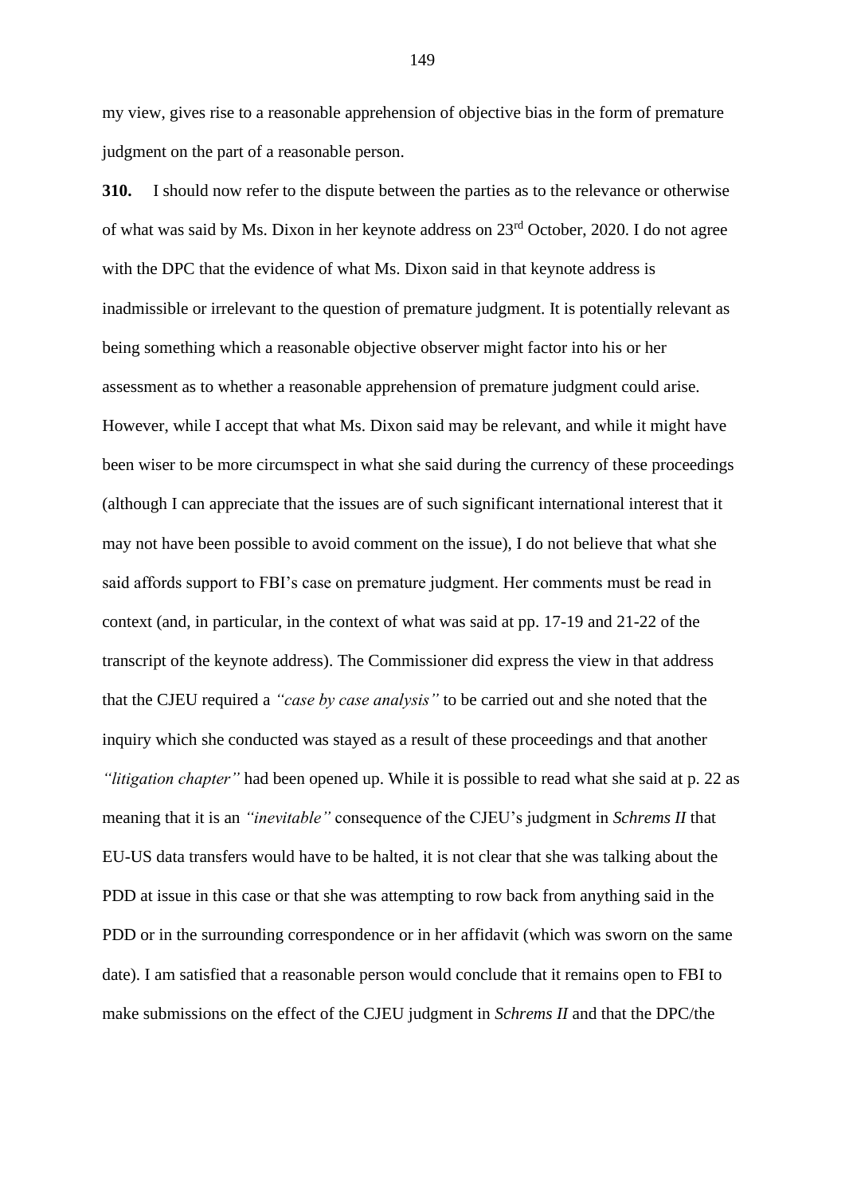my view, gives rise to a reasonable apprehension of objective bias in the form of premature judgment on the part of a reasonable person.

**310.** I should now refer to the dispute between the parties as to the relevance or otherwise of what was said by Ms. Dixon in her keynote address on 23rd October, 2020. I do not agree with the DPC that the evidence of what Ms. Dixon said in that keynote address is inadmissible or irrelevant to the question of premature judgment. It is potentially relevant as being something which a reasonable objective observer might factor into his or her assessment as to whether a reasonable apprehension of premature judgment could arise. However, while I accept that what Ms. Dixon said may be relevant, and while it might have been wiser to be more circumspect in what she said during the currency of these proceedings (although I can appreciate that the issues are of such significant international interest that it may not have been possible to avoid comment on the issue), I do not believe that what she said affords support to FBI's case on premature judgment. Her comments must be read in context (and, in particular, in the context of what was said at pp. 17-19 and 21-22 of the transcript of the keynote address). The Commissioner did express the view in that address that the CJEU required a *"case by case analysis"* to be carried out and she noted that the inquiry which she conducted was stayed as a result of these proceedings and that another *"litigation chapter"* had been opened up. While it is possible to read what she said at p. 22 as meaning that it is an *"inevitable"* consequence of the CJEU's judgment in *Schrems II* that EU-US data transfers would have to be halted, it is not clear that she was talking about the PDD at issue in this case or that she was attempting to row back from anything said in the PDD or in the surrounding correspondence or in her affidavit (which was sworn on the same date). I am satisfied that a reasonable person would conclude that it remains open to FBI to make submissions on the effect of the CJEU judgment in *Schrems II* and that the DPC/the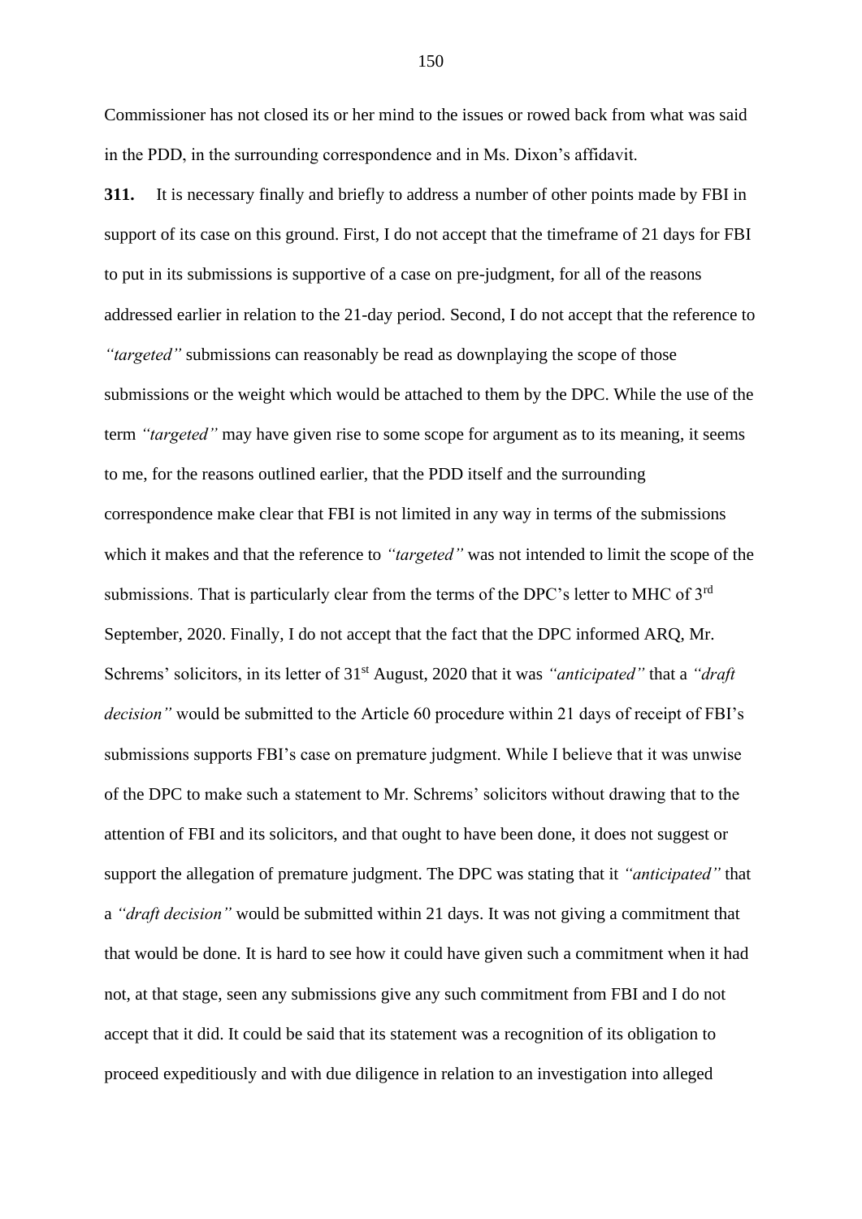Commissioner has not closed its or her mind to the issues or rowed back from what was said in the PDD, in the surrounding correspondence and in Ms. Dixon's affidavit.

**311.** It is necessary finally and briefly to address a number of other points made by FBI in support of its case on this ground. First, I do not accept that the timeframe of 21 days for FBI to put in its submissions is supportive of a case on pre-judgment, for all of the reasons addressed earlier in relation to the 21-day period. Second, I do not accept that the reference to *"targeted"* submissions can reasonably be read as downplaying the scope of those submissions or the weight which would be attached to them by the DPC. While the use of the term *"targeted"* may have given rise to some scope for argument as to its meaning, it seems to me, for the reasons outlined earlier, that the PDD itself and the surrounding correspondence make clear that FBI is not limited in any way in terms of the submissions which it makes and that the reference to *"targeted"* was not intended to limit the scope of the submissions. That is particularly clear from the terms of the DPC's letter to MHC of 3rd September, 2020. Finally, I do not accept that the fact that the DPC informed ARQ, Mr. Schrems' solicitors, in its letter of 31st August, 2020 that it was *"anticipated"* that a *"draft decision"* would be submitted to the Article 60 procedure within 21 days of receipt of FBI's submissions supports FBI's case on premature judgment. While I believe that it was unwise of the DPC to make such a statement to Mr. Schrems' solicitors without drawing that to the attention of FBI and its solicitors, and that ought to have been done, it does not suggest or support the allegation of premature judgment. The DPC was stating that it *"anticipated"* that a *"draft decision"* would be submitted within 21 days. It was not giving a commitment that that would be done. It is hard to see how it could have given such a commitment when it had not, at that stage, seen any submissions give any such commitment from FBI and I do not accept that it did. It could be said that its statement was a recognition of its obligation to proceed expeditiously and with due diligence in relation to an investigation into alleged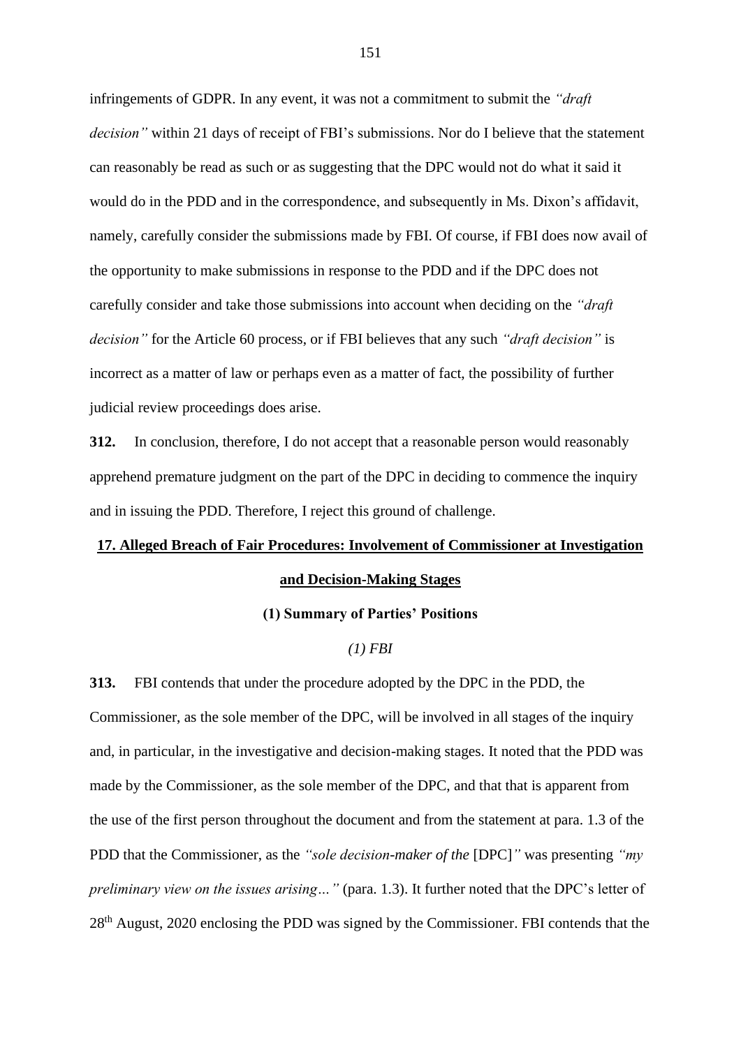infringements of GDPR. In any event, it was not a commitment to submit the *"draft decision"* within 21 days of receipt of FBI's submissions. Nor do I believe that the statement can reasonably be read as such or as suggesting that the DPC would not do what it said it would do in the PDD and in the correspondence, and subsequently in Ms. Dixon's affidavit, namely, carefully consider the submissions made by FBI. Of course, if FBI does now avail of the opportunity to make submissions in response to the PDD and if the DPC does not carefully consider and take those submissions into account when deciding on the *"draft decision"* for the Article 60 process, or if FBI believes that any such *"draft decision"* is incorrect as a matter of law or perhaps even as a matter of fact, the possibility of further judicial review proceedings does arise.

**312.** In conclusion, therefore, I do not accept that a reasonable person would reasonably apprehend premature judgment on the part of the DPC in deciding to commence the inquiry and in issuing the PDD. Therefore, I reject this ground of challenge.

## 17. Alleged Breach of Fair Procedures: Involvement of Commissioner at Investigation and Decision-Making Stages

### (1) Summary of Parties' Positions

#### *(1) FBI*

**313.** FBI contends that under the procedure adopted by the DPC in the PDD, the Commissioner, as the sole member of the DPC, will be involved in all stages of the inquiry and, in particular, in the investigative and decision-making stages. It noted that the PDD was made by the Commissioner, as the sole member of the DPC, and that that is apparent from the use of the first person throughout the document and from the statement at para. 1.3 of the PDD that the Commissioner, as the *"sole decision-maker of the* [DPC]*"* was presenting *"my preliminary view on the issues arising…"* (para. 1.3). It further noted that the DPC's letter of 28th August, 2020 enclosing the PDD was signed by the Commissioner. FBI contends that the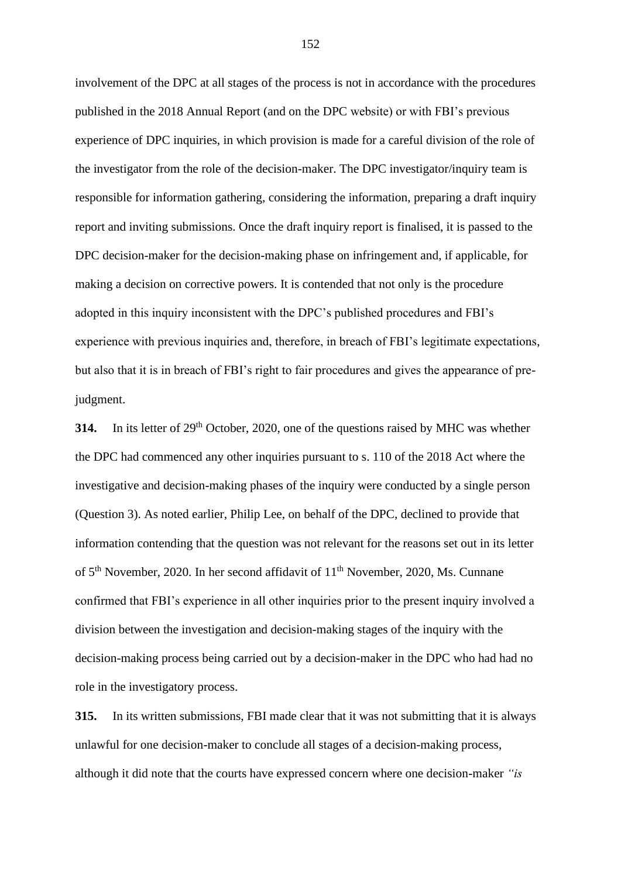involvement of the DPC at all stages of the process is not in accordance with the procedures published in the 2018 Annual Report (and on the DPC website) or with FBI's previous experience of DPC inquiries, in which provision is made for a careful division of the role of the investigator from the role of the decision-maker. The DPC investigator/inquiry team is responsible for information gathering, considering the information, preparing a draft inquiry report and inviting submissions. Once the draft inquiry report is finalised, it is passed to the DPC decision-maker for the decision-making phase on infringement and, if applicable, for making a decision on corrective powers. It is contended that not only is the procedure adopted in this inquiry inconsistent with the DPC's published procedures and FBI's experience with previous inquiries and, therefore, in breach of FBI's legitimate expectations, but also that it is in breach of FBI's right to fair procedures and gives the appearance of pre-judgment.

**314.** In its letter of 29th October, 2020, one of the questions raised by MHC was whether the DPC had commenced any other inquiries pursuant to s. 110 of the 2018 Act where the investigative and decision-making phases of the inquiry were conducted by a single person (Question 3). As noted earlier, Philip Lee, on behalf of the DPC, declined to provide that information contending that the question was not relevant for the reasons set out in its letter of 5th November, 2020. In her second affidavit of 11th November, 2020, Ms. Cunnane confirmed that FBI's experience in all other inquiries prior to the present inquiry involved a division between the investigation and decision-making stages of the inquiry with the decision-making process being carried out by a decision-maker in the DPC who had had no role in the investigatory process.

**315.** In its written submissions, FBI made clear that it was not submitting that it is always unlawful for one decision-maker to conclude all stages of a decision-making process, although it did note that the courts have expressed concern where one decision-maker *"is*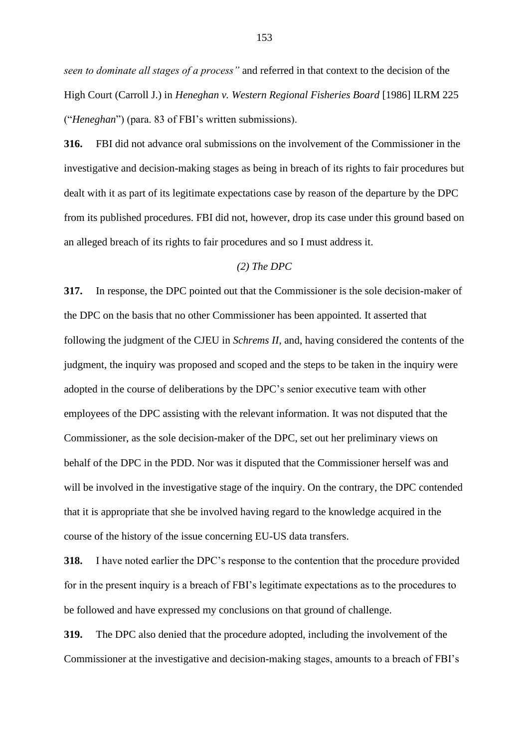*seen to dominate all stages of a process"* and referred in that context to the decision of the High Court (Carroll J.) in *Heneghan v. Western Regional Fisheries Board* [1986] ILRM 225 ("*Heneghan*") (para. 83 of FBI's written submissions).

**316.** FBI did not advance oral submissions on the involvement of the Commissioner in the investigative and decision-making stages as being in breach of its rights to fair procedures but dealt with it as part of its legitimate expectations case by reason of the departure by the DPC from its published procedures. FBI did not, however, drop its case under this ground based on an alleged breach of its rights to fair procedures and so I must address it.

*(2) The DPC*

**317.** In response, the DPC pointed out that the Commissioner is the sole decision-maker of the DPC on the basis that no other Commissioner has been appointed. It asserted that following the judgment of the CJEU in *Schrems II*, and, having considered the contents of the judgment, the inquiry was proposed and scoped and the steps to be taken in the inquiry were adopted in the course of deliberations by the DPC's senior executive team with other employees of the DPC assisting with the relevant information. It was not disputed that the Commissioner, as the sole decision-maker of the DPC, set out her preliminary views on behalf of the DPC in the PDD. Nor was it disputed that the Commissioner herself was and will be involved in the investigative stage of the inquiry. On the contrary, the DPC contended that it is appropriate that she be involved having regard to the knowledge acquired in the course of the history of the issue concerning EU-US data transfers.

**318.** I have noted earlier the DPC's response to the contention that the procedure provided for in the present inquiry is a breach of FBI's legitimate expectations as to the procedures to be followed and have expressed my conclusions on that ground of challenge.

**319.** The DPC also denied that the procedure adopted, including the involvement of the Commissioner at the investigative and decision-making stages, amounts to a breach of FBI's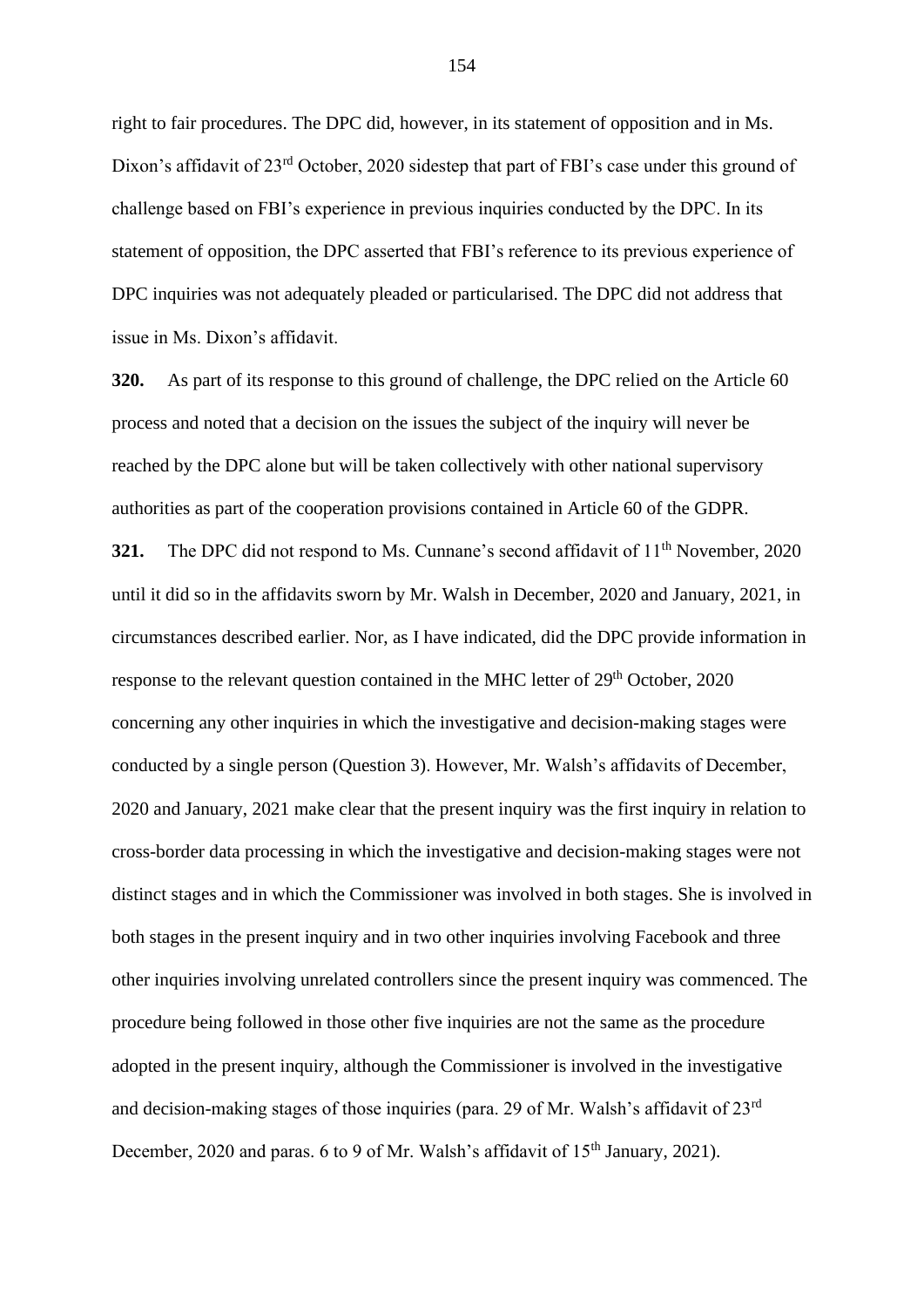right to fair procedures. The DPC did, however, in its statement of opposition and in Ms. Dixon's affidavit of 23rd October, 2020 sidestep that part of FBI's case under this ground of challenge based on FBI's experience in previous inquiries conducted by the DPC. In its statement of opposition, the DPC asserted that FBI's reference to its previous experience of DPC inquiries was not adequately pleaded or particularised. The DPC did not address that issue in Ms. Dixon's affidavit.

**320.** As part of its response to this ground of challenge, the DPC relied on the Article 60 process and noted that a decision on the issues the subject of the inquiry will never be reached by the DPC alone but will be taken collectively with other national supervisory authorities as part of the cooperation provisions contained in Article 60 of the GDPR.

**321.** The DPC did not respond to Ms. Cunnane's second affidavit of 11th November, 2020 until it did so in the affidavits sworn by Mr. Walsh in December, 2020 and January, 2021, in circumstances described earlier. Nor, as I have indicated, did the DPC provide information in response to the relevant question contained in the MHC letter of 29th October, 2020 concerning any other inquiries in which the investigative and decision-making stages were conducted by a single person (Question 3). However, Mr. Walsh's affidavits of December, 2020 and January, 2021 make clear that the present inquiry was the first inquiry in relation to cross-border data processing in which the investigative and decision-making stages were not distinct stages and in which the Commissioner was involved in both stages. She is involved in both stages in the present inquiry and in two other inquiries involving Facebook and three other inquiries involving unrelated controllers since the present inquiry was commenced. The procedure being followed in those other five inquiries are not the same as the procedure adopted in the present inquiry, although the Commissioner is involved in the investigative and decision-making stages of those inquiries (para. 29 of Mr. Walsh's affidavit of 23rd December, 2020 and paras. 6 to 9 of Mr. Walsh's affidavit of 15th January, 2021).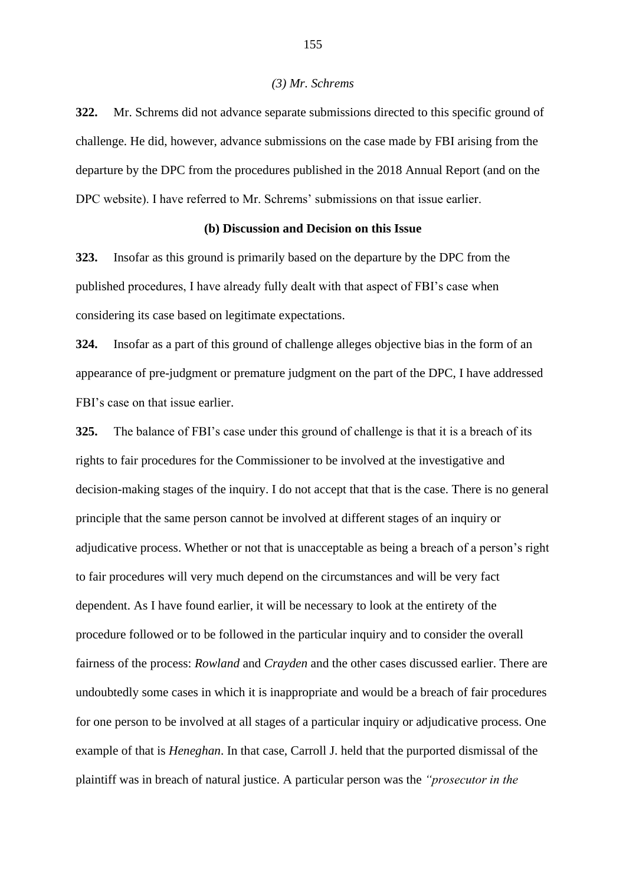*(3) Mr. Schrems*

**322.** Mr. Schrems did not advance separate submissions directed to this specific ground of challenge. He did, however, advance submissions on the case made by FBI arising from the departure by the DPC from the procedures published in the 2018 Annual Report (and on the DPC website). I have referred to Mr. Schrems' submissions on that issue earlier.

**(b) Discussion and Decision on this Issue**

**323.** Insofar as this ground is primarily based on the departure by the DPC from the published procedures, I have already fully dealt with that aspect of FBI's case when considering its case based on legitimate expectations.

**324.** Insofar as a part of this ground of challenge alleges objective bias in the form of an appearance of pre-judgment or premature judgment on the part of the DPC, I have addressed FBI's case on that issue earlier.

**325.** The balance of FBI's case under this ground of challenge is that it is a breach of its rights to fair procedures for the Commissioner to be involved at the investigative and decision-making stages of the inquiry. I do not accept that that is the case. There is no general principle that the same person cannot be involved at different stages of an inquiry or adjudicative process. Whether or not that is unacceptable as being a breach of a person's right to fair procedures will very much depend on the circumstances and will be very fact dependent. As I have found earlier, it will be necessary to look at the entirety of the procedure followed or to be followed in the particular inquiry and to consider the overall fairness of the process: *Rowland* and *Crayden* and the other cases discussed earlier. There are undoubtedly some cases in which it is inappropriate and would be a breach of fair procedures for one person to be involved at all stages of a particular inquiry or adjudicative process. One example of that is *Heneghan*. In that case, Carroll J. held that the purported dismissal of the plaintiff was in breach of natural justice. A particular person was the *"prosecutor in the*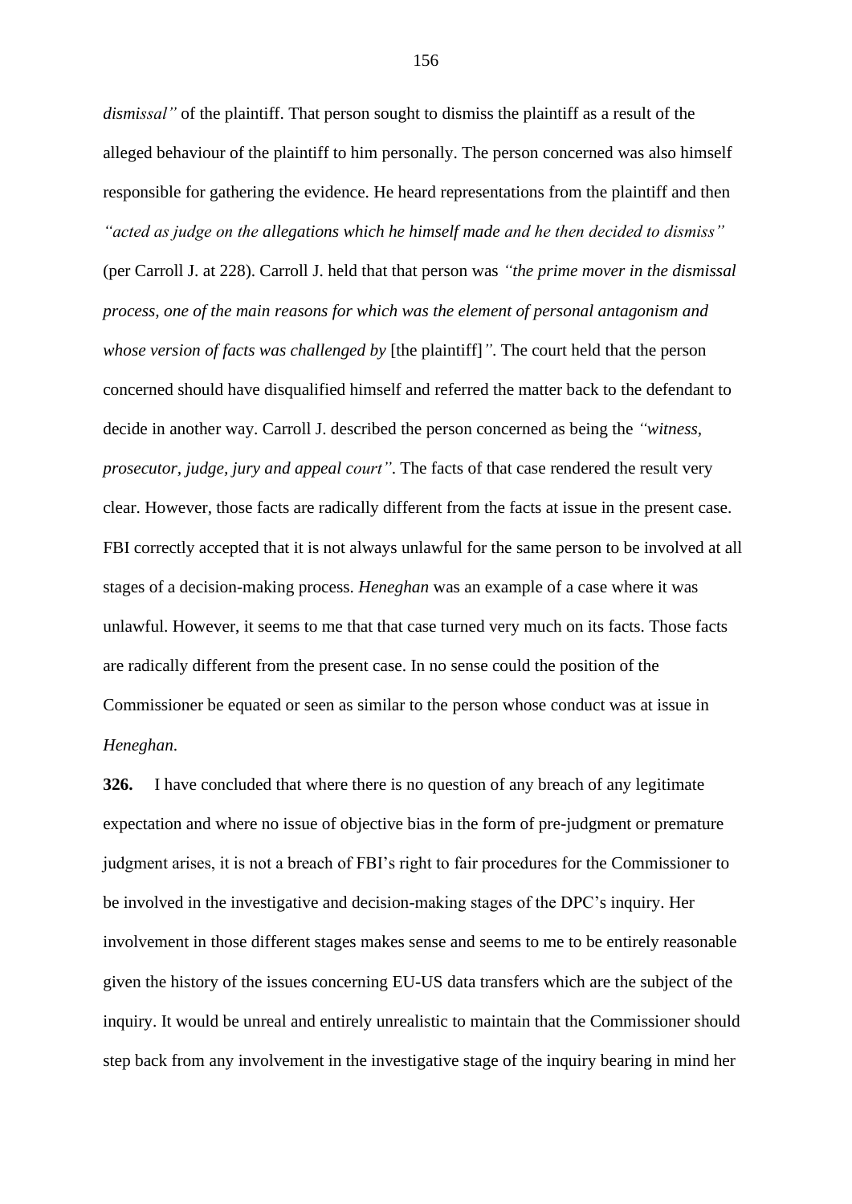*dismissal"* of the plaintiff. That person sought to dismiss the plaintiff as a result of the alleged behaviour of the plaintiff to him personally. The person concerned was also himself responsible for gathering the evidence. He heard representations from the plaintiff and then *"acted as judge on the allegations which he himself made and he then decided to dismiss"* (per Carroll J. at 228). Carroll J. held that that person was *"the prime mover in the dismissal process, one of the main reasons for which was the element of personal antagonism and whose version of facts was challenged by* [the plaintiff]*"*. The court held that the person concerned should have disqualified himself and referred the matter back to the defendant to decide in another way. Carroll J. described the person concerned as being the *"witness, prosecutor, judge, jury and appeal court"*. The facts of that case rendered the result very clear. However, those facts are radically different from the facts at issue in the present case. FBI correctly accepted that it is not always unlawful for the same person to be involved at all stages of a decision-making process. *Heneghan* was an example of a case where it was unlawful. However, it seems to me that that case turned very much on its facts. Those facts are radically different from the present case. In no sense could the position of the Commissioner be equated or seen as similar to the person whose conduct was at issue in *Heneghan*.

**326.** I have concluded that where there is no question of any breach of any legitimate expectation and where no issue of objective bias in the form of pre-judgment or premature judgment arises, it is not a breach of FBI's right to fair procedures for the Commissioner to be involved in the investigative and decision-making stages of the DPC's inquiry. Her involvement in those different stages makes sense and seems to me to be entirely reasonable given the history of the issues concerning EU-US data transfers which are the subject of the inquiry. It would be unreal and entirely unrealistic to maintain that the Commissioner should step back from any involvement in the investigative stage of the inquiry bearing in mind her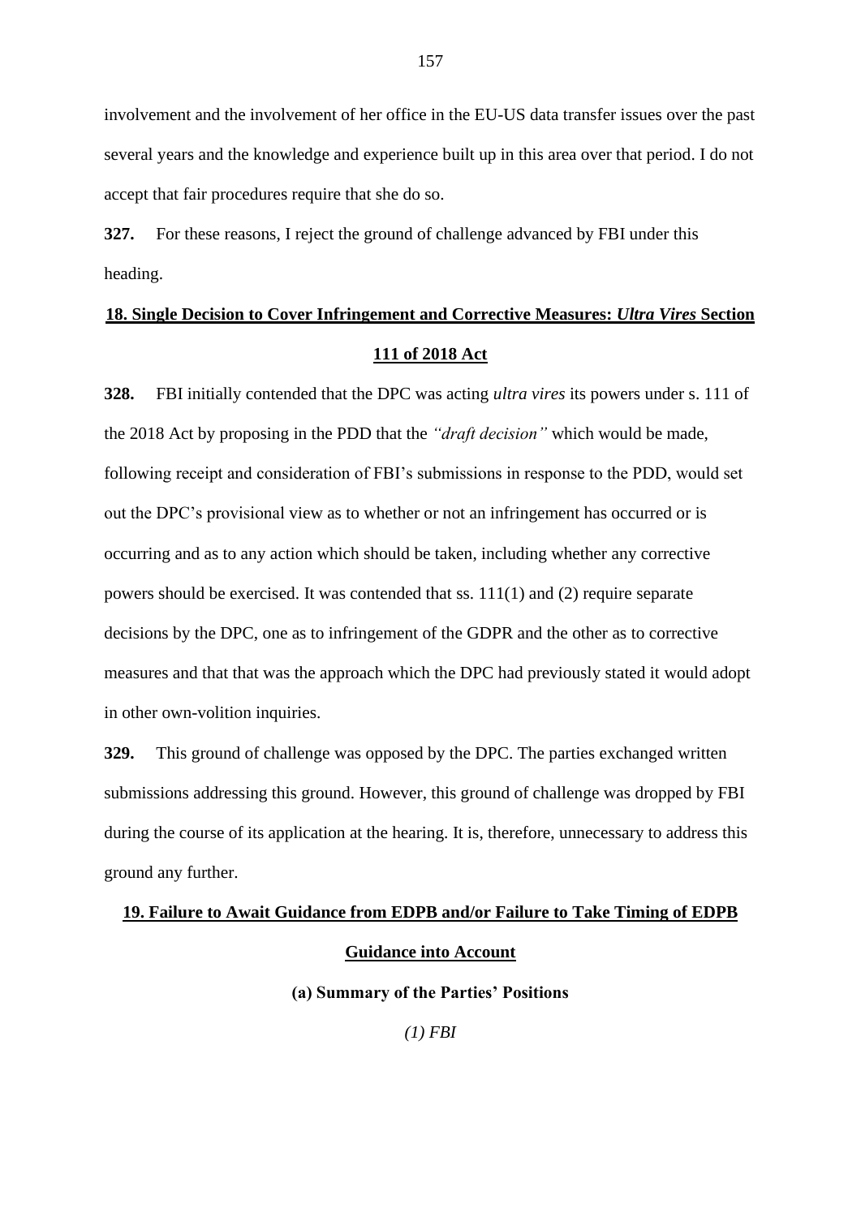involvement and the involvement of her office in the EU-US data transfer issues over the past several years and the knowledge and experience built up in this area over that period. I do not accept that fair procedures require that she do so.

**327.** For these reasons, I reject the ground of challenge advanced by FBI under this heading.

## 18. Single Decision to Cover Infringement and Corrective Measures: *Ultra Vires* Section 111 of 2018 Act

**328.** FBI initially contended that the DPC was acting *ultra vires* its powers under s. 111 of the 2018 Act by proposing in the PDD that the *"draft decision"* which would be made, following receipt and consideration of FBI's submissions in response to the PDD, would set out the DPC's provisional view as to whether or not an infringement has occurred or is occurring and as to any action which should be taken, including whether any corrective powers should be exercised. It was contended that ss. 111(1) and (2) require separate decisions by the DPC, one as to infringement of the GDPR and the other as to corrective measures and that that was the approach which the DPC had previously stated it would adopt in other own-volition inquiries.

**329.** This ground of challenge was opposed by the DPC. The parties exchanged written submissions addressing this ground. However, this ground of challenge was dropped by FBI during the course of its application at the hearing. It is, therefore, unnecessary to address this ground any further.

## 19. Failure to Await Guidance from EDPB and/or Failure to Take Timing of EDPB Guidance into Account

### (a) Summary of the Parties' Positions

#### *(1) FBI*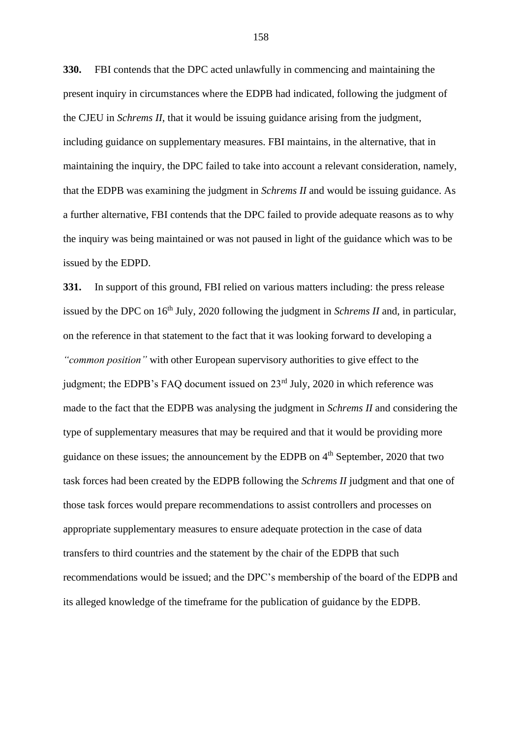**330.** FBI contends that the DPC acted unlawfully in commencing and maintaining the present inquiry in circumstances where the EDPB had indicated, following the judgment of the CJEU in *Schrems II*, that it would be issuing guidance arising from the judgment, including guidance on supplementary measures. FBI maintains, in the alternative, that in maintaining the inquiry, the DPC failed to take into account a relevant consideration, namely, that the EDPB was examining the judgment in *Schrems II* and would be issuing guidance. As a further alternative, FBI contends that the DPC failed to provide adequate reasons as to why the inquiry was being maintained or was not paused in light of the guidance which was to be issued by the EDPD.

**331.** In support of this ground, FBI relied on various matters including: the press release issued by the DPC on 16th July, 2020 following the judgment in *Schrems II* and, in particular, on the reference in that statement to the fact that it was looking forward to developing a *"common position"* with other European supervisory authorities to give effect to the judgment; the EDPB's FAQ document issued on 23rd July, 2020 in which reference was made to the fact that the EDPB was analysing the judgment in *Schrems II* and considering the type of supplementary measures that may be required and that it would be providing more guidance on these issues; the announcement by the EDPB on 4th September, 2020 that two task forces had been created by the EDPB following the *Schrems II* judgment and that one of those task forces would prepare recommendations to assist controllers and processes on appropriate supplementary measures to ensure adequate protection in the case of data transfers to third countries and the statement by the chair of the EDPB that such recommendations would be issued; and the DPC's membership of the board of the EDPB and its alleged knowledge of the timeframe for the publication of guidance by the EDPB.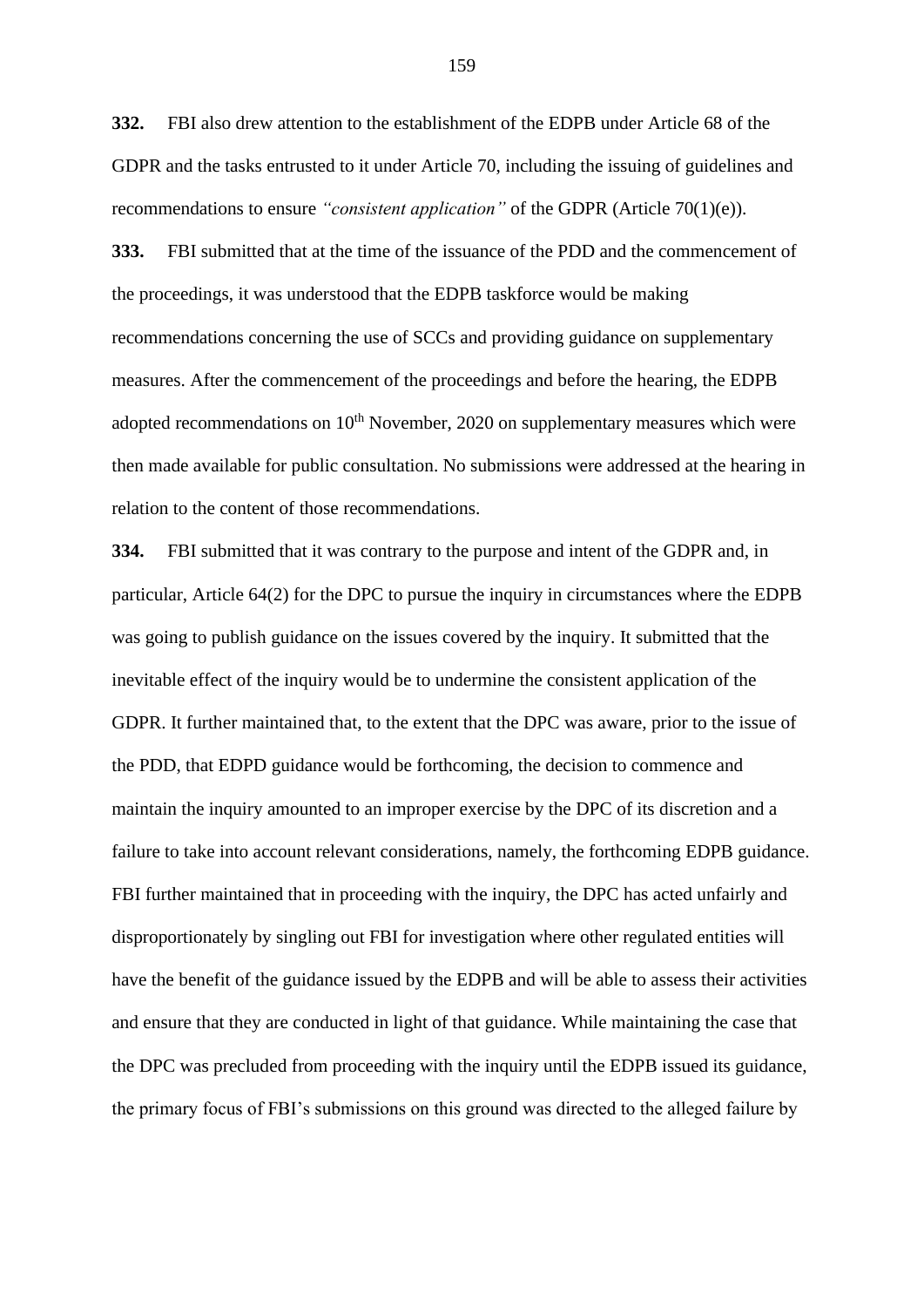**332.** FBI also drew attention to the establishment of the EDPB under Article 68 of the GDPR and the tasks entrusted to it under Article 70, including the issuing of guidelines and recommendations to ensure *"consistent application"* of the GDPR (Article 70(1)(e)).

**333.** FBI submitted that at the time of the issuance of the PDD and the commencement of the proceedings, it was understood that the EDPB taskforce would be making recommendations concerning the use of SCCs and providing guidance on supplementary measures. After the commencement of the proceedings and before the hearing, the EDPB adopted recommendations on 10th November, 2020 on supplementary measures which were then made available for public consultation. No submissions were addressed at the hearing in relation to the content of those recommendations.

**334.** FBI submitted that it was contrary to the purpose and intent of the GDPR and, in particular, Article 64(2) for the DPC to pursue the inquiry in circumstances where the EDPB was going to publish guidance on the issues covered by the inquiry. It submitted that the inevitable effect of the inquiry would be to undermine the consistent application of the GDPR. It further maintained that, to the extent that the DPC was aware, prior to the issue of the PDD, that EDPD guidance would be forthcoming, the decision to commence and maintain the inquiry amounted to an improper exercise by the DPC of its discretion and a failure to take into account relevant considerations, namely, the forthcoming EDPB guidance. FBI further maintained that in proceeding with the inquiry, the DPC has acted unfairly and disproportionately by singling out FBI for investigation where other regulated entities will have the benefit of the guidance issued by the EDPB and will be able to assess their activities and ensure that they are conducted in light of that guidance. While maintaining the case that the DPC was precluded from proceeding with the inquiry until the EDPB issued its guidance, the primary focus of FBI's submissions on this ground was directed to the alleged failure by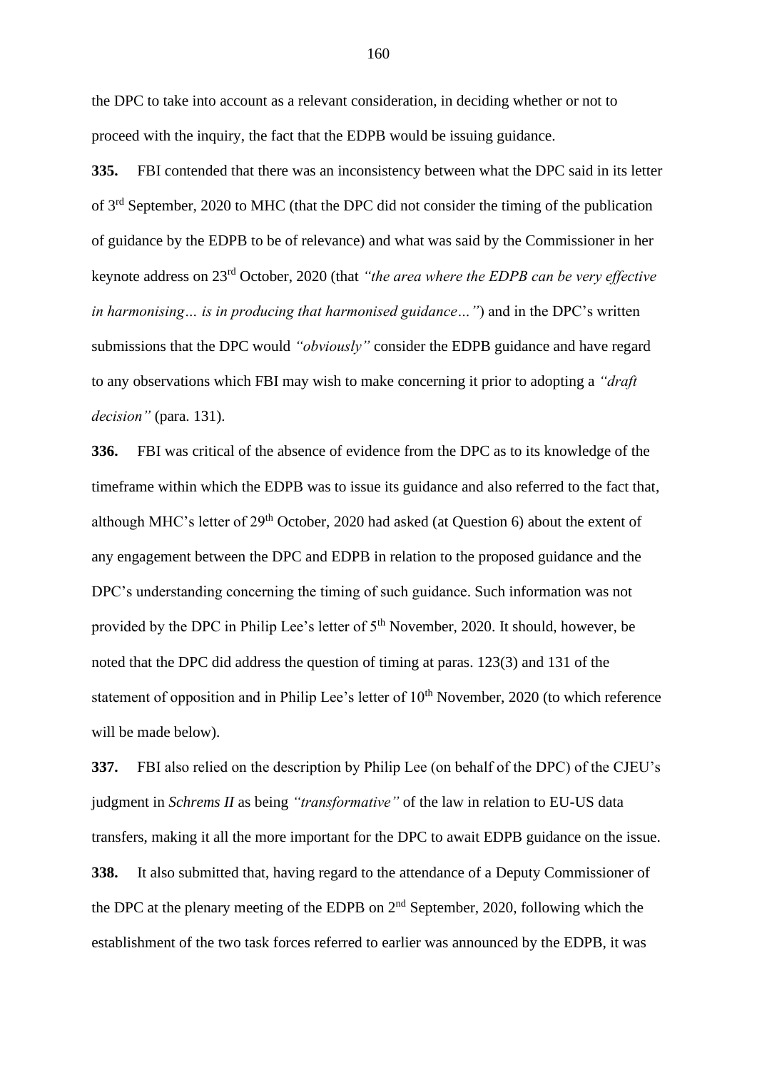the DPC to take into account as a relevant consideration, in deciding whether or not to proceed with the inquiry, the fact that the EDPB would be issuing guidance.

**335.** FBI contended that there was an inconsistency between what the DPC said in its letter of 3rd September, 2020 to MHC (that the DPC did not consider the timing of the publication of guidance by the EDPB to be of relevance) and what was said by the Commissioner in her keynote address on 23rd October, 2020 (that *"the area where the EDPB can be very effective in harmonising… is in producing that harmonised guidance…"*) and in the DPC's written submissions that the DPC would *"obviously"* consider the EDPB guidance and have regard to any observations which FBI may wish to make concerning it prior to adopting a *"draft decision"* (para. 131).

**336.** FBI was critical of the absence of evidence from the DPC as to its knowledge of the timeframe within which the EDPB was to issue its guidance and also referred to the fact that, although MHC's letter of 29th October, 2020 had asked (at Question 6) about the extent of any engagement between the DPC and EDPB in relation to the proposed guidance and the DPC's understanding concerning the timing of such guidance. Such information was not provided by the DPC in Philip Lee's letter of 5th November, 2020. It should, however, be noted that the DPC did address the question of timing at paras. 123(3) and 131 of the statement of opposition and in Philip Lee's letter of 10th November, 2020 (to which reference will be made below).

**337.** FBI also relied on the description by Philip Lee (on behalf of the DPC) of the CJEU's judgment in *Schrems II* as being *"transformative"* of the law in relation to EU-US data transfers, making it all the more important for the DPC to await EDPB guidance on the issue.

**338.** It also submitted that, having regard to the attendance of a Deputy Commissioner of the DPC at the plenary meeting of the EDPB on 2nd September, 2020, following which the establishment of the two task forces referred to earlier was announced by the EDPB, it was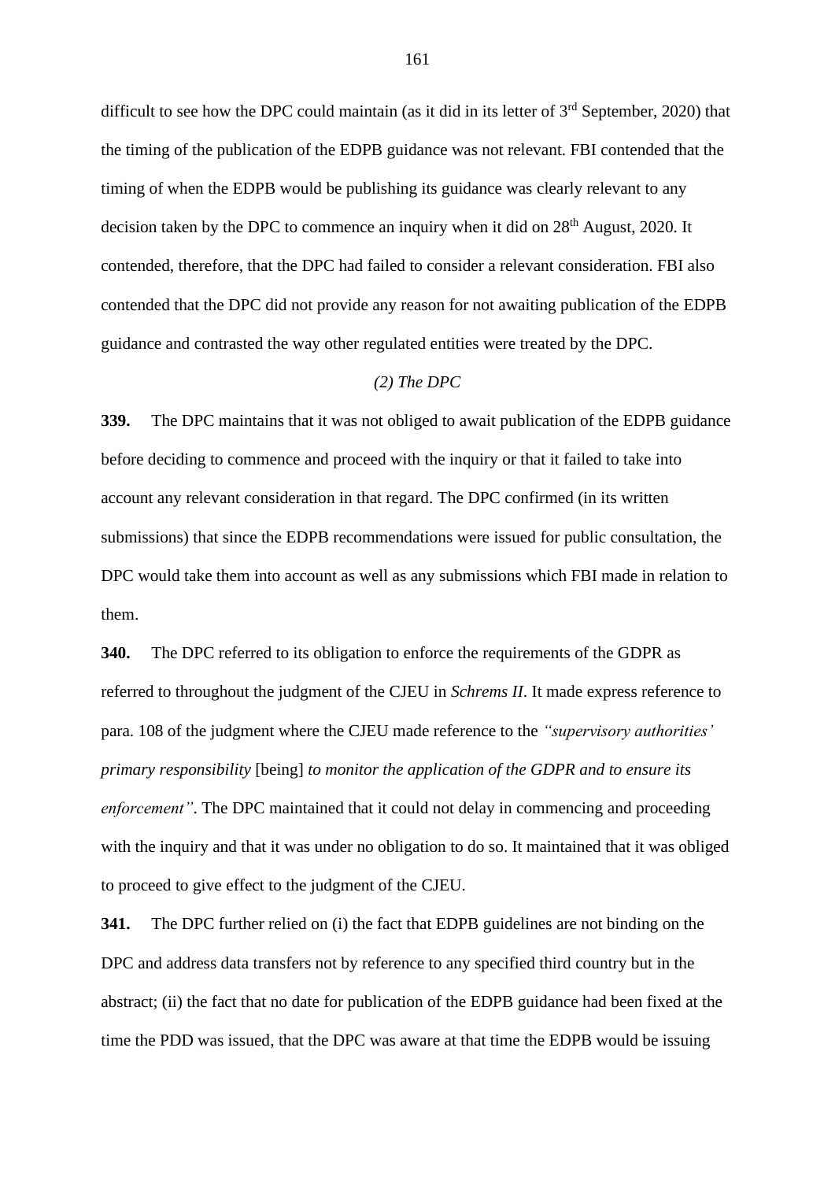difficult to see how the DPC could maintain (as it did in its letter of 3rd September, 2020) that the timing of the publication of the EDPB guidance was not relevant. FBI contended that the timing of when the EDPB would be publishing its guidance was clearly relevant to any decision taken by the DPC to commence an inquiry when it did on 28th August, 2020. It contended, therefore, that the DPC had failed to consider a relevant consideration. FBI also contended that the DPC did not provide any reason for not awaiting publication of the EDPB guidance and contrasted the way other regulated entities were treated by the DPC.

*(2) The DPC*

**339.** The DPC maintains that it was not obliged to await publication of the EDPB guidance before deciding to commence and proceed with the inquiry or that it failed to take into account any relevant consideration in that regard. The DPC confirmed (in its written submissions) that since the EDPB recommendations were issued for public consultation, the DPC would take them into account as well as any submissions which FBI made in relation to them.

**340.** The DPC referred to its obligation to enforce the requirements of the GDPR as referred to throughout the judgment of the CJEU in *Schrems II*. It made express reference to para. 108 of the judgment where the CJEU made reference to the *"supervisory authorities' primary responsibility* [being] *to monitor the application of the GDPR and to ensure its enforcement"*. The DPC maintained that it could not delay in commencing and proceeding with the inquiry and that it was under no obligation to do so. It maintained that it was obliged to proceed to give effect to the judgment of the CJEU.

**341.** The DPC further relied on (i) the fact that EDPB guidelines are not binding on the DPC and address data transfers not by reference to any specified third country but in the abstract; (ii) the fact that no date for publication of the EDPB guidance had been fixed at the time the PDD was issued, that the DPC was aware at that time the EDPB would be issuing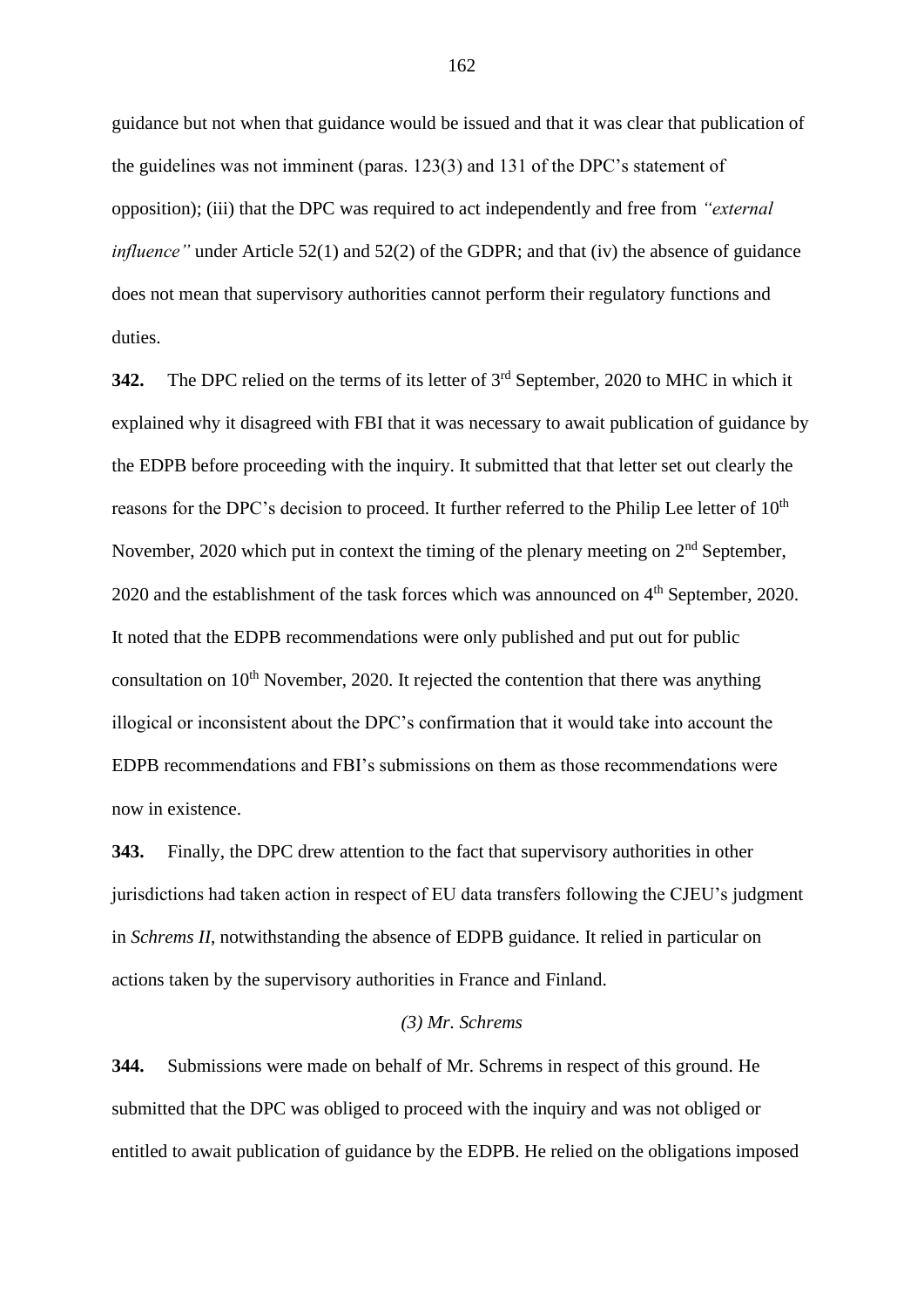guidance but not when that guidance would be issued and that it was clear that publication of the guidelines was not imminent (paras. 123(3) and 131 of the DPC's statement of opposition); (iii) that the DPC was required to act independently and free from *"external influence"* under Article 52(1) and 52(2) of the GDPR; and that (iv) the absence of guidance does not mean that supervisory authorities cannot perform their regulatory functions and duties.

**342.** The DPC relied on the terms of its letter of 3rd September, 2020 to MHC in which it explained why it disagreed with FBI that it was necessary to await publication of guidance by the EDPB before proceeding with the inquiry. It submitted that that letter set out clearly the reasons for the DPC's decision to proceed. It further referred to the Philip Lee letter of 10th November, 2020 which put in context the timing of the plenary meeting on 2nd September, 2020 and the establishment of the task forces which was announced on 4th September, 2020. It noted that the EDPB recommendations were only published and put out for public consultation on 10th November, 2020. It rejected the contention that there was anything illogical or inconsistent about the DPC's confirmation that it would take into account the EDPB recommendations and FBI's submissions on them as those recommendations were now in existence.

**343.** Finally, the DPC drew attention to the fact that supervisory authorities in other jurisdictions had taken action in respect of EU data transfers following the CJEU's judgment in *Schrems II*, notwithstanding the absence of EDPB guidance. It relied in particular on actions taken by the supervisory authorities in France and Finland.

*(3) Mr. Schrems*

**344.** Submissions were made on behalf of Mr. Schrems in respect of this ground. He submitted that the DPC was obliged to proceed with the inquiry and was not obliged or entitled to await publication of guidance by the EDPB. He relied on the obligations imposed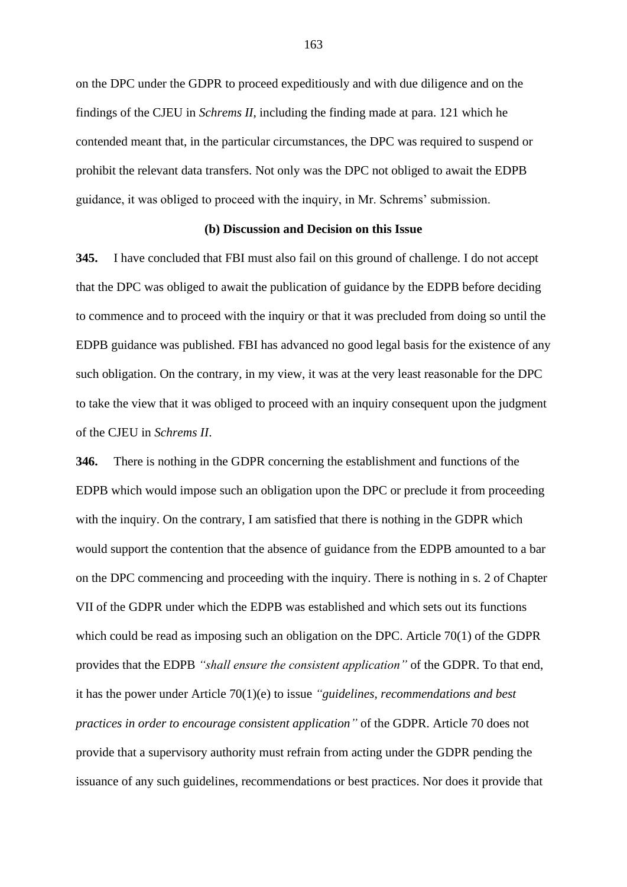on the DPC under the GDPR to proceed expeditiously and with due diligence and on the findings of the CJEU in *Schrems II*, including the finding made at para. 121 which he contended meant that, in the particular circumstances, the DPC was required to suspend or prohibit the relevant data transfers. Not only was the DPC not obliged to await the EDPB guidance, it was obliged to proceed with the inquiry, in Mr. Schrems' submission.

### (b) Discussion and Decision on this Issue

**345.** I have concluded that FBI must also fail on this ground of challenge. I do not accept that the DPC was obliged to await the publication of guidance by the EDPB before deciding to commence and to proceed with the inquiry or that it was precluded from doing so until the EDPB guidance was published. FBI has advanced no good legal basis for the existence of any such obligation. On the contrary, in my view, it was at the very least reasonable for the DPC to take the view that it was obliged to proceed with an inquiry consequent upon the judgment of the CJEU in *Schrems II*.

**346.** There is nothing in the GDPR concerning the establishment and functions of the EDPB which would impose such an obligation upon the DPC or preclude it from proceeding with the inquiry. On the contrary, I am satisfied that there is nothing in the GDPR which would support the contention that the absence of guidance from the EDPB amounted to a bar on the DPC commencing and proceeding with the inquiry. There is nothing in s. 2 of Chapter VII of the GDPR under which the EDPB was established and which sets out its functions which could be read as imposing such an obligation on the DPC. Article 70(1) of the GDPR provides that the EDPB *"shall ensure the consistent application"* of the GDPR. To that end, it has the power under Article 70(1)(e) to issue *"guidelines, recommendations and best practices in order to encourage consistent application"* of the GDPR. Article 70 does not provide that a supervisory authority must refrain from acting under the GDPR pending the issuance of any such guidelines, recommendations or best practices. Nor does it provide that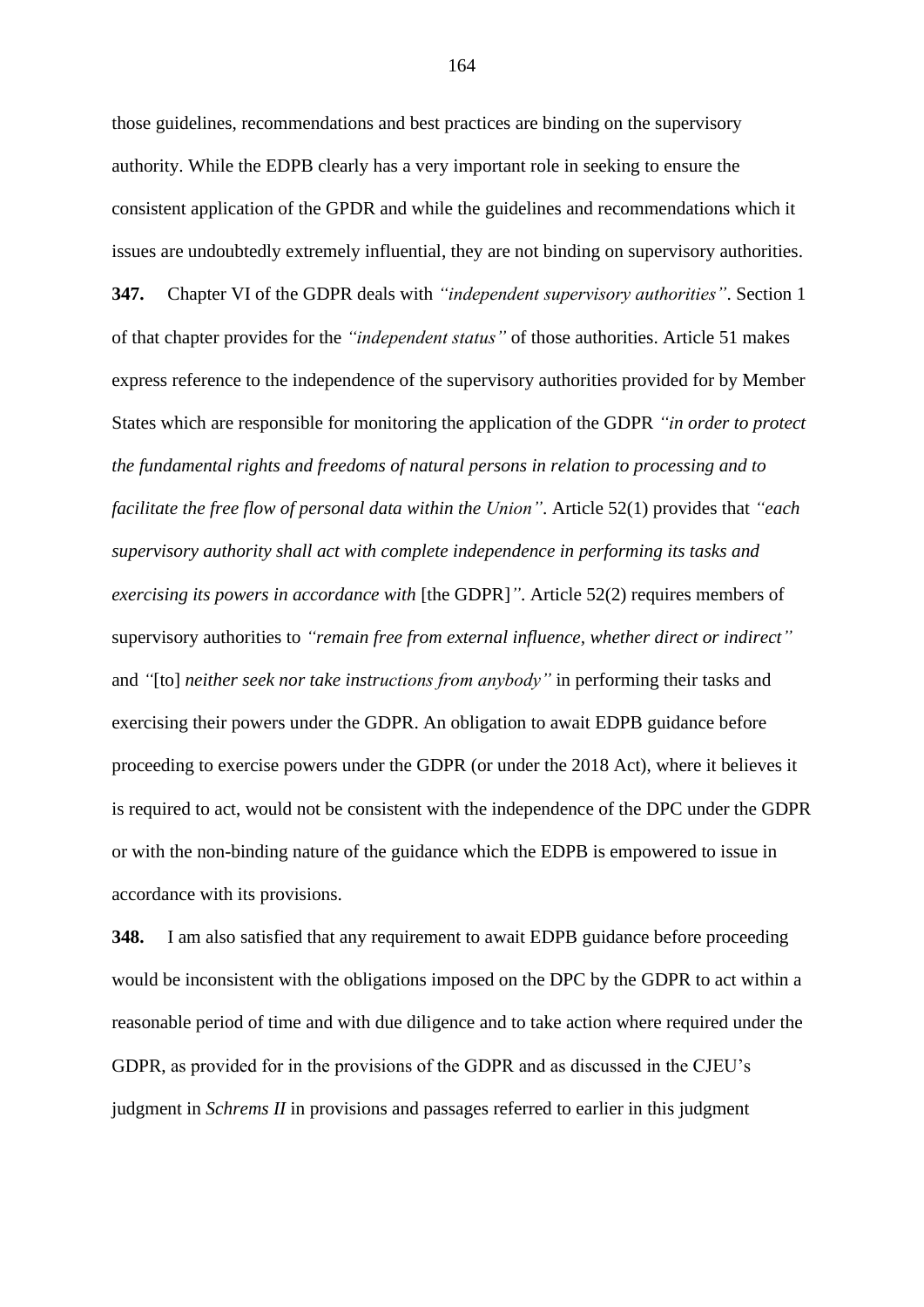those guidelines, recommendations and best practices are binding on the supervisory authority. While the EDPB clearly has a very important role in seeking to ensure the consistent application of the GPDR and while the guidelines and recommendations which it issues are undoubtedly extremely influential, they are not binding on supervisory authorities.

**347.** Chapter VI of the GDPR deals with *"independent supervisory authorities"*. Section 1 of that chapter provides for the *"independent status"* of those authorities. Article 51 makes express reference to the independence of the supervisory authorities provided for by Member States which are responsible for monitoring the application of the GDPR *"in order to protect the fundamental rights and freedoms of natural persons in relation to processing and to facilitate the free flow of personal data within the Union"*. Article 52(1) provides that *"each supervisory authority shall act with complete independence in performing its tasks and exercising its powers in accordance with* [the GDPR]*"*. Article 52(2) requires members of supervisory authorities to *"remain free from external influence, whether direct or indirect"* and *"*[to] *neither seek nor take instructions from anybody"* in performing their tasks and exercising their powers under the GDPR. An obligation to await EDPB guidance before proceeding to exercise powers under the GDPR (or under the 2018 Act), where it believes it is required to act, would not be consistent with the independence of the DPC under the GDPR or with the non-binding nature of the guidance which the EDPB is empowered to issue in accordance with its provisions.

**348.** I am also satisfied that any requirement to await EDPB guidance before proceeding would be inconsistent with the obligations imposed on the DPC by the GDPR to act within a reasonable period of time and with due diligence and to take action where required under the GDPR, as provided for in the provisions of the GDPR and as discussed in the CJEU's judgment in *Schrems II* in provisions and passages referred to earlier in this judgment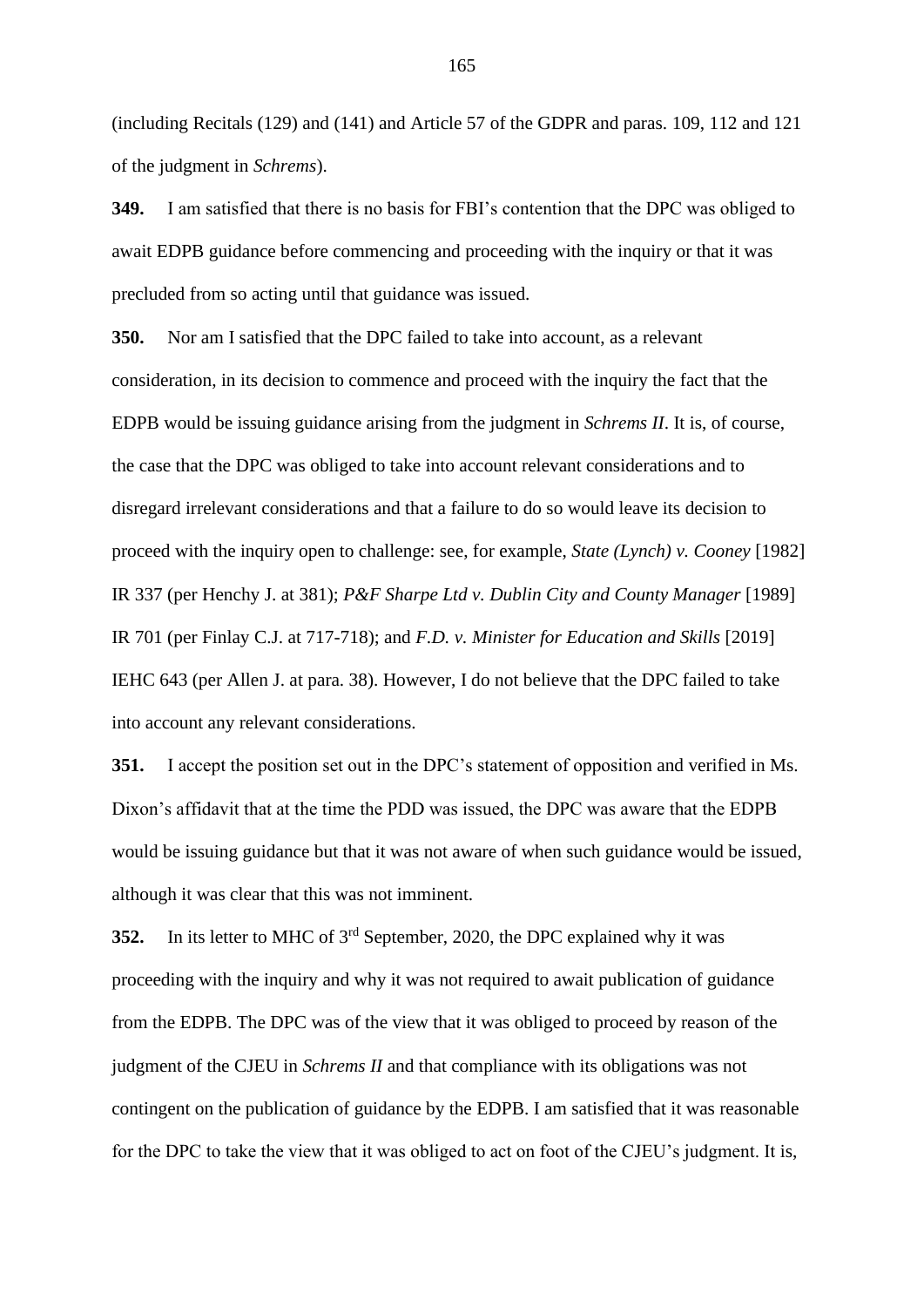(including Recitals (129) and (141) and Article 57 of the GDPR and paras. 109, 112 and 121 of the judgment in *Schrems*).

**349.** I am satisfied that there is no basis for FBI's contention that the DPC was obliged to await EDPB guidance before commencing and proceeding with the inquiry or that it was precluded from so acting until that guidance was issued.

**350.** Nor am I satisfied that the DPC failed to take into account, as a relevant consideration, in its decision to commence and proceed with the inquiry the fact that the EDPB would be issuing guidance arising from the judgment in *Schrems II*. It is, of course, the case that the DPC was obliged to take into account relevant considerations and to disregard irrelevant considerations and that a failure to do so would leave its decision to proceed with the inquiry open to challenge: see, for example, *State (Lynch) v. Cooney* [1982] IR 337 (per Henchy J. at 381); *P&F Sharpe Ltd v. Dublin City and County Manager* [1989] IR 701 (per Finlay C.J. at 717-718); and *F.D. v. Minister for Education and Skills* [2019] IEHC 643 (per Allen J. at para. 38). However, I do not believe that the DPC failed to take into account any relevant considerations.

**351.** I accept the position set out in the DPC's statement of opposition and verified in Ms. Dixon's affidavit that at the time the PDD was issued, the DPC was aware that the EDPB would be issuing guidance but that it was not aware of when such guidance would be issued, although it was clear that this was not imminent.

**352.** In its letter to MHC of 3rd September, 2020, the DPC explained why it was proceeding with the inquiry and why it was not required to await publication of guidance from the EDPB. The DPC was of the view that it was obliged to proceed by reason of the judgment of the CJEU in *Schrems II* and that compliance with its obligations was not contingent on the publication of guidance by the EDPB. I am satisfied that it was reasonable for the DPC to take the view that it was obliged to act on foot of the CJEU's judgment. It is,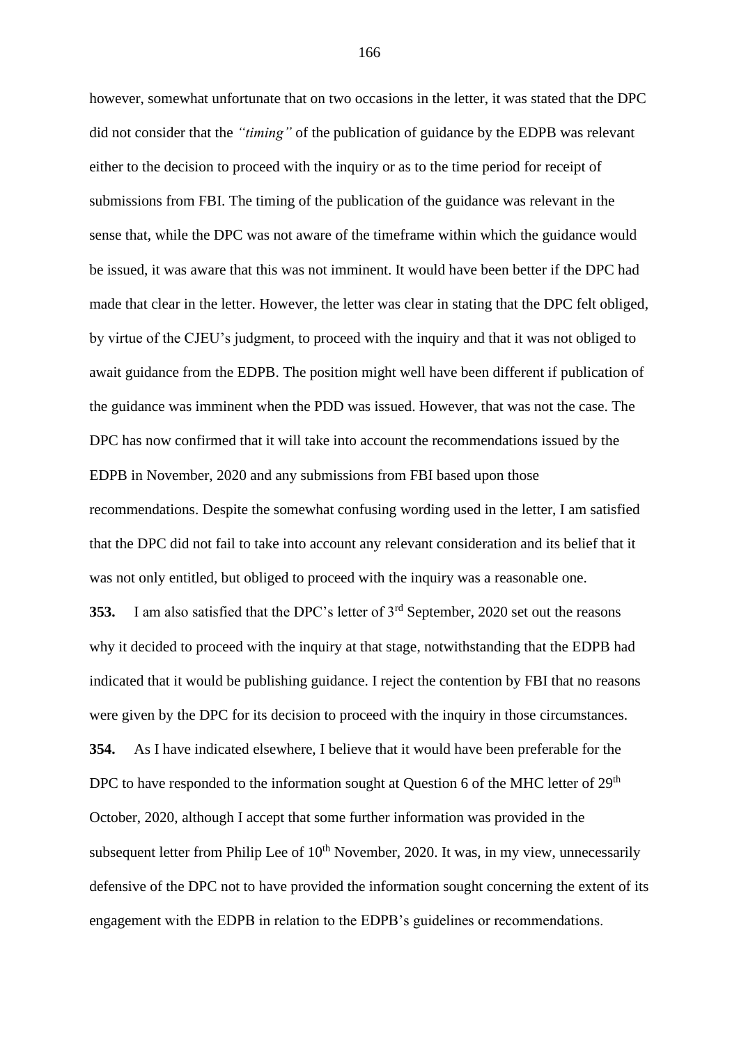however, somewhat unfortunate that on two occasions in the letter, it was stated that the DPC did not consider that the *"timing"* of the publication of guidance by the EDPB was relevant either to the decision to proceed with the inquiry or as to the time period for receipt of submissions from FBI. The timing of the publication of the guidance was relevant in the sense that, while the DPC was not aware of the timeframe within which the guidance would be issued, it was aware that this was not imminent. It would have been better if the DPC had made that clear in the letter. However, the letter was clear in stating that the DPC felt obliged, by virtue of the CJEU's judgment, to proceed with the inquiry and that it was not obliged to await guidance from the EDPB. The position might well have been different if publication of the guidance was imminent when the PDD was issued. However, that was not the case. The DPC has now confirmed that it will take into account the recommendations issued by the EDPB in November, 2020 and any submissions from FBI based upon those recommendations. Despite the somewhat confusing wording used in the letter, I am satisfied that the DPC did not fail to take into account any relevant consideration and its belief that it was not only entitled, but obliged to proceed with the inquiry was a reasonable one.

**353.** I am also satisfied that the DPC's letter of 3rd September, 2020 set out the reasons why it decided to proceed with the inquiry at that stage, notwithstanding that the EDPB had indicated that it would be publishing guidance. I reject the contention by FBI that no reasons were given by the DPC for its decision to proceed with the inquiry in those circumstances.

**354.** As I have indicated elsewhere, I believe that it would have been preferable for the DPC to have responded to the information sought at Question 6 of the MHC letter of 29th October, 2020, although I accept that some further information was provided in the subsequent letter from Philip Lee of 10th November, 2020. It was, in my view, unnecessarily defensive of the DPC not to have provided the information sought concerning the extent of its engagement with the EDPB in relation to the EDPB's guidelines or recommendations.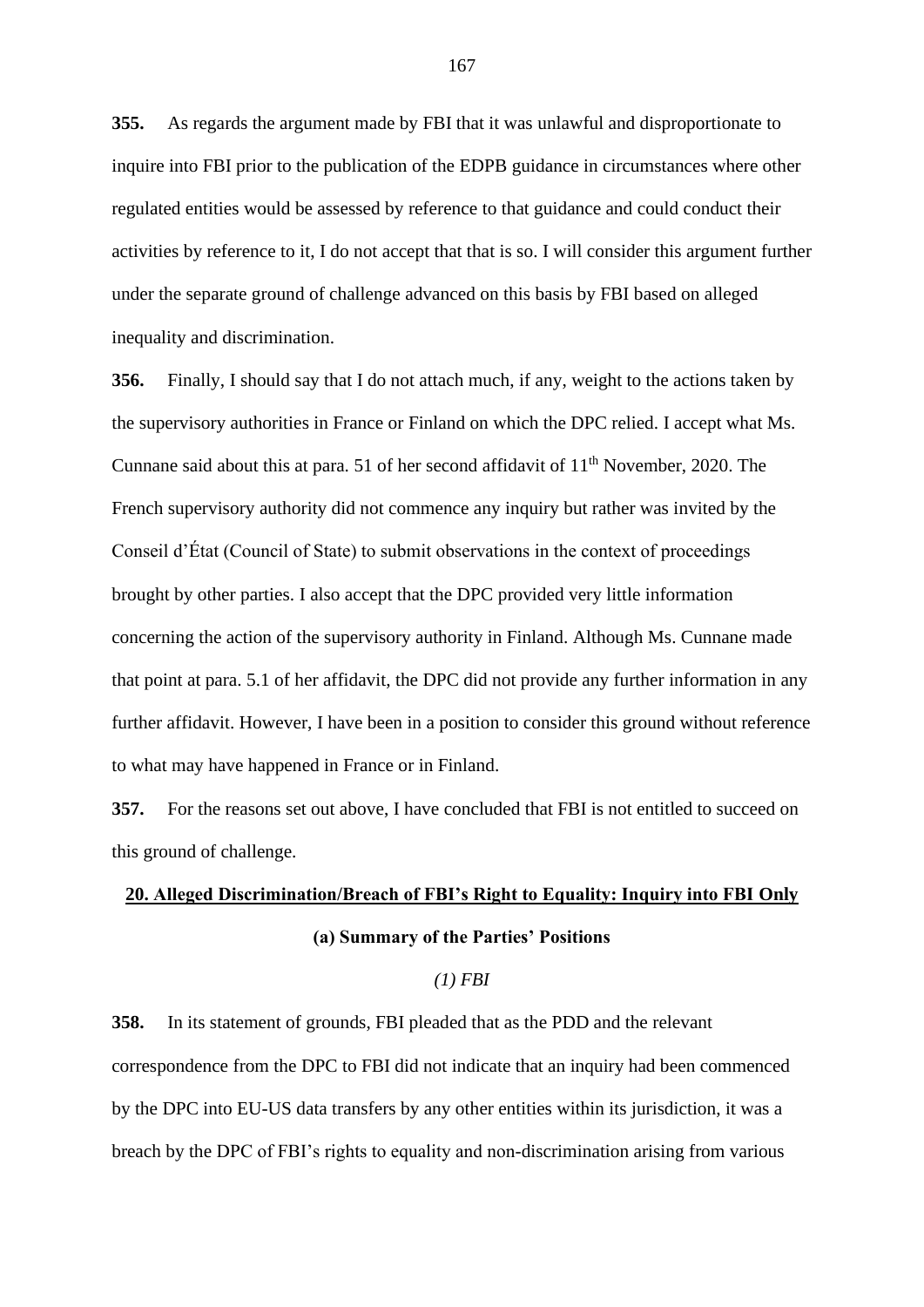**355.** As regards the argument made by FBI that it was unlawful and disproportionate to inquire into FBI prior to the publication of the EDPB guidance in circumstances where other regulated entities would be assessed by reference to that guidance and could conduct their activities by reference to it, I do not accept that that is so. I will consider this argument further under the separate ground of challenge advanced on this basis by FBI based on alleged inequality and discrimination.

**356.** Finally, I should say that I do not attach much, if any, weight to the actions taken by the supervisory authorities in France or Finland on which the DPC relied. I accept what Ms. Cunnane said about this at para. 51 of her second affidavit of 11th November, 2020. The French supervisory authority did not commence any inquiry but rather was invited by the Conseil d'État (Council of State) to submit observations in the context of proceedings brought by other parties. I also accept that the DPC provided very little information concerning the action of the supervisory authority in Finland. Although Ms. Cunnane made that point at para. 5.1 of her affidavit, the DPC did not provide any further information in any further affidavit. However, I have been in a position to consider this ground without reference to what may have happened in France or in Finland.

**357.** For the reasons set out above, I have concluded that FBI is not entitled to succeed on this ground of challenge.

## 20. Alleged Discrimination/Breach of FBI's Right to Equality: Inquiry into FBI Only

### (a) Summary of the Parties' Positions

#### *(1) FBI*

**358.** In its statement of grounds, FBI pleaded that as the PDD and the relevant correspondence from the DPC to FBI did not indicate that an inquiry had been commenced by the DPC into EU-US data transfers by any other entities within its jurisdiction, it was a breach by the DPC of FBI's rights to equality and non-discrimination arising from various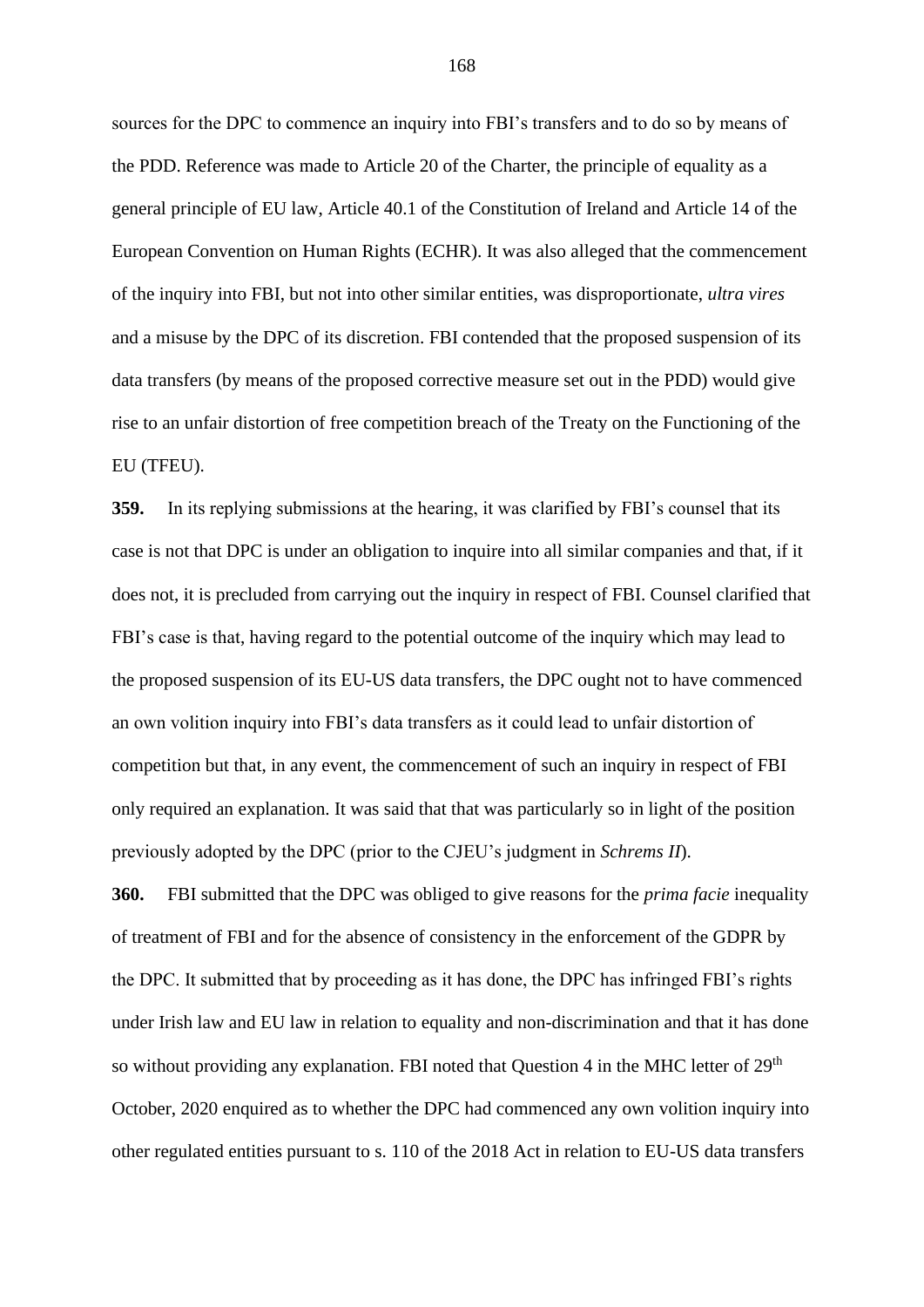sources for the DPC to commence an inquiry into FBI's transfers and to do so by means of the PDD. Reference was made to Article 20 of the Charter, the principle of equality as a general principle of EU law, Article 40.1 of the Constitution of Ireland and Article 14 of the European Convention on Human Rights (ECHR). It was also alleged that the commencement of the inquiry into FBI, but not into other similar entities, was disproportionate, *ultra vires* and a misuse by the DPC of its discretion. FBI contended that the proposed suspension of its data transfers (by means of the proposed corrective measure set out in the PDD) would give rise to an unfair distortion of free competition breach of the Treaty on the Functioning of the EU (TFEU).

**359.** In its replying submissions at the hearing, it was clarified by FBI's counsel that its case is not that DPC is under an obligation to inquire into all similar companies and that, if it does not, it is precluded from carrying out the inquiry in respect of FBI. Counsel clarified that FBI's case is that, having regard to the potential outcome of the inquiry which may lead to the proposed suspension of its EU-US data transfers, the DPC ought not to have commenced an own volition inquiry into FBI's data transfers as it could lead to unfair distortion of competition but that, in any event, the commencement of such an inquiry in respect of FBI only required an explanation. It was said that that was particularly so in light of the position previously adopted by the DPC (prior to the CJEU's judgment in *Schrems II*).

**360.** FBI submitted that the DPC was obliged to give reasons for the *prima facie* inequality of treatment of FBI and for the absence of consistency in the enforcement of the GDPR by the DPC. It submitted that by proceeding as it has done, the DPC has infringed FBI's rights under Irish law and EU law in relation to equality and non-discrimination and that it has done so without providing any explanation. FBI noted that Question 4 in the MHC letter of 29th October, 2020 enquired as to whether the DPC had commenced any own volition inquiry into other regulated entities pursuant to s. 110 of the 2018 Act in relation to EU-US data transfers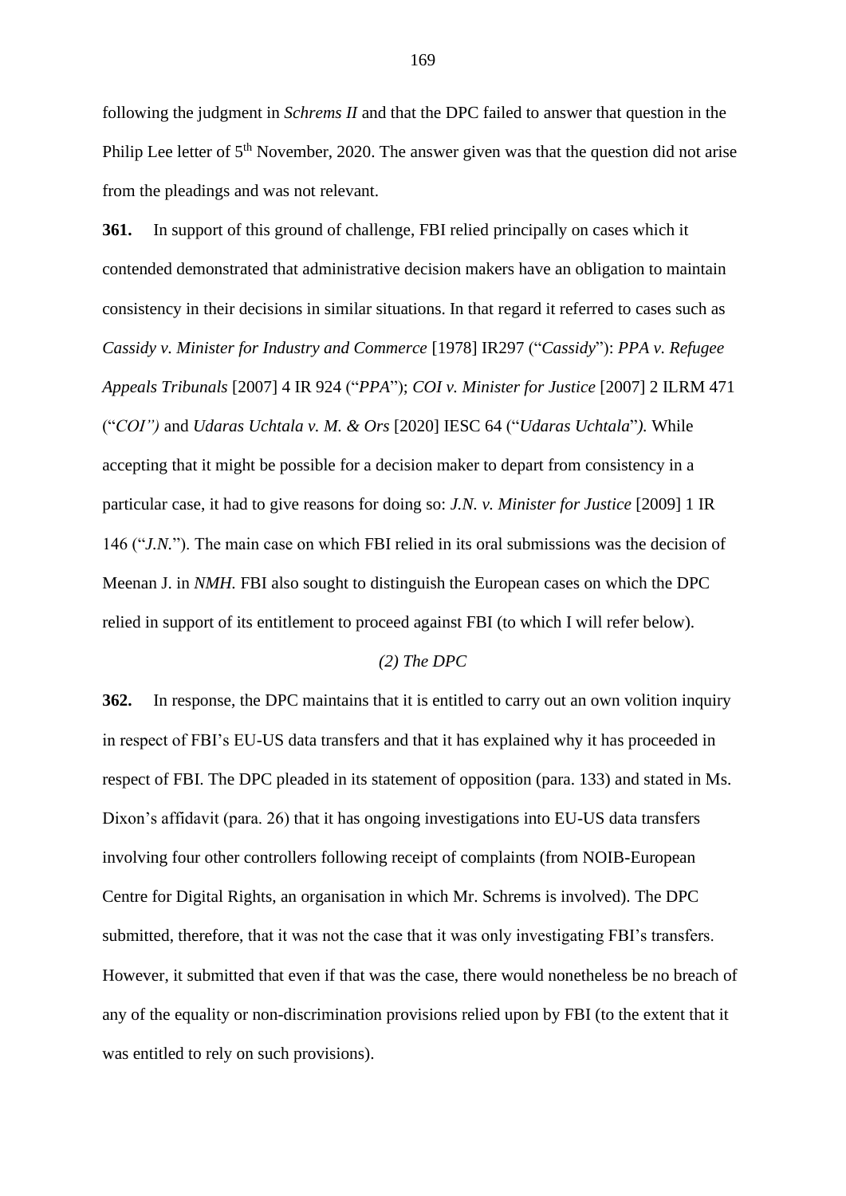following the judgment in *Schrems II* and that the DPC failed to answer that question in the Philip Lee letter of 5th November, 2020. The answer given was that the question did not arise from the pleadings and was not relevant.

**361.** In support of this ground of challenge, FBI relied principally on cases which it contended demonstrated that administrative decision makers have an obligation to maintain consistency in their decisions in similar situations. In that regard it referred to cases such as *Cassidy v. Minister for Industry and Commerce* [1978] IR297 ("*Cassidy*"): *PPA v. Refugee Appeals Tribunals* [2007] 4 IR 924 ("*PPA*"); *COI v. Minister for Justice* [2007] 2 ILRM 471 ("*COI")* and *Udaras Uchtala v. M. & Ors* [2020] IESC 64 ("*Udaras Uchtala*"*)*. While accepting that it might be possible for a decision maker to depart from consistency in a particular case, it had to give reasons for doing so: *J.N. v. Minister for Justice* [2009] 1 IR 146 ("*J.N.*"). The main case on which FBI relied in its oral submissions was the decision of Meenan J. in *NMH.* FBI also sought to distinguish the European cases on which the DPC relied in support of its entitlement to proceed against FBI (to which I will refer below).

*(2) The DPC*

**362.** In response, the DPC maintains that it is entitled to carry out an own volition inquiry in respect of FBI's EU-US data transfers and that it has explained why it has proceeded in respect of FBI. The DPC pleaded in its statement of opposition (para. 133) and stated in Ms. Dixon's affidavit (para. 26) that it has ongoing investigations into EU-US data transfers involving four other controllers following receipt of complaints (from NOIB-European Centre for Digital Rights, an organisation in which Mr. Schrems is involved). The DPC submitted, therefore, that it was not the case that it was only investigating FBI's transfers. However, it submitted that even if that was the case, there would nonetheless be no breach of any of the equality or non-discrimination provisions relied upon by FBI (to the extent that it was entitled to rely on such provisions).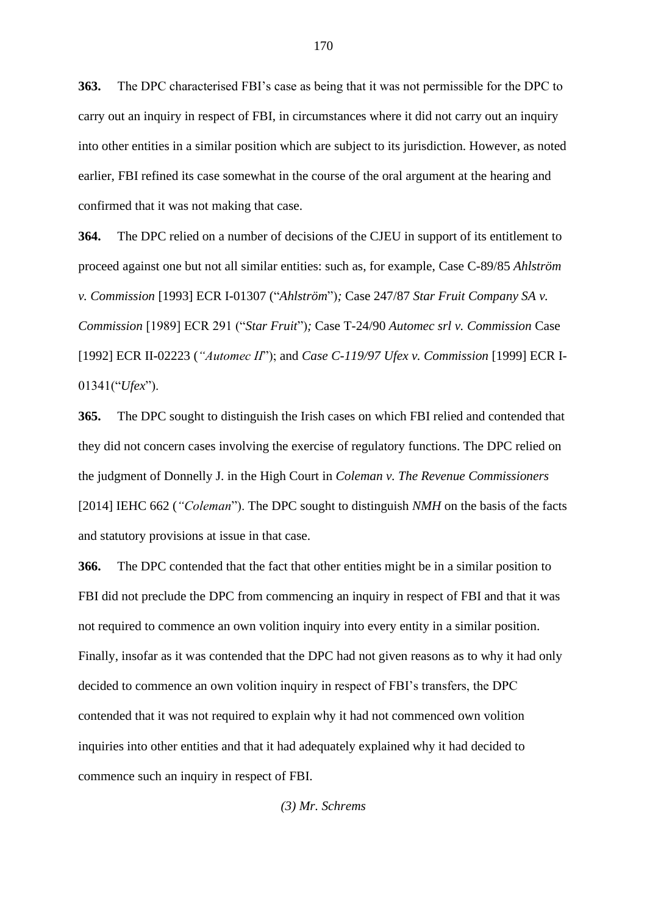**363.** The DPC characterised FBI's case as being that it was not permissible for the DPC to carry out an inquiry in respect of FBI, in circumstances where it did not carry out an inquiry into other entities in a similar position which are subject to its jurisdiction. However, as noted earlier, FBI refined its case somewhat in the course of the oral argument at the hearing and confirmed that it was not making that case.

**364.** The DPC relied on a number of decisions of the CJEU in support of its entitlement to proceed against one but not all similar entities: such as, for example, Case C-89/85 *Ahlström v. Commission* [1993] ECR I-01307 ("*Ahlström*")*;* Case 247/87 *Star Fruit Company SA v. Commission* [1989] ECR 291 ("*Star Fruit*")*;* Case T-24/90 *Automec srl v. Commission* Case [1992] ECR II-02223 (*"Automec II*"); and *Case C-119/97 Ufex v. Commission* [1999] ECR I-01341("*Ufex*").

**365.** The DPC sought to distinguish the Irish cases on which FBI relied and contended that they did not concern cases involving the exercise of regulatory functions. The DPC relied on the judgment of Donnelly J. in the High Court in *Coleman v. The Revenue Commissioners* [2014] IEHC 662 (*"Coleman*"). The DPC sought to distinguish *NMH* on the basis of the facts and statutory provisions at issue in that case.

**366.** The DPC contended that the fact that other entities might be in a similar position to FBI did not preclude the DPC from commencing an inquiry in respect of FBI and that it was not required to commence an own volition inquiry into every entity in a similar position. Finally, insofar as it was contended that the DPC had not given reasons as to why it had only decided to commence an own volition inquiry in respect of FBI's transfers, the DPC contended that it was not required to explain why it had not commenced own volition inquiries into other entities and that it had adequately explained why it had decided to commence such an inquiry in respect of FBI.

*(3) Mr. Schrems*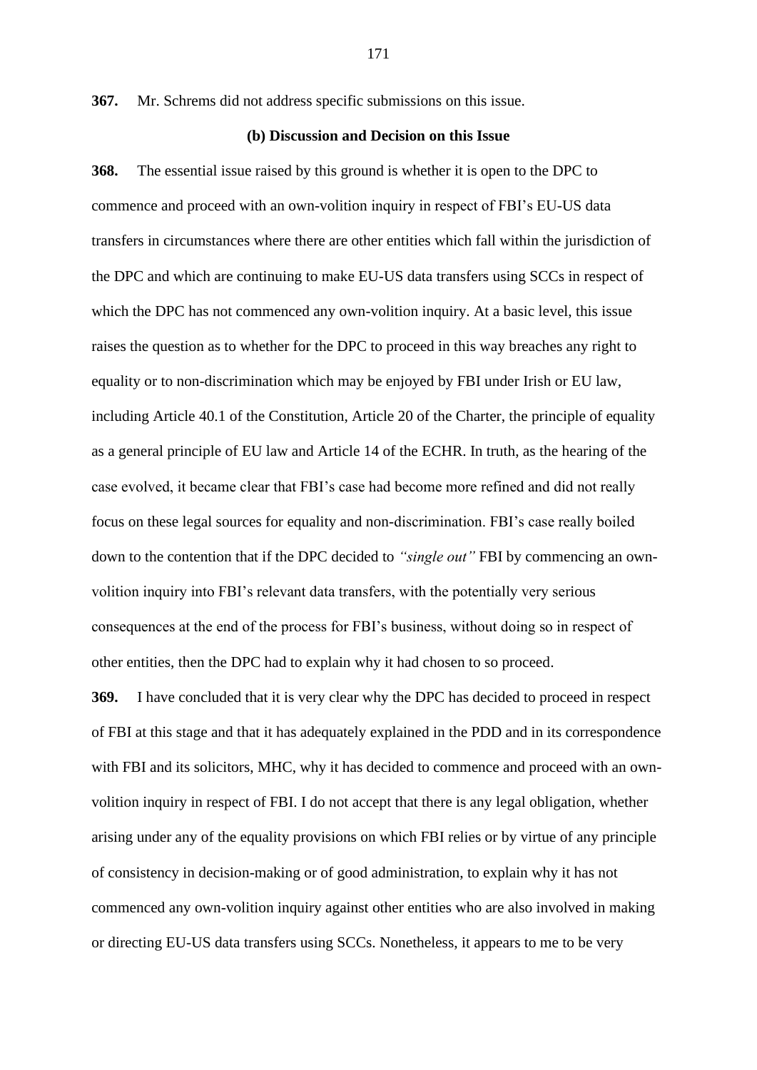**367.** Mr. Schrems did not address specific submissions on this issue.

**(b) Discussion and Decision on this Issue**

**368.** The essential issue raised by this ground is whether it is open to the DPC to commence and proceed with an own-volition inquiry in respect of FBI's EU-US data transfers in circumstances where there are other entities which fall within the jurisdiction of the DPC and which are continuing to make EU-US data transfers using SCCs in respect of which the DPC has not commenced any own-volition inquiry. At a basic level, this issue raises the question as to whether for the DPC to proceed in this way breaches any right to equality or to non-discrimination which may be enjoyed by FBI under Irish or EU law, including Article 40.1 of the Constitution, Article 20 of the Charter, the principle of equality as a general principle of EU law and Article 14 of the ECHR. In truth, as the hearing of the case evolved, it became clear that FBI's case had become more refined and did not really focus on these legal sources for equality and non-discrimination. FBI's case really boiled down to the contention that if the DPC decided to *"single out"* FBI by commencing an own-volition inquiry into FBI's relevant data transfers, with the potentially very serious consequences at the end of the process for FBI's business, without doing so in respect of other entities, then the DPC had to explain why it had chosen to so proceed.

**369.** I have concluded that it is very clear why the DPC has decided to proceed in respect of FBI at this stage and that it has adequately explained in the PDD and in its correspondence with FBI and its solicitors, MHC, why it has decided to commence and proceed with an own-volition inquiry in respect of FBI. I do not accept that there is any legal obligation, whether arising under any of the equality provisions on which FBI relies or by virtue of any principle of consistency in decision-making or of good administration, to explain why it has not commenced any own-volition inquiry against other entities who are also involved in making or directing EU-US data transfers using SCCs. Nonetheless, it appears to me to be very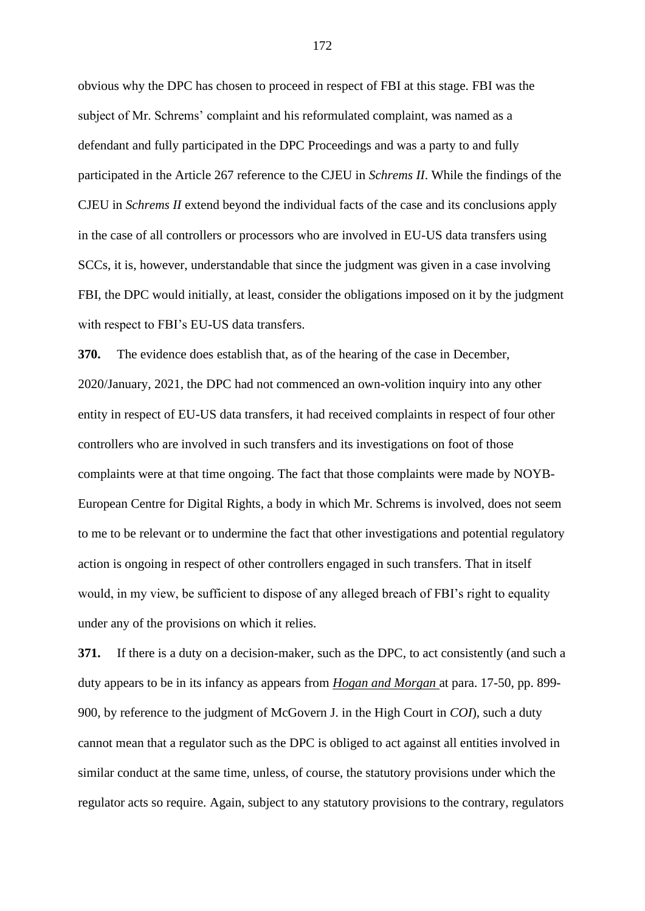obvious why the DPC has chosen to proceed in respect of FBI at this stage. FBI was the subject of Mr. Schrems' complaint and his reformulated complaint, was named as a defendant and fully participated in the DPC Proceedings and was a party to and fully participated in the Article 267 reference to the CJEU in *Schrems II*. While the findings of the CJEU in *Schrems II* extend beyond the individual facts of the case and its conclusions apply in the case of all controllers or processors who are involved in EU-US data transfers using SCCs, it is, however, understandable that since the judgment was given in a case involving FBI, the DPC would initially, at least, consider the obligations imposed on it by the judgment with respect to FBI's EU-US data transfers.

**370.** The evidence does establish that, as of the hearing of the case in December, 2020/January, 2021, the DPC had not commenced an own-volition inquiry into any other entity in respect of EU-US data transfers, it had received complaints in respect of four other controllers who are involved in such transfers and its investigations on foot of those complaints were at that time ongoing. The fact that those complaints were made by NOYB-European Centre for Digital Rights, a body in which Mr. Schrems is involved, does not seem to me to be relevant or to undermine the fact that other investigations and potential regulatory action is ongoing in respect of other controllers engaged in such transfers. That in itself would, in my view, be sufficient to dispose of any alleged breach of FBI's right to equality under any of the provisions on which it relies.

**371.** If there is a duty on a decision-maker, such as the DPC, to act consistently (and such a duty appears to be in its infancy as appears from ***Hogan and Morgan*** at para. 17-50, pp. 899-900, by reference to the judgment of McGovern J. in the High Court in *COI*), such a duty cannot mean that a regulator such as the DPC is obliged to act against all entities involved in similar conduct at the same time, unless, of course, the statutory provisions under which the regulator acts so require. Again, subject to any statutory provisions to the contrary, regulators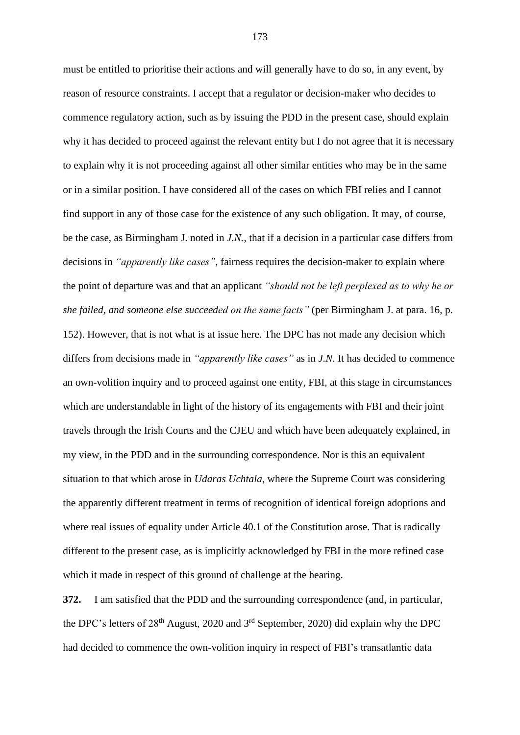must be entitled to prioritise their actions and will generally have to do so, in any event, by reason of resource constraints. I accept that a regulator or decision-maker who decides to commence regulatory action, such as by issuing the PDD in the present case, should explain why it has decided to proceed against the relevant entity but I do not agree that it is necessary to explain why it is not proceeding against all other similar entities who may be in the same or in a similar position. I have considered all of the cases on which FBI relies and I cannot find support in any of those case for the existence of any such obligation. It may, of course, be the case, as Birmingham J. noted in *J.N.*, that if a decision in a particular case differs from decisions in *"apparently like cases"*, fairness requires the decision-maker to explain where the point of departure was and that an applicant *"should not be left perplexed as to why he or she failed, and someone else succeeded on the same facts"* (per Birmingham J. at para. 16, p. 152). However, that is not what is at issue here. The DPC has not made any decision which differs from decisions made in *"apparently like cases"* as in *J.N.* It has decided to commence an own-volition inquiry and to proceed against one entity, FBI, at this stage in circumstances which are understandable in light of the history of its engagements with FBI and their joint travels through the Irish Courts and the CJEU and which have been adequately explained, in my view, in the PDD and in the surrounding correspondence. Nor is this an equivalent situation to that which arose in *Udaras Uchtala*, where the Supreme Court was considering the apparently different treatment in terms of recognition of identical foreign adoptions and where real issues of equality under Article 40.1 of the Constitution arose. That is radically different to the present case, as is implicitly acknowledged by FBI in the more refined case which it made in respect of this ground of challenge at the hearing.

**372.** I am satisfied that the PDD and the surrounding correspondence (and, in particular, the DPC's letters of 28th August, 2020 and 3rd September, 2020) did explain why the DPC had decided to commence the own-volition inquiry in respect of FBI's transatlantic data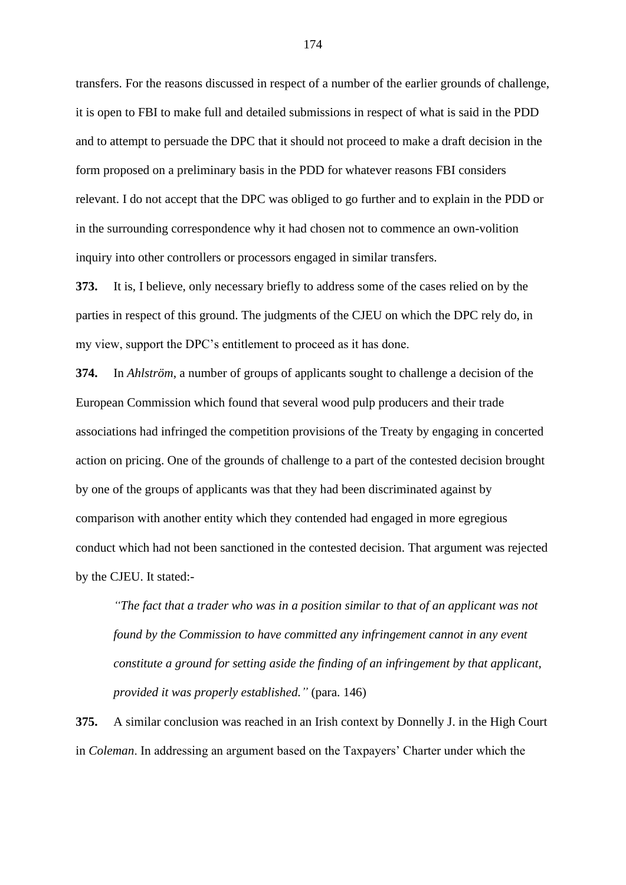transfers. For the reasons discussed in respect of a number of the earlier grounds of challenge, it is open to FBI to make full and detailed submissions in respect of what is said in the PDD and to attempt to persuade the DPC that it should not proceed to make a draft decision in the form proposed on a preliminary basis in the PDD for whatever reasons FBI considers relevant. I do not accept that the DPC was obliged to go further and to explain in the PDD or in the surrounding correspondence why it had chosen not to commence an own-volition inquiry into other controllers or processors engaged in similar transfers.

**373.** It is, I believe, only necessary briefly to address some of the cases relied on by the parties in respect of this ground. The judgments of the CJEU on which the DPC rely do, in my view, support the DPC's entitlement to proceed as it has done.

**374.** In *Ahlström*, a number of groups of applicants sought to challenge a decision of the European Commission which found that several wood pulp producers and their trade associations had infringed the competition provisions of the Treaty by engaging in concerted action on pricing. One of the grounds of challenge to a part of the contested decision brought by one of the groups of applicants was that they had been discriminated against by comparison with another entity which they contended had engaged in more egregious conduct which had not been sanctioned in the contested decision. That argument was rejected by the CJEU. It stated:-

> *"The fact that a trader who was in a position similar to that of an applicant was not found by the Commission to have committed any infringement cannot in any event constitute a ground for setting aside the finding of an infringement by that applicant, provided it was properly established."* (para. 146)

**375.** A similar conclusion was reached in an Irish context by Donnelly J. in the High Court in *Coleman*. In addressing an argument based on the Taxpayers' Charter under which the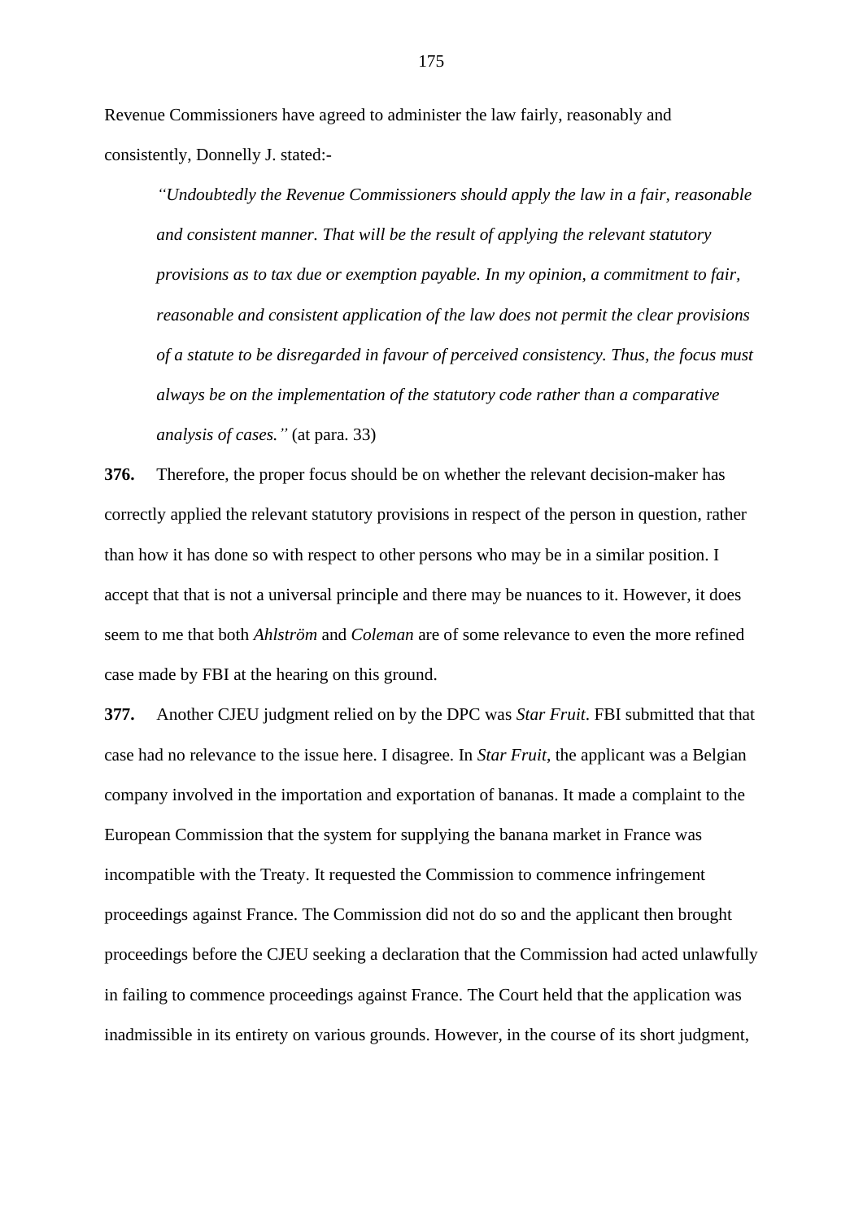Revenue Commissioners have agreed to administer the law fairly, reasonably and consistently, Donnelly J. stated:-

> *"Undoubtedly the Revenue Commissioners should apply the law in a fair, reasonable and consistent manner. That will be the result of applying the relevant statutory provisions as to tax due or exemption payable. In my opinion, a commitment to fair, reasonable and consistent application of the law does not permit the clear provisions of a statute to be disregarded in favour of perceived consistency. Thus, the focus must always be on the implementation of the statutory code rather than a comparative analysis of cases."* (at para. 33)

**376.** Therefore, the proper focus should be on whether the relevant decision-maker has correctly applied the relevant statutory provisions in respect of the person in question, rather than how it has done so with respect to other persons who may be in a similar position. I accept that that is not a universal principle and there may be nuances to it. However, it does seem to me that both *Ahlström* and *Coleman* are of some relevance to even the more refined case made by FBI at the hearing on this ground.

**377.** Another CJEU judgment relied on by the DPC was *Star Fruit*. FBI submitted that that case had no relevance to the issue here. I disagree. In *Star Fruit*, the applicant was a Belgian company involved in the importation and exportation of bananas. It made a complaint to the European Commission that the system for supplying the banana market in France was incompatible with the Treaty. It requested the Commission to commence infringement proceedings against France. The Commission did not do so and the applicant then brought proceedings before the CJEU seeking a declaration that the Commission had acted unlawfully in failing to commence proceedings against France. The Court held that the application was inadmissible in its entirety on various grounds. However, in the course of its short judgment,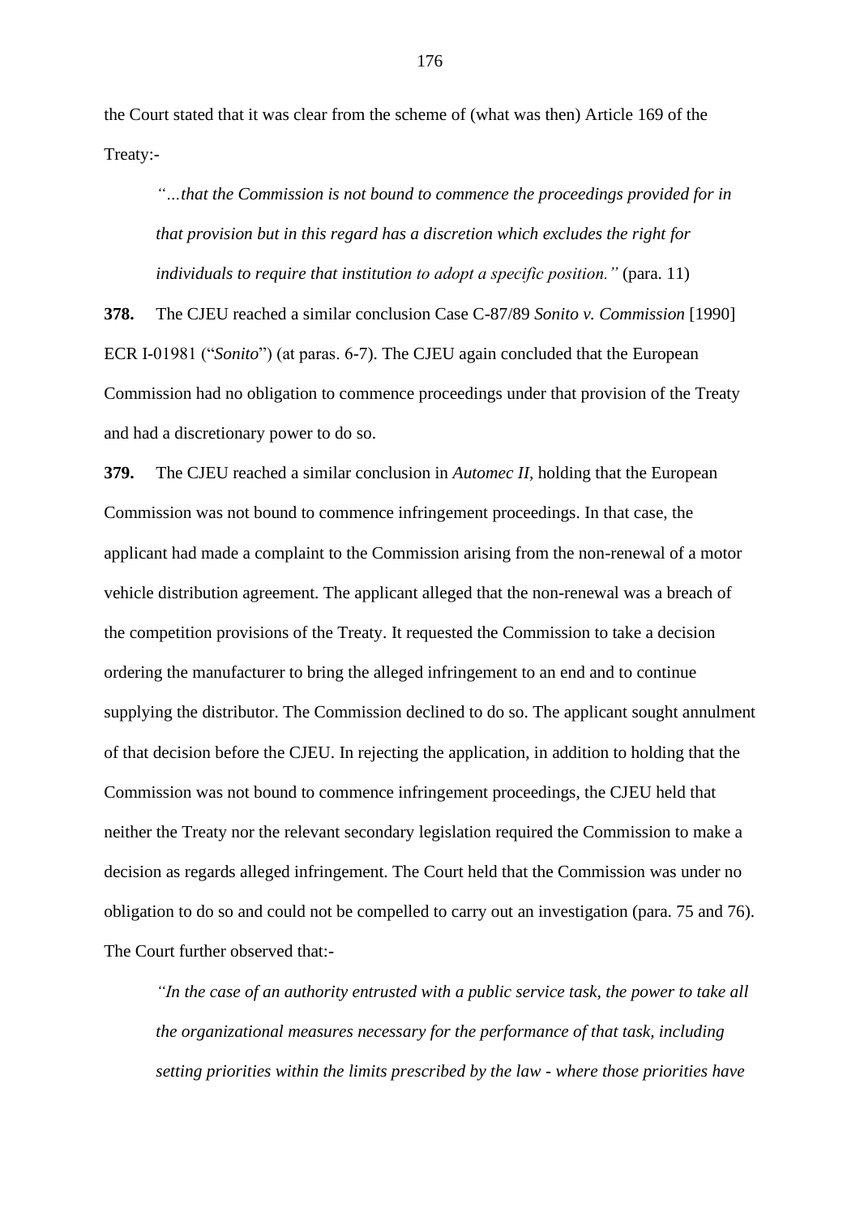the Court stated that it was clear from the scheme of (what was then) Article 169 of the Treaty:-

> *"…that the Commission is not bound to commence the proceedings provided for in that provision but in this regard has a discretion which excludes the right for individuals to require that institution to adopt a specific position."* (para. 11)

**378.** The CJEU reached a similar conclusion Case C-87/89 *Sonito v. Commission* [1990] ECR I-01981 ("*Sonito*") (at paras. 6-7). The CJEU again concluded that the European Commission had no obligation to commence proceedings under that provision of the Treaty and had a discretionary power to do so.

**379.** The CJEU reached a similar conclusion in *Automec II*, holding that the European Commission was not bound to commence infringement proceedings. In that case, the applicant had made a complaint to the Commission arising from the non-renewal of a motor vehicle distribution agreement. The applicant alleged that the non-renewal was a breach of the competition provisions of the Treaty. It requested the Commission to take a decision ordering the manufacturer to bring the alleged infringement to an end and to continue supplying the distributor. The Commission declined to do so. The applicant sought annulment of that decision before the CJEU. In rejecting the application, in addition to holding that the Commission was not bound to commence infringement proceedings, the CJEU held that neither the Treaty nor the relevant secondary legislation required the Commission to make a decision as regards alleged infringement. The Court held that the Commission was under no obligation to do so and could not be compelled to carry out an investigation (para. 75 and 76). The Court further observed that:-

> *"In the case of an authority entrusted with a public service task, the power to take all the organizational measures necessary for the performance of that task, including setting priorities within the limits prescribed by the law - where those priorities have*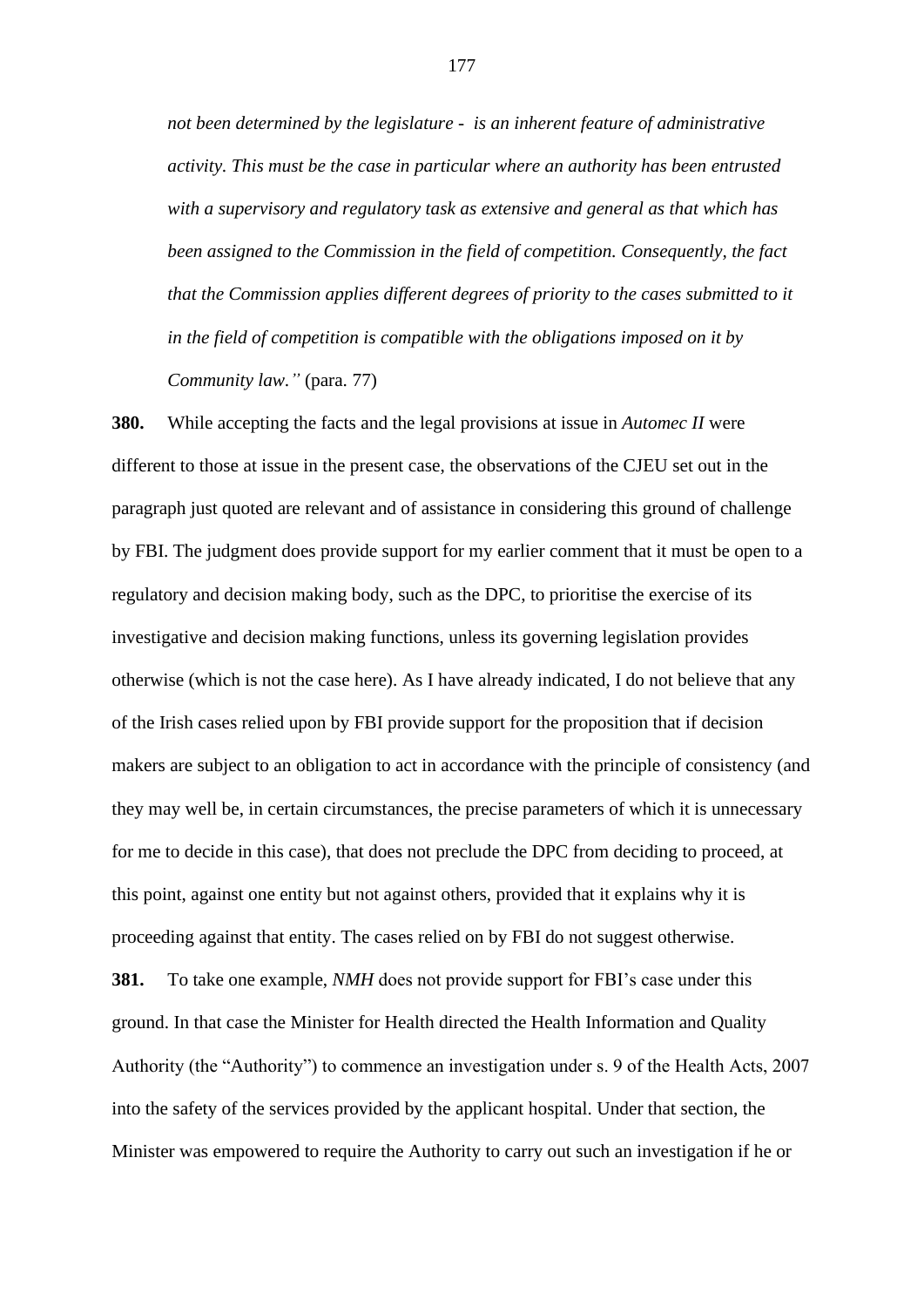*not been determined by the legislature - is an inherent feature of administrative activity. This must be the case in particular where an authority has been entrusted with a supervisory and regulatory task as extensive and general as that which has been assigned to the Commission in the field of competition. Consequently, the fact that the Commission applies different degrees of priority to the cases submitted to it in the field of competition is compatible with the obligations imposed on it by Community law."* (para. 77)

**380.** While accepting the facts and the legal provisions at issue in *Automec II* were different to those at issue in the present case, the observations of the CJEU set out in the paragraph just quoted are relevant and of assistance in considering this ground of challenge by FBI. The judgment does provide support for my earlier comment that it must be open to a regulatory and decision making body, such as the DPC, to prioritise the exercise of its investigative and decision making functions, unless its governing legislation provides otherwise (which is not the case here). As I have already indicated, I do not believe that any of the Irish cases relied upon by FBI provide support for the proposition that if decision makers are subject to an obligation to act in accordance with the principle of consistency (and they may well be, in certain circumstances, the precise parameters of which it is unnecessary for me to decide in this case), that does not preclude the DPC from deciding to proceed, at this point, against one entity but not against others, provided that it explains why it is proceeding against that entity. The cases relied on by FBI do not suggest otherwise.

**381.** To take one example, *NMH* does not provide support for FBI's case under this ground. In that case the Minister for Health directed the Health Information and Quality Authority (the "Authority") to commence an investigation under s. 9 of the Health Acts, 2007 into the safety of the services provided by the applicant hospital. Under that section, the Minister was empowered to require the Authority to carry out such an investigation if he or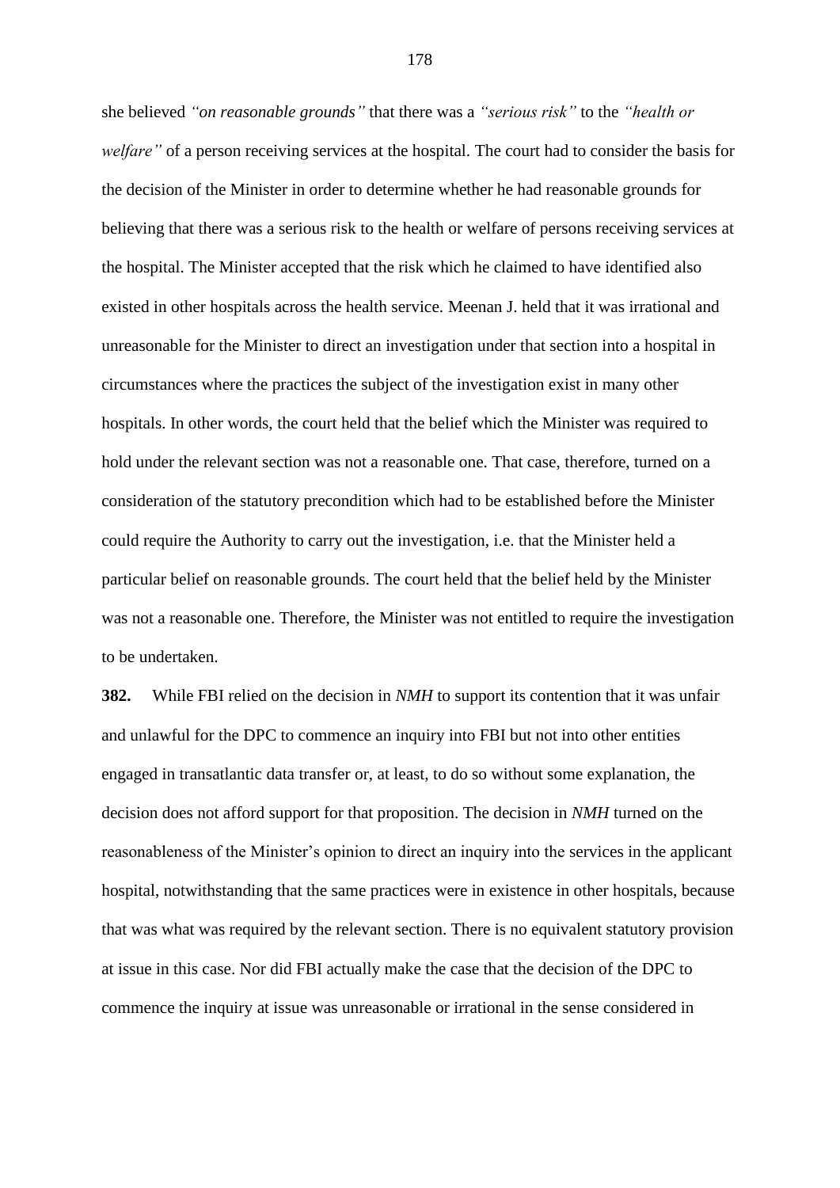she believed *"on reasonable grounds"* that there was a *"serious risk"* to the *"health or welfare"* of a person receiving services at the hospital. The court had to consider the basis for the decision of the Minister in order to determine whether he had reasonable grounds for believing that there was a serious risk to the health or welfare of persons receiving services at the hospital. The Minister accepted that the risk which he claimed to have identified also existed in other hospitals across the health service. Meenan J. held that it was irrational and unreasonable for the Minister to direct an investigation under that section into a hospital in circumstances where the practices the subject of the investigation exist in many other hospitals. In other words, the court held that the belief which the Minister was required to hold under the relevant section was not a reasonable one. That case, therefore, turned on a consideration of the statutory precondition which had to be established before the Minister could require the Authority to carry out the investigation, i.e. that the Minister held a particular belief on reasonable grounds. The court held that the belief held by the Minister was not a reasonable one. Therefore, the Minister was not entitled to require the investigation to be undertaken.

**382.** While FBI relied on the decision in *NMH* to support its contention that it was unfair and unlawful for the DPC to commence an inquiry into FBI but not into other entities engaged in transatlantic data transfer or, at least, to do so without some explanation, the decision does not afford support for that proposition. The decision in *NMH* turned on the reasonableness of the Minister's opinion to direct an inquiry into the services in the applicant hospital, notwithstanding that the same practices were in existence in other hospitals, because that was what was required by the relevant section. There is no equivalent statutory provision at issue in this case. Nor did FBI actually make the case that the decision of the DPC to commence the inquiry at issue was unreasonable or irrational in the sense considered in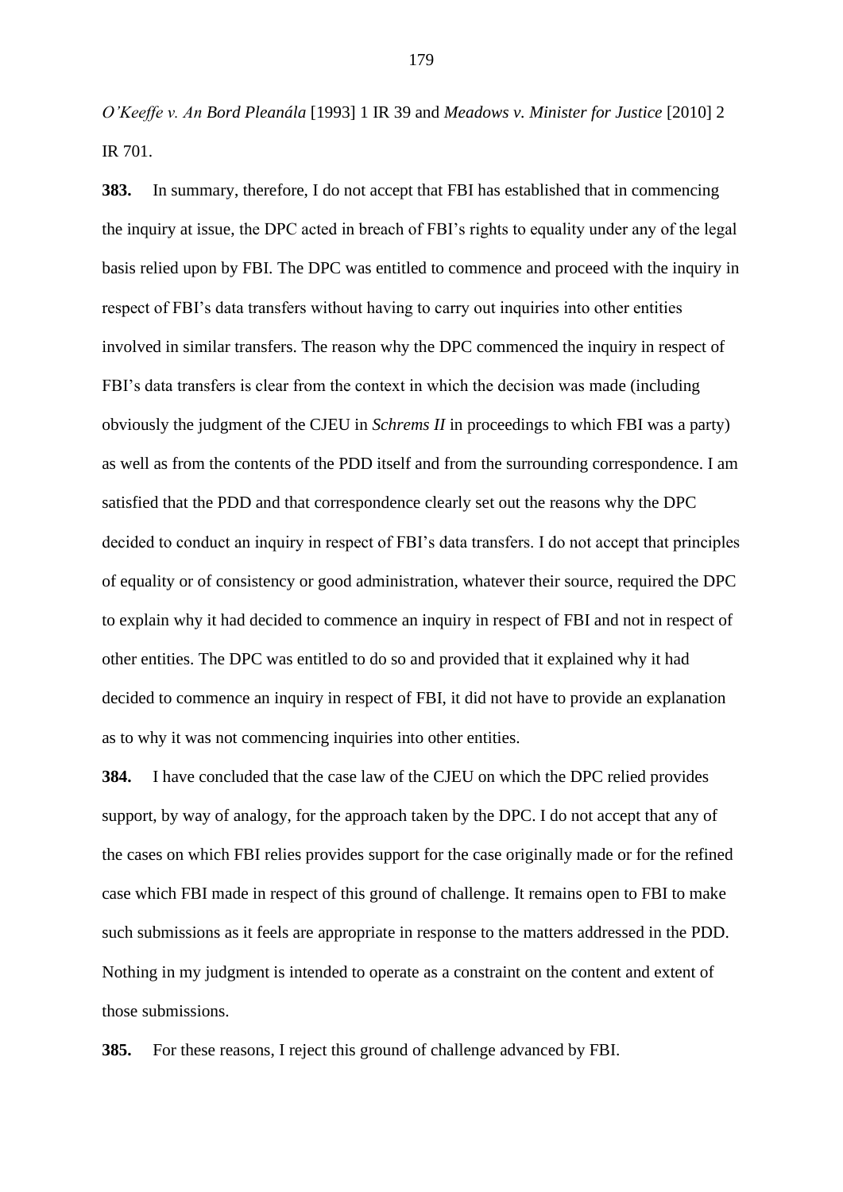*O'Keeffe v. An Bord Pleanála* [1993] 1 IR 39 and *Meadows v. Minister for Justice* [2010] 2 IR 701.

**383.** In summary, therefore, I do not accept that FBI has established that in commencing the inquiry at issue, the DPC acted in breach of FBI's rights to equality under any of the legal basis relied upon by FBI. The DPC was entitled to commence and proceed with the inquiry in respect of FBI's data transfers without having to carry out inquiries into other entities involved in similar transfers. The reason why the DPC commenced the inquiry in respect of FBI's data transfers is clear from the context in which the decision was made (including obviously the judgment of the CJEU in *Schrems II* in proceedings to which FBI was a party) as well as from the contents of the PDD itself and from the surrounding correspondence. I am satisfied that the PDD and that correspondence clearly set out the reasons why the DPC decided to conduct an inquiry in respect of FBI's data transfers. I do not accept that principles of equality or of consistency or good administration, whatever their source, required the DPC to explain why it had decided to commence an inquiry in respect of FBI and not in respect of other entities. The DPC was entitled to do so and provided that it explained why it had decided to commence an inquiry in respect of FBI, it did not have to provide an explanation as to why it was not commencing inquiries into other entities.

**384.** I have concluded that the case law of the CJEU on which the DPC relied provides support, by way of analogy, for the approach taken by the DPC. I do not accept that any of the cases on which FBI relies provides support for the case originally made or for the refined case which FBI made in respect of this ground of challenge. It remains open to FBI to make such submissions as it feels are appropriate in response to the matters addressed in the PDD. Nothing in my judgment is intended to operate as a constraint on the content and extent of those submissions.

**385.** For these reasons, I reject this ground of challenge advanced by FBI.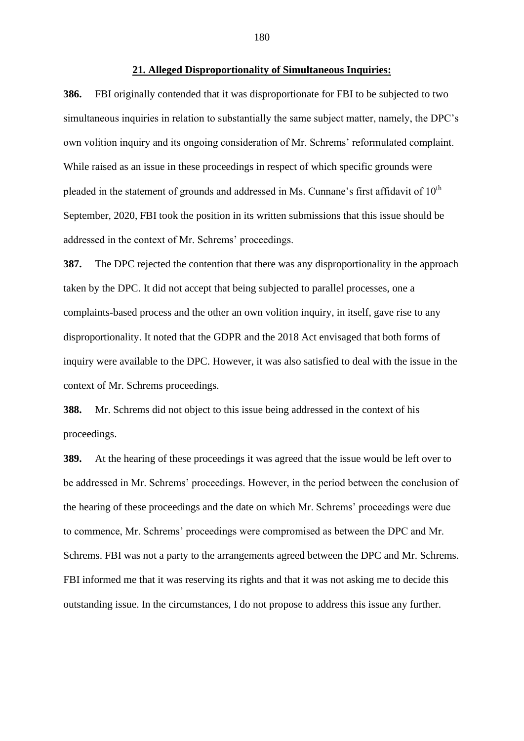## 21. Alleged Disproportionality of Simultaneous Inquiries:

**386.** FBI originally contended that it was disproportionate for FBI to be subjected to two simultaneous inquiries in relation to substantially the same subject matter, namely, the DPC's own volition inquiry and its ongoing consideration of Mr. Schrems' reformulated complaint. While raised as an issue in these proceedings in respect of which specific grounds were pleaded in the statement of grounds and addressed in Ms. Cunnane's first affidavit of 10th September, 2020, FBI took the position in its written submissions that this issue should be addressed in the context of Mr. Schrems' proceedings.

**387.** The DPC rejected the contention that there was any disproportionality in the approach taken by the DPC. It did not accept that being subjected to parallel processes, one a complaints-based process and the other an own volition inquiry, in itself, gave rise to any disproportionality. It noted that the GDPR and the 2018 Act envisaged that both forms of inquiry were available to the DPC. However, it was also satisfied to deal with the issue in the context of Mr. Schrems proceedings.

**388.** Mr. Schrems did not object to this issue being addressed in the context of his proceedings.

**389.** At the hearing of these proceedings it was agreed that the issue would be left over to be addressed in Mr. Schrems' proceedings. However, in the period between the conclusion of the hearing of these proceedings and the date on which Mr. Schrems' proceedings were due to commence, Mr. Schrems' proceedings were compromised as between the DPC and Mr. Schrems. FBI was not a party to the arrangements agreed between the DPC and Mr. Schrems. FBI informed me that it was reserving its rights and that it was not asking me to decide this outstanding issue. In the circumstances, I do not propose to address this issue any further.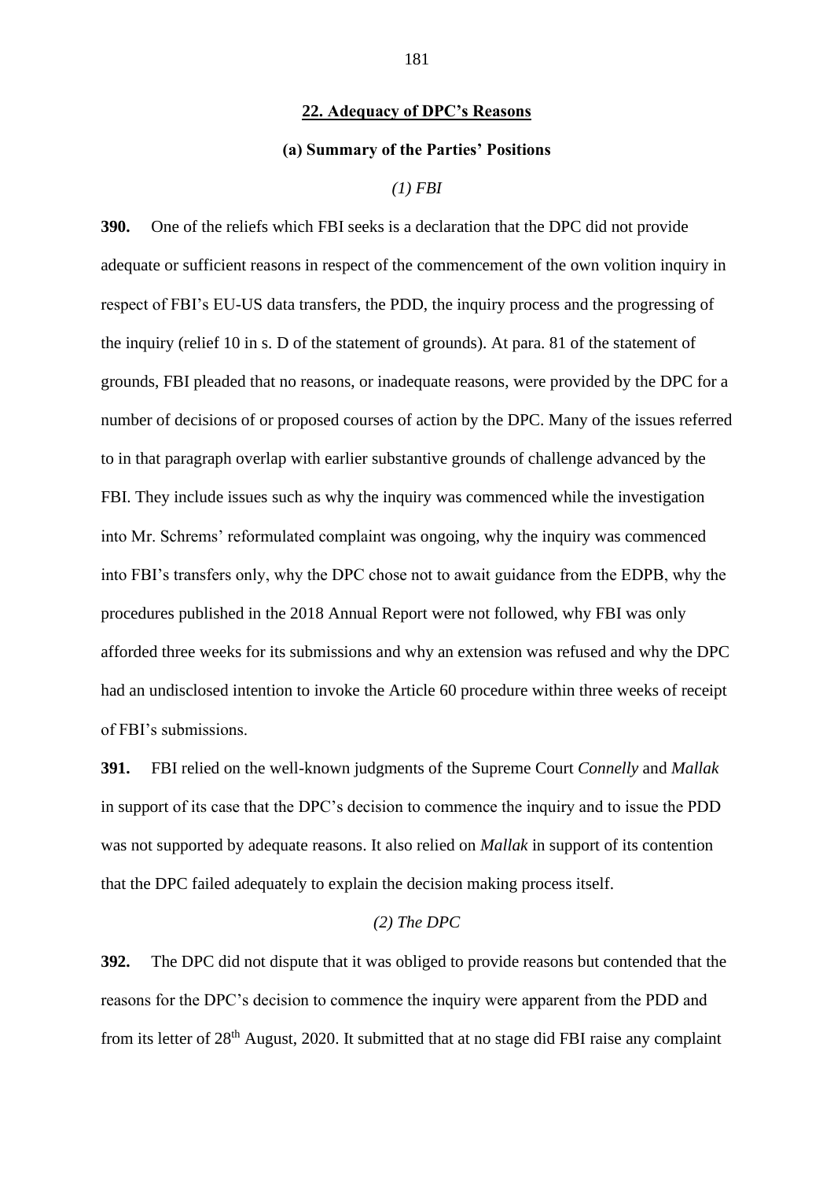## 22. Adequacy of DPC's Reasons

### (a) Summary of the Parties' Positions

*(1) FBI*

**390.** One of the reliefs which FBI seeks is a declaration that the DPC did not provide adequate or sufficient reasons in respect of the commencement of the own volition inquiry in respect of FBI's EU-US data transfers, the PDD, the inquiry process and the progressing of the inquiry (relief 10 in s. D of the statement of grounds). At para. 81 of the statement of grounds, FBI pleaded that no reasons, or inadequate reasons, were provided by the DPC for a number of decisions of or proposed courses of action by the DPC. Many of the issues referred to in that paragraph overlap with earlier substantive grounds of challenge advanced by the FBI. They include issues such as why the inquiry was commenced while the investigation into Mr. Schrems' reformulated complaint was ongoing, why the inquiry was commenced into FBI's transfers only, why the DPC chose not to await guidance from the EDPB, why the procedures published in the 2018 Annual Report were not followed, why FBI was only afforded three weeks for its submissions and why an extension was refused and why the DPC had an undisclosed intention to invoke the Article 60 procedure within three weeks of receipt of FBI's submissions.

**391.** FBI relied on the well-known judgments of the Supreme Court *Connelly* and *Mallak* in support of its case that the DPC's decision to commence the inquiry and to issue the PDD was not supported by adequate reasons. It also relied on *Mallak* in support of its contention that the DPC failed adequately to explain the decision making process itself.

*(2) The DPC*

**392.** The DPC did not dispute that it was obliged to provide reasons but contended that the reasons for the DPC's decision to commence the inquiry were apparent from the PDD and from its letter of 28th August, 2020. It submitted that at no stage did FBI raise any complaint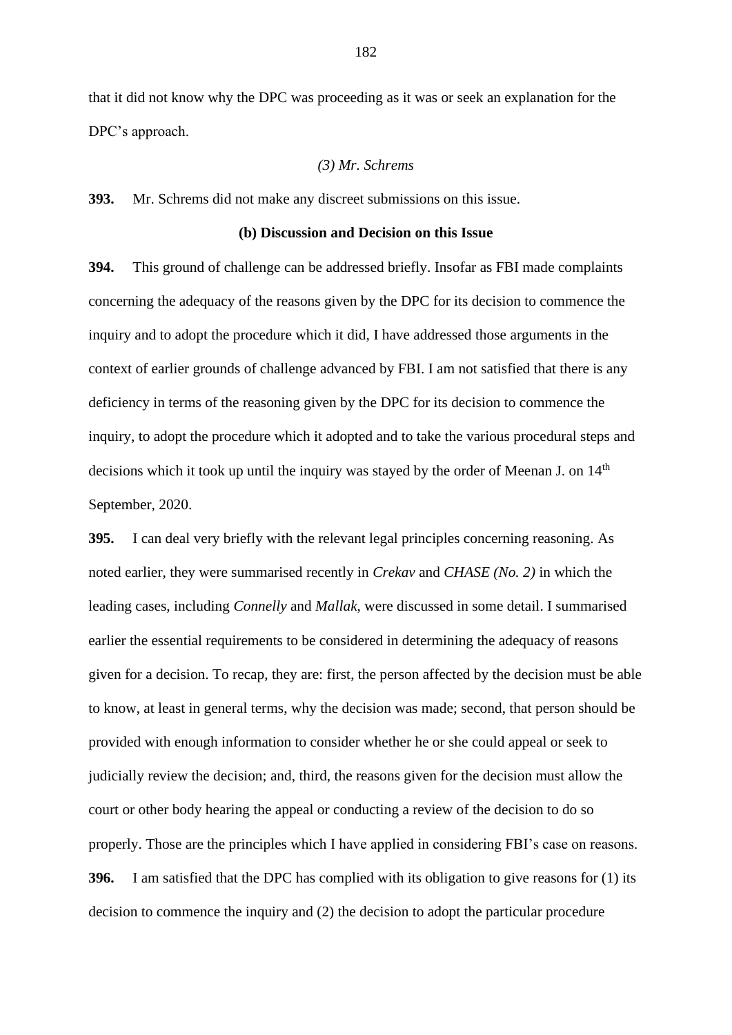that it did not know why the DPC was proceeding as it was or seek an explanation for the DPC's approach.

*(3) Mr. Schrems*

**393.** Mr. Schrems did not make any discreet submissions on this issue.

**(b) Discussion and Decision on this Issue**

**394.** This ground of challenge can be addressed briefly. Insofar as FBI made complaints concerning the adequacy of the reasons given by the DPC for its decision to commence the inquiry and to adopt the procedure which it did, I have addressed those arguments in the context of earlier grounds of challenge advanced by FBI. I am not satisfied that there is any deficiency in terms of the reasoning given by the DPC for its decision to commence the inquiry, to adopt the procedure which it adopted and to take the various procedural steps and decisions which it took up until the inquiry was stayed by the order of Meenan J. on 14th September, 2020.

**395.** I can deal very briefly with the relevant legal principles concerning reasoning. As noted earlier, they were summarised recently in *Crekav* and *CHASE (No. 2)* in which the leading cases, including *Connelly* and *Mallak*, were discussed in some detail. I summarised earlier the essential requirements to be considered in determining the adequacy of reasons given for a decision. To recap, they are: first, the person affected by the decision must be able to know, at least in general terms, why the decision was made; second, that person should be provided with enough information to consider whether he or she could appeal or seek to judicially review the decision; and, third, the reasons given for the decision must allow the court or other body hearing the appeal or conducting a review of the decision to do so properly. Those are the principles which I have applied in considering FBI's case on reasons.

**396.** I am satisfied that the DPC has complied with its obligation to give reasons for (1) its decision to commence the inquiry and (2) the decision to adopt the particular procedure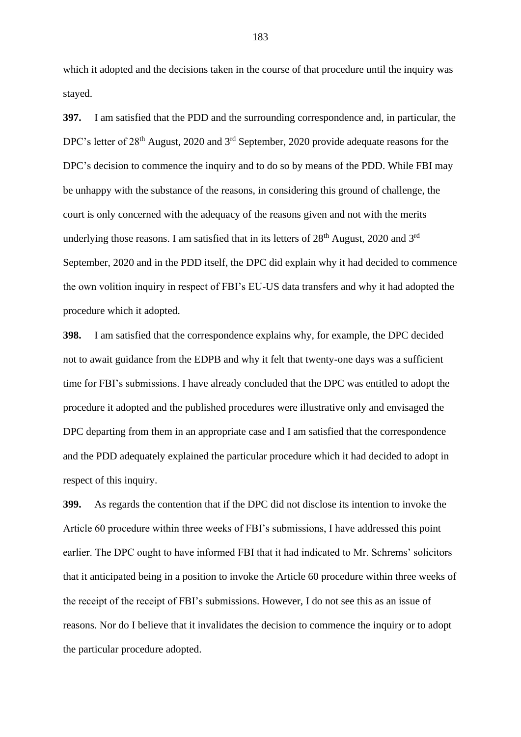which it adopted and the decisions taken in the course of that procedure until the inquiry was stayed.

**397.** I am satisfied that the PDD and the surrounding correspondence and, in particular, the DPC's letter of 28th August, 2020 and 3rd September, 2020 provide adequate reasons for the DPC's decision to commence the inquiry and to do so by means of the PDD. While FBI may be unhappy with the substance of the reasons, in considering this ground of challenge, the court is only concerned with the adequacy of the reasons given and not with the merits underlying those reasons. I am satisfied that in its letters of 28th August, 2020 and 3rd September, 2020 and in the PDD itself, the DPC did explain why it had decided to commence the own volition inquiry in respect of FBI's EU-US data transfers and why it had adopted the procedure which it adopted.

**398.** I am satisfied that the correspondence explains why, for example, the DPC decided not to await guidance from the EDPB and why it felt that twenty-one days was a sufficient time for FBI's submissions. I have already concluded that the DPC was entitled to adopt the procedure it adopted and the published procedures were illustrative only and envisaged the DPC departing from them in an appropriate case and I am satisfied that the correspondence and the PDD adequately explained the particular procedure which it had decided to adopt in respect of this inquiry.

**399.** As regards the contention that if the DPC did not disclose its intention to invoke the Article 60 procedure within three weeks of FBI's submissions, I have addressed this point earlier. The DPC ought to have informed FBI that it had indicated to Mr. Schrems' solicitors that it anticipated being in a position to invoke the Article 60 procedure within three weeks of the receipt of the receipt of FBI's submissions. However, I do not see this as an issue of reasons. Nor do I believe that it invalidates the decision to commence the inquiry or to adopt the particular procedure adopted.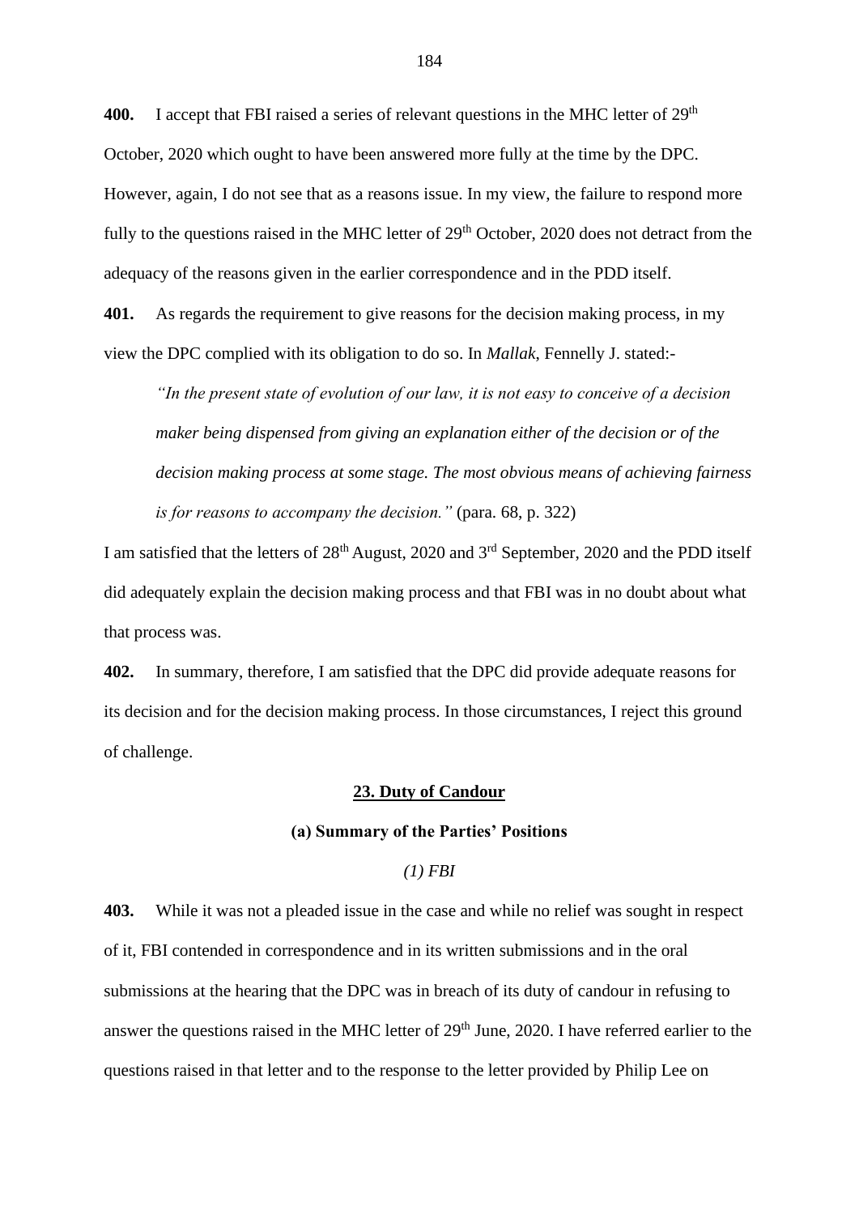**400.** I accept that FBI raised a series of relevant questions in the MHC letter of 29th October, 2020 which ought to have been answered more fully at the time by the DPC. However, again, I do not see that as a reasons issue. In my view, the failure to respond more fully to the questions raised in the MHC letter of 29th October, 2020 does not detract from the adequacy of the reasons given in the earlier correspondence and in the PDD itself.

**401.** As regards the requirement to give reasons for the decision making process, in my view the DPC complied with its obligation to do so. In *Mallak*, Fennelly J. stated:-

> *"In the present state of evolution of our law, it is not easy to conceive of a decision maker being dispensed from giving an explanation either of the decision or of the decision making process at some stage. The most obvious means of achieving fairness is for reasons to accompany the decision."* (para. 68, p. 322)

I am satisfied that the letters of 28th August, 2020 and 3rd September, 2020 and the PDD itself did adequately explain the decision making process and that FBI was in no doubt about what that process was.

**402.** In summary, therefore, I am satisfied that the DPC did provide adequate reasons for its decision and for the decision making process. In those circumstances, I reject this ground of challenge.

## 23. Duty of Candour

### (a) Summary of the Parties' Positions

#### *(1) FBI*

**403.** While it was not a pleaded issue in the case and while no relief was sought in respect of it, FBI contended in correspondence and in its written submissions and in the oral submissions at the hearing that the DPC was in breach of its duty of candour in refusing to answer the questions raised in the MHC letter of 29th June, 2020. I have referred earlier to the questions raised in that letter and to the response to the letter provided by Philip Lee on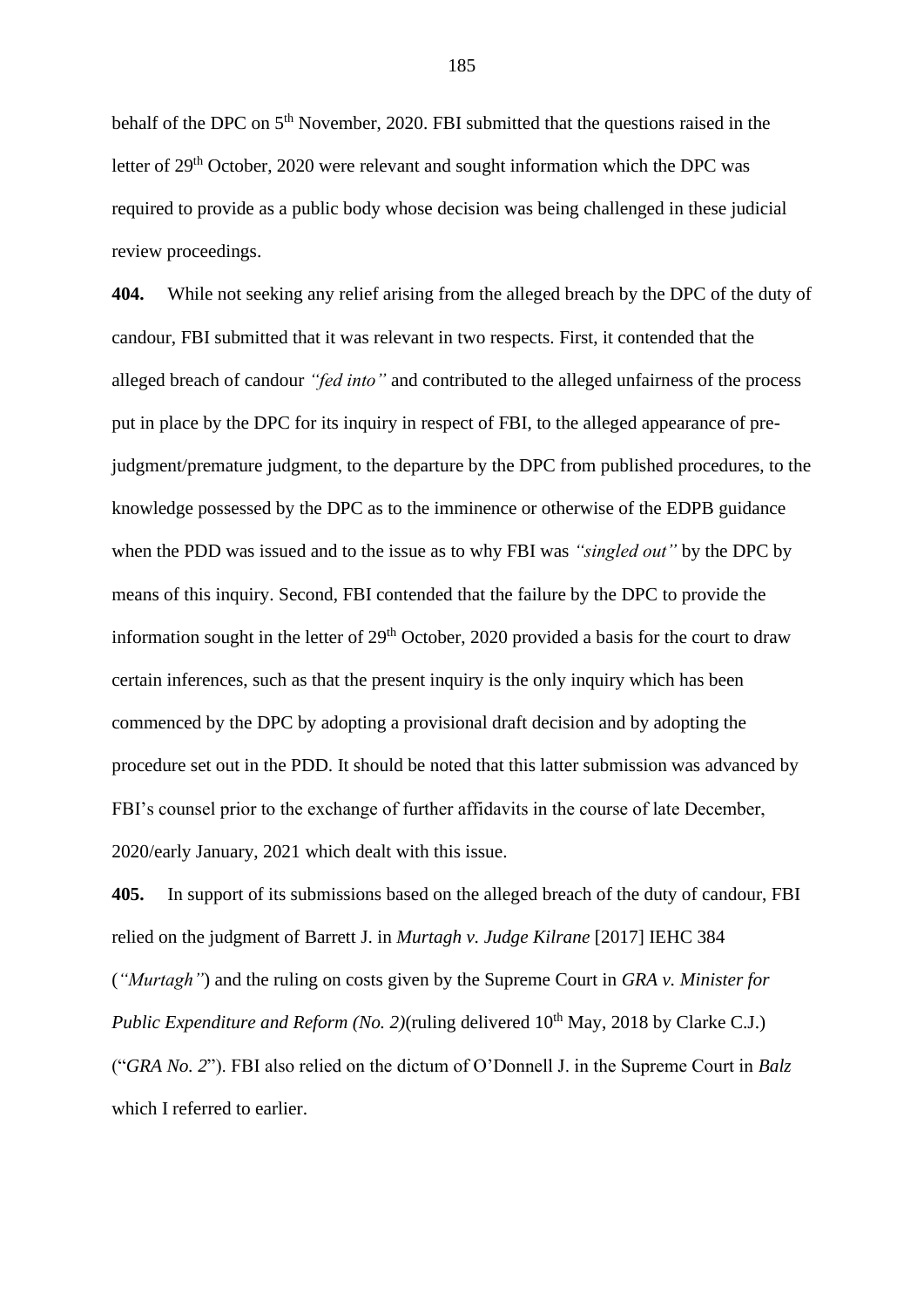behalf of the DPC on 5th November, 2020. FBI submitted that the questions raised in the letter of 29th October, 2020 were relevant and sought information which the DPC was required to provide as a public body whose decision was being challenged in these judicial review proceedings.

**404.** While not seeking any relief arising from the alleged breach by the DPC of the duty of candour, FBI submitted that it was relevant in two respects. First, it contended that the alleged breach of candour *"fed into"* and contributed to the alleged unfairness of the process put in place by the DPC for its inquiry in respect of FBI, to the alleged appearance of pre-judgment/premature judgment, to the departure by the DPC from published procedures, to the knowledge possessed by the DPC as to the imminence or otherwise of the EDPB guidance when the PDD was issued and to the issue as to why FBI was *"singled out"* by the DPC by means of this inquiry. Second, FBI contended that the failure by the DPC to provide the information sought in the letter of 29th October, 2020 provided a basis for the court to draw certain inferences, such as that the present inquiry is the only inquiry which has been commenced by the DPC by adopting a provisional draft decision and by adopting the procedure set out in the PDD. It should be noted that this latter submission was advanced by FBI's counsel prior to the exchange of further affidavits in the course of late December, 2020/early January, 2021 which dealt with this issue.

**405.** In support of its submissions based on the alleged breach of the duty of candour, FBI relied on the judgment of Barrett J. in *Murtagh v. Judge Kilrane* [2017] IEHC 384 (*"Murtagh"*) and the ruling on costs given by the Supreme Court in *GRA v. Minister for Public Expenditure and Reform (No. 2)*(ruling delivered 10th May, 2018 by Clarke C.J.) ("*GRA No. 2*"). FBI also relied on the dictum of O'Donnell J. in the Supreme Court in *Balz* which I referred to earlier.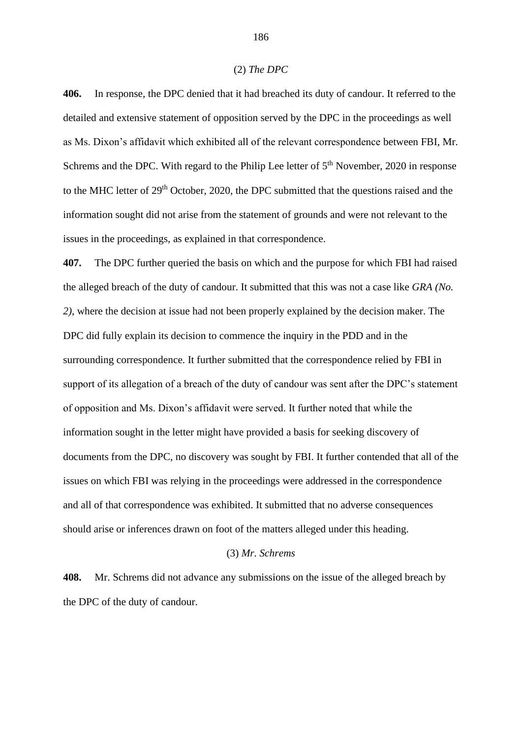(2) *The DPC*

**406.** In response, the DPC denied that it had breached its duty of candour. It referred to the detailed and extensive statement of opposition served by the DPC in the proceedings as well as Ms. Dixon's affidavit which exhibited all of the relevant correspondence between FBI, Mr. Schrems and the DPC. With regard to the Philip Lee letter of 5th November, 2020 in response to the MHC letter of 29th October, 2020, the DPC submitted that the questions raised and the information sought did not arise from the statement of grounds and were not relevant to the issues in the proceedings, as explained in that correspondence.

**407.** The DPC further queried the basis on which and the purpose for which FBI had raised the alleged breach of the duty of candour. It submitted that this was not a case like *GRA (No. 2)*, where the decision at issue had not been properly explained by the decision maker. The DPC did fully explain its decision to commence the inquiry in the PDD and in the surrounding correspondence. It further submitted that the correspondence relied by FBI in support of its allegation of a breach of the duty of candour was sent after the DPC's statement of opposition and Ms. Dixon's affidavit were served. It further noted that while the information sought in the letter might have provided a basis for seeking discovery of documents from the DPC, no discovery was sought by FBI. It further contended that all of the issues on which FBI was relying in the proceedings were addressed in the correspondence and all of that correspondence was exhibited. It submitted that no adverse consequences should arise or inferences drawn on foot of the matters alleged under this heading.

(3) *Mr. Schrems*

**408.** Mr. Schrems did not advance any submissions on the issue of the alleged breach by the DPC of the duty of candour.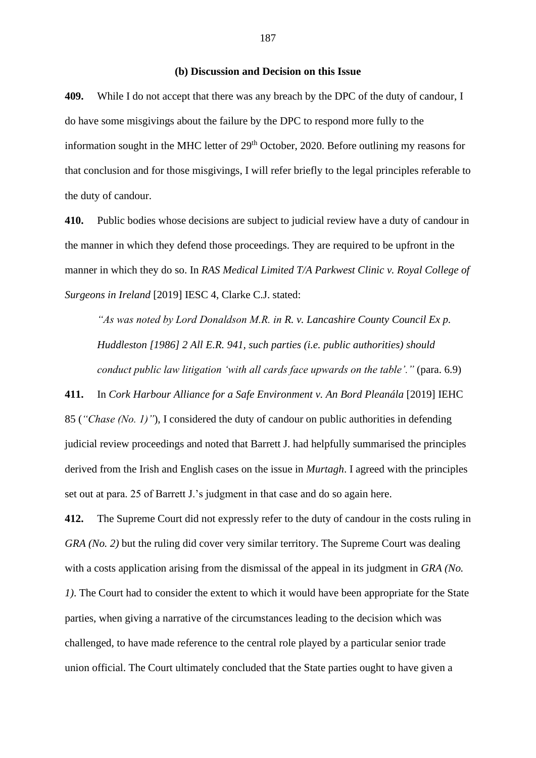### (b) Discussion and Decision on this Issue

**409.** While I do not accept that there was any breach by the DPC of the duty of candour, I do have some misgivings about the failure by the DPC to respond more fully to the information sought in the MHC letter of 29th October, 2020. Before outlining my reasons for that conclusion and for those misgivings, I will refer briefly to the legal principles referable to the duty of candour.

**410.** Public bodies whose decisions are subject to judicial review have a duty of candour in the manner in which they defend those proceedings. They are required to be upfront in the manner in which they do so. In *RAS Medical Limited T/A Parkwest Clinic v. Royal College of Surgeons in Ireland* [2019] IESC 4, Clarke C.J. stated:

> *"As was noted by Lord Donaldson M.R. in R. v. Lancashire County Council Ex p. Huddleston [1986] 2 All E.R. 941, such parties (i.e. public authorities) should conduct public law litigation 'with all cards face upwards on the table'."* (para. 6.9)

**411.** In *Cork Harbour Alliance for a Safe Environment v. An Bord Pleanála* [2019] IEHC 85 (*"Chase (No. 1)"*), I considered the duty of candour on public authorities in defending judicial review proceedings and noted that Barrett J. had helpfully summarised the principles derived from the Irish and English cases on the issue in *Murtagh*. I agreed with the principles set out at para. 25 of Barrett J.'s judgment in that case and do so again here.

**412.** The Supreme Court did not expressly refer to the duty of candour in the costs ruling in *GRA (No. 2)* but the ruling did cover very similar territory. The Supreme Court was dealing with a costs application arising from the dismissal of the appeal in its judgment in *GRA (No. 1)*. The Court had to consider the extent to which it would have been appropriate for the State parties, when giving a narrative of the circumstances leading to the decision which was challenged, to have made reference to the central role played by a particular senior trade union official. The Court ultimately concluded that the State parties ought to have given a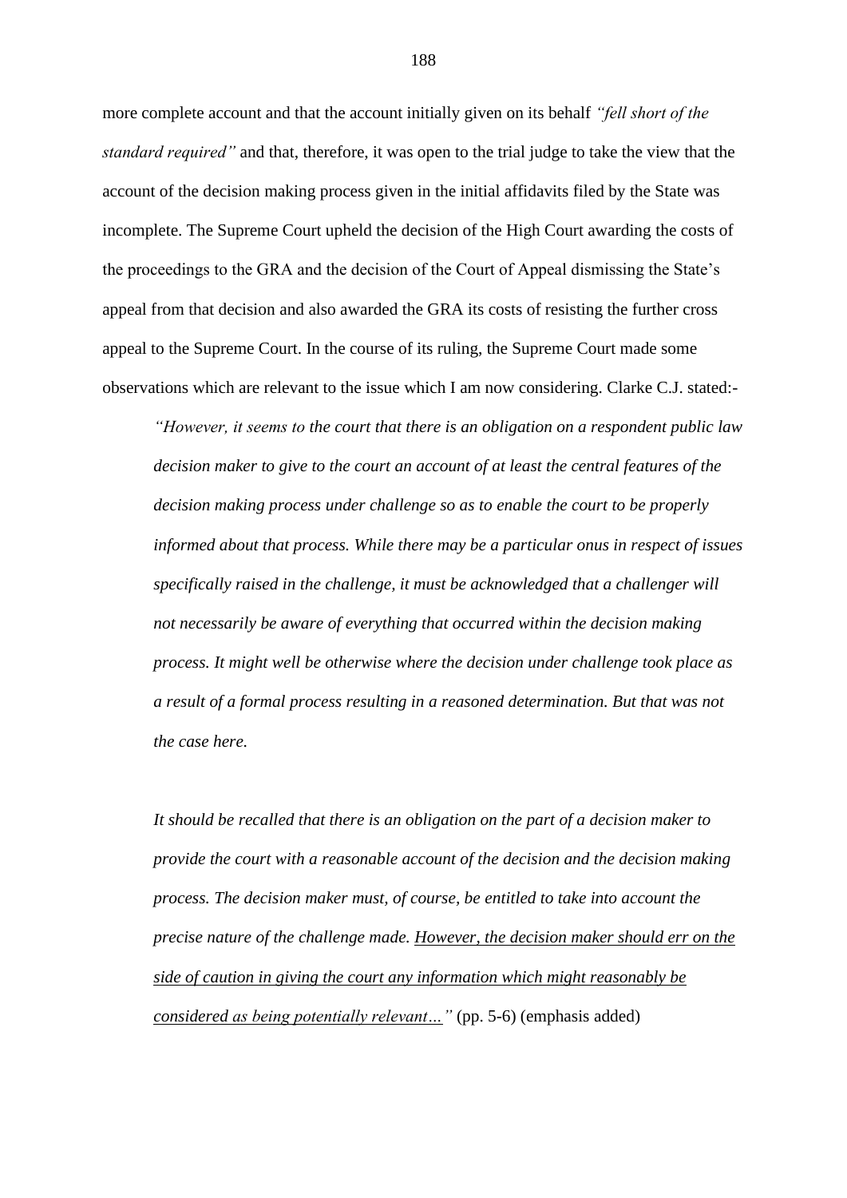more complete account and that the account initially given on its behalf *"fell short of the standard required"* and that, therefore, it was open to the trial judge to take the view that the account of the decision making process given in the initial affidavits filed by the State was incomplete. The Supreme Court upheld the decision of the High Court awarding the costs of the proceedings to the GRA and the decision of the Court of Appeal dismissing the State's appeal from that decision and also awarded the GRA its costs of resisting the further cross appeal to the Supreme Court. In the course of its ruling, the Supreme Court made some observations which are relevant to the issue which I am now considering. Clarke C.J. stated:-

> *"However, it seems to the court that there is an obligation on a respondent public law decision maker to give to the court an account of at least the central features of the decision making process under challenge so as to enable the court to be properly informed about that process. While there may be a particular onus in respect of issues specifically raised in the challenge, it must be acknowledged that a challenger will not necessarily be aware of everything that occurred within the decision making process. It might well be otherwise where the decision under challenge took place as a result of a formal process resulting in a reasoned determination. But that was not the case here.*
>
> *It should be recalled that there is an obligation on the part of a decision maker to provide the court with a reasonable account of the decision and the decision making process. The decision maker must, of course, be entitled to take into account the precise nature of the challenge made. <u>However, the decision maker should err on the side of caution in giving the court any information which might reasonably be considered as being potentially relevant…"</u>* (pp. 5-6) (emphasis added)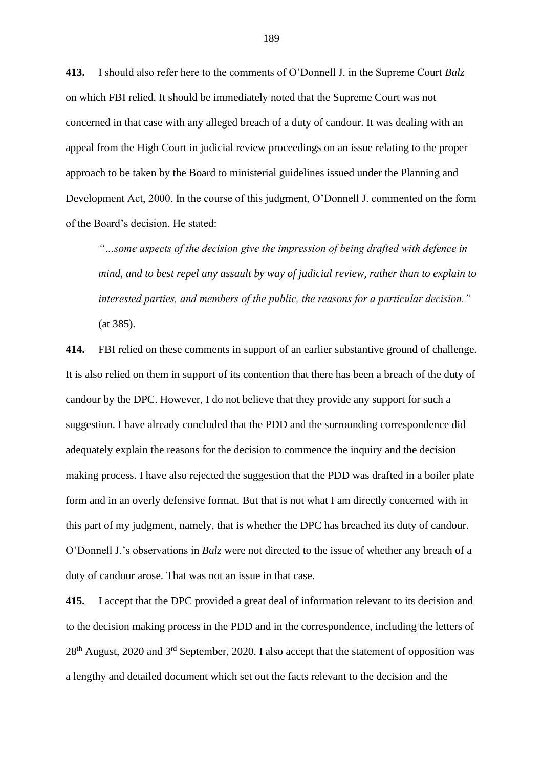**413.** I should also refer here to the comments of O'Donnell J. in the Supreme Court *Balz* on which FBI relied. It should be immediately noted that the Supreme Court was not concerned in that case with any alleged breach of a duty of candour. It was dealing with an appeal from the High Court in judicial review proceedings on an issue relating to the proper approach to be taken by the Board to ministerial guidelines issued under the Planning and Development Act, 2000. In the course of this judgment, O'Donnell J. commented on the form of the Board's decision. He stated:

> *"…some aspects of the decision give the impression of being drafted with defence in mind, and to best repel any assault by way of judicial review, rather than to explain to interested parties, and members of the public, the reasons for a particular decision."* (at 385).

**414.** FBI relied on these comments in support of an earlier substantive ground of challenge. It is also relied on them in support of its contention that there has been a breach of the duty of candour by the DPC. However, I do not believe that they provide any support for such a suggestion. I have already concluded that the PDD and the surrounding correspondence did adequately explain the reasons for the decision to commence the inquiry and the decision making process. I have also rejected the suggestion that the PDD was drafted in a boiler plate form and in an overly defensive format. But that is not what I am directly concerned with in this part of my judgment, namely, that is whether the DPC has breached its duty of candour. O'Donnell J.'s observations in *Balz* were not directed to the issue of whether any breach of a duty of candour arose. That was not an issue in that case.

**415.** I accept that the DPC provided a great deal of information relevant to its decision and to the decision making process in the PDD and in the correspondence, including the letters of 28th August, 2020 and 3rd September, 2020. I also accept that the statement of opposition was a lengthy and detailed document which set out the facts relevant to the decision and the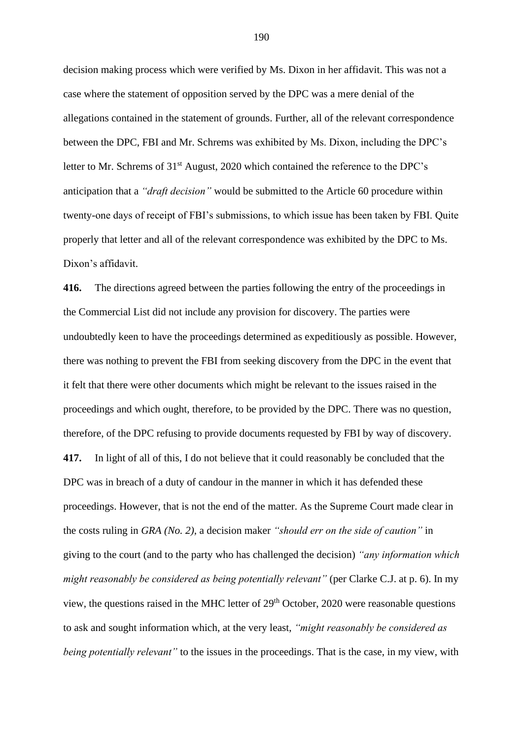decision making process which were verified by Ms. Dixon in her affidavit. This was not a case where the statement of opposition served by the DPC was a mere denial of the allegations contained in the statement of grounds. Further, all of the relevant correspondence between the DPC, FBI and Mr. Schrems was exhibited by Ms. Dixon, including the DPC's letter to Mr. Schrems of 31st August, 2020 which contained the reference to the DPC's anticipation that a *"draft decision"* would be submitted to the Article 60 procedure within twenty-one days of receipt of FBI's submissions, to which issue has been taken by FBI. Quite properly that letter and all of the relevant correspondence was exhibited by the DPC to Ms. Dixon's affidavit.

**416.** The directions agreed between the parties following the entry of the proceedings in the Commercial List did not include any provision for discovery. The parties were undoubtedly keen to have the proceedings determined as expeditiously as possible. However, there was nothing to prevent the FBI from seeking discovery from the DPC in the event that it felt that there were other documents which might be relevant to the issues raised in the proceedings and which ought, therefore, to be provided by the DPC. There was no question, therefore, of the DPC refusing to provide documents requested by FBI by way of discovery.

**417.** In light of all of this, I do not believe that it could reasonably be concluded that the DPC was in breach of a duty of candour in the manner in which it has defended these proceedings. However, that is not the end of the matter. As the Supreme Court made clear in the costs ruling in *GRA (No. 2)*, a decision maker *"should err on the side of caution"* in giving to the court (and to the party who has challenged the decision) *"any information which might reasonably be considered as being potentially relevant"* (per Clarke C.J. at p. 6). In my view, the questions raised in the MHC letter of 29th October, 2020 were reasonable questions to ask and sought information which, at the very least, *"might reasonably be considered as being potentially relevant"* to the issues in the proceedings. That is the case, in my view, with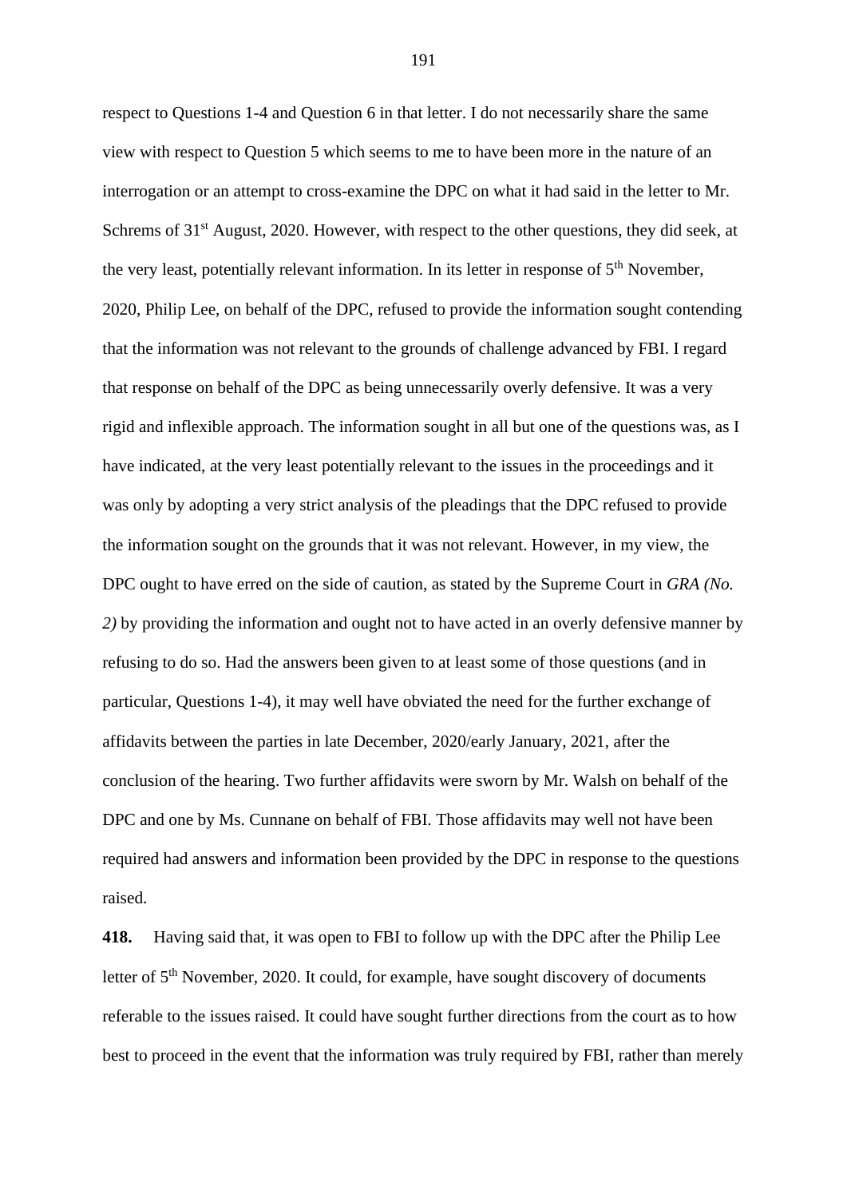respect to Questions 1-4 and Question 6 in that letter. I do not necessarily share the same view with respect to Question 5 which seems to me to have been more in the nature of an interrogation or an attempt to cross-examine the DPC on what it had said in the letter to Mr. Schrems of 31st August, 2020. However, with respect to the other questions, they did seek, at the very least, potentially relevant information. In its letter in response of 5th November, 2020, Philip Lee, on behalf of the DPC, refused to provide the information sought contending that the information was not relevant to the grounds of challenge advanced by FBI. I regard that response on behalf of the DPC as being unnecessarily overly defensive. It was a very rigid and inflexible approach. The information sought in all but one of the questions was, as I have indicated, at the very least potentially relevant to the issues in the proceedings and it was only by adopting a very strict analysis of the pleadings that the DPC refused to provide the information sought on the grounds that it was not relevant. However, in my view, the DPC ought to have erred on the side of caution, as stated by the Supreme Court in *GRA (No. 2)* by providing the information and ought not to have acted in an overly defensive manner by refusing to do so. Had the answers been given to at least some of those questions (and in particular, Questions 1-4), it may well have obviated the need for the further exchange of affidavits between the parties in late December, 2020/early January, 2021, after the conclusion of the hearing. Two further affidavits were sworn by Mr. Walsh on behalf of the DPC and one by Ms. Cunnane on behalf of FBI. Those affidavits may well not have been required had answers and information been provided by the DPC in response to the questions raised.

**418.** Having said that, it was open to FBI to follow up with the DPC after the Philip Lee letter of 5th November, 2020. It could, for example, have sought discovery of documents referable to the issues raised. It could have sought further directions from the court as to how best to proceed in the event that the information was truly required by FBI, rather than merely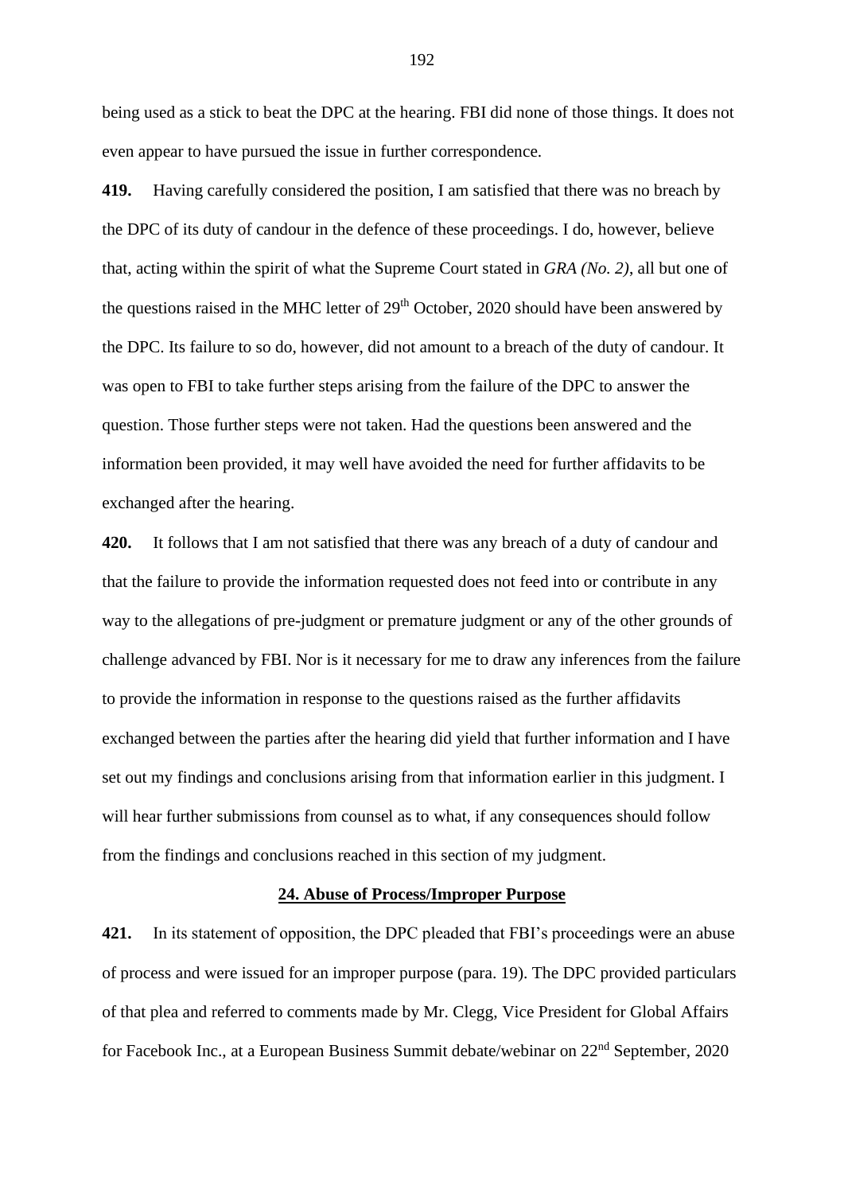being used as a stick to beat the DPC at the hearing. FBI did none of those things. It does not even appear to have pursued the issue in further correspondence.

**419.** Having carefully considered the position, I am satisfied that there was no breach by the DPC of its duty of candour in the defence of these proceedings. I do, however, believe that, acting within the spirit of what the Supreme Court stated in *GRA (No. 2)*, all but one of the questions raised in the MHC letter of 29th October, 2020 should have been answered by the DPC. Its failure to so do, however, did not amount to a breach of the duty of candour. It was open to FBI to take further steps arising from the failure of the DPC to answer the question. Those further steps were not taken. Had the questions been answered and the information been provided, it may well have avoided the need for further affidavits to be exchanged after the hearing.

**420.** It follows that I am not satisfied that there was any breach of a duty of candour and that the failure to provide the information requested does not feed into or contribute in any way to the allegations of pre-judgment or premature judgment or any of the other grounds of challenge advanced by FBI. Nor is it necessary for me to draw any inferences from the failure to provide the information in response to the questions raised as the further affidavits exchanged between the parties after the hearing did yield that further information and I have set out my findings and conclusions arising from that information earlier in this judgment. I will hear further submissions from counsel as to what, if any consequences should follow from the findings and conclusions reached in this section of my judgment.

## 24. Abuse of Process/Improper Purpose

**421.** In its statement of opposition, the DPC pleaded that FBI's proceedings were an abuse of process and were issued for an improper purpose (para. 19). The DPC provided particulars of that plea and referred to comments made by Mr. Clegg, Vice President for Global Affairs for Facebook Inc., at a European Business Summit debate/webinar on 22nd September, 2020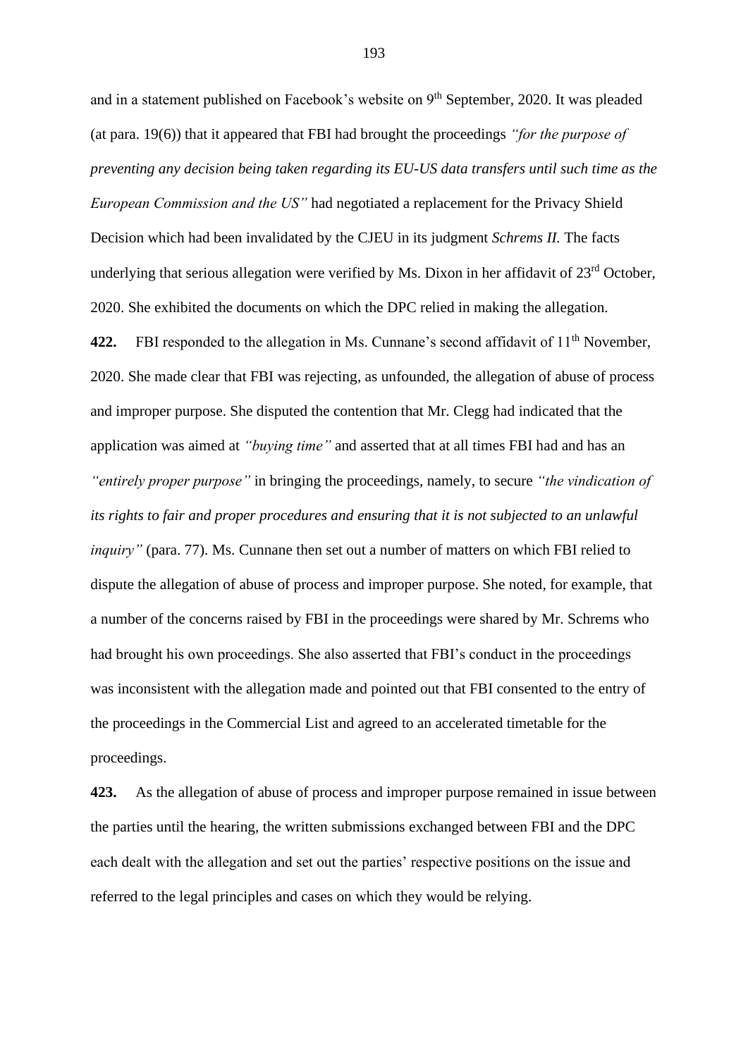and in a statement published on Facebook's website on 9th September, 2020. It was pleaded (at para. 19(6)) that it appeared that FBI had brought the proceedings *"for the purpose of preventing any decision being taken regarding its EU-US data transfers until such time as the European Commission and the US"* had negotiated a replacement for the Privacy Shield Decision which had been invalidated by the CJEU in its judgment *Schrems II.* The facts underlying that serious allegation were verified by Ms. Dixon in her affidavit of 23rd October, 2020. She exhibited the documents on which the DPC relied in making the allegation.

**422.** FBI responded to the allegation in Ms. Cunnane's second affidavit of 11th November, 2020. She made clear that FBI was rejecting, as unfounded, the allegation of abuse of process and improper purpose. She disputed the contention that Mr. Clegg had indicated that the application was aimed at *"buying time"* and asserted that at all times FBI had and has an *"entirely proper purpose"* in bringing the proceedings, namely, to secure *"the vindication of its rights to fair and proper procedures and ensuring that it is not subjected to an unlawful inquiry"* (para. 77). Ms. Cunnane then set out a number of matters on which FBI relied to dispute the allegation of abuse of process and improper purpose. She noted, for example, that a number of the concerns raised by FBI in the proceedings were shared by Mr. Schrems who had brought his own proceedings. She also asserted that FBI's conduct in the proceedings was inconsistent with the allegation made and pointed out that FBI consented to the entry of the proceedings in the Commercial List and agreed to an accelerated timetable for the proceedings.

**423.** As the allegation of abuse of process and improper purpose remained in issue between the parties until the hearing, the written submissions exchanged between FBI and the DPC each dealt with the allegation and set out the parties' respective positions on the issue and referred to the legal principles and cases on which they would be relying.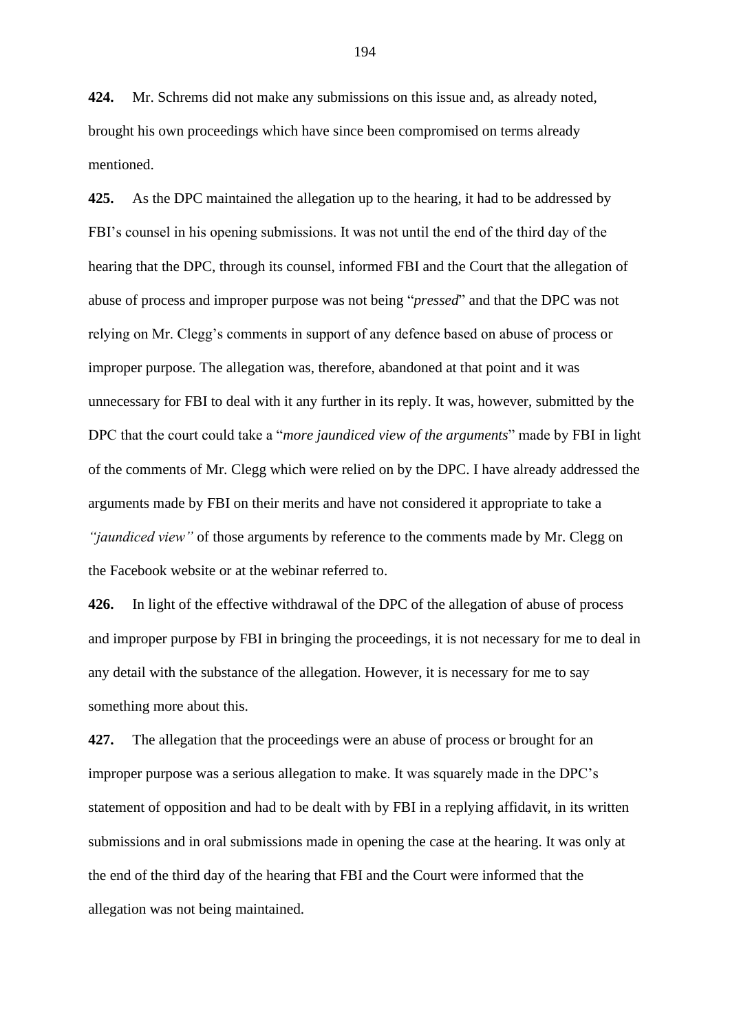**424.** Mr. Schrems did not make any submissions on this issue and, as already noted, brought his own proceedings which have since been compromised on terms already mentioned.

**425.** As the DPC maintained the allegation up to the hearing, it had to be addressed by FBI's counsel in his opening submissions. It was not until the end of the third day of the hearing that the DPC, through its counsel, informed FBI and the Court that the allegation of abuse of process and improper purpose was not being "*pressed*" and that the DPC was not relying on Mr. Clegg's comments in support of any defence based on abuse of process or improper purpose. The allegation was, therefore, abandoned at that point and it was unnecessary for FBI to deal with it any further in its reply. It was, however, submitted by the DPC that the court could take a "*more jaundiced view of the arguments*" made by FBI in light of the comments of Mr. Clegg which were relied on by the DPC. I have already addressed the arguments made by FBI on their merits and have not considered it appropriate to take a *"jaundiced view"* of those arguments by reference to the comments made by Mr. Clegg on the Facebook website or at the webinar referred to.

**426.** In light of the effective withdrawal of the DPC of the allegation of abuse of process and improper purpose by FBI in bringing the proceedings, it is not necessary for me to deal in any detail with the substance of the allegation. However, it is necessary for me to say something more about this.

**427.** The allegation that the proceedings were an abuse of process or brought for an improper purpose was a serious allegation to make. It was squarely made in the DPC's statement of opposition and had to be dealt with by FBI in a replying affidavit, in its written submissions and in oral submissions made in opening the case at the hearing. It was only at the end of the third day of the hearing that FBI and the Court were informed that the allegation was not being maintained.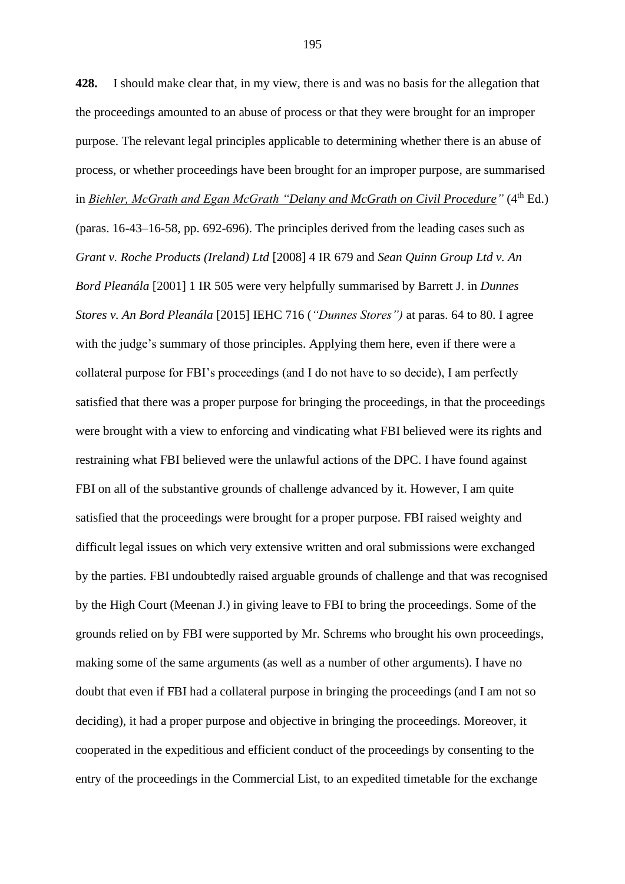**428.** I should make clear that, in my view, there is and was no basis for the allegation that the proceedings amounted to an abuse of process or that they were brought for an improper purpose. The relevant legal principles applicable to determining whether there is an abuse of process, or whether proceedings have been brought for an improper purpose, are summarised in *Biehler, McGrath and Egan McGrath "Delany and McGrath on Civil Procedure"* (4th Ed.) (paras. 16-43–16-58, pp. 692-696). The principles derived from the leading cases such as *Grant v. Roche Products (Ireland) Ltd* [2008] 4 IR 679 and *Sean Quinn Group Ltd v. An Bord Pleanála* [2001] 1 IR 505 were very helpfully summarised by Barrett J. in *Dunnes Stores v. An Bord Pleanála* [2015] IEHC 716 (*"Dunnes Stores")* at paras. 64 to 80. I agree with the judge's summary of those principles. Applying them here, even if there were a collateral purpose for FBI's proceedings (and I do not have to so decide), I am perfectly satisfied that there was a proper purpose for bringing the proceedings, in that the proceedings were brought with a view to enforcing and vindicating what FBI believed were its rights and restraining what FBI believed were the unlawful actions of the DPC. I have found against FBI on all of the substantive grounds of challenge advanced by it. However, I am quite satisfied that the proceedings were brought for a proper purpose. FBI raised weighty and difficult legal issues on which very extensive written and oral submissions were exchanged by the parties. FBI undoubtedly raised arguable grounds of challenge and that was recognised by the High Court (Meenan J.) in giving leave to FBI to bring the proceedings. Some of the grounds relied on by FBI were supported by Mr. Schrems who brought his own proceedings, making some of the same arguments (as well as a number of other arguments). I have no doubt that even if FBI had a collateral purpose in bringing the proceedings (and I am not so deciding), it had a proper purpose and objective in bringing the proceedings. Moreover, it cooperated in the expeditious and efficient conduct of the proceedings by consenting to the entry of the proceedings in the Commercial List, to an expedited timetable for the exchange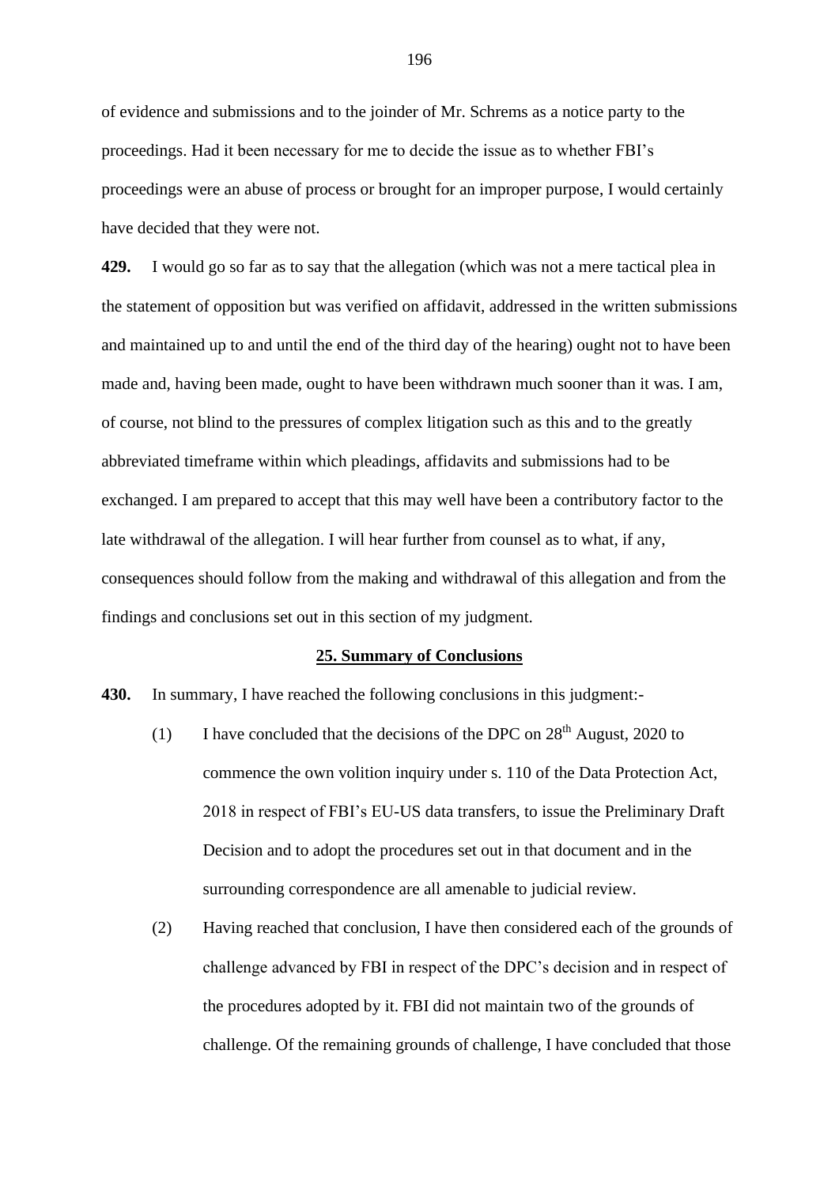of evidence and submissions and to the joinder of Mr. Schrems as a notice party to the proceedings. Had it been necessary for me to decide the issue as to whether FBI's proceedings were an abuse of process or brought for an improper purpose, I would certainly have decided that they were not.

**429.** I would go so far as to say that the allegation (which was not a mere tactical plea in the statement of opposition but was verified on affidavit, addressed in the written submissions and maintained up to and until the end of the third day of the hearing) ought not to have been made and, having been made, ought to have been withdrawn much sooner than it was. I am, of course, not blind to the pressures of complex litigation such as this and to the greatly abbreviated timeframe within which pleadings, affidavits and submissions had to be exchanged. I am prepared to accept that this may well have been a contributory factor to the late withdrawal of the allegation. I will hear further from counsel as to what, if any, consequences should follow from the making and withdrawal of this allegation and from the findings and conclusions set out in this section of my judgment.

## 25. Summary of Conclusions

**430.** In summary, I have reached the following conclusions in this judgment:-

(1) I have concluded that the decisions of the DPC on 28th August, 2020 to commence the own volition inquiry under s. 110 of the Data Protection Act, 2018 in respect of FBI's EU-US data transfers, to issue the Preliminary Draft Decision and to adopt the procedures set out in that document and in the surrounding correspondence are all amenable to judicial review.

(2) Having reached that conclusion, I have then considered each of the grounds of challenge advanced by FBI in respect of the DPC's decision and in respect of the procedures adopted by it. FBI did not maintain two of the grounds of challenge. Of the remaining grounds of challenge, I have concluded that those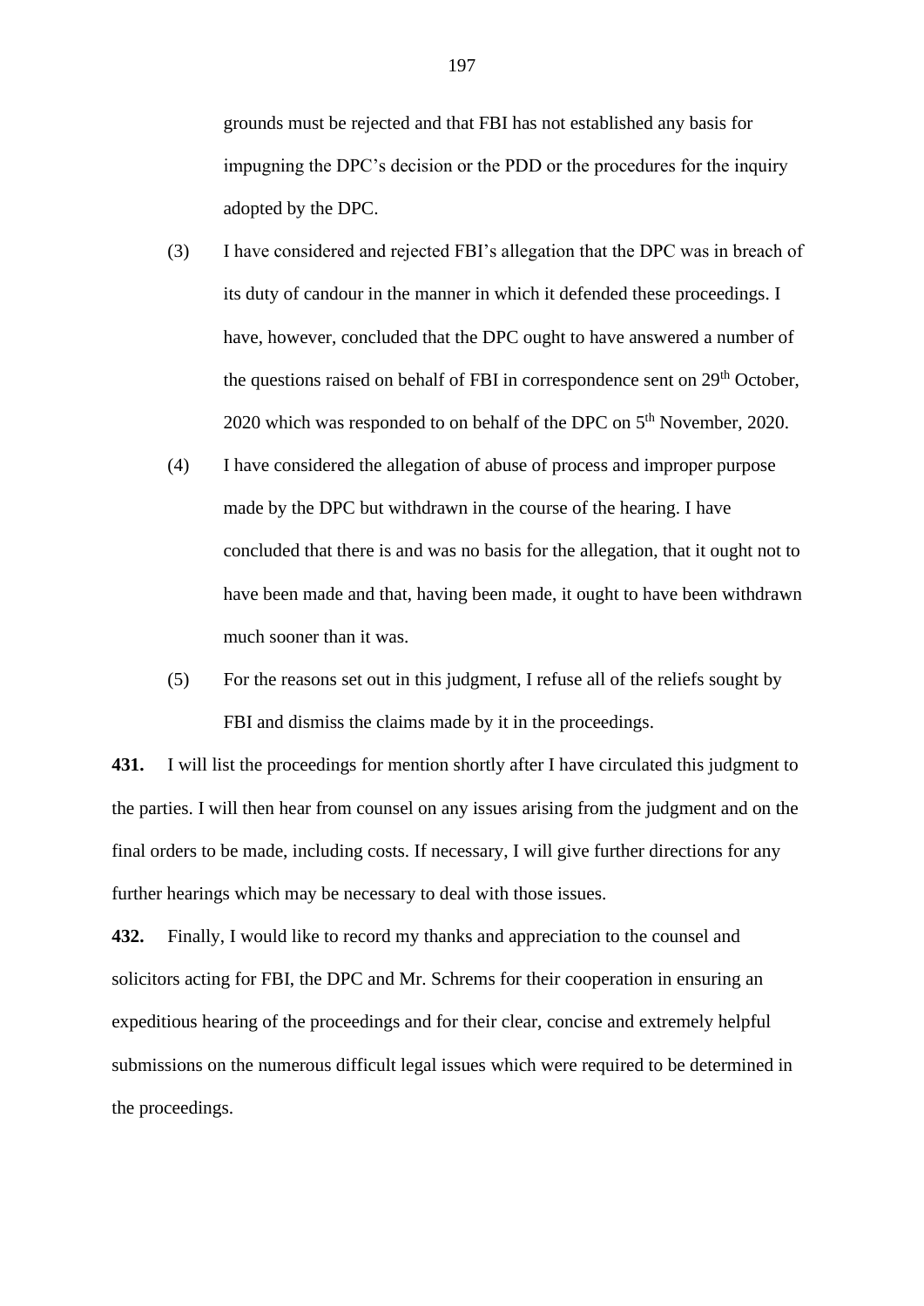grounds must be rejected and that FBI has not established any basis for impugning the DPC's decision or the PDD or the procedures for the inquiry adopted by the DPC.

(3) I have considered and rejected FBI's allegation that the DPC was in breach of its duty of candour in the manner in which it defended these proceedings. I have, however, concluded that the DPC ought to have answered a number of the questions raised on behalf of FBI in correspondence sent on 29th October, 2020 which was responded to on behalf of the DPC on 5th November, 2020.

(4) I have considered the allegation of abuse of process and improper purpose made by the DPC but withdrawn in the course of the hearing. I have concluded that there is and was no basis for the allegation, that it ought not to have been made and that, having been made, it ought to have been withdrawn much sooner than it was.

(5) For the reasons set out in this judgment, I refuse all of the reliefs sought by FBI and dismiss the claims made by it in the proceedings.

**431.** I will list the proceedings for mention shortly after I have circulated this judgment to the parties. I will then hear from counsel on any issues arising from the judgment and on the final orders to be made, including costs. If necessary, I will give further directions for any further hearings which may be necessary to deal with those issues.

**432.** Finally, I would like to record my thanks and appreciation to the counsel and solicitors acting for FBI, the DPC and Mr. Schrems for their cooperation in ensuring an expeditious hearing of the proceedings and for their clear, concise and extremely helpful submissions on the numerous difficult legal issues which were required to be determined in the proceedings.